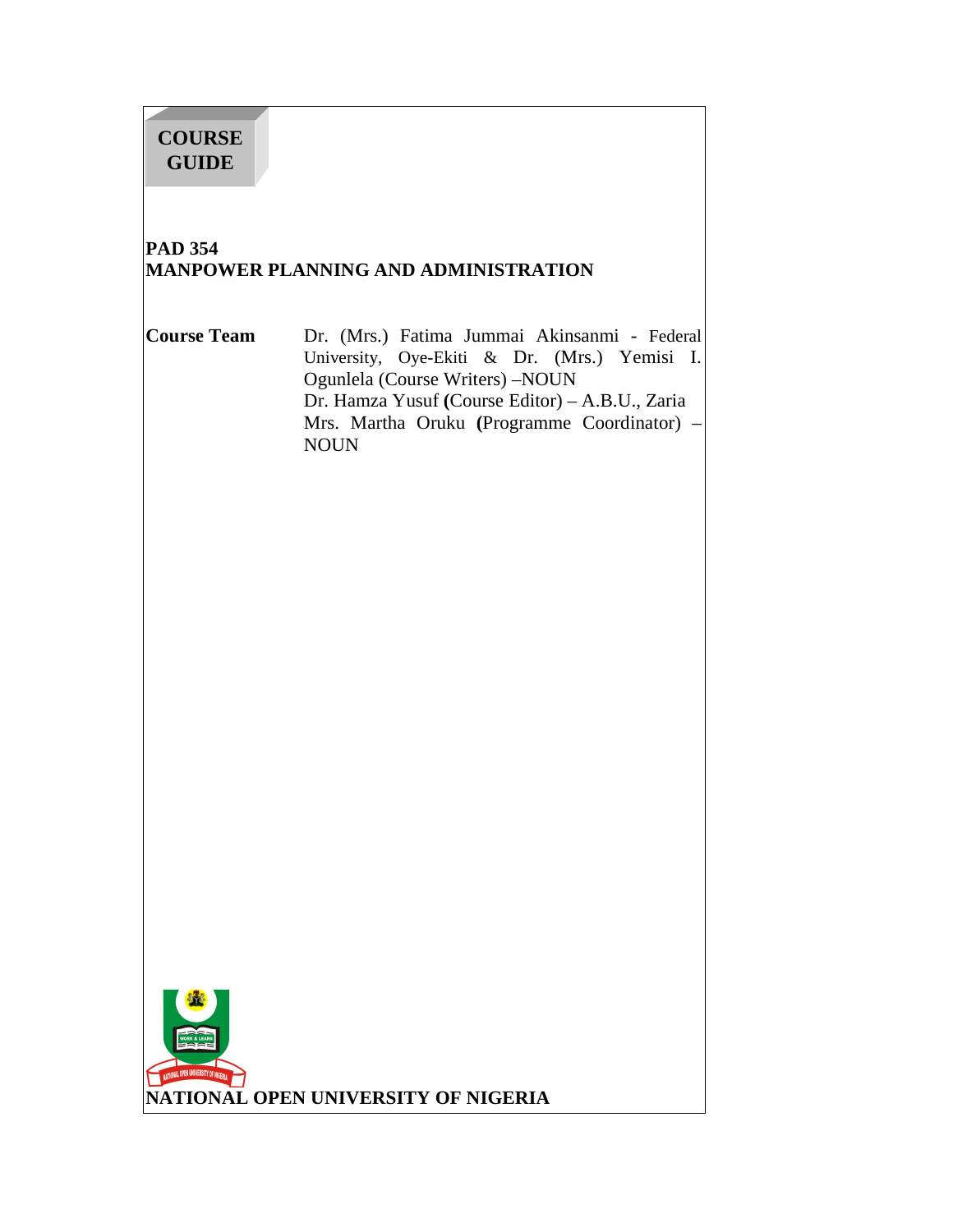**COURSE GUIDE**

# PAD 354
# MANPOWER PLANNING AND ADMINISTRATION

**Course Team** Dr. (Mrs.) Fatima Jummai Akinsanmi - Federal University, Oye-Ekiti & Dr. (Mrs.) Yemisi I. Ogunlela (Course Writers) –NOUN
Dr. Hamza Yusuf (Course Editor) – A.B.U., Zaria
Mrs. Martha Oruku (Programme Coordinator) – NOUN

**NATIONAL OPEN UNIVERSITY OF NIGERIA**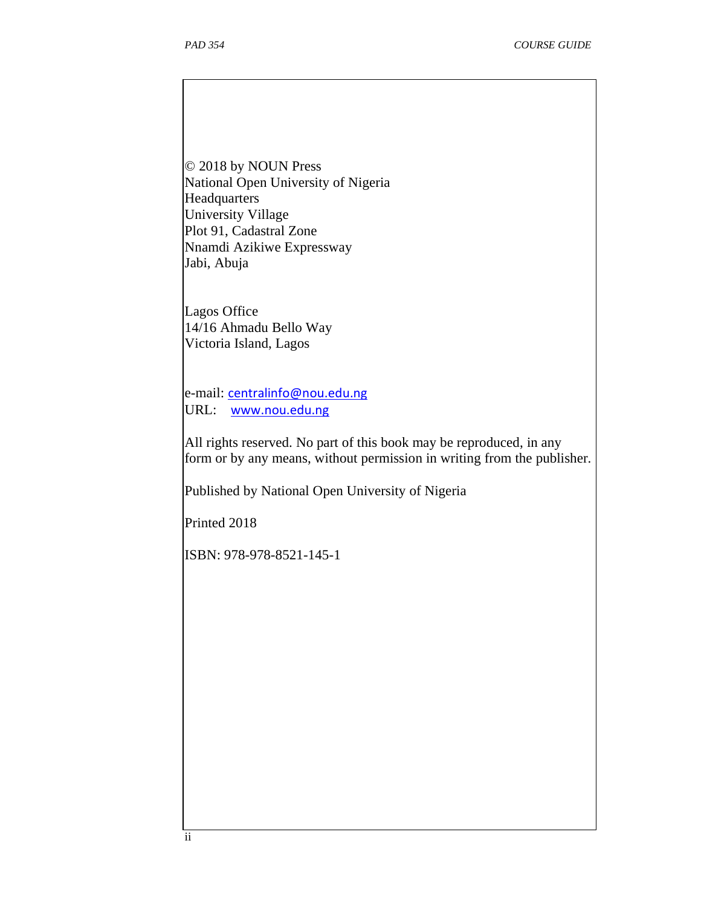© 2018 by NOUN Press
National Open University of Nigeria
Headquarters
University Village
Plot 91, Cadastral Zone
Nnamdi Azikiwe Expressway
Jabi, Abuja

Lagos Office
14/16 Ahmadu Bello Way
Victoria Island, Lagos

e-mail: centralinfo@nou.edu.ng
URL: www.nou.edu.ng

All rights reserved. No part of this book may be reproduced, in any form or by any means, without permission in writing from the publisher.

Published by National Open University of Nigeria

Printed 2018

ISBN: 978-978-8521-145-1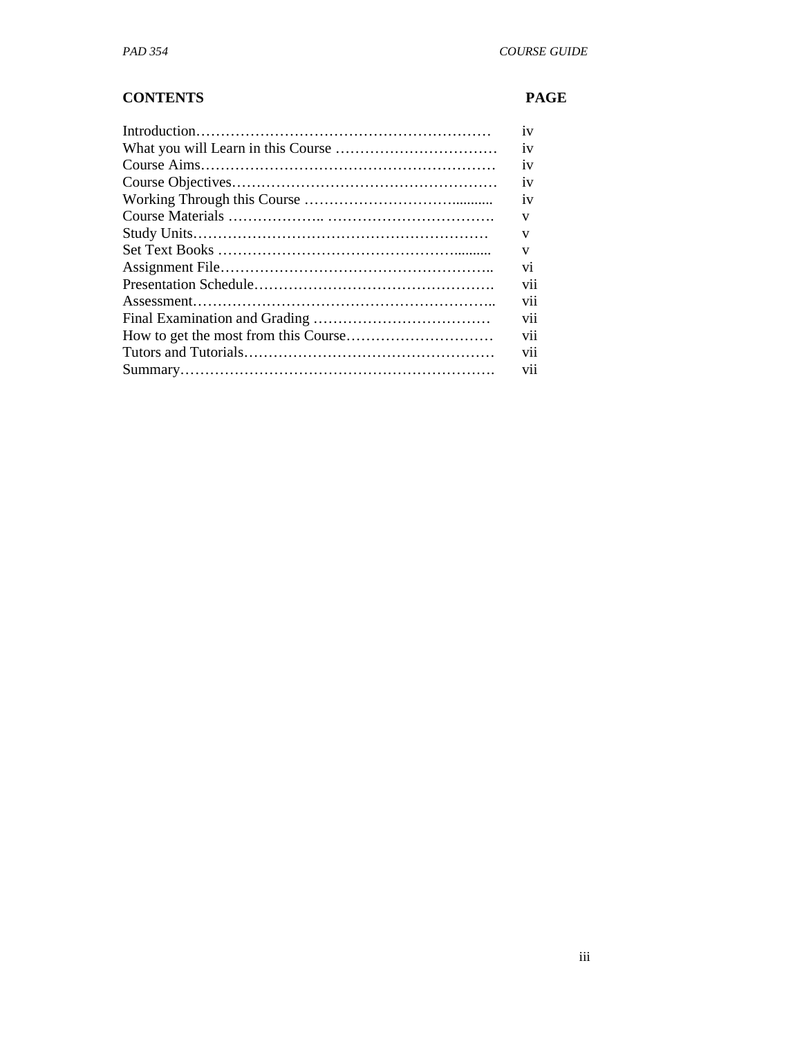## CONTENTS

| CONTENTS | PAGE |
|---|---|
| Introduction | iv |
| What you will Learn in this Course | iv |
| Course Aims | iv |
| Course Objectives | iv |
| Working Through this Course | iv |
| Course Materials | v |
| Study Units | v |
| Set Text Books | v |
| Assignment File | vi |
| Presentation Schedule | vii |
| Assessment | vii |
| Final Examination and Grading | vii |
| How to get the most from this Course | vii |
| Tutors and Tutorials | vii |
| Summary | vii |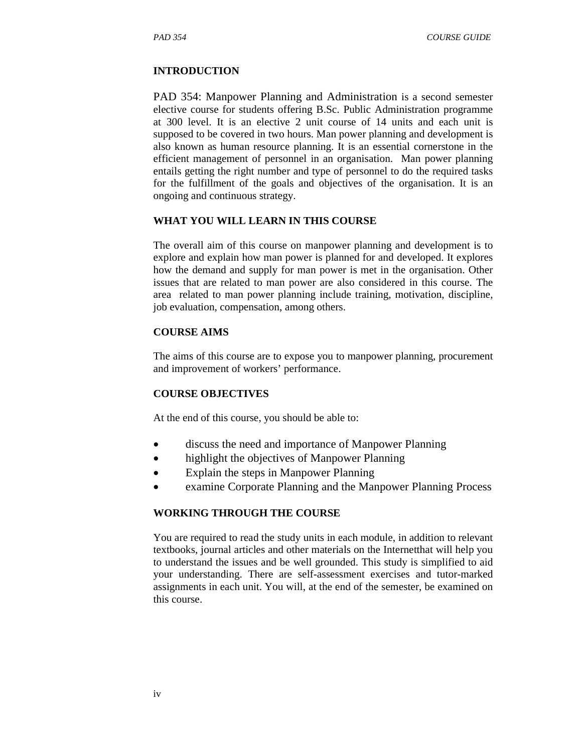## INTRODUCTION

PAD 354: Manpower Planning and Administration is a second semester elective course for students offering B.Sc. Public Administration programme at 300 level. It is an elective 2 unit course of 14 units and each unit is supposed to be covered in two hours. Man power planning and development is also known as human resource planning. It is an essential cornerstone in the efficient management of personnel in an organisation. Man power planning entails getting the right number and type of personnel to do the required tasks for the fulfillment of the goals and objectives of the organisation. It is an ongoing and continuous strategy.

## WHAT YOU WILL LEARN IN THIS COURSE

The overall aim of this course on manpower planning and development is to explore and explain how man power is planned for and developed. It explores how the demand and supply for man power is met in the organisation. Other issues that are related to man power are also considered in this course. The area related to man power planning include training, motivation, discipline, job evaluation, compensation, among others.

## COURSE AIMS

The aims of this course are to expose you to manpower planning, procurement and improvement of workers' performance.

## COURSE OBJECTIVES

At the end of this course, you should be able to:

- discuss the need and importance of Manpower Planning
- highlight the objectives of Manpower Planning
- Explain the steps in Manpower Planning
- examine Corporate Planning and the Manpower Planning Process

## WORKING THROUGH THE COURSE

You are required to read the study units in each module, in addition to relevant textbooks, journal articles and other materials on the Internetthat will help you to understand the issues and be well grounded. This study is simplified to aid your understanding. There are self-assessment exercises and tutor-marked assignments in each unit. You will, at the end of the semester, be examined on this course.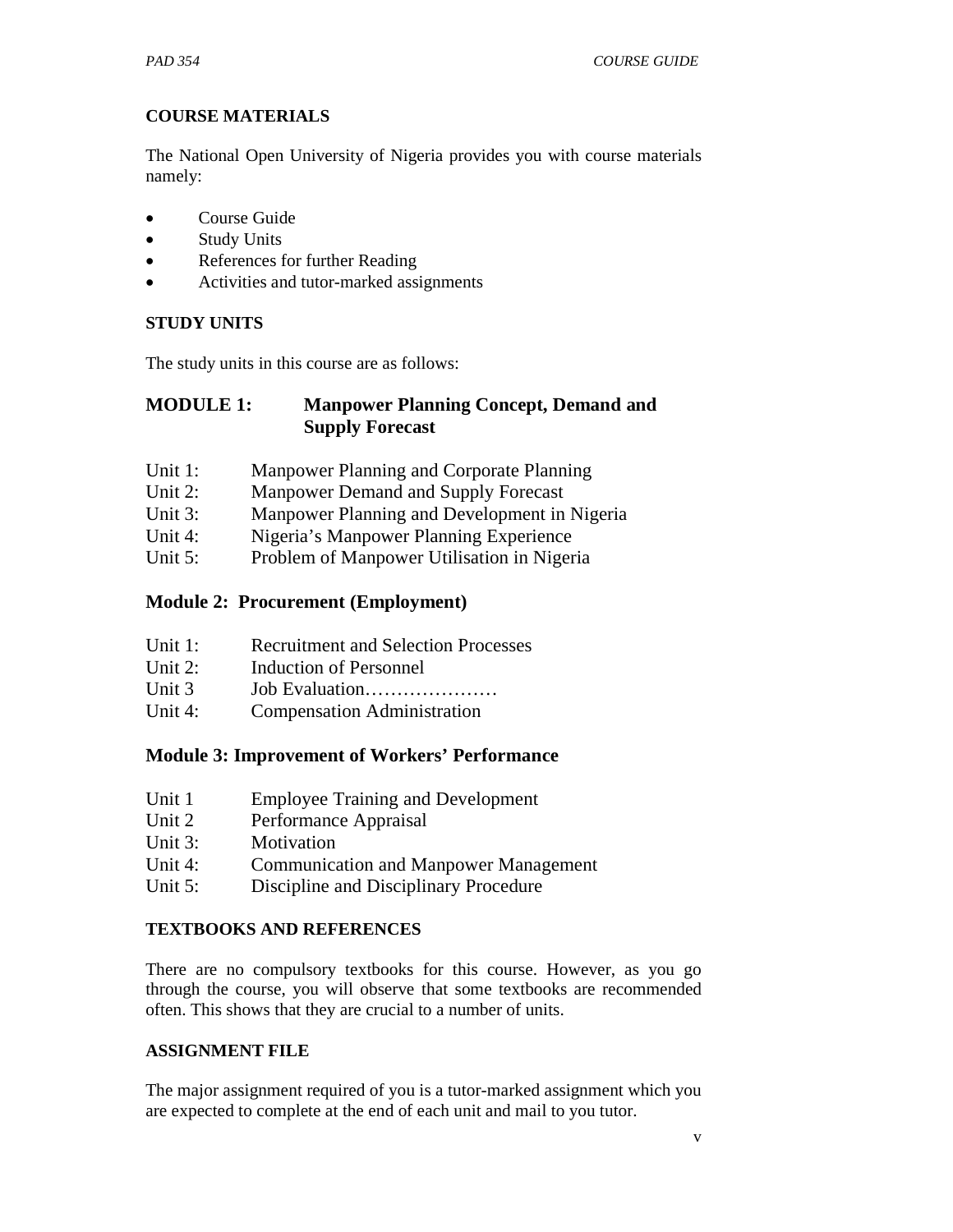## COURSE MATERIALS

The National Open University of Nigeria provides you with course materials namely:

- Course Guide
- Study Units
- References for further Reading
- Activities and tutor-marked assignments

## STUDY UNITS

The study units in this course are as follows:

### MODULE 1: Manpower Planning Concept, Demand and Supply Forecast

Unit 1: Manpower Planning and Corporate Planning
Unit 2: Manpower Demand and Supply Forecast
Unit 3: Manpower Planning and Development in Nigeria
Unit 4: Nigeria's Manpower Planning Experience
Unit 5: Problem of Manpower Utilisation in Nigeria

### Module 2: Procurement (Employment)

Unit 1: Recruitment and Selection Processes
Unit 2: Induction of Personnel
Unit 3 Job Evaluation…………………
Unit 4: Compensation Administration

### Module 3: Improvement of Workers' Performance

Unit 1 Employee Training and Development
Unit 2 Performance Appraisal
Unit 3: Motivation
Unit 4: Communication and Manpower Management
Unit 5: Discipline and Disciplinary Procedure

## TEXTBOOKS AND REFERENCES

There are no compulsory textbooks for this course. However, as you go through the course, you will observe that some textbooks are recommended often. This shows that they are crucial to a number of units.

## ASSIGNMENT FILE

The major assignment required of you is a tutor-marked assignment which you are expected to complete at the end of each unit and mail to you tutor.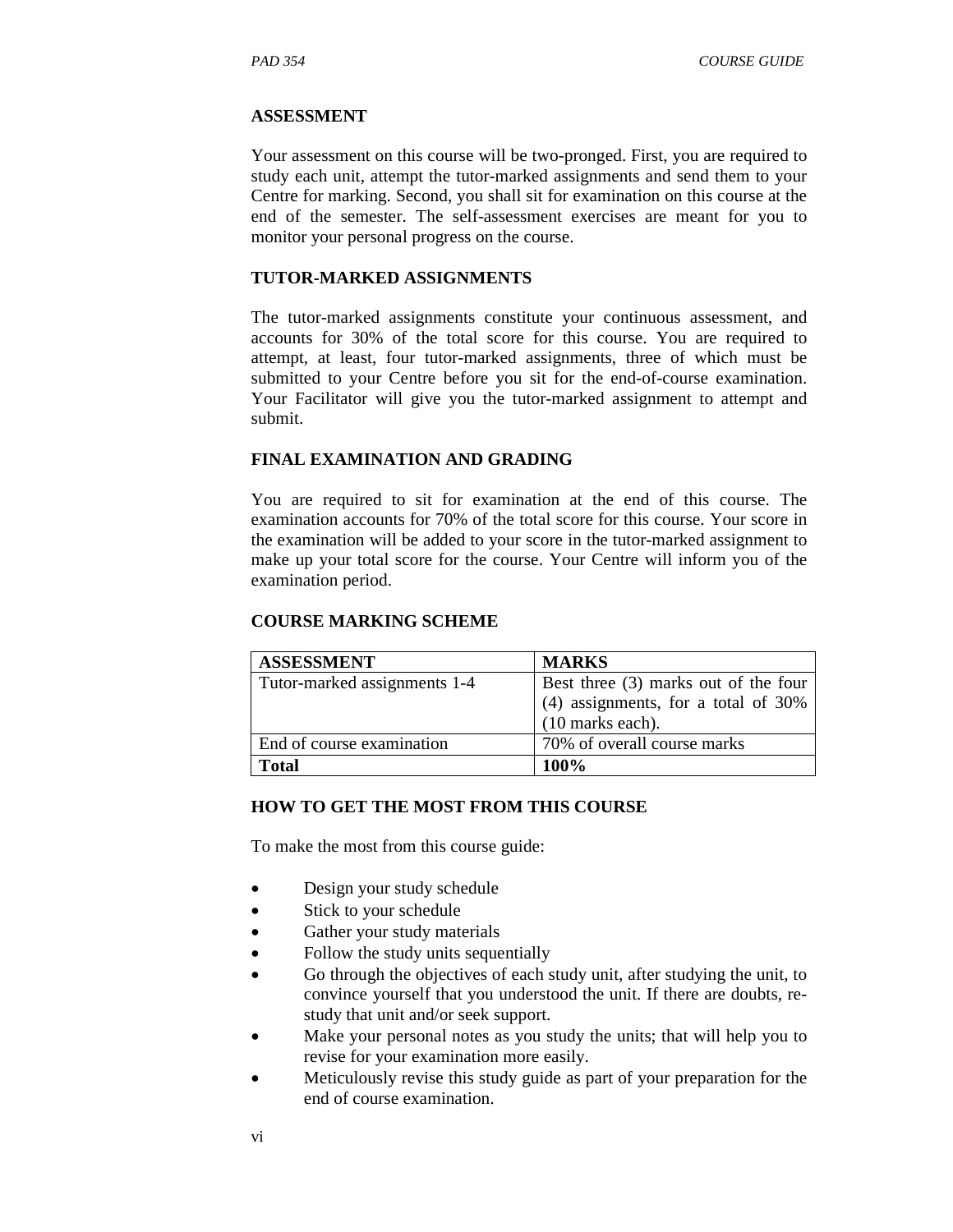## ASSESSMENT

Your assessment on this course will be two-pronged. First, you are required to study each unit, attempt the tutor-marked assignments and send them to your Centre for marking. Second, you shall sit for examination on this course at the end of the semester. The self-assessment exercises are meant for you to monitor your personal progress on the course.

## TUTOR-MARKED ASSIGNMENTS

The tutor-marked assignments constitute your continuous assessment, and accounts for 30% of the total score for this course. You are required to attempt, at least, four tutor-marked assignments, three of which must be submitted to your Centre before you sit for the end-of-course examination. Your Facilitator will give you the tutor-marked assignment to attempt and submit.

## FINAL EXAMINATION AND GRADING

You are required to sit for examination at the end of this course. The examination accounts for 70% of the total score for this course. Your score in the examination will be added to your score in the tutor-marked assignment to make up your total score for the course. Your Centre will inform you of the examination period.

## COURSE MARKING SCHEME

| ASSESSMENT | MARKS |
|---|---|
| Tutor-marked assignments 1-4 | Best three (3) marks out of the four (4) assignments, for a total of 30% (10 marks each). |
| End of course examination | 70% of overall course marks |
| **Total** | **100%** |

## HOW TO GET THE MOST FROM THIS COURSE

To make the most from this course guide:

- Design your study schedule
- Stick to your schedule
- Gather your study materials
- Follow the study units sequentially
- Go through the objectives of each study unit, after studying the unit, to convince yourself that you understood the unit. If there are doubts, re-study that unit and/or seek support.
- Make your personal notes as you study the units; that will help you to revise for your examination more easily.
- Meticulously revise this study guide as part of your preparation for the end of course examination.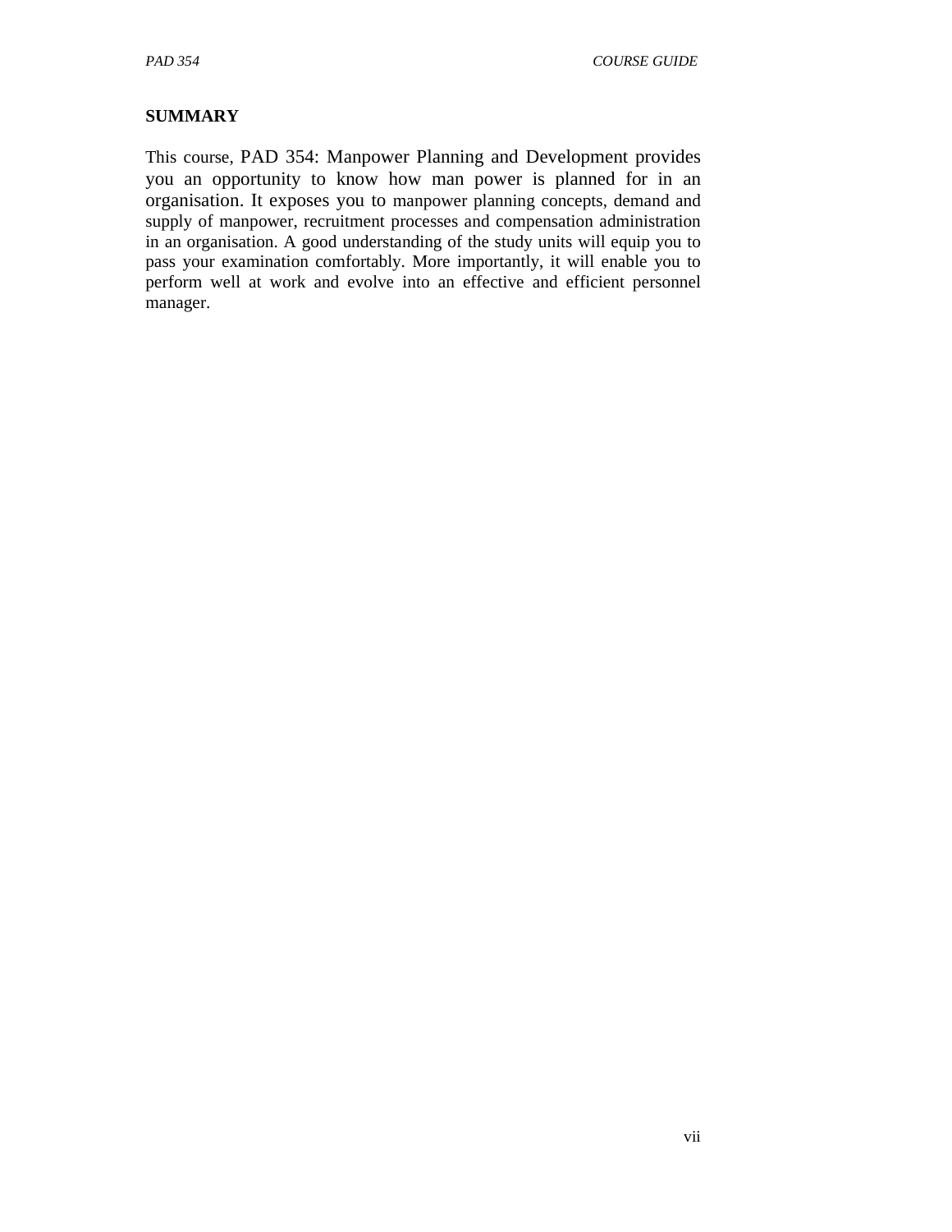## SUMMARY

This course, PAD 354: Manpower Planning and Development provides you an opportunity to know how man power is planned for in an organisation. It exposes you to manpower planning concepts, demand and supply of manpower, recruitment processes and compensation administration in an organisation. A good understanding of the study units will equip you to pass your examination comfortably. More importantly, it will enable you to perform well at work and evolve into an effective and efficient personnel manager.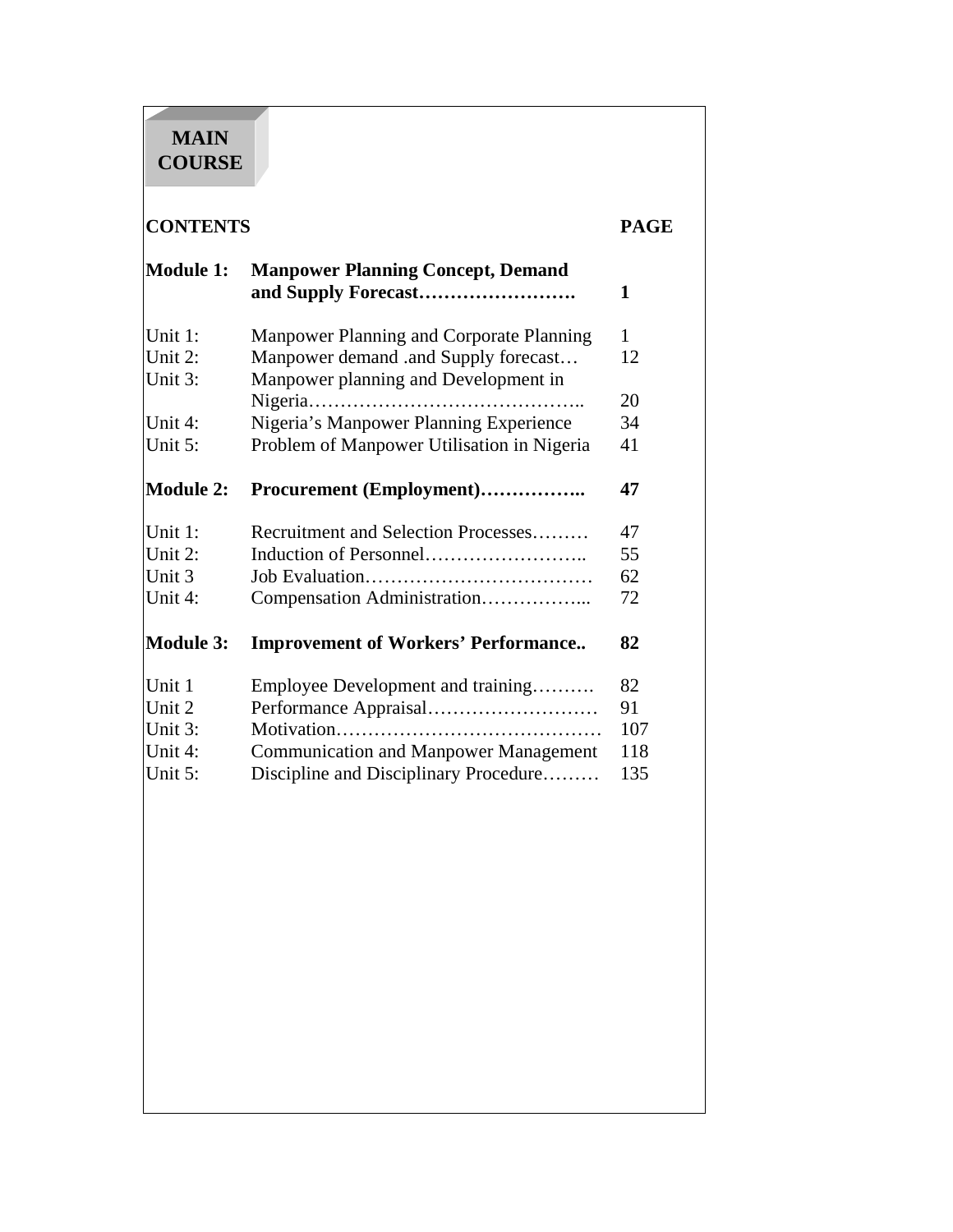# MAIN COURSE

| CONTENTS | | PAGE |
|---|---|---|
| **Module 1:** | **Manpower Planning Concept, Demand and Supply Forecast…………………….** | **1** |
| Unit 1: | Manpower Planning and Corporate Planning | 1 |
| Unit 2: | Manpower demand .and Supply forecast… | 12 |
| Unit 3: | Manpower planning and Development in Nigeria…………………………………….. | 20 |
| Unit 4: | Nigeria's Manpower Planning Experience | 34 |
| Unit 5: | Problem of Manpower Utilisation in Nigeria | 41 |
| **Module 2:** | **Procurement (Employment)……………..** | **47** |
| Unit 1: | Recruitment and Selection Processes……… | 47 |
| Unit 2: | Induction of Personnel…………………….. | 55 |
| Unit 3 | Job Evaluation……………………………… | 62 |
| Unit 4: | Compensation Administration…………….... | 72 |
| **Module 3:** | **Improvement of Workers' Performance..** | **82** |
| Unit 1 | Employee Development and training………. | 82 |
| Unit 2 | Performance Appraisal……………………… | 91 |
| Unit 3: | Motivation…………………………………… | 107 |
| Unit 4: | Communication and Manpower Management | 118 |
| Unit 5: | Discipline and Disciplinary Procedure……… | 135 |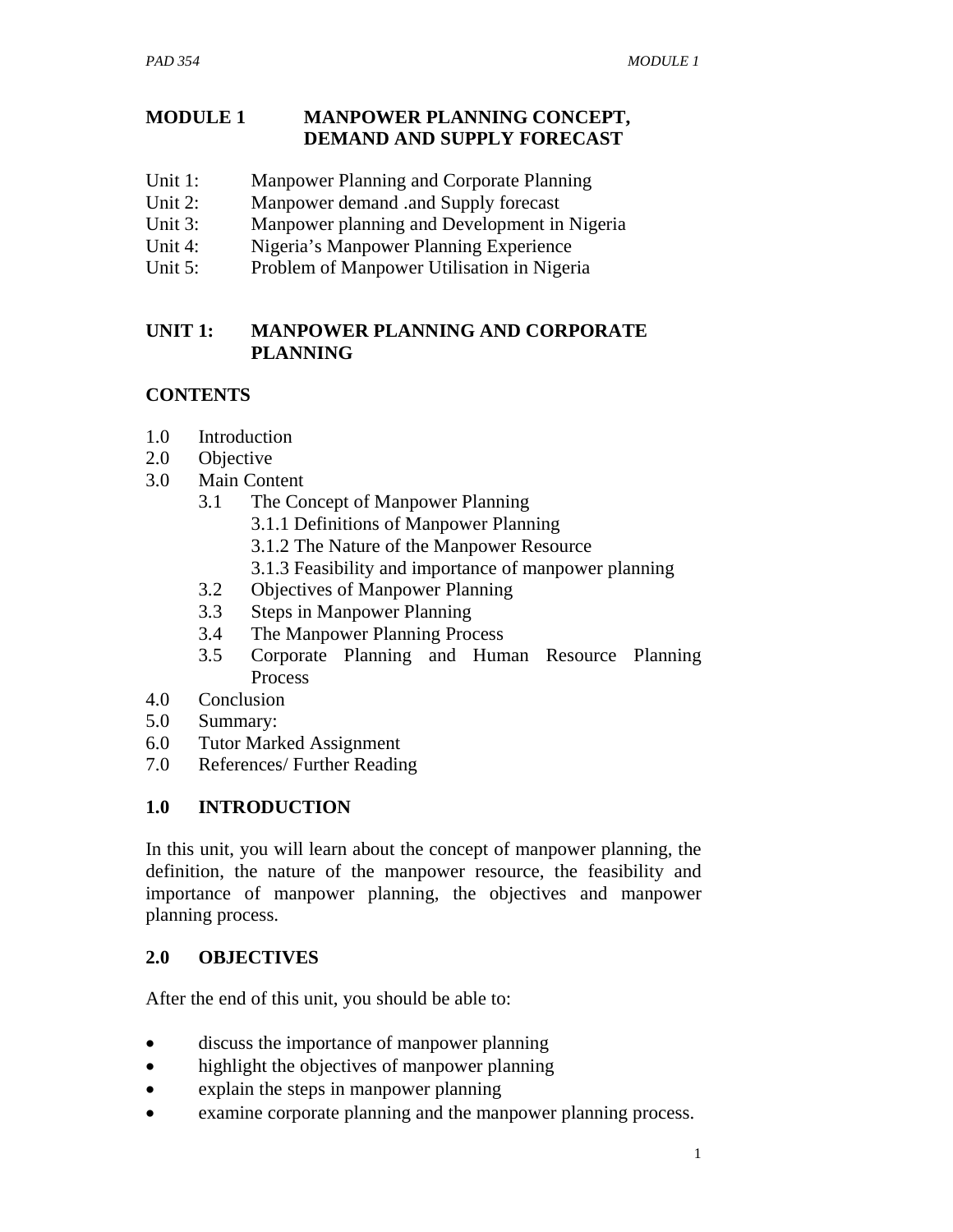# MODULE 1 MANPOWER PLANNING CONCEPT, DEMAND AND SUPPLY FORECAST

Unit 1: Manpower Planning and Corporate Planning
Unit 2: Manpower demand .and Supply forecast
Unit 3: Manpower planning and Development in Nigeria
Unit 4: Nigeria's Manpower Planning Experience
Unit 5: Problem of Manpower Utilisation in Nigeria

## UNIT 1: MANPOWER PLANNING AND CORPORATE PLANNING

### CONTENTS

1.0 Introduction
2.0 Objective
3.0 Main Content
- 3.1 The Concept of Manpower Planning
  - 3.1.1 Definitions of Manpower Planning
  - 3.1.2 The Nature of the Manpower Resource
  - 3.1.3 Feasibility and importance of manpower planning
- 3.2 Objectives of Manpower Planning
- 3.3 Steps in Manpower Planning
- 3.4 The Manpower Planning Process
- 3.5 Corporate Planning and Human Resource Planning Process

4.0 Conclusion
5.0 Summary:
6.0 Tutor Marked Assignment
7.0 References/ Further Reading

### 1.0 INTRODUCTION

In this unit, you will learn about the concept of manpower planning, the definition, the nature of the manpower resource, the feasibility and importance of manpower planning, the objectives and manpower planning process.

### 2.0 OBJECTIVES

After the end of this unit, you should be able to:

- discuss the importance of manpower planning
- highlight the objectives of manpower planning
- explain the steps in manpower planning
- examine corporate planning and the manpower planning process.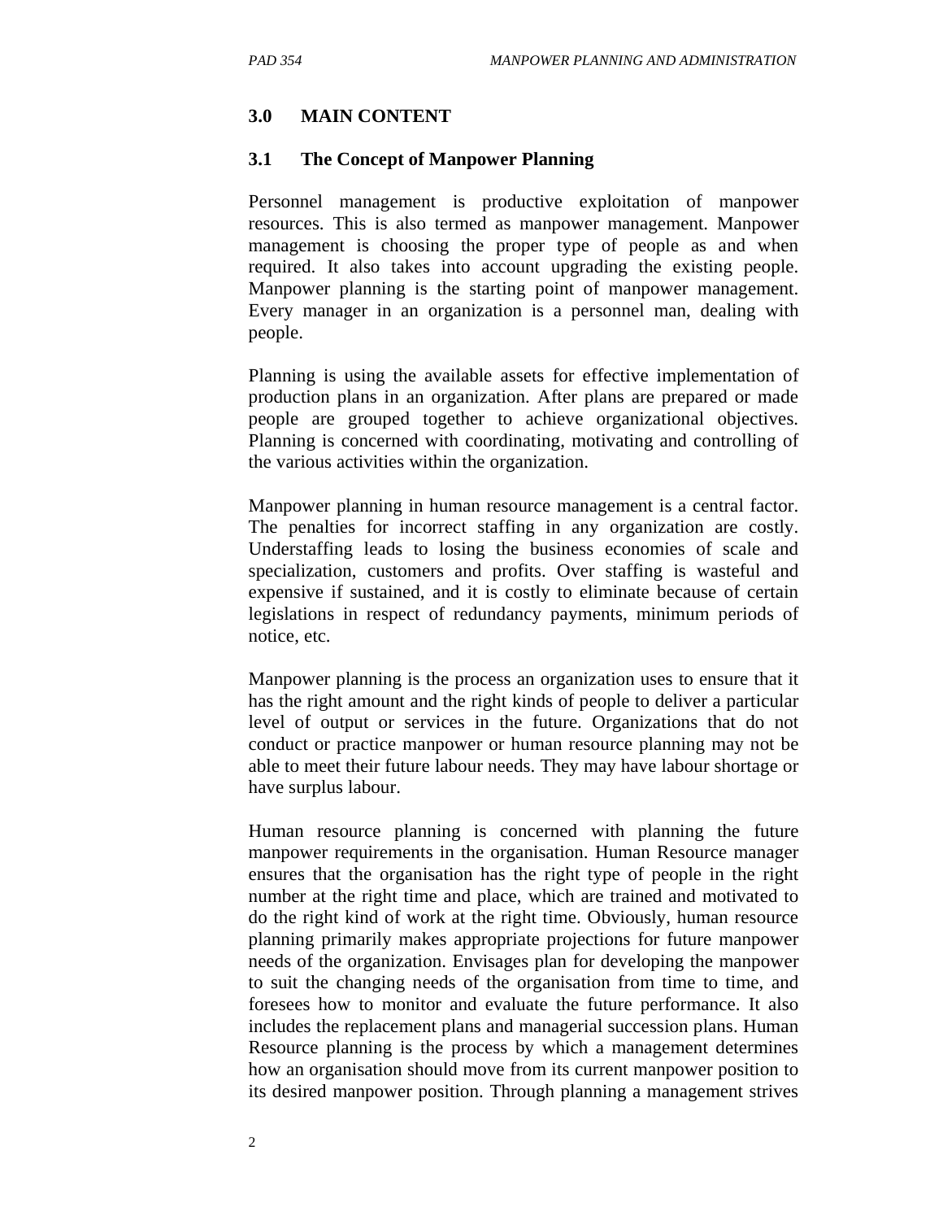## 3.0 MAIN CONTENT

### 3.1 The Concept of Manpower Planning

Personnel management is productive exploitation of manpower resources. This is also termed as manpower management. Manpower management is choosing the proper type of people as and when required. It also takes into account upgrading the existing people. Manpower planning is the starting point of manpower management. Every manager in an organization is a personnel man, dealing with people.

Planning is using the available assets for effective implementation of production plans in an organization. After plans are prepared or made people are grouped together to achieve organizational objectives. Planning is concerned with coordinating, motivating and controlling of the various activities within the organization.

Manpower planning in human resource management is a central factor. The penalties for incorrect staffing in any organization are costly. Understaffing leads to losing the business economies of scale and specialization, customers and profits. Over staffing is wasteful and expensive if sustained, and it is costly to eliminate because of certain legislations in respect of redundancy payments, minimum periods of notice, etc.

Manpower planning is the process an organization uses to ensure that it has the right amount and the right kinds of people to deliver a particular level of output or services in the future. Organizations that do not conduct or practice manpower or human resource planning may not be able to meet their future labour needs. They may have labour shortage or have surplus labour.

Human resource planning is concerned with planning the future manpower requirements in the organisation. Human Resource manager ensures that the organisation has the right type of people in the right number at the right time and place, which are trained and motivated to do the right kind of work at the right time. Obviously, human resource planning primarily makes appropriate projections for future manpower needs of the organization. Envisages plan for developing the manpower to suit the changing needs of the organisation from time to time, and foresees how to monitor and evaluate the future performance. It also includes the replacement plans and managerial succession plans. Human Resource planning is the process by which a management determines how an organisation should move from its current manpower position to its desired manpower position. Through planning a management strives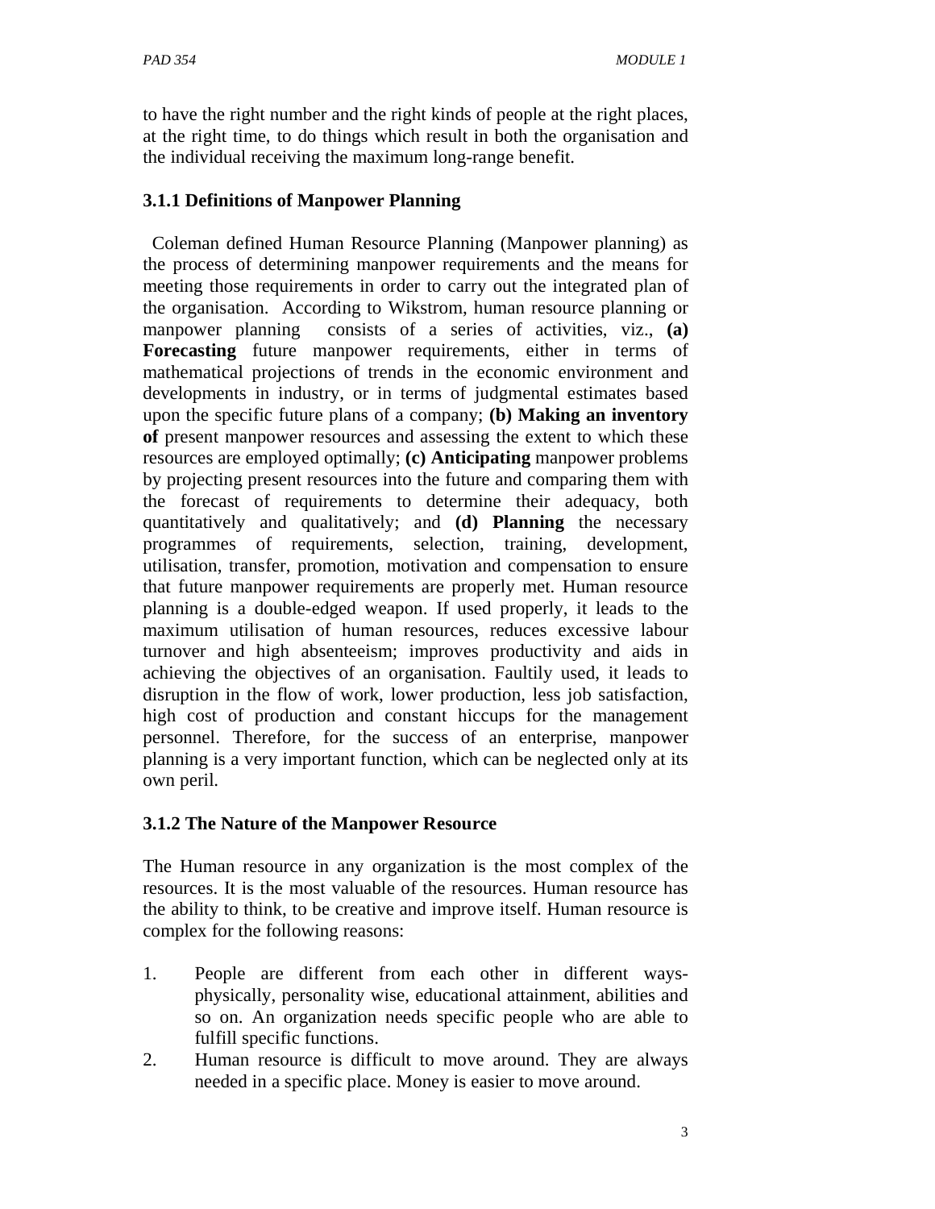to have the right number and the right kinds of people at the right places, at the right time, to do things which result in both the organisation and the individual receiving the maximum long-range benefit.

### 3.1.1 Definitions of Manpower Planning

Coleman defined Human Resource Planning (Manpower planning) as the process of determining manpower requirements and the means for meeting those requirements in order to carry out the integrated plan of the organisation. According to Wikstrom, human resource planning or manpower planning consists of a series of activities, viz., **(a) Forecasting** future manpower requirements, either in terms of mathematical projections of trends in the economic environment and developments in industry, or in terms of judgmental estimates based upon the specific future plans of a company; **(b) Making an inventory of** present manpower resources and assessing the extent to which these resources are employed optimally; **(c) Anticipating** manpower problems by projecting present resources into the future and comparing them with the forecast of requirements to determine their adequacy, both quantitatively and qualitatively; and **(d) Planning** the necessary programmes of requirements, selection, training, development, utilisation, transfer, promotion, motivation and compensation to ensure that future manpower requirements are properly met. Human resource planning is a double-edged weapon. If used properly, it leads to the maximum utilisation of human resources, reduces excessive labour turnover and high absenteeism; improves productivity and aids in achieving the objectives of an organisation. Faultily used, it leads to disruption in the flow of work, lower production, less job satisfaction, high cost of production and constant hiccups for the management personnel. Therefore, for the success of an enterprise, manpower planning is a very important function, which can be neglected only at its own peril.

### 3.1.2 The Nature of the Manpower Resource

The Human resource in any organization is the most complex of the resources. It is the most valuable of the resources. Human resource has the ability to think, to be creative and improve itself. Human resource is complex for the following reasons:

1. People are different from each other in different ways- physically, personality wise, educational attainment, abilities and so on. An organization needs specific people who are able to fulfill specific functions.
2. Human resource is difficult to move around. They are always needed in a specific place. Money is easier to move around.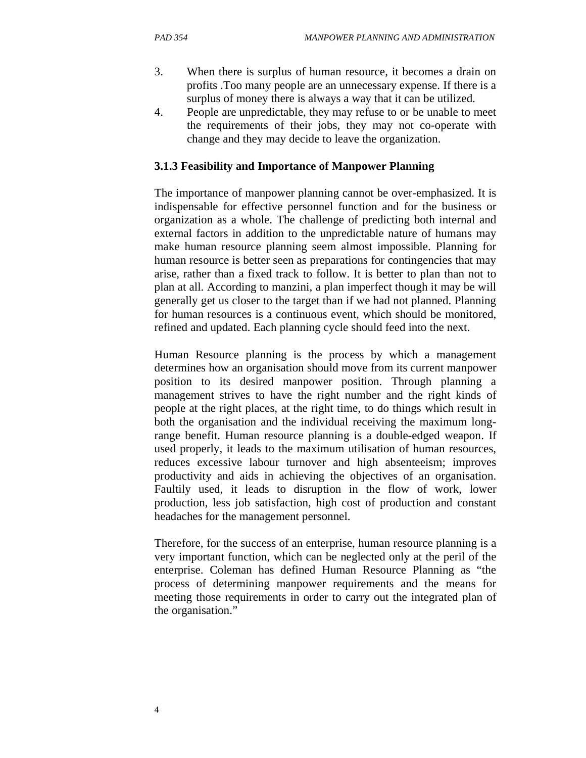3. When there is surplus of human resource, it becomes a drain on profits .Too many people are an unnecessary expense. If there is a surplus of money there is always a way that it can be utilized.
4. People are unpredictable, they may refuse to or be unable to meet the requirements of their jobs, they may not co-operate with change and they may decide to leave the organization.

### 3.1.3 Feasibility and Importance of Manpower Planning

The importance of manpower planning cannot be over-emphasized. It is indispensable for effective personnel function and for the business or organization as a whole. The challenge of predicting both internal and external factors in addition to the unpredictable nature of humans may make human resource planning seem almost impossible. Planning for human resource is better seen as preparations for contingencies that may arise, rather than a fixed track to follow. It is better to plan than not to plan at all. According to manzini, a plan imperfect though it may be will generally get us closer to the target than if we had not planned. Planning for human resources is a continuous event, which should be monitored, refined and updated. Each planning cycle should feed into the next.

Human Resource planning is the process by which a management determines how an organisation should move from its current manpower position to its desired manpower position. Through planning a management strives to have the right number and the right kinds of people at the right places, at the right time, to do things which result in both the organisation and the individual receiving the maximum long-range benefit. Human resource planning is a double-edged weapon. If used properly, it leads to the maximum utilisation of human resources, reduces excessive labour turnover and high absenteeism; improves productivity and aids in achieving the objectives of an organisation. Faultily used, it leads to disruption in the flow of work, lower production, less job satisfaction, high cost of production and constant headaches for the management personnel.

Therefore, for the success of an enterprise, human resource planning is a very important function, which can be neglected only at the peril of the enterprise. Coleman has defined Human Resource Planning as "the process of determining manpower requirements and the means for meeting those requirements in order to carry out the integrated plan of the organisation."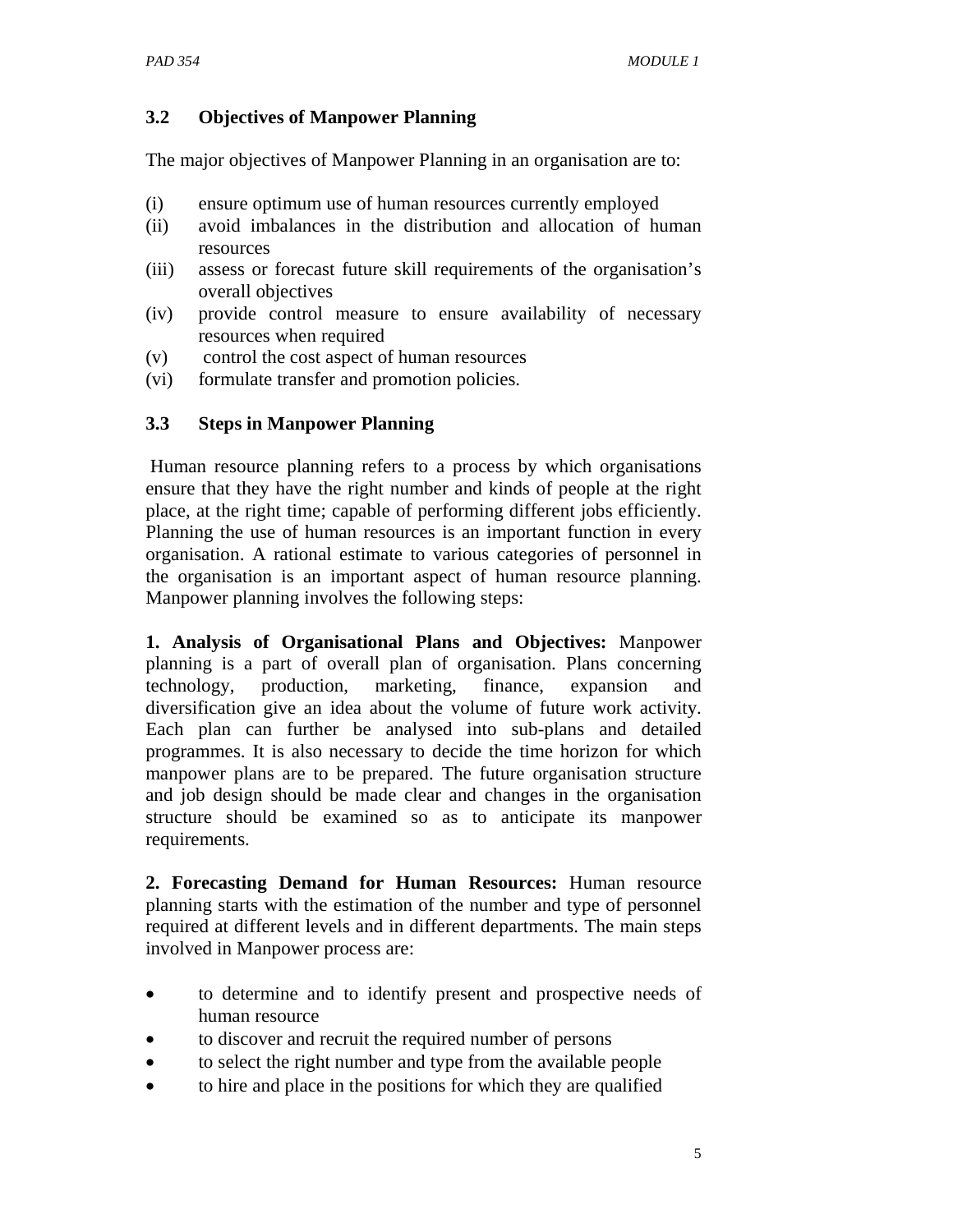### 3.2 Objectives of Manpower Planning

The major objectives of Manpower Planning in an organisation are to:

(i) ensure optimum use of human resources currently employed
(ii) avoid imbalances in the distribution and allocation of human resources
(iii) assess or forecast future skill requirements of the organisation's overall objectives
(iv) provide control measure to ensure availability of necessary resources when required
(v) control the cost aspect of human resources
(vi) formulate transfer and promotion policies.

### 3.3 Steps in Manpower Planning

Human resource planning refers to a process by which organisations ensure that they have the right number and kinds of people at the right place, at the right time; capable of performing different jobs efficiently. Planning the use of human resources is an important function in every organisation. A rational estimate to various categories of personnel in the organisation is an important aspect of human resource planning. Manpower planning involves the following steps:

**1. Analysis of Organisational Plans and Objectives:** Manpower planning is a part of overall plan of organisation. Plans concerning technology, production, marketing, finance, expansion and diversification give an idea about the volume of future work activity. Each plan can further be analysed into sub-plans and detailed programmes. It is also necessary to decide the time horizon for which manpower plans are to be prepared. The future organisation structure and job design should be made clear and changes in the organisation structure should be examined so as to anticipate its manpower requirements.

**2. Forecasting Demand for Human Resources:** Human resource planning starts with the estimation of the number and type of personnel required at different levels and in different departments. The main steps involved in Manpower process are:

- to determine and to identify present and prospective needs of human resource
- to discover and recruit the required number of persons
- to select the right number and type from the available people
- to hire and place in the positions for which they are qualified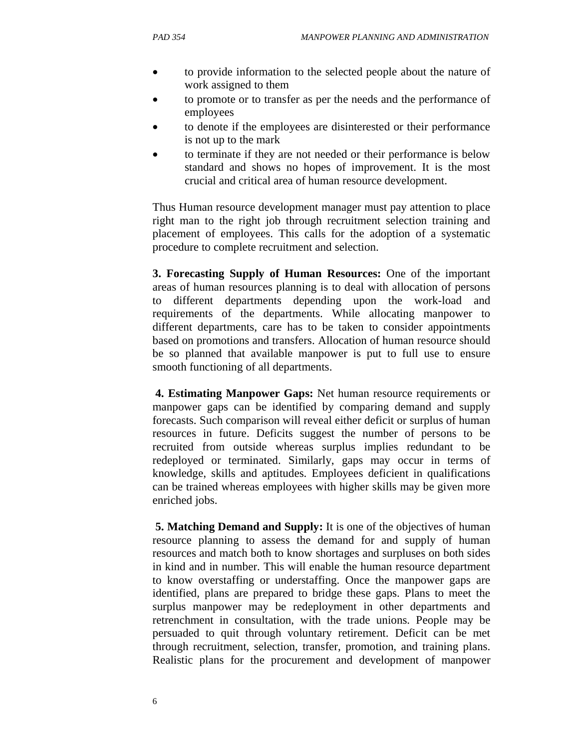- to provide information to the selected people about the nature of work assigned to them
- to promote or to transfer as per the needs and the performance of employees
- to denote if the employees are disinterested or their performance is not up to the mark
- to terminate if they are not needed or their performance is below standard and shows no hopes of improvement. It is the most crucial and critical area of human resource development.

Thus Human resource development manager must pay attention to place right man to the right job through recruitment selection training and placement of employees. This calls for the adoption of a systematic procedure to complete recruitment and selection.

**3. Forecasting Supply of Human Resources:** One of the important areas of human resources planning is to deal with allocation of persons to different departments depending upon the work-load and requirements of the departments. While allocating manpower to different departments, care has to be taken to consider appointments based on promotions and transfers. Allocation of human resource should be so planned that available manpower is put to full use to ensure smooth functioning of all departments.

**4. Estimating Manpower Gaps:** Net human resource requirements or manpower gaps can be identified by comparing demand and supply forecasts. Such comparison will reveal either deficit or surplus of human resources in future. Deficits suggest the number of persons to be recruited from outside whereas surplus implies redundant to be redeployed or terminated. Similarly, gaps may occur in terms of knowledge, skills and aptitudes. Employees deficient in qualifications can be trained whereas employees with higher skills may be given more enriched jobs.

**5. Matching Demand and Supply:** It is one of the objectives of human resource planning to assess the demand for and supply of human resources and match both to know shortages and surpluses on both sides in kind and in number. This will enable the human resource department to know overstaffing or understaffing. Once the manpower gaps are identified, plans are prepared to bridge these gaps. Plans to meet the surplus manpower may be redeployment in other departments and retrenchment in consultation, with the trade unions. People may be persuaded to quit through voluntary retirement. Deficit can be met through recruitment, selection, transfer, promotion, and training plans. Realistic plans for the procurement and development of manpower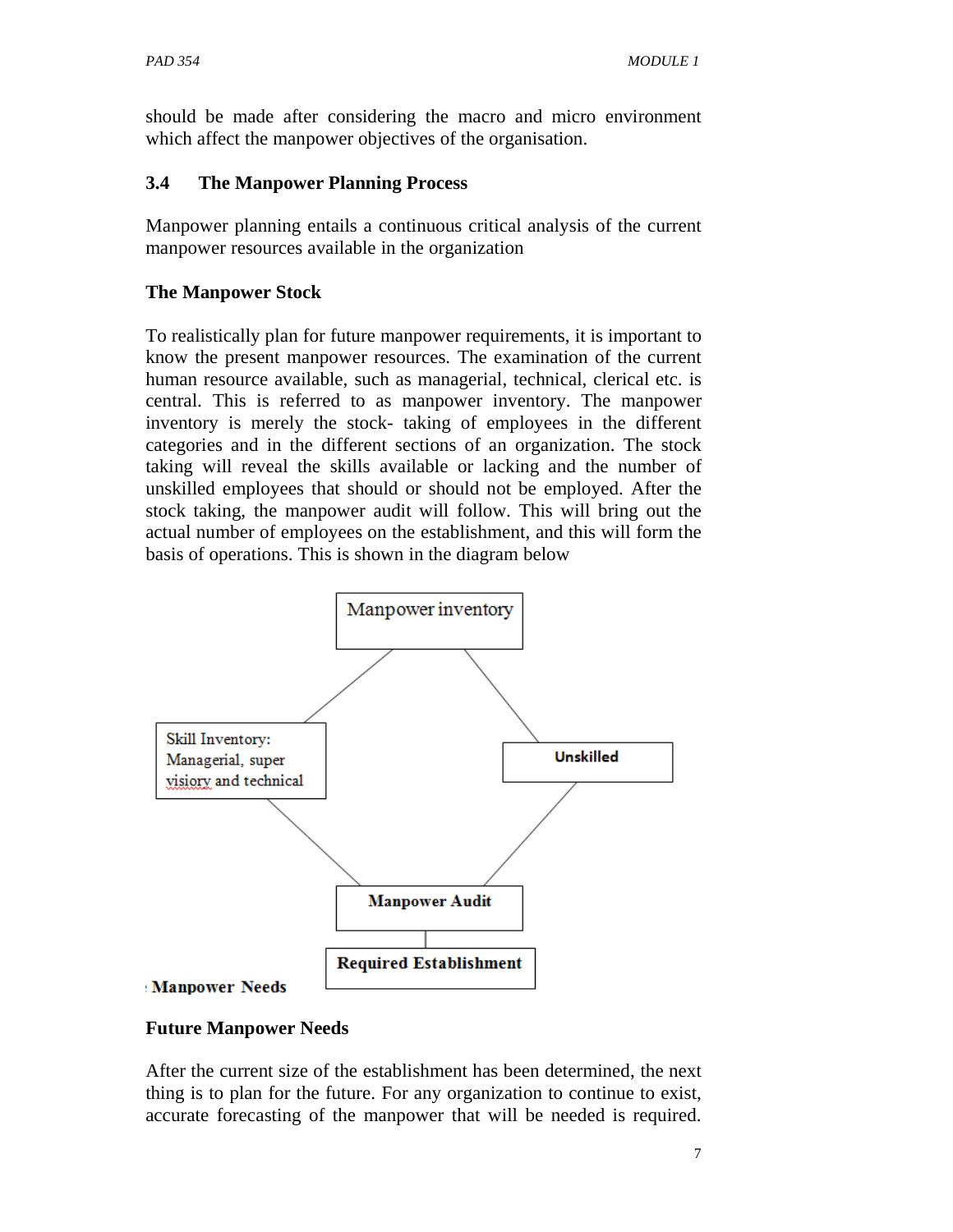should be made after considering the macro and micro environment which affect the manpower objectives of the organisation.

## 3.4 The Manpower Planning Process

Manpower planning entails a continuous critical analysis of the current manpower resources available in the organization

### The Manpower Stock

To realistically plan for future manpower requirements, it is important to know the present manpower resources. The examination of the current human resource available, such as managerial, technical, clerical etc. is central. This is referred to as manpower inventory. The manpower inventory is merely the stock- taking of employees in the different categories and in the different sections of an organization. The stock taking will reveal the skills available or lacking and the number of unskilled employees that should or should not be employed. After the stock taking, the manpower audit will follow. This will bring out the actual number of employees on the establishment, and this will form the basis of operations. This is shown in the diagram below

Manpower inventory

Skill Inventory: Managerial, super visiory and technical

**Unskilled**

**Manpower Audit**

**Required Establishment**

**Manpower Needs**

### Future Manpower Needs

After the current size of the establishment has been determined, the next thing is to plan for the future. For any organization to continue to exist, accurate forecasting of the manpower that will be needed is required.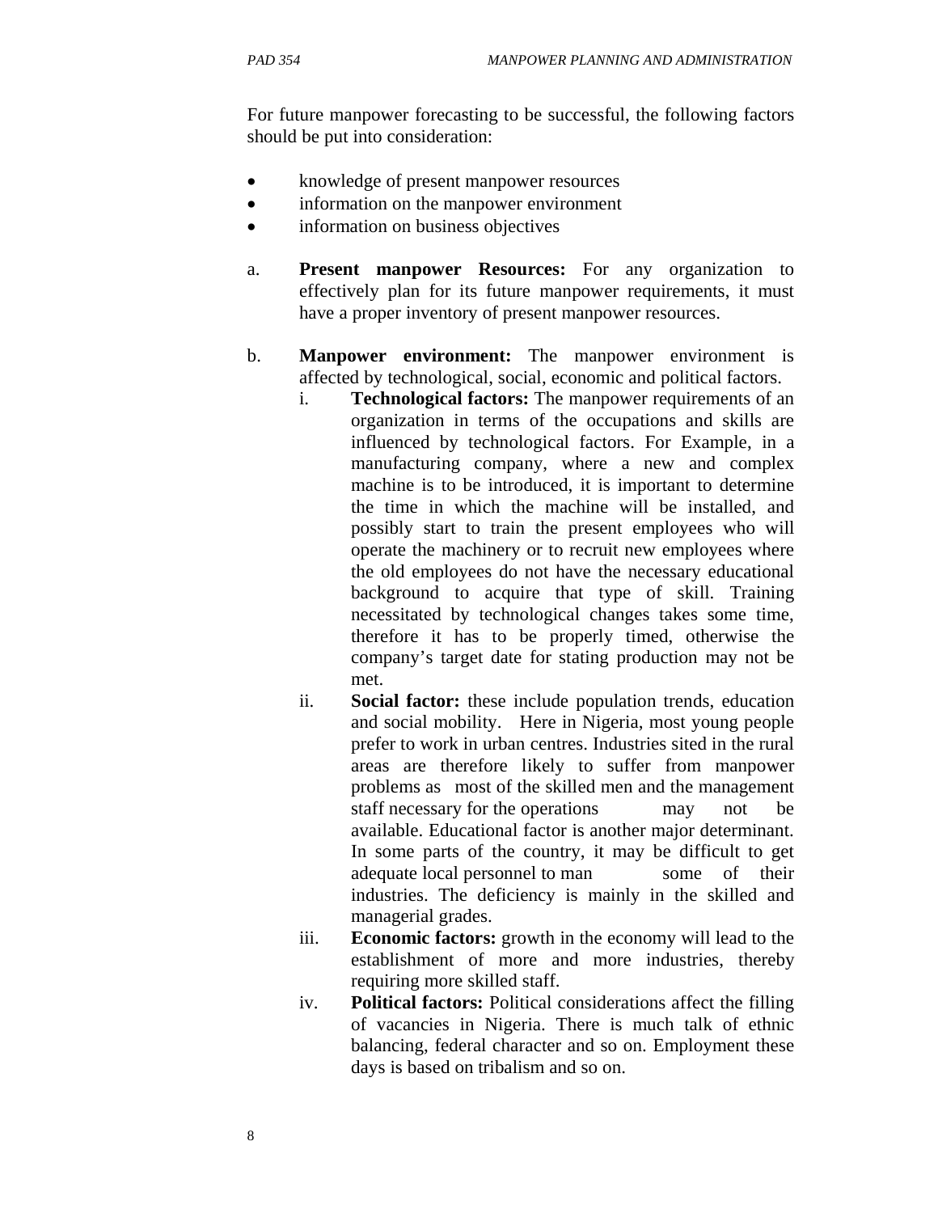For future manpower forecasting to be successful, the following factors should be put into consideration:

- knowledge of present manpower resources
- information on the manpower environment
- information on business objectives

a. **Present manpower Resources:** For any organization to effectively plan for its future manpower requirements, it must have a proper inventory of present manpower resources.

b. **Manpower environment:** The manpower environment is affected by technological, social, economic and political factors.

   i. **Technological factors:** The manpower requirements of an organization in terms of the occupations and skills are influenced by technological factors. For Example, in a manufacturing company, where a new and complex machine is to be introduced, it is important to determine the time in which the machine will be installed, and possibly start to train the present employees who will operate the machinery or to recruit new employees where the old employees do not have the necessary educational background to acquire that type of skill. Training necessitated by technological changes takes some time, therefore it has to be properly timed, otherwise the company's target date for stating production may not be met.

   ii. **Social factor:** these include population trends, education and social mobility. Here in Nigeria, most young people prefer to work in urban centres. Industries sited in the rural areas are therefore likely to suffer from manpower problems as most of the skilled men and the management staff necessary for the operations may not be available. Educational factor is another major determinant. In some parts of the country, it may be difficult to get adequate local personnel to man some of their industries. The deficiency is mainly in the skilled and managerial grades.

   iii. **Economic factors:** growth in the economy will lead to the establishment of more and more industries, thereby requiring more skilled staff.

   iv. **Political factors:** Political considerations affect the filling of vacancies in Nigeria. There is much talk of ethnic balancing, federal character and so on. Employment these days is based on tribalism and so on.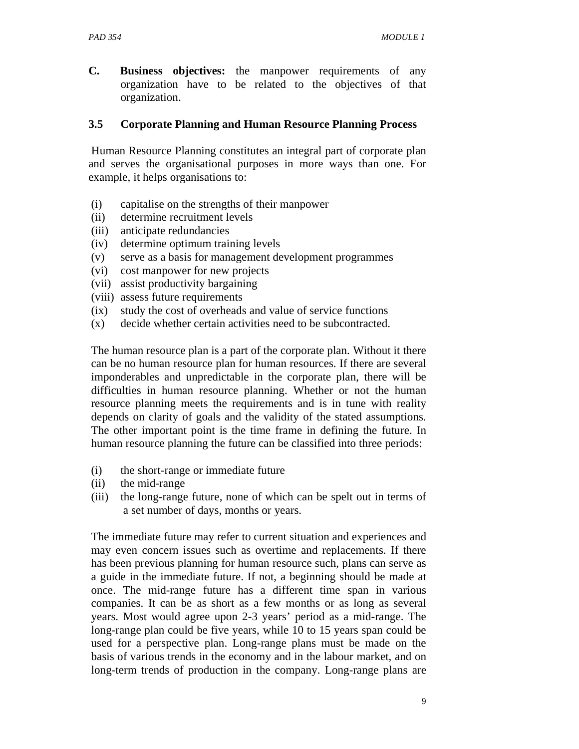C. **Business objectives:** the manpower requirements of any organization have to be related to the objectives of that organization.

### 3.5 Corporate Planning and Human Resource Planning Process

Human Resource Planning constitutes an integral part of corporate plan and serves the organisational purposes in more ways than one. For example, it helps organisations to:

(i) capitalise on the strengths of their manpower
(ii) determine recruitment levels
(iii) anticipate redundancies
(iv) determine optimum training levels
(v) serve as a basis for management development programmes
(vi) cost manpower for new projects
(vii) assist productivity bargaining
(viii) assess future requirements
(ix) study the cost of overheads and value of service functions
(x) decide whether certain activities need to be subcontracted.

The human resource plan is a part of the corporate plan. Without it there can be no human resource plan for human resources. If there are several imponderables and unpredictable in the corporate plan, there will be difficulties in human resource planning. Whether or not the human resource planning meets the requirements and is in tune with reality depends on clarity of goals and the validity of the stated assumptions. The other important point is the time frame in defining the future. In human resource planning the future can be classified into three periods:

(i) the short-range or immediate future
(ii) the mid-range
(iii) the long-range future, none of which can be spelt out in terms of a set number of days, months or years.

The immediate future may refer to current situation and experiences and may even concern issues such as overtime and replacements. If there has been previous planning for human resource such, plans can serve as a guide in the immediate future. If not, a beginning should be made at once. The mid-range future has a different time span in various companies. It can be as short as a few months or as long as several years. Most would agree upon 2-3 years' period as a mid-range. The long-range plan could be five years, while 10 to 15 years span could be used for a perspective plan. Long-range plans must be made on the basis of various trends in the economy and in the labour market, and on long-term trends of production in the company. Long-range plans are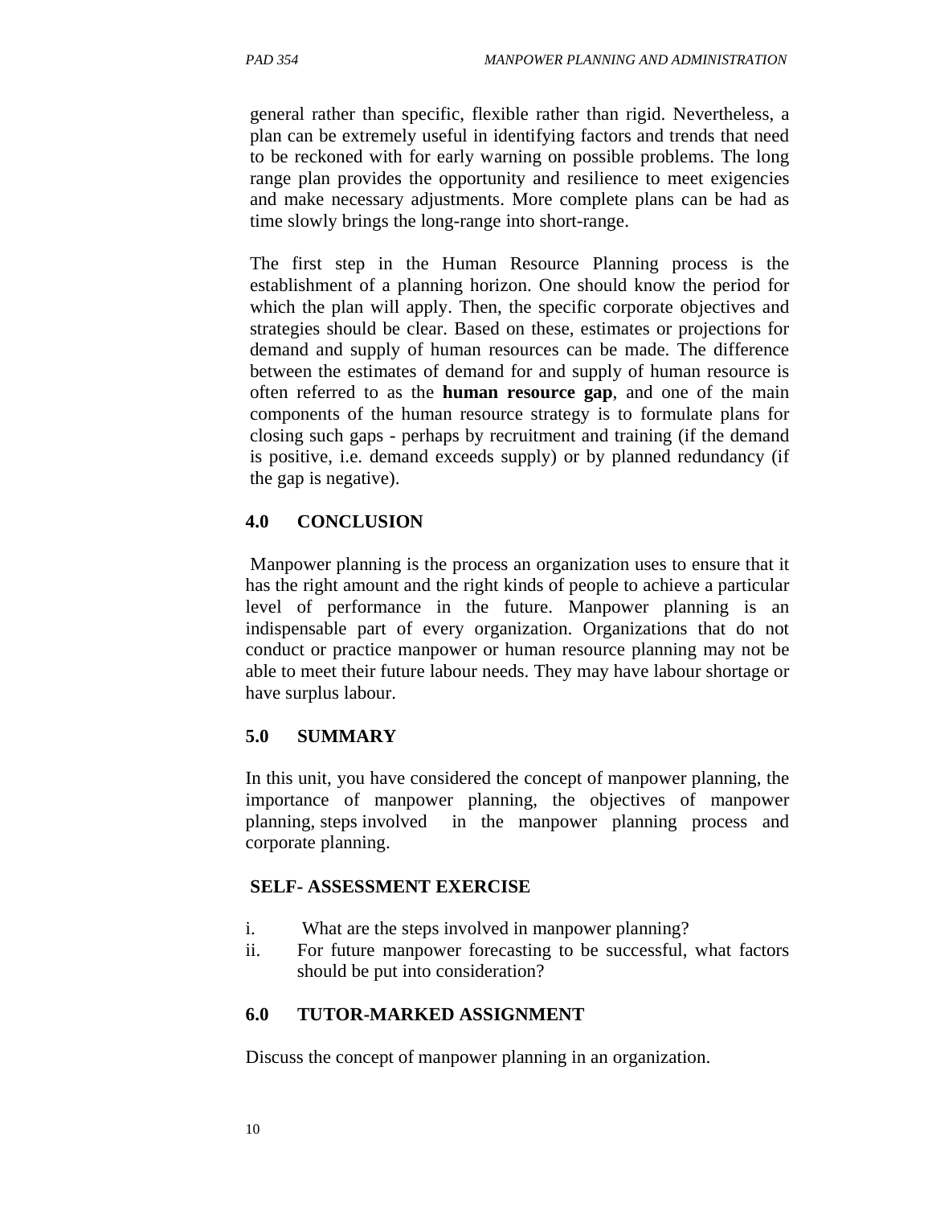general rather than specific, flexible rather than rigid. Nevertheless, a plan can be extremely useful in identifying factors and trends that need to be reckoned with for early warning on possible problems. The long range plan provides the opportunity and resilience to meet exigencies and make necessary adjustments. More complete plans can be had as time slowly brings the long-range into short-range.

The first step in the Human Resource Planning process is the establishment of a planning horizon. One should know the period for which the plan will apply. Then, the specific corporate objectives and strategies should be clear. Based on these, estimates or projections for demand and supply of human resources can be made. The difference between the estimates of demand for and supply of human resource is often referred to as the **human resource gap**, and one of the main components of the human resource strategy is to formulate plans for closing such gaps - perhaps by recruitment and training (if the demand is positive, i.e. demand exceeds supply) or by planned redundancy (if the gap is negative).

## 4.0 CONCLUSION

Manpower planning is the process an organization uses to ensure that it has the right amount and the right kinds of people to achieve a particular level of performance in the future. Manpower planning is an indispensable part of every organization. Organizations that do not conduct or practice manpower or human resource planning may not be able to meet their future labour needs. They may have labour shortage or have surplus labour.

## 5.0 SUMMARY

In this unit, you have considered the concept of manpower planning, the importance of manpower planning, the objectives of manpower planning, steps involved in the manpower planning process and corporate planning.

### SELF- ASSESSMENT EXERCISE

i. What are the steps involved in manpower planning?
ii. For future manpower forecasting to be successful, what factors should be put into consideration?

## 6.0 TUTOR-MARKED ASSIGNMENT

Discuss the concept of manpower planning in an organization.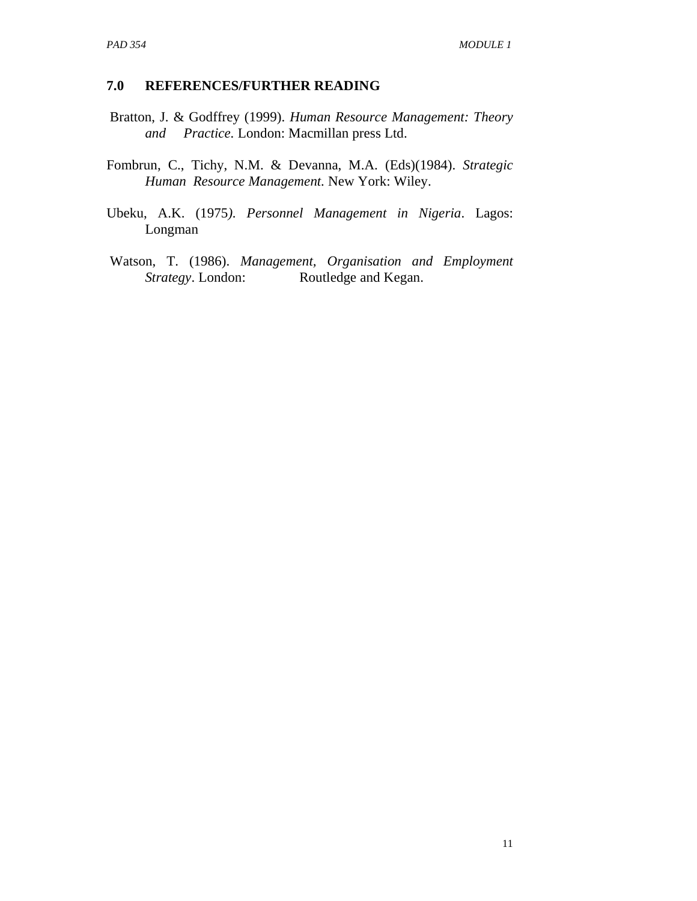## 7.0 REFERENCES/FURTHER READING

Bratton, J. & Godffrey (1999). *Human Resource Management: Theory and Practice*. London: Macmillan press Ltd.

Fombrun, C., Tichy, N.M. & Devanna, M.A. (Eds)(1984). *Strategic Human Resource Management*. New York: Wiley.

Ubeku, A.K. (1975). *Personnel Management in Nigeria*. Lagos: Longman

Watson, T. (1986). *Management, Organisation and Employment Strategy*. London: Routledge and Kegan.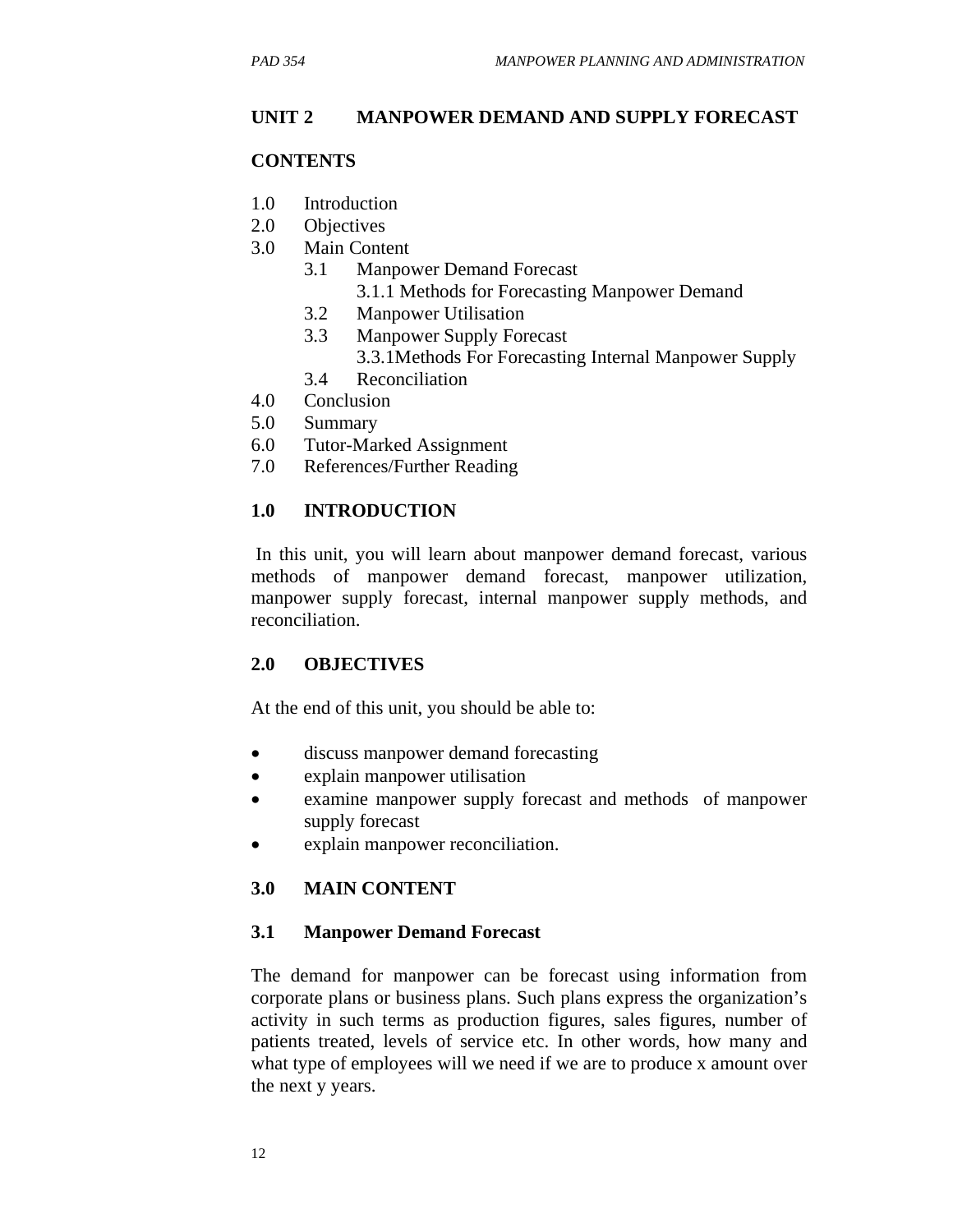## UNIT 2 MANPOWER DEMAND AND SUPPLY FORECAST

### CONTENTS

1.0 Introduction
2.0 Objectives
3.0 Main Content
   - 3.1 Manpower Demand Forecast
     - 3.1.1 Methods for Forecasting Manpower Demand
   - 3.2 Manpower Utilisation
   - 3.3 Manpower Supply Forecast
     - 3.3.1Methods For Forecasting Internal Manpower Supply
   - 3.4 Reconciliation

4.0 Conclusion
5.0 Summary
6.0 Tutor-Marked Assignment
7.0 References/Further Reading

### 1.0 INTRODUCTION

In this unit, you will learn about manpower demand forecast, various methods of manpower demand forecast, manpower utilization, manpower supply forecast, internal manpower supply methods, and reconciliation.

### 2.0 OBJECTIVES

At the end of this unit, you should be able to:

- discuss manpower demand forecasting
- explain manpower utilisation
- examine manpower supply forecast and methods of manpower supply forecast
- explain manpower reconciliation.

### 3.0 MAIN CONTENT

#### 3.1 Manpower Demand Forecast

The demand for manpower can be forecast using information from corporate plans or business plans. Such plans express the organization's activity in such terms as production figures, sales figures, number of patients treated, levels of service etc. In other words, how many and what type of employees will we need if we are to produce x amount over the next y years.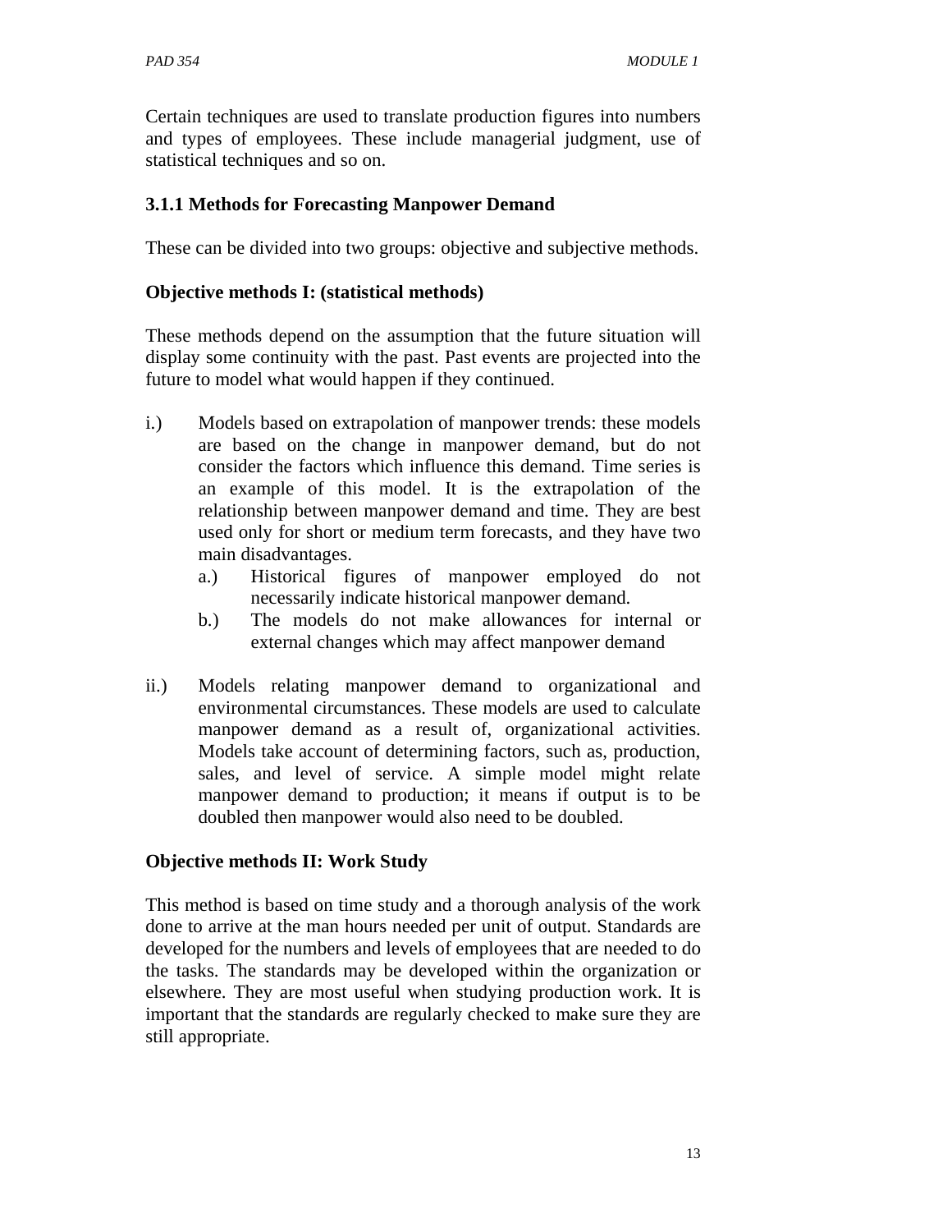Certain techniques are used to translate production figures into numbers and types of employees. These include managerial judgment, use of statistical techniques and so on.

### 3.1.1 Methods for Forecasting Manpower Demand

These can be divided into two groups: objective and subjective methods.

**Objective methods I: (statistical methods)**

These methods depend on the assumption that the future situation will display some continuity with the past. Past events are projected into the future to model what would happen if they continued.

i.) Models based on extrapolation of manpower trends: these models are based on the change in manpower demand, but do not consider the factors which influence this demand. Time series is an example of this model. It is the extrapolation of the relationship between manpower demand and time. They are best used only for short or medium term forecasts, and they have two main disadvantages.
   - a.) Historical figures of manpower employed do not necessarily indicate historical manpower demand.
   - b.) The models do not make allowances for internal or external changes which may affect manpower demand

ii.) Models relating manpower demand to organizational and environmental circumstances. These models are used to calculate manpower demand as a result of, organizational activities. Models take account of determining factors, such as, production, sales, and level of service. A simple model might relate manpower demand to production; it means if output is to be doubled then manpower would also need to be doubled.

**Objective methods II: Work Study**

This method is based on time study and a thorough analysis of the work done to arrive at the man hours needed per unit of output. Standards are developed for the numbers and levels of employees that are needed to do the tasks. The standards may be developed within the organization or elsewhere. They are most useful when studying production work. It is important that the standards are regularly checked to make sure they are still appropriate.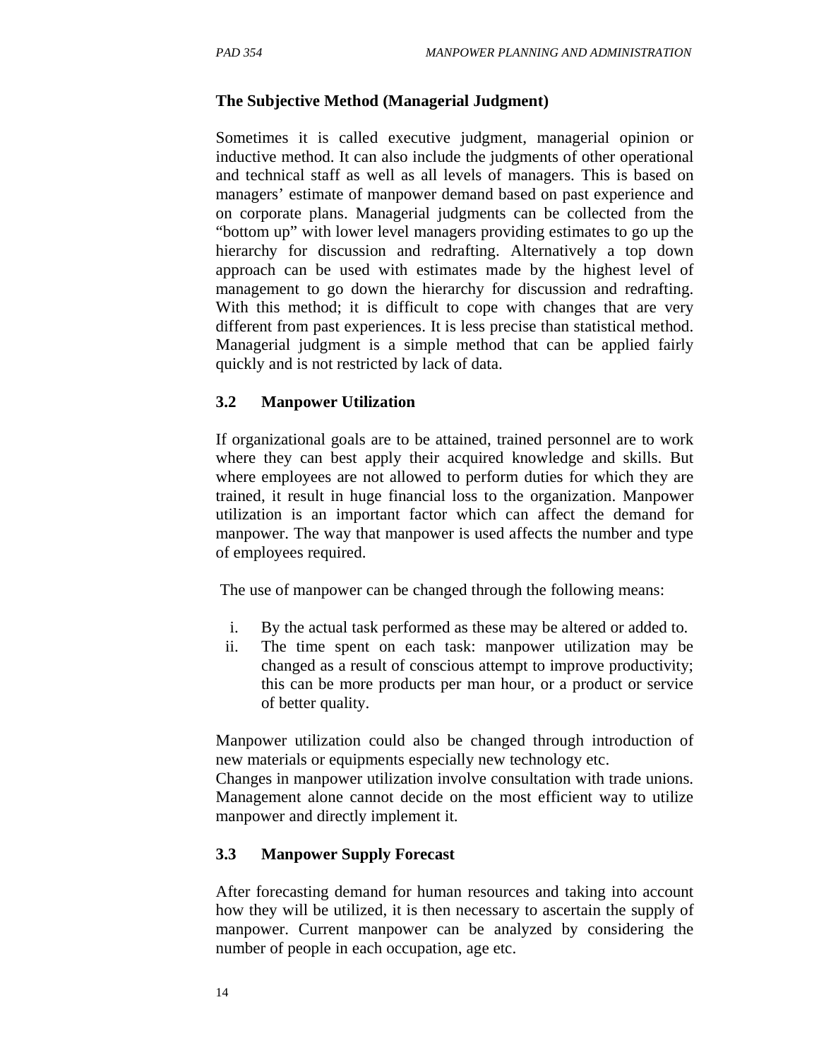**The Subjective Method (Managerial Judgment)**

Sometimes it is called executive judgment, managerial opinion or inductive method. It can also include the judgments of other operational and technical staff as well as all levels of managers. This is based on managers' estimate of manpower demand based on past experience and on corporate plans. Managerial judgments can be collected from the "bottom up" with lower level managers providing estimates to go up the hierarchy for discussion and redrafting. Alternatively a top down approach can be used with estimates made by the highest level of management to go down the hierarchy for discussion and redrafting. With this method; it is difficult to cope with changes that are very different from past experiences. It is less precise than statistical method. Managerial judgment is a simple method that can be applied fairly quickly and is not restricted by lack of data.

## 3.2 Manpower Utilization

If organizational goals are to be attained, trained personnel are to work where they can best apply their acquired knowledge and skills. But where employees are not allowed to perform duties for which they are trained, it result in huge financial loss to the organization. Manpower utilization is an important factor which can affect the demand for manpower. The way that manpower is used affects the number and type of employees required.

The use of manpower can be changed through the following means:

i. By the actual task performed as these may be altered or added to.
ii. The time spent on each task: manpower utilization may be changed as a result of conscious attempt to improve productivity; this can be more products per man hour, or a product or service of better quality.

Manpower utilization could also be changed through introduction of new materials or equipments especially new technology etc.
Changes in manpower utilization involve consultation with trade unions. Management alone cannot decide on the most efficient way to utilize manpower and directly implement it.

## 3.3 Manpower Supply Forecast

After forecasting demand for human resources and taking into account how they will be utilized, it is then necessary to ascertain the supply of manpower. Current manpower can be analyzed by considering the number of people in each occupation, age etc.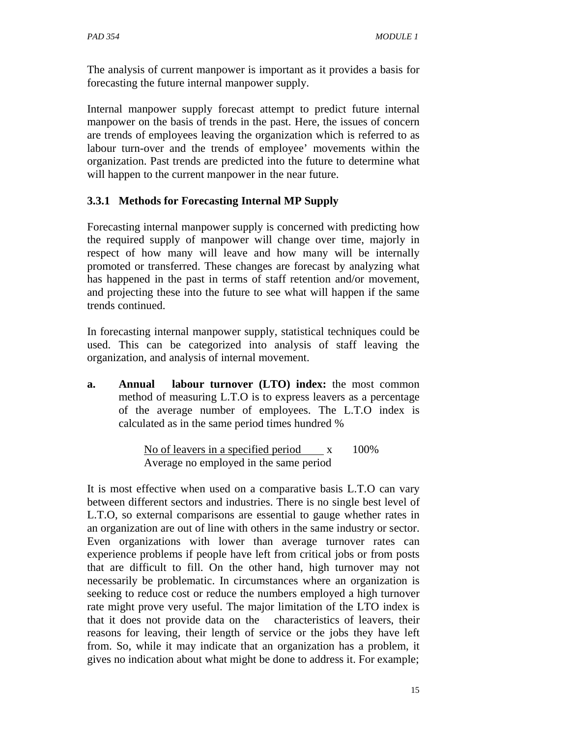The analysis of current manpower is important as it provides a basis for forecasting the future internal manpower supply.

Internal manpower supply forecast attempt to predict future internal manpower on the basis of trends in the past. Here, the issues of concern are trends of employees leaving the organization which is referred to as labour turn-over and the trends of employee' movements within the organization. Past trends are predicted into the future to determine what will happen to the current manpower in the near future.

### 3.3.1 Methods for Forecasting Internal MP Supply

Forecasting internal manpower supply is concerned with predicting how the required supply of manpower will change over time, majorly in respect of how many will leave and how many will be internally promoted or transferred. These changes are forecast by analyzing what has happened in the past in terms of staff retention and/or movement, and projecting these into the future to see what will happen if the same trends continued.

In forecasting internal manpower supply, statistical techniques could be used. This can be categorized into analysis of staff leaving the organization, and analysis of internal movement.

**a. Annual labour turnover (LTO) index:** the most common method of measuring L.T.O is to express leavers as a percentage of the average number of employees. The L.T.O index is calculated as in the same period times hundred %

$$\frac{\text{No of leavers in a specified period}}{\text{Average no employed in the same period}} \times 100\%$$

It is most effective when used on a comparative basis L.T.O can vary between different sectors and industries. There is no single best level of L.T.O, so external comparisons are essential to gauge whether rates in an organization are out of line with others in the same industry or sector. Even organizations with lower than average turnover rates can experience problems if people have left from critical jobs or from posts that are difficult to fill. On the other hand, high turnover may not necessarily be problematic. In circumstances where an organization is seeking to reduce cost or reduce the numbers employed a high turnover rate might prove very useful. The major limitation of the LTO index is that it does not provide data on the characteristics of leavers, their reasons for leaving, their length of service or the jobs they have left from. So, while it may indicate that an organization has a problem, it gives no indication about what might be done to address it. For example;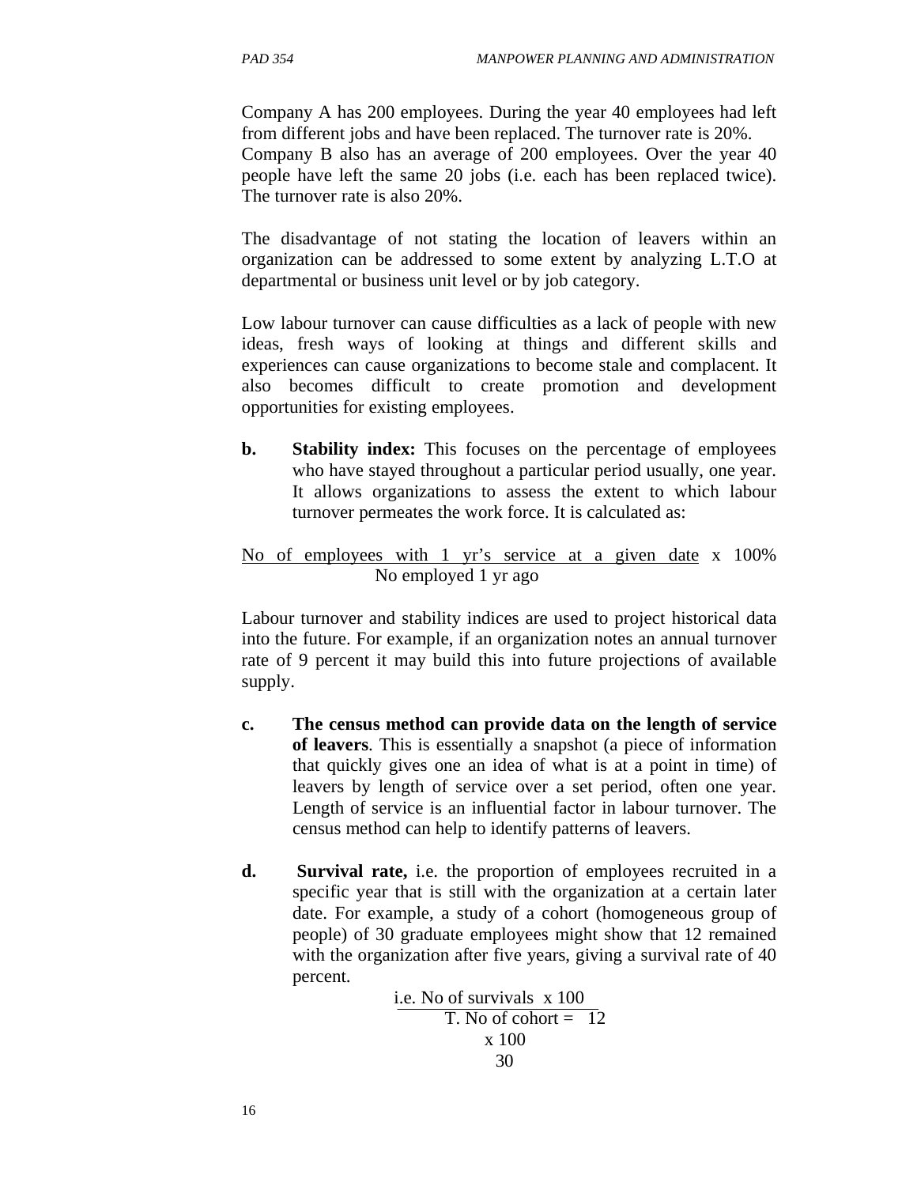Company A has 200 employees. During the year 40 employees had left from different jobs and have been replaced. The turnover rate is 20%. Company B also has an average of 200 employees. Over the year 40 people have left the same 20 jobs (i.e. each has been replaced twice). The turnover rate is also 20%.

The disadvantage of not stating the location of leavers within an organization can be addressed to some extent by analyzing L.T.O at departmental or business unit level or by job category.

Low labour turnover can cause difficulties as a lack of people with new ideas, fresh ways of looking at things and different skills and experiences can cause organizations to become stale and complacent. It also becomes difficult to create promotion and development opportunities for existing employees.

b. **Stability index:** This focuses on the percentage of employees who have stayed throughout a particular period usually, one year. It allows organizations to assess the extent to which labour turnover permeates the work force. It is calculated as:

$$\frac{\text{No of employees with 1 yr's service at a given date}}{\text{No employed 1 yr ago}} \times 100\%$$

Labour turnover and stability indices are used to project historical data into the future. For example, if an organization notes an annual turnover rate of 9 percent it may build this into future projections of available supply.

c. **The census method can provide data on the length of service of leavers**. This is essentially a snapshot (a piece of information that quickly gives one an idea of what is at a point in time) of leavers by length of service over a set period, often one year. Length of service is an influential factor in labour turnover. The census method can help to identify patterns of leavers.

d. **Survival rate,** i.e. the proportion of employees recruited in a specific year that is still with the organization at a certain later date. For example, a study of a cohort (homogeneous group of people) of 30 graduate employees might show that 12 remained with the organization after five years, giving a survival rate of 40 percent.

$$\text{i.e. } \frac{\text{No of survivals} \times 100}{\text{T. No of cohort}} = \frac{12}{30} \times 100$$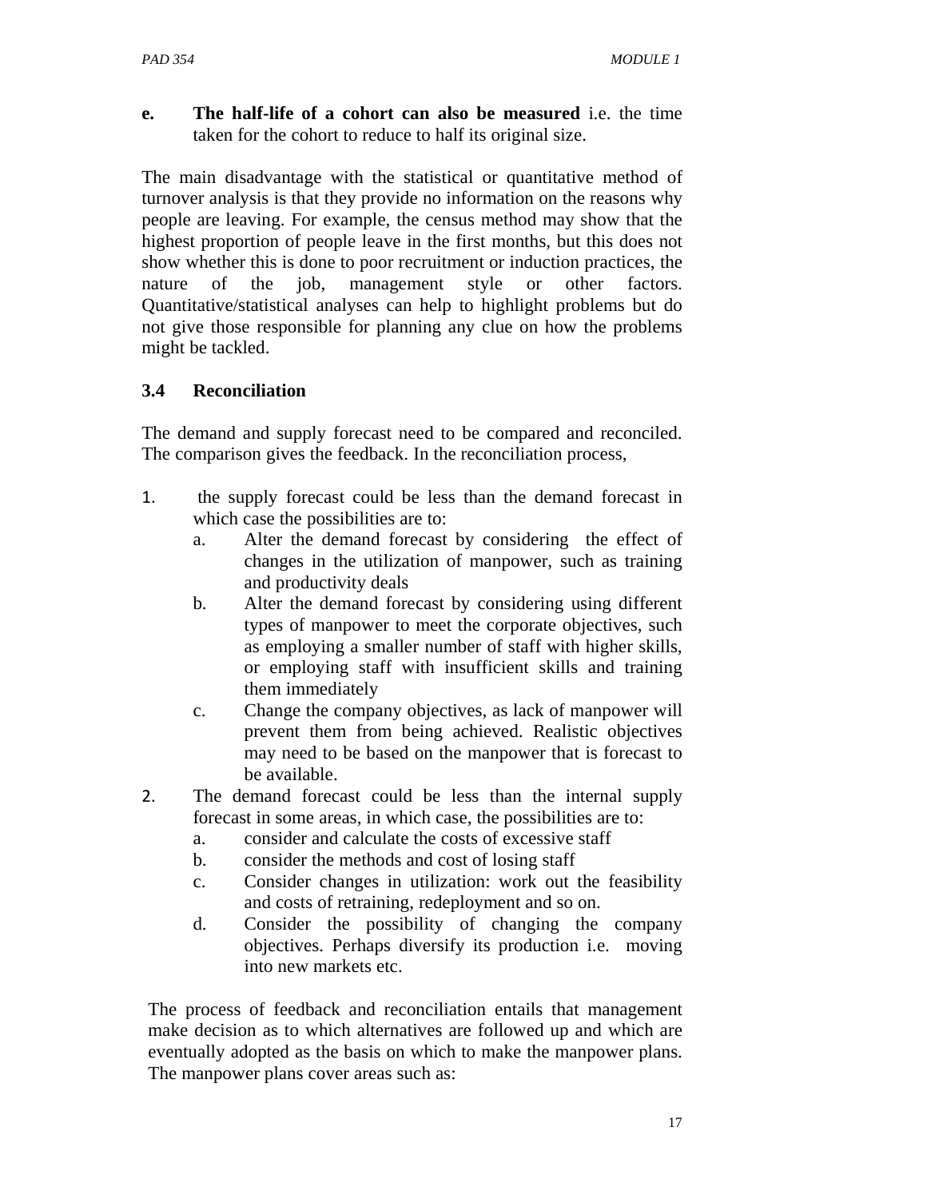e. **The half-life of a cohort can also be measured** i.e. the time taken for the cohort to reduce to half its original size.

The main disadvantage with the statistical or quantitative method of turnover analysis is that they provide no information on the reasons why people are leaving. For example, the census method may show that the highest proportion of people leave in the first months, but this does not show whether this is done to poor recruitment or induction practices, the nature of the job, management style or other factors. Quantitative/statistical analyses can help to highlight problems but do not give those responsible for planning any clue on how the problems might be tackled.

### 3.4 Reconciliation

The demand and supply forecast need to be compared and reconciled. The comparison gives the feedback. In the reconciliation process,

1. the supply forecast could be less than the demand forecast in which case the possibilities are to:
   a. Alter the demand forecast by considering the effect of changes in the utilization of manpower, such as training and productivity deals
   b. Alter the demand forecast by considering using different types of manpower to meet the corporate objectives, such as employing a smaller number of staff with higher skills, or employing staff with insufficient skills and training them immediately
   c. Change the company objectives, as lack of manpower will prevent them from being achieved. Realistic objectives may need to be based on the manpower that is forecast to be available.
2. The demand forecast could be less than the internal supply forecast in some areas, in which case, the possibilities are to:
   a. consider and calculate the costs of excessive staff
   b. consider the methods and cost of losing staff
   c. Consider changes in utilization: work out the feasibility and costs of retraining, redeployment and so on.
   d. Consider the possibility of changing the company objectives. Perhaps diversify its production i.e. moving into new markets etc.

The process of feedback and reconciliation entails that management make decision as to which alternatives are followed up and which are eventually adopted as the basis on which to make the manpower plans. The manpower plans cover areas such as: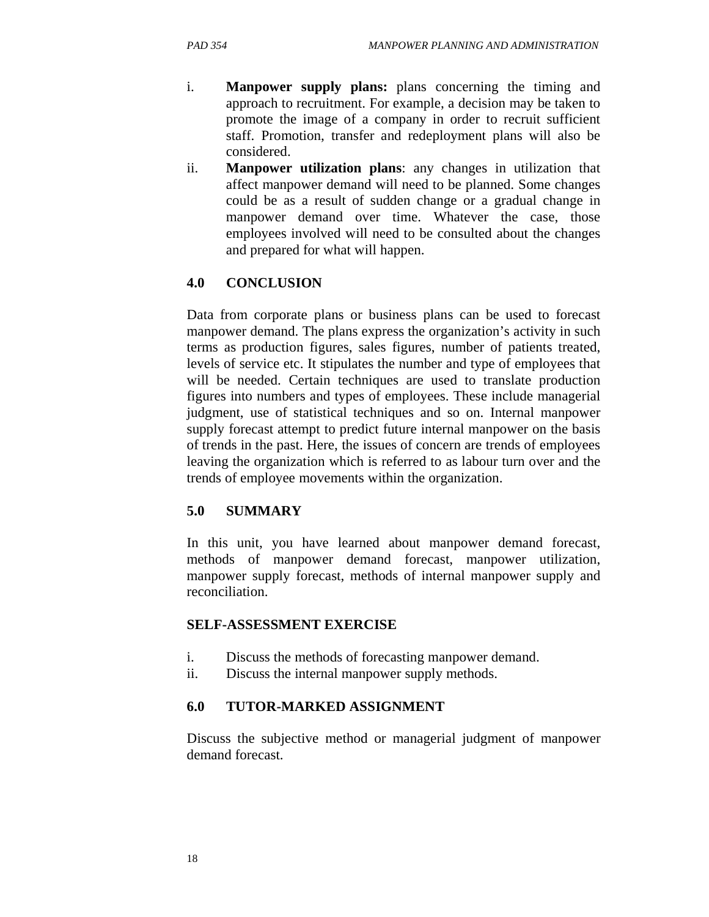i. **Manpower supply plans:** plans concerning the timing and approach to recruitment. For example, a decision may be taken to promote the image of a company in order to recruit sufficient staff. Promotion, transfer and redeployment plans will also be considered.
ii. **Manpower utilization plans**: any changes in utilization that affect manpower demand will need to be planned. Some changes could be as a result of sudden change or a gradual change in manpower demand over time. Whatever the case, those employees involved will need to be consulted about the changes and prepared for what will happen.

## 4.0 CONCLUSION

Data from corporate plans or business plans can be used to forecast manpower demand. The plans express the organization's activity in such terms as production figures, sales figures, number of patients treated, levels of service etc. It stipulates the number and type of employees that will be needed. Certain techniques are used to translate production figures into numbers and types of employees. These include managerial judgment, use of statistical techniques and so on. Internal manpower supply forecast attempt to predict future internal manpower on the basis of trends in the past. Here, the issues of concern are trends of employees leaving the organization which is referred to as labour turn over and the trends of employee movements within the organization.

## 5.0 SUMMARY

In this unit, you have learned about manpower demand forecast, methods of manpower demand forecast, manpower utilization, manpower supply forecast, methods of internal manpower supply and reconciliation.

## SELF-ASSESSMENT EXERCISE

i. Discuss the methods of forecasting manpower demand.
ii. Discuss the internal manpower supply methods.

## 6.0 TUTOR-MARKED ASSIGNMENT

Discuss the subjective method or managerial judgment of manpower demand forecast.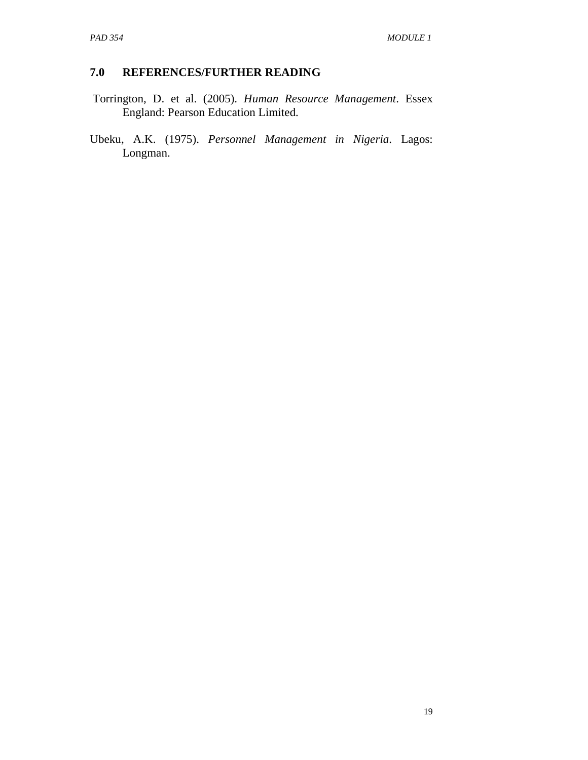## 7.0 REFERENCES/FURTHER READING

Torrington, D. et al. (2005). *Human Resource Management*. Essex England: Pearson Education Limited.

Ubeku, A.K. (1975). *Personnel Management in Nigeria*. Lagos: Longman.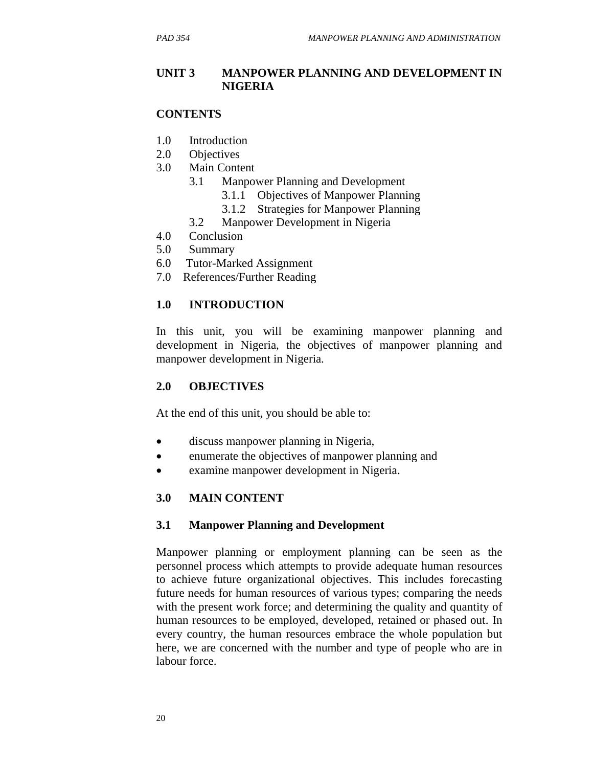## UNIT 3 MANPOWER PLANNING AND DEVELOPMENT IN NIGERIA

### CONTENTS

1.0 Introduction
2.0 Objectives
3.0 Main Content
    3.1 Manpower Planning and Development
        3.1.1 Objectives of Manpower Planning
        3.1.2 Strategies for Manpower Planning
    3.2 Manpower Development in Nigeria
4.0 Conclusion
5.0 Summary
6.0 Tutor-Marked Assignment
7.0 References/Further Reading

### 1.0 INTRODUCTION

In this unit, you will be examining manpower planning and development in Nigeria, the objectives of manpower planning and manpower development in Nigeria.

### 2.0 OBJECTIVES

At the end of this unit, you should be able to:

- discuss manpower planning in Nigeria,
- enumerate the objectives of manpower planning and
- examine manpower development in Nigeria.

### 3.0 MAIN CONTENT

### 3.1 Manpower Planning and Development

Manpower planning or employment planning can be seen as the personnel process which attempts to provide adequate human resources to achieve future organizational objectives. This includes forecasting future needs for human resources of various types; comparing the needs with the present work force; and determining the quality and quantity of human resources to be employed, developed, retained or phased out. In every country, the human resources embrace the whole population but here, we are concerned with the number and type of people who are in labour force.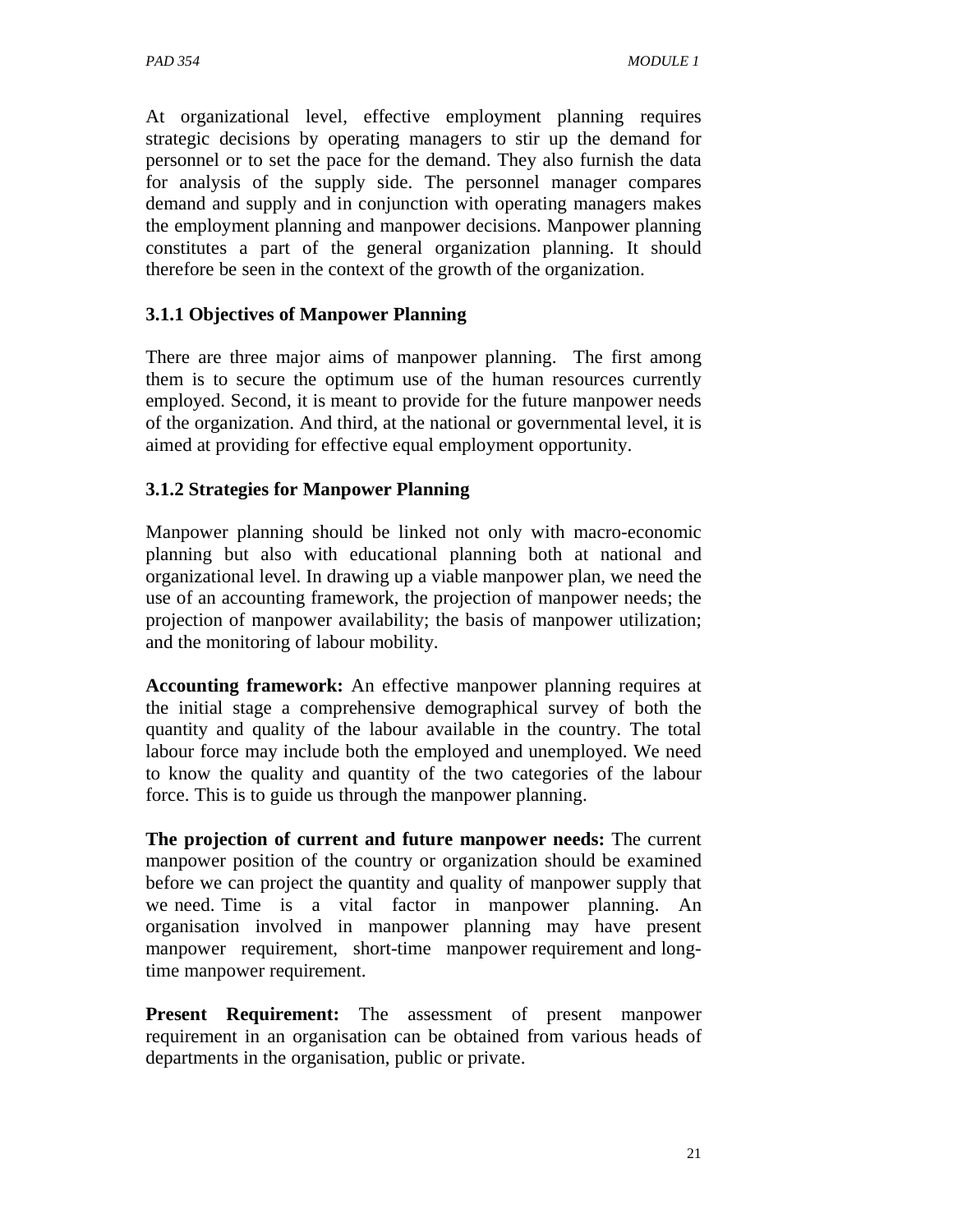At organizational level, effective employment planning requires strategic decisions by operating managers to stir up the demand for personnel or to set the pace for the demand. They also furnish the data for analysis of the supply side. The personnel manager compares demand and supply and in conjunction with operating managers makes the employment planning and manpower decisions. Manpower planning constitutes a part of the general organization planning. It should therefore be seen in the context of the growth of the organization.

### 3.1.1 Objectives of Manpower Planning

There are three major aims of manpower planning. The first among them is to secure the optimum use of the human resources currently employed. Second, it is meant to provide for the future manpower needs of the organization. And third, at the national or governmental level, it is aimed at providing for effective equal employment opportunity.

### 3.1.2 Strategies for Manpower Planning

Manpower planning should be linked not only with macro-economic planning but also with educational planning both at national and organizational level. In drawing up a viable manpower plan, we need the use of an accounting framework, the projection of manpower needs; the projection of manpower availability; the basis of manpower utilization; and the monitoring of labour mobility.

**Accounting framework:** An effective manpower planning requires at the initial stage a comprehensive demographical survey of both the quantity and quality of the labour available in the country. The total labour force may include both the employed and unemployed. We need to know the quality and quantity of the two categories of the labour force. This is to guide us through the manpower planning.

**The projection of current and future manpower needs:** The current manpower position of the country or organization should be examined before we can project the quantity and quality of manpower supply that we need. Time is a vital factor in manpower planning. An organisation involved in manpower planning may have present manpower requirement, short-time manpower requirement and long-time manpower requirement.

**Present Requirement:** The assessment of present manpower requirement in an organisation can be obtained from various heads of departments in the organisation, public or private.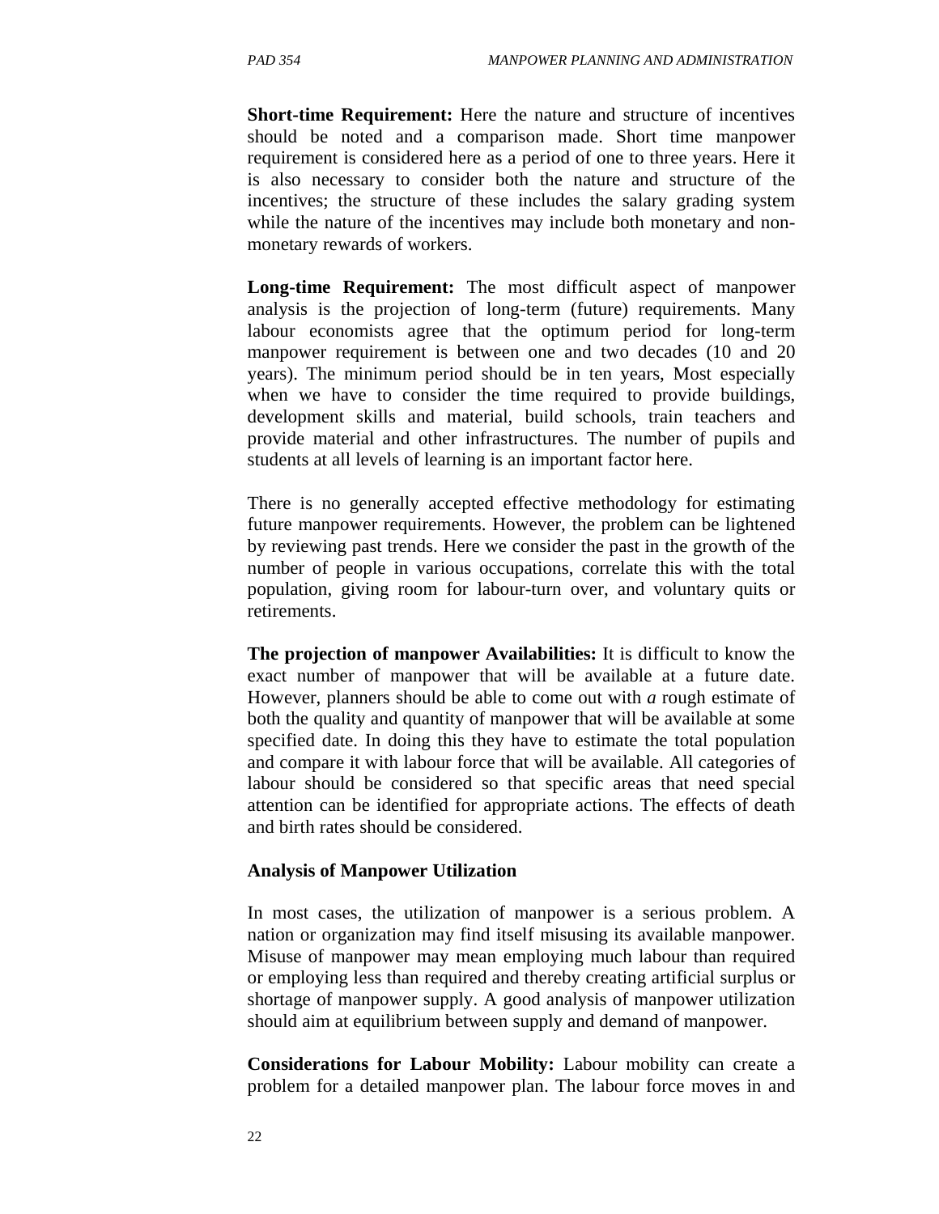**Short-time Requirement:** Here the nature and structure of incentives should be noted and a comparison made. Short time manpower requirement is considered here as a period of one to three years. Here it is also necessary to consider both the nature and structure of the incentives; the structure of these includes the salary grading system while the nature of the incentives may include both monetary and non-monetary rewards of workers.

**Long-time Requirement:** The most difficult aspect of manpower analysis is the projection of long-term (future) requirements. Many labour economists agree that the optimum period for long-term manpower requirement is between one and two decades (10 and 20 years). The minimum period should be in ten years, Most especially when we have to consider the time required to provide buildings, development skills and material, build schools, train teachers and provide material and other infrastructures. The number of pupils and students at all levels of learning is an important factor here.

There is no generally accepted effective methodology for estimating future manpower requirements. However, the problem can be lightened by reviewing past trends. Here we consider the past in the growth of the number of people in various occupations, correlate this with the total population, giving room for labour-turn over, and voluntary quits or retirements.

**The projection of manpower Availabilities:** It is difficult to know the exact number of manpower that will be available at a future date. However, planners should be able to come out with *a* rough estimate of both the quality and quantity of manpower that will be available at some specified date. In doing this they have to estimate the total population and compare it with labour force that will be available. All categories of labour should be considered so that specific areas that need special attention can be identified for appropriate actions. The effects of death and birth rates should be considered.

**Analysis of Manpower Utilization**

In most cases, the utilization of manpower is a serious problem. A nation or organization may find itself misusing its available manpower. Misuse of manpower may mean employing much labour than required or employing less than required and thereby creating artificial surplus or shortage of manpower supply. A good analysis of manpower utilization should aim at equilibrium between supply and demand of manpower.

**Considerations for Labour Mobility:** Labour mobility can create a problem for a detailed manpower plan. The labour force moves in and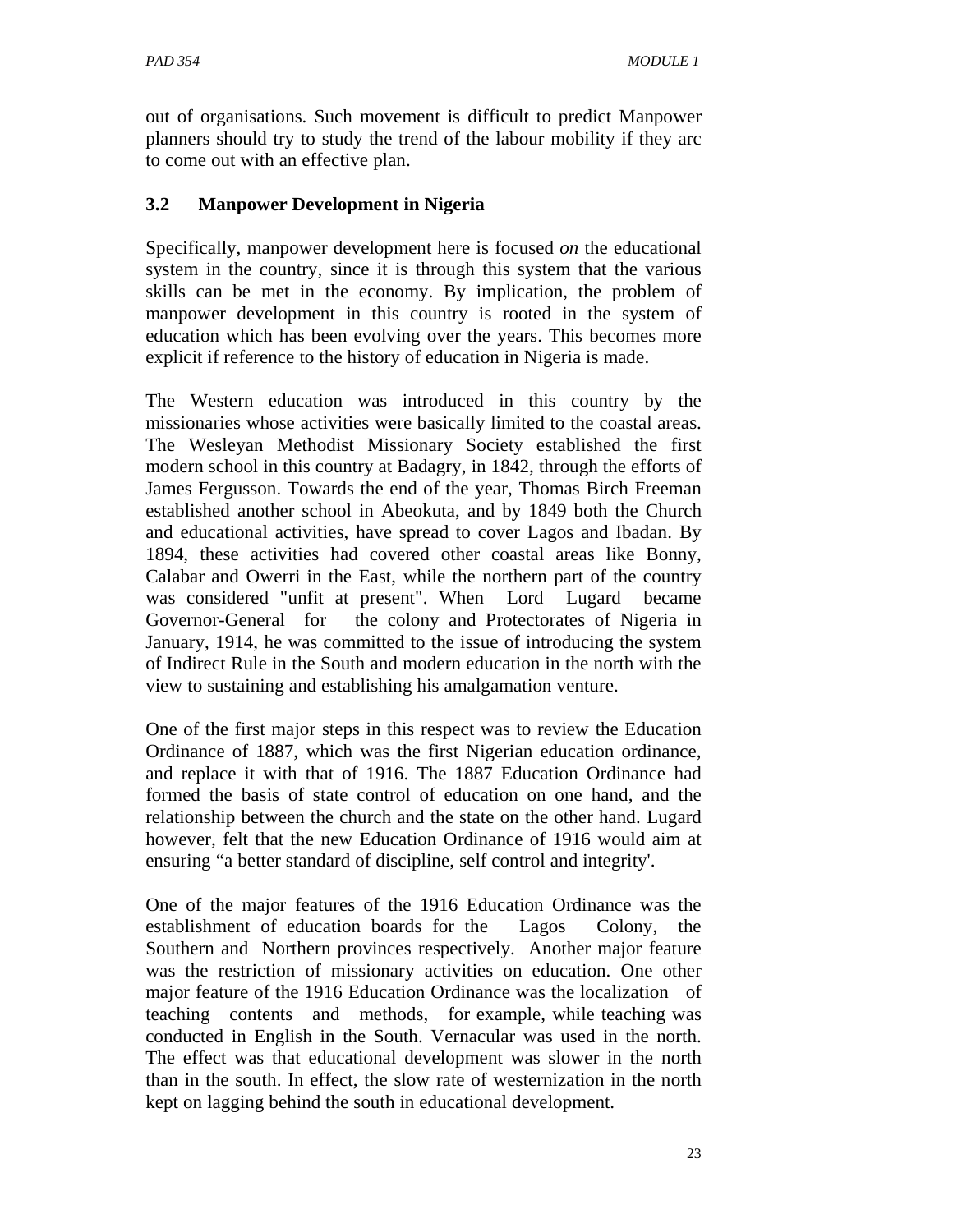out of organisations. Such movement is difficult to predict Manpower planners should try to study the trend of the labour mobility if they arc to come out with an effective plan.

### 3.2 Manpower Development in Nigeria

Specifically, manpower development here is focused *on* the educational system in the country, since it is through this system that the various skills can be met in the economy. By implication, the problem of manpower development in this country is rooted in the system of education which has been evolving over the years. This becomes more explicit if reference to the history of education in Nigeria is made.

The Western education was introduced in this country by the missionaries whose activities were basically limited to the coastal areas. The Wesleyan Methodist Missionary Society established the first modern school in this country at Badagry, in 1842, through the efforts of James Fergusson. Towards the end of the year, Thomas Birch Freeman established another school in Abeokuta, and by 1849 both the Church and educational activities, have spread to cover Lagos and Ibadan. By 1894, these activities had covered other coastal areas like Bonny, Calabar and Owerri in the East, while the northern part of the country was considered "unfit at present". When Lord Lugard became Governor-General for the colony and Protectorates of Nigeria in January, 1914, he was committed to the issue of introducing the system of Indirect Rule in the South and modern education in the north with the view to sustaining and establishing his amalgamation venture.

One of the first major steps in this respect was to review the Education Ordinance of 1887, which was the first Nigerian education ordinance, and replace it with that of 1916. The 1887 Education Ordinance had formed the basis of state control of education on one hand, and the relationship between the church and the state on the other hand. Lugard however, felt that the new Education Ordinance of 1916 would aim at ensuring "a better standard of discipline, self control and integrity'.

One of the major features of the 1916 Education Ordinance was the establishment of education boards for the Lagos Colony, the Southern and Northern provinces respectively. Another major feature was the restriction of missionary activities on education. One other major feature of the 1916 Education Ordinance was the localization of teaching contents and methods, for example, while teaching was conducted in English in the South. Vernacular was used in the north. The effect was that educational development was slower in the north than in the south. In effect, the slow rate of westernization in the north kept on lagging behind the south in educational development.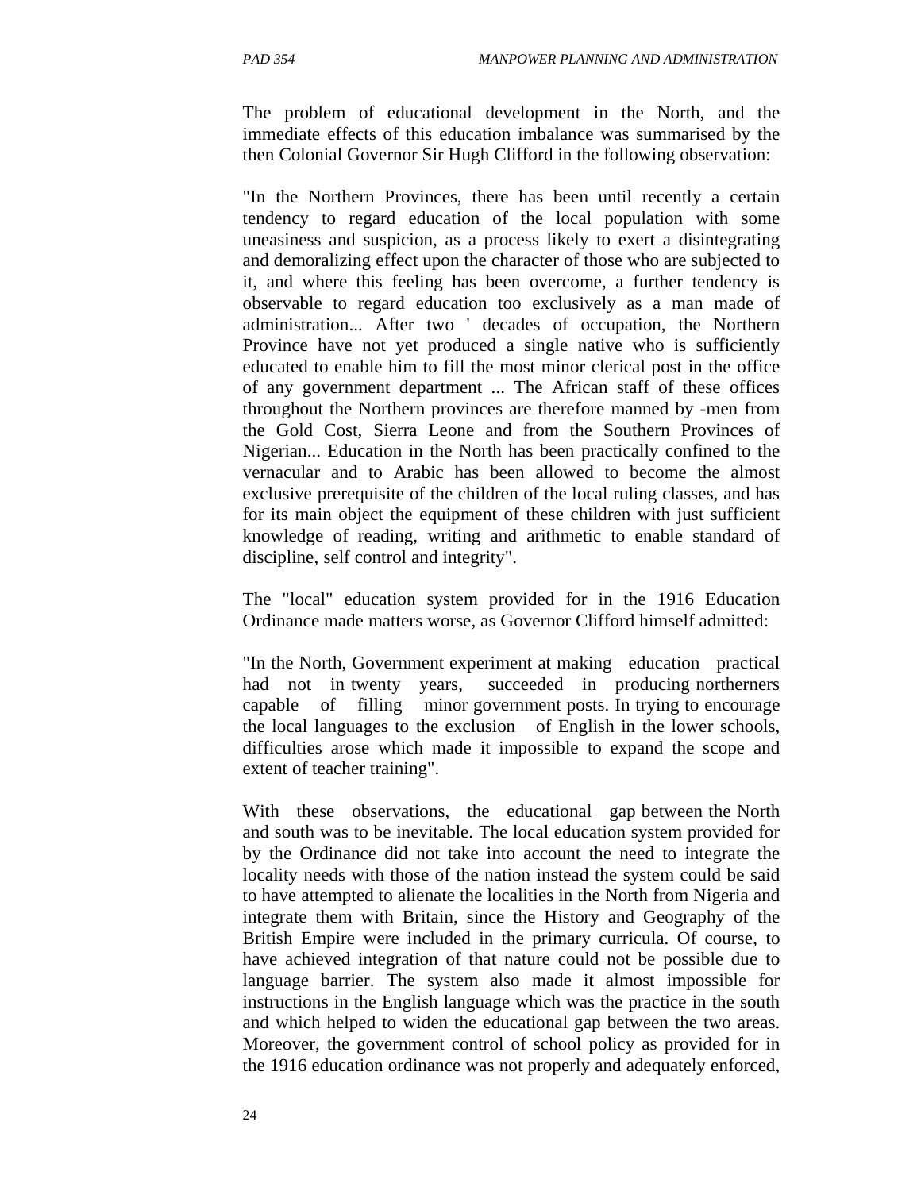The problem of educational development in the North, and the immediate effects of this education imbalance was summarised by the then Colonial Governor Sir Hugh Clifford in the following observation:

"In the Northern Provinces, there has been until recently a certain tendency to regard education of the local population with some uneasiness and suspicion, as a process likely to exert a disintegrating and demoralizing effect upon the character of those who are subjected to it, and where this feeling has been overcome, a further tendency is observable to regard education too exclusively as a man made of administration... After two ' decades of occupation, the Northern Province have not yet produced a single native who is sufficiently educated to enable him to fill the most minor clerical post in the office of any government department ... The African staff of these offices throughout the Northern provinces are therefore manned by -men from the Gold Cost, Sierra Leone and from the Southern Provinces of Nigerian... Education in the North has been practically confined to the vernacular and to Arabic has been allowed to become the almost exclusive prerequisite of the children of the local ruling classes, and has for its main object the equipment of these children with just sufficient knowledge of reading, writing and arithmetic to enable standard of discipline, self control and integrity".

The "local" education system provided for in the 1916 Education Ordinance made matters worse, as Governor Clifford himself admitted:

"In the North, Government experiment at making education practical had not in twenty years, succeeded in producing northerners capable of filling minor government posts. In trying to encourage the local languages to the exclusion of English in the lower schools, difficulties arose which made it impossible to expand the scope and extent of teacher training".

With these observations, the educational gap between the North and south was to be inevitable. The local education system provided for by the Ordinance did not take into account the need to integrate the locality needs with those of the nation instead the system could be said to have attempted to alienate the localities in the North from Nigeria and integrate them with Britain, since the History and Geography of the British Empire were included in the primary curricula. Of course, to have achieved integration of that nature could not be possible due to language barrier. The system also made it almost impossible for instructions in the English language which was the practice in the south and which helped to widen the educational gap between the two areas. Moreover, the government control of school policy as provided for in the 1916 education ordinance was not properly and adequately enforced,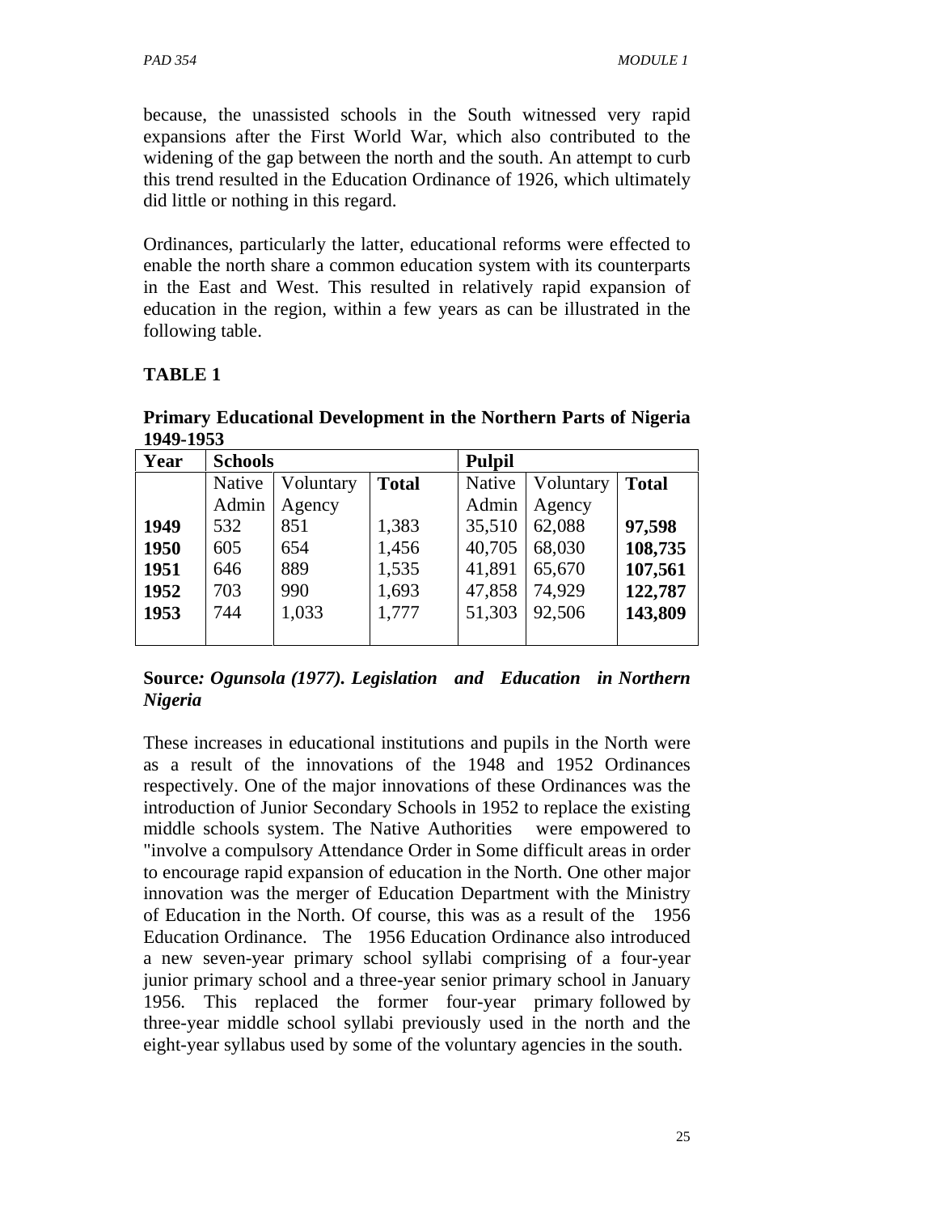because, the unassisted schools in the South witnessed very rapid expansions after the First World War, which also contributed to the widening of the gap between the north and the south. An attempt to curb this trend resulted in the Education Ordinance of 1926, which ultimately did little or nothing in this regard.

Ordinances, particularly the latter, educational reforms were effected to enable the north share a common education system with its counterparts in the East and West. This resulted in relatively rapid expansion of education in the region, within a few years as can be illustrated in the following table.

**TABLE 1**

**Primary Educational Development in the Northern Parts of Nigeria 1949-1953**

| Year | Schools | | | Pulpil | | |
|---|---|---|---|---|---|---|
| | Native Admin | Voluntary Agency | **Total** | Native Admin | Voluntary Agency | **Total** |
| **1949** | 532 | 851 | 1,383 | 35,510 | 62,088 | **97,598** |
| **1950** | 605 | 654 | 1,456 | 40,705 | 68,030 | **108,735** |
| **1951** | 646 | 889 | 1,535 | 41,891 | 65,670 | **107,561** |
| **1952** | 703 | 990 | 1,693 | 47,858 | 74,929 | **122,787** |
| **1953** | 744 | 1,033 | 1,777 | 51,303 | 92,506 | **143,809** |

**Source*: Ogunsola (1977). Legislation and Education in Northern Nigeria***

These increases in educational institutions and pupils in the North were as a result of the innovations of the 1948 and 1952 Ordinances respectively. One of the major innovations of these Ordinances was the introduction of Junior Secondary Schools in 1952 to replace the existing middle schools system. The Native Authorities were empowered to "involve a compulsory Attendance Order in Some difficult areas in order to encourage rapid expansion of education in the North. One other major innovation was the merger of Education Department with the Ministry of Education in the North. Of course, this was as a result of the 1956 Education Ordinance. The 1956 Education Ordinance also introduced a new seven-year primary school syllabi comprising of a four-year junior primary school and a three-year senior primary school in January 1956. This replaced the former four-year primary followed by three-year middle school syllabi previously used in the north and the eight-year syllabus used by some of the voluntary agencies in the south.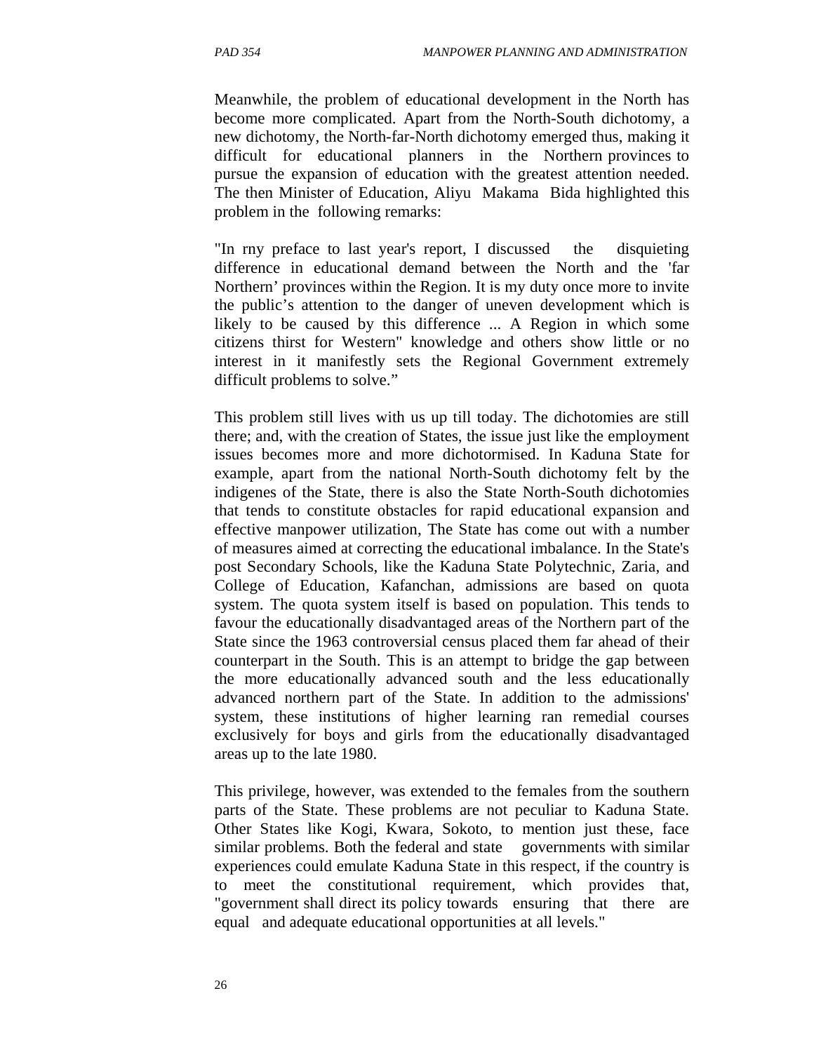Meanwhile, the problem of educational development in the North has become more complicated. Apart from the North-South dichotomy, a new dichotomy, the North-far-North dichotomy emerged thus, making it difficult for educational planners in the Northern provinces to pursue the expansion of education with the greatest attention needed. The then Minister of Education, Aliyu Makama Bida highlighted this problem in the following remarks:

"In rny preface to last year's report, I discussed the disquieting difference in educational demand between the North and the 'far Northern' provinces within the Region. It is my duty once more to invite the public's attention to the danger of uneven development which is likely to be caused by this difference ... A Region in which some citizens thirst for Western" knowledge and others show little or no interest in it manifestly sets the Regional Government extremely difficult problems to solve."

This problem still lives with us up till today. The dichotomies are still there; and, with the creation of States, the issue just like the employment issues becomes more and more dichotormised. In Kaduna State for example, apart from the national North-South dichotomy felt by the indigenes of the State, there is also the State North-South dichotomies that tends to constitute obstacles for rapid educational expansion and effective manpower utilization, The State has come out with a number of measures aimed at correcting the educational imbalance. In the State's post Secondary Schools, like the Kaduna State Polytechnic, Zaria, and College of Education, Kafanchan, admissions are based on quota system. The quota system itself is based on population. This tends to favour the educationally disadvantaged areas of the Northern part of the State since the 1963 controversial census placed them far ahead of their counterpart in the South. This is an attempt to bridge the gap between the more educationally advanced south and the less educationally advanced northern part of the State. In addition to the admissions' system, these institutions of higher learning ran remedial courses exclusively for boys and girls from the educationally disadvantaged areas up to the late 1980.

This privilege, however, was extended to the females from the southern parts of the State. These problems are not peculiar to Kaduna State. Other States like Kogi, Kwara, Sokoto, to mention just these, face similar problems. Both the federal and state governments with similar experiences could emulate Kaduna State in this respect, if the country is to meet the constitutional requirement, which provides that, "government shall direct its policy towards ensuring that there are equal and adequate educational opportunities at all levels."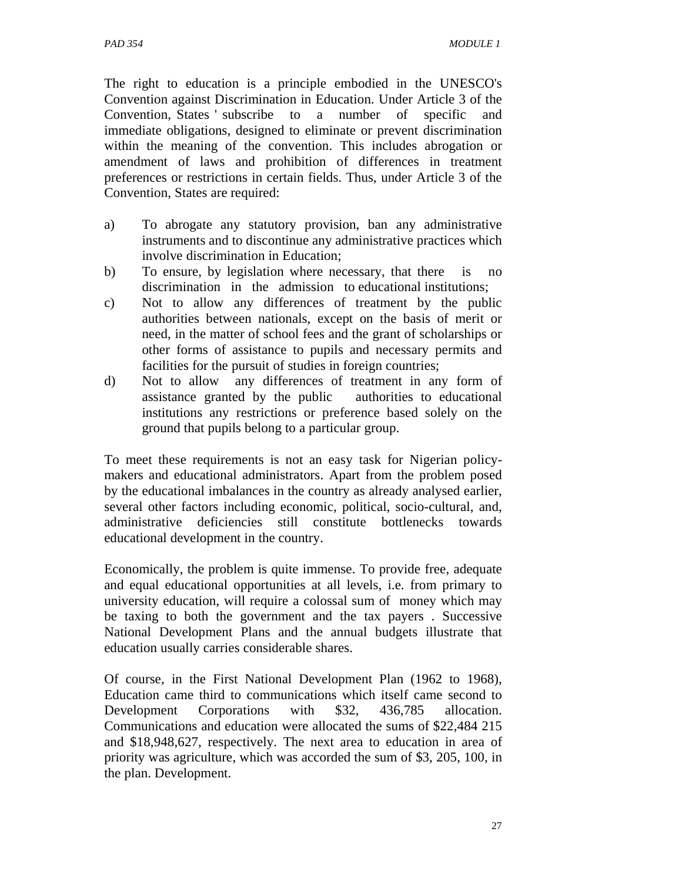The right to education is a principle embodied in the UNESCO's Convention against Discrimination in Education. Under Article 3 of the Convention, States ' subscribe to a number of specific and immediate obligations, designed to eliminate or prevent discrimination within the meaning of the convention. This includes abrogation or amendment of laws and prohibition of differences in treatment preferences or restrictions in certain fields. Thus, under Article 3 of the Convention, States are required:

a) To abrogate any statutory provision, ban any administrative instruments and to discontinue any administrative practices which involve discrimination in Education;
b) To ensure, by legislation where necessary, that there is no discrimination in the admission to educational institutions;
c) Not to allow any differences of treatment by the public authorities between nationals, except on the basis of merit or need, in the matter of school fees and the grant of scholarships or other forms of assistance to pupils and necessary permits and facilities for the pursuit of studies in foreign countries;
d) Not to allow any differences of treatment in any form of assistance granted by the public authorities to educational institutions any restrictions or preference based solely on the ground that pupils belong to a particular group.

To meet these requirements is not an easy task for Nigerian policy-makers and educational administrators. Apart from the problem posed by the educational imbalances in the country as already analysed earlier, several other factors including economic, political, socio-cultural, and, administrative deficiencies still constitute bottlenecks towards educational development in the country.

Economically, the problem is quite immense. To provide free, adequate and equal educational opportunities at all levels, i.e. from primary to university education, will require a colossal sum of money which may be taxing to both the government and the tax payers . Successive National Development Plans and the annual budgets illustrate that education usually carries considerable shares.

Of course, in the First National Development Plan (1962 to 1968), Education came third to communications which itself came second to Development Corporations with $32, 436,785 allocation. Communications and education were allocated the sums of $22,484 215 and $18,948,627, respectively. The next area to education in area of priority was agriculture, which was accorded the sum of $3, 205, 100, in the plan. Development.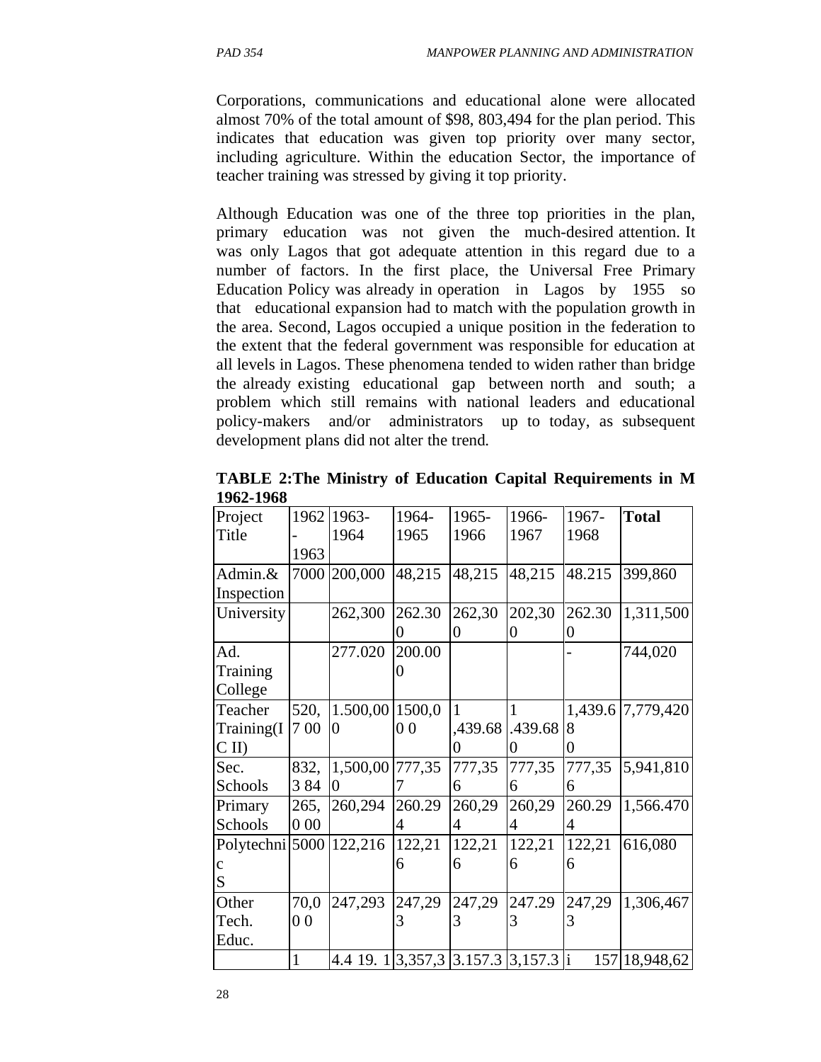Corporations, communications and educational alone were allocated almost 70% of the total amount of $98, 803,494 for the plan period. This indicates that education was given top priority over many sector, including agriculture. Within the education Sector, the importance of teacher training was stressed by giving it top priority.

Although Education was one of the three top priorities in the plan, primary education was not given the much-desired attention. It was only Lagos that got adequate attention in this regard due to a number of factors. In the first place, the Universal Free Primary Education Policy was already in operation in Lagos by 1955 so that educational expansion had to match with the population growth in the area. Second, Lagos occupied a unique position in the federation to the extent that the federal government was responsible for education at all levels in Lagos. These phenomena tended to widen rather than bridge the already existing educational gap between north and south; a problem which still remains with national leaders and educational policy-makers and/or administrators up to today, as subsequent development plans did not alter the trend.

**TABLE 2:The Ministry of Education Capital Requirements in M 1962-1968**

| Project Title | 1962-1963 | 1963-1964 | 1964-1965 | 1965-1966 | 1966-1967 | 1967-1968 | **Total** |
|---|---|---|---|---|---|---|---|
| Admin.& Inspection | 7000 | 200,000 | 48,215 | 48,215 | 48,215 | 48.215 | 399,860 |
| University | | 262,300 | 262.300 | 262,300 | 202,300 | 262.300 | 1,311,500 |
| Ad. Training College | | 277.020 | 200.000 | | | - | 744,020 |
| Teacher Training(I C II) | 520,7 00 | 1.500,000 | 1500,00 0 | 1 ,439.680 | 1 .439.680 | 1,439.680 | 7,779,420 |
| Sec. Schools | 832,3 84 | 1,500,000 | 777,357 | 777,356 | 777,356 | 777,356 | 5,941,810 |
| Primary Schools | 265,0 00 | 260,294 | 260.294 | 260,294 | 260,294 | 260.294 | 1,566.470 |
| Polytechnic S | 5000 | 122,216 | 122,216 | 122,216 | 122,216 | 122,216 | 616,080 |
| Other Tech. Educ. | 70,00 0 | 247,293 | 247,293 | 247,293 | 247.293 | 247,293 | 1,306,467 |
| | 1 | 4.4 19. 1 | 3,357,3 | 3.157.3 | 3,157.3 | i 157 | 18,948,62 |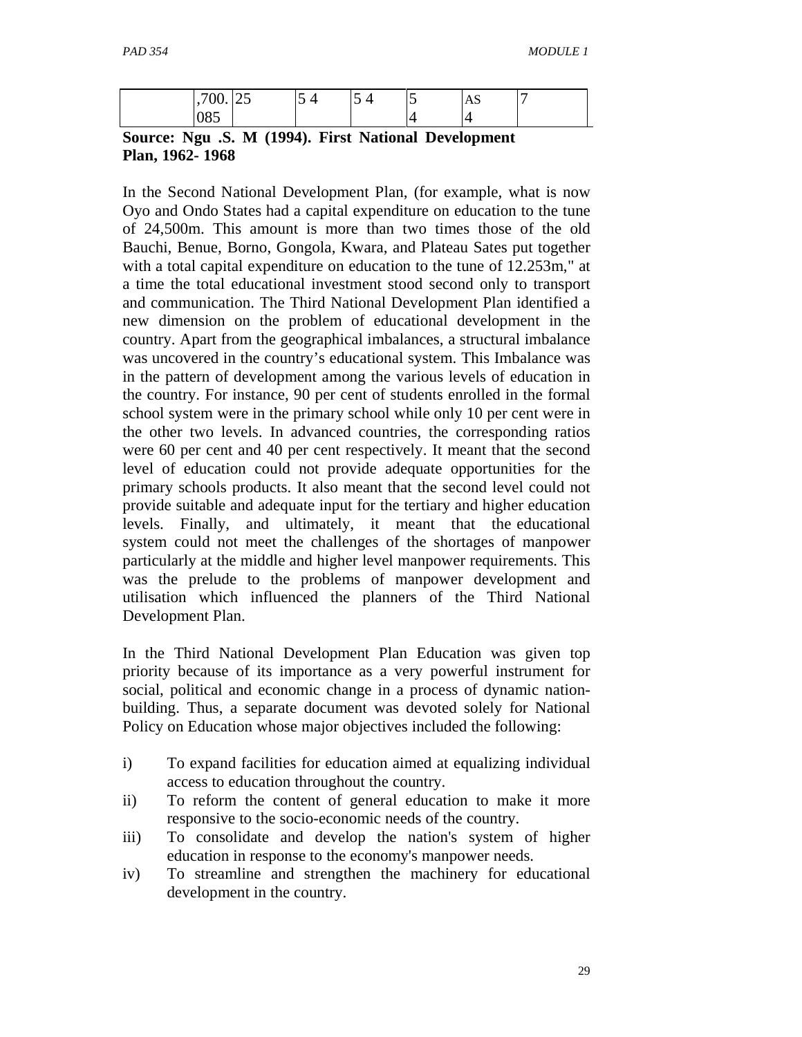| | ,700.085 | 25 | 5 4 | 5 4 | 5 4 | AS 4 | 7 |
|---|---|---|---|---|---|---|---|

**Source: Ngu .S. M (1994). First National Development Plan, 1962- 1968**

In the Second National Development Plan, (for example, what is now Oyo and Ondo States had a capital expenditure on education to the tune of 24,500m. This amount is more than two times those of the old Bauchi, Benue, Borno, Gongola, Kwara, and Plateau Sates put together with a total capital expenditure on education to the tune of 12.253m," at a time the total educational investment stood second only to transport and communication. The Third National Development Plan identified a new dimension on the problem of educational development in the country. Apart from the geographical imbalances, a structural imbalance was uncovered in the country's educational system. This Imbalance was in the pattern of development among the various levels of education in the country. For instance, 90 per cent of students enrolled in the formal school system were in the primary school while only 10 per cent were in the other two levels. In advanced countries, the corresponding ratios were 60 per cent and 40 per cent respectively. It meant that the second level of education could not provide adequate opportunities for the primary schools products. It also meant that the second level could not provide suitable and adequate input for the tertiary and higher education levels. Finally, and ultimately, it meant that the educational system could not meet the challenges of the shortages of manpower particularly at the middle and higher level manpower requirements. This was the prelude to the problems of manpower development and utilisation which influenced the planners of the Third National Development Plan.

In the Third National Development Plan Education was given top priority because of its importance as a very powerful instrument for social, political and economic change in a process of dynamic nation-building. Thus, a separate document was devoted solely for National Policy on Education whose major objectives included the following:

i) To expand facilities for education aimed at equalizing individual access to education throughout the country.
ii) To reform the content of general education to make it more responsive to the socio-economic needs of the country.
iii) To consolidate and develop the nation's system of higher education in response to the economy's manpower needs.
iv) To streamline and strengthen the machinery for educational development in the country.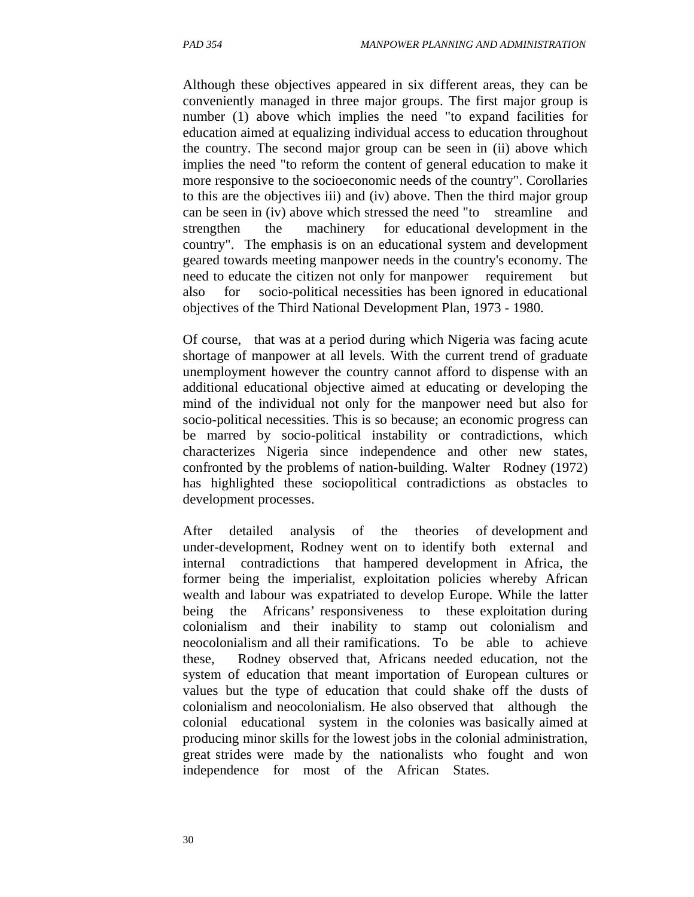Although these objectives appeared in six different areas, they can be conveniently managed in three major groups. The first major group is number (1) above which implies the need "to expand facilities for education aimed at equalizing individual access to education throughout the country. The second major group can be seen in (ii) above which implies the need "to reform the content of general education to make it more responsive to the socioeconomic needs of the country". Corollaries to this are the objectives iii) and (iv) above. Then the third major group can be seen in (iv) above which stressed the need "to streamline and strengthen the machinery for educational development in the country". The emphasis is on an educational system and development geared towards meeting manpower needs in the country's economy. The need to educate the citizen not only for manpower requirement but also for socio-political necessities has been ignored in educational objectives of the Third National Development Plan, 1973 - 1980.

Of course, that was at a period during which Nigeria was facing acute shortage of manpower at all levels. With the current trend of graduate unemployment however the country cannot afford to dispense with an additional educational objective aimed at educating or developing the mind of the individual not only for the manpower need but also for socio-political necessities. This is so because; an economic progress can be marred by socio-political instability or contradictions, which characterizes Nigeria since independence and other new states, confronted by the problems of nation-building. Walter Rodney (1972) has highlighted these sociopolitical contradictions as obstacles to development processes.

After detailed analysis of the theories of development and under-development, Rodney went on to identify both external and internal contradictions that hampered development in Africa, the former being the imperialist, exploitation policies whereby African wealth and labour was expatriated to develop Europe. While the latter being the Africans' responsiveness to these exploitation during colonialism and their inability to stamp out colonialism and neocolonialism and all their ramifications. To be able to achieve these, Rodney observed that, Africans needed education, not the system of education that meant importation of European cultures or values but the type of education that could shake off the dusts of colonialism and neocolonialism. He also observed that although the colonial educational system in the colonies was basically aimed at producing minor skills for the lowest jobs in the colonial administration, great strides were made by the nationalists who fought and won independence for most of the African States.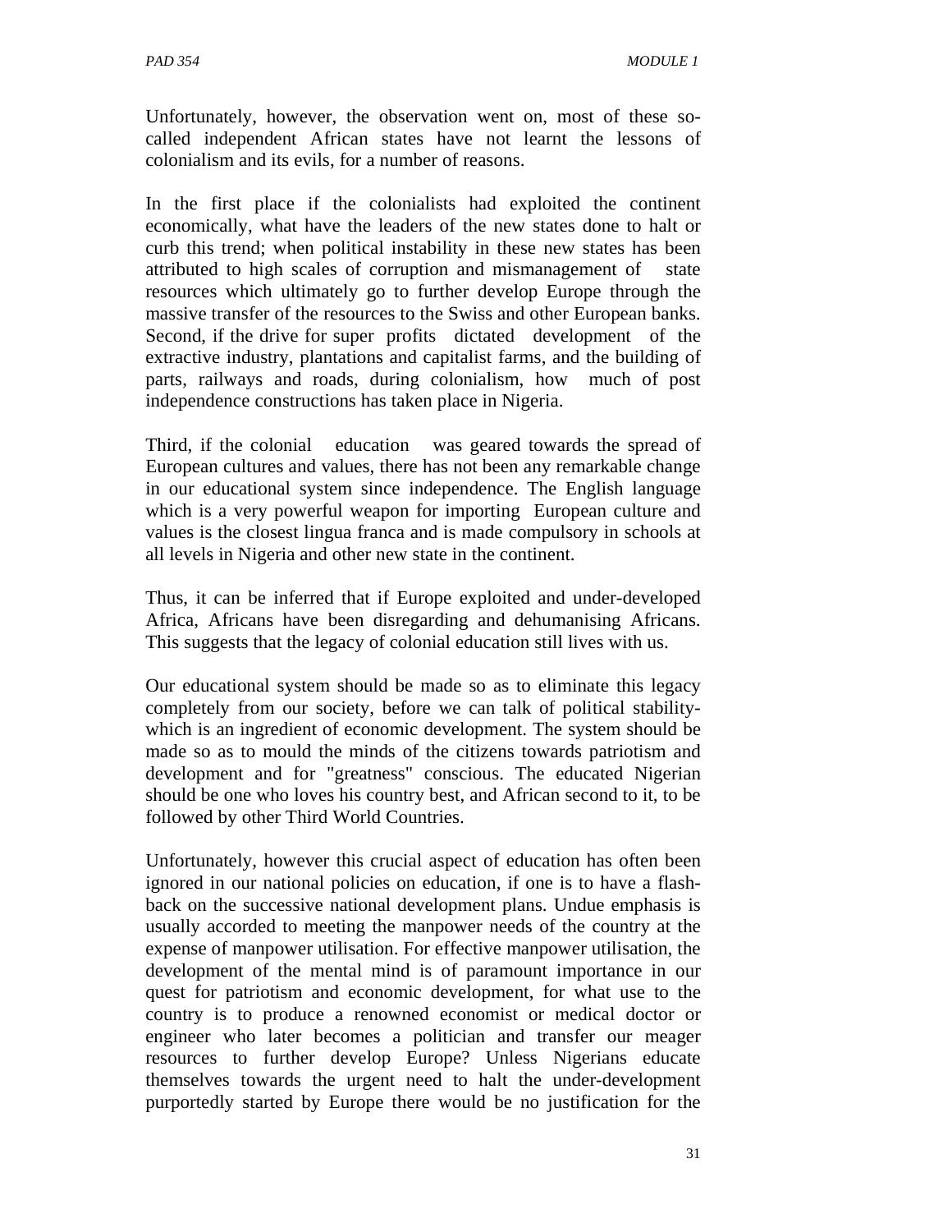Unfortunately, however, the observation went on, most of these so-called independent African states have not learnt the lessons of colonialism and its evils, for a number of reasons.

In the first place if the colonialists had exploited the continent economically, what have the leaders of the new states done to halt or curb this trend; when political instability in these new states has been attributed to high scales of corruption and mismanagement of state resources which ultimately go to further develop Europe through the massive transfer of the resources to the Swiss and other European banks. Second, if the drive for super profits dictated development of the extractive industry, plantations and capitalist farms, and the building of parts, railways and roads, during colonialism, how much of post independence constructions has taken place in Nigeria.

Third, if the colonial education was geared towards the spread of European cultures and values, there has not been any remarkable change in our educational system since independence. The English language which is a very powerful weapon for importing European culture and values is the closest lingua franca and is made compulsory in schools at all levels in Nigeria and other new state in the continent.

Thus, it can be inferred that if Europe exploited and under-developed Africa, Africans have been disregarding and dehumanising Africans. This suggests that the legacy of colonial education still lives with us.

Our educational system should be made so as to eliminate this legacy completely from our society, before we can talk of political stability- which is an ingredient of economic development. The system should be made so as to mould the minds of the citizens towards patriotism and development and for "greatness" conscious. The educated Nigerian should be one who loves his country best, and African second to it, to be followed by other Third World Countries.

Unfortunately, however this crucial aspect of education has often been ignored in our national policies on education, if one is to have a flash-back on the successive national development plans. Undue emphasis is usually accorded to meeting the manpower needs of the country at the expense of manpower utilisation. For effective manpower utilisation, the development of the mental mind is of paramount importance in our quest for patriotism and economic development, for what use to the country is to produce a renowned economist or medical doctor or engineer who later becomes a politician and transfer our meager resources to further develop Europe? Unless Nigerians educate themselves towards the urgent need to halt the under-development purportedly started by Europe there would be no justification for the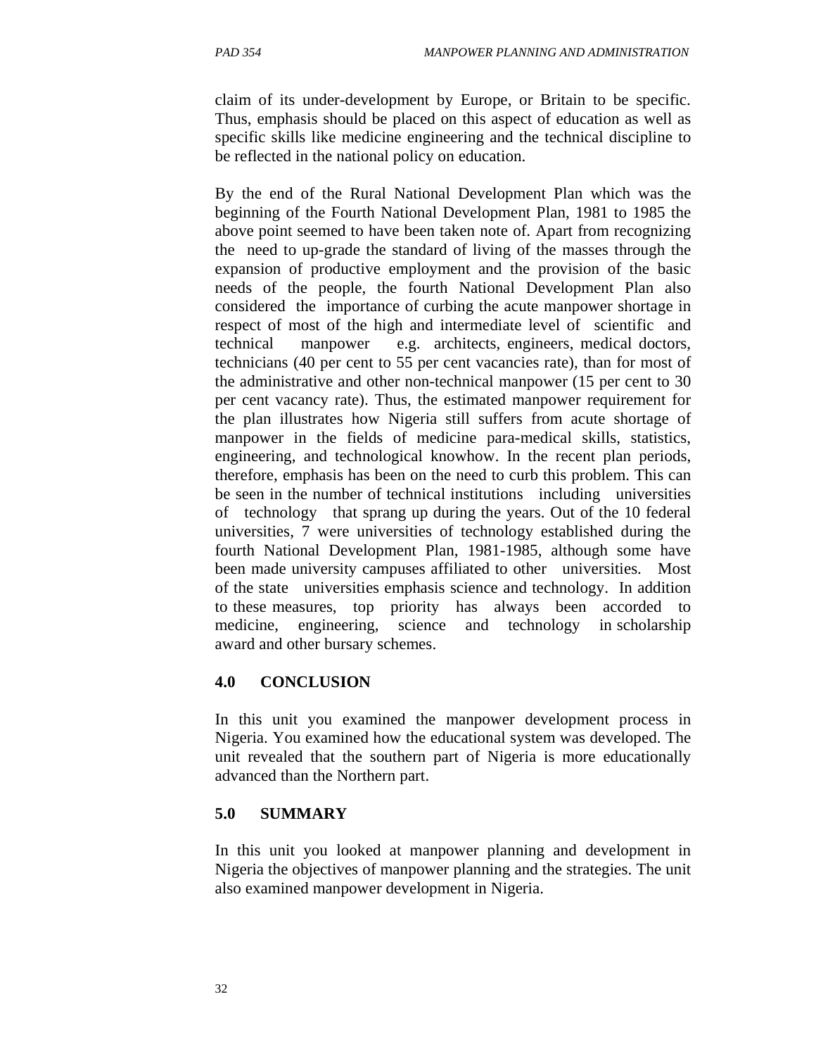claim of its under-development by Europe, or Britain to be specific. Thus, emphasis should be placed on this aspect of education as well as specific skills like medicine engineering and the technical discipline to be reflected in the national policy on education.

By the end of the Rural National Development Plan which was the beginning of the Fourth National Development Plan, 1981 to 1985 the above point seemed to have been taken note of. Apart from recognizing the need to up-grade the standard of living of the masses through the expansion of productive employment and the provision of the basic needs of the people, the fourth National Development Plan also considered the importance of curbing the acute manpower shortage in respect of most of the high and intermediate level of scientific and technical manpower e.g. architects, engineers, medical doctors, technicians (40 per cent to 55 per cent vacancies rate), than for most of the administrative and other non-technical manpower (15 per cent to 30 per cent vacancy rate). Thus, the estimated manpower requirement for the plan illustrates how Nigeria still suffers from acute shortage of manpower in the fields of medicine para-medical skills, statistics, engineering, and technological knowhow. In the recent plan periods, therefore, emphasis has been on the need to curb this problem. This can be seen in the number of technical institutions including universities of technology that sprang up during the years. Out of the 10 federal universities, 7 were universities of technology established during the fourth National Development Plan, 1981-1985, although some have been made university campuses affiliated to other universities. Most of the state universities emphasis science and technology. In addition to these measures, top priority has always been accorded to medicine, engineering, science and technology in scholarship award and other bursary schemes.

## 4.0 CONCLUSION

In this unit you examined the manpower development process in Nigeria. You examined how the educational system was developed. The unit revealed that the southern part of Nigeria is more educationally advanced than the Northern part.

## 5.0 SUMMARY

In this unit you looked at manpower planning and development in Nigeria the objectives of manpower planning and the strategies. The unit also examined manpower development in Nigeria.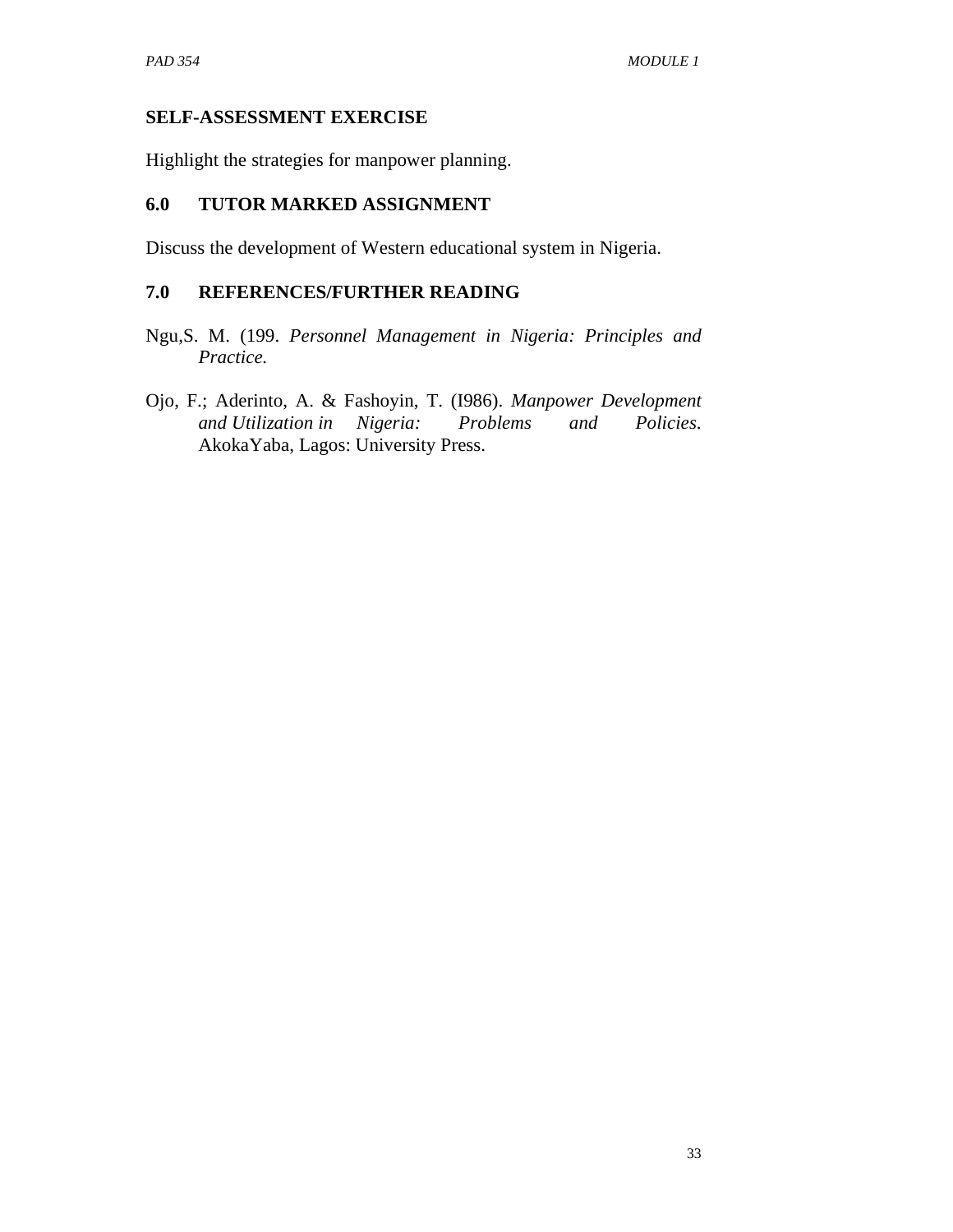## SELF-ASSESSMENT EXERCISE

Highlight the strategies for manpower planning.

## 6.0 TUTOR MARKED ASSIGNMENT

Discuss the development of Western educational system in Nigeria.

## 7.0 REFERENCES/FURTHER READING

Ngu,S. M. (199. *Personnel Management in Nigeria: Principles and Practice.*

Ojo, F.; Aderinto, A. & Fashoyin, T. (I986). *Manpower Development and Utilization in Nigeria: Problems and Policies*. AkokaYaba, Lagos: University Press.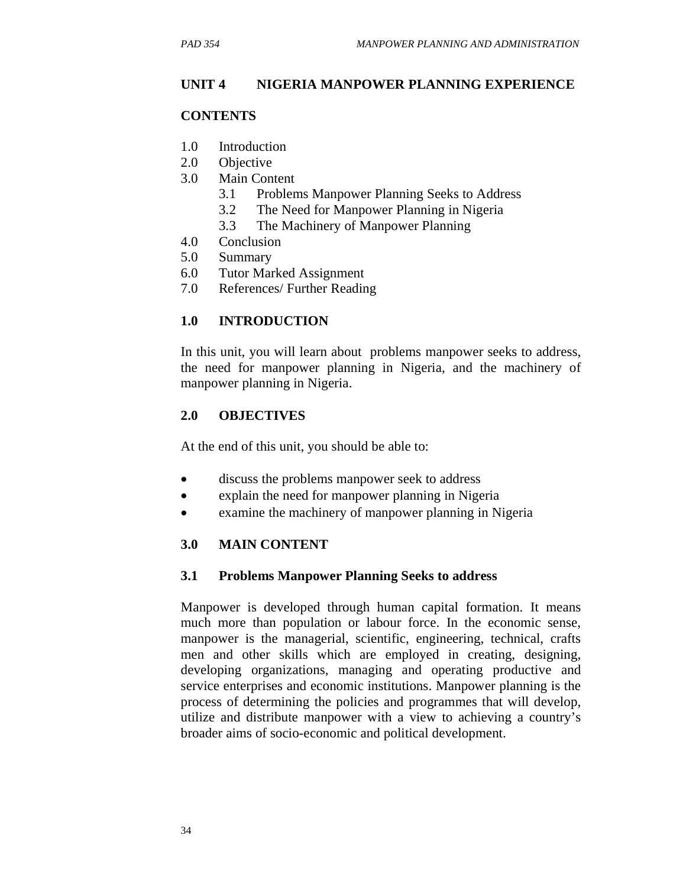## UNIT 4 NIGERIA MANPOWER PLANNING EXPERIENCE

### CONTENTS

1.0 Introduction
2.0 Objective
3.0 Main Content
    3.1 Problems Manpower Planning Seeks to Address
    3.2 The Need for Manpower Planning in Nigeria
    3.3 The Machinery of Manpower Planning
4.0 Conclusion
5.0 Summary
6.0 Tutor Marked Assignment
7.0 References/ Further Reading

### 1.0 INTRODUCTION

In this unit, you will learn about problems manpower seeks to address, the need for manpower planning in Nigeria, and the machinery of manpower planning in Nigeria.

### 2.0 OBJECTIVES

At the end of this unit, you should be able to:

- discuss the problems manpower seek to address
- explain the need for manpower planning in Nigeria
- examine the machinery of manpower planning in Nigeria

### 3.0 MAIN CONTENT

#### 3.1 Problems Manpower Planning Seeks to address

Manpower is developed through human capital formation. It means much more than population or labour force. In the economic sense, manpower is the managerial, scientific, engineering, technical, crafts men and other skills which are employed in creating, designing, developing organizations, managing and operating productive and service enterprises and economic institutions. Manpower planning is the process of determining the policies and programmes that will develop, utilize and distribute manpower with a view to achieving a country's broader aims of socio-economic and political development.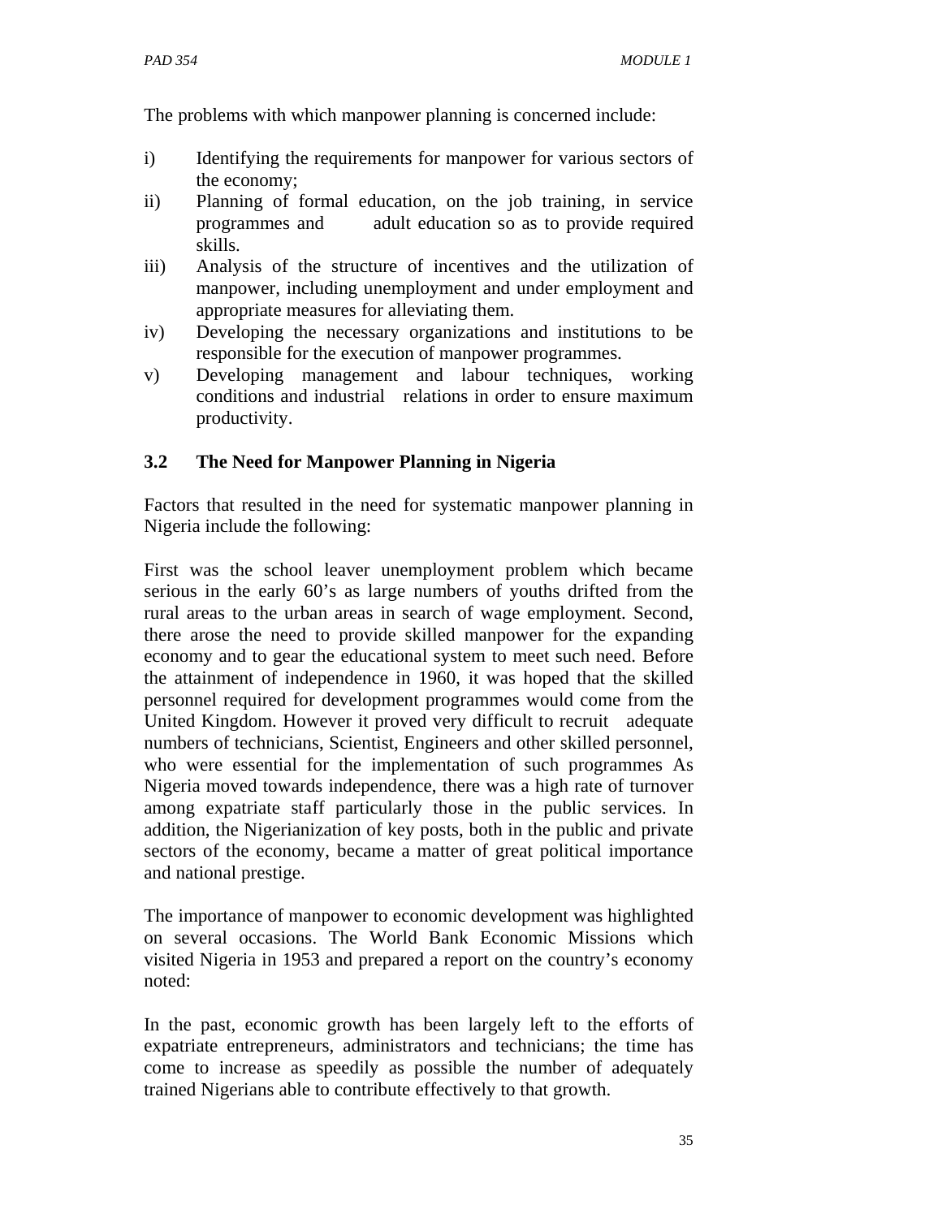The problems with which manpower planning is concerned include:

i) Identifying the requirements for manpower for various sectors of the economy;
ii) Planning of formal education, on the job training, in service programmes and adult education so as to provide required skills.
iii) Analysis of the structure of incentives and the utilization of manpower, including unemployment and under employment and appropriate measures for alleviating them.
iv) Developing the necessary organizations and institutions to be responsible for the execution of manpower programmes.
v) Developing management and labour techniques, working conditions and industrial relations in order to ensure maximum productivity.

### 3.2 The Need for Manpower Planning in Nigeria

Factors that resulted in the need for systematic manpower planning in Nigeria include the following:

First was the school leaver unemployment problem which became serious in the early 60's as large numbers of youths drifted from the rural areas to the urban areas in search of wage employment. Second, there arose the need to provide skilled manpower for the expanding economy and to gear the educational system to meet such need. Before the attainment of independence in 1960, it was hoped that the skilled personnel required for development programmes would come from the United Kingdom. However it proved very difficult to recruit adequate numbers of technicians, Scientist, Engineers and other skilled personnel, who were essential for the implementation of such programmes As Nigeria moved towards independence, there was a high rate of turnover among expatriate staff particularly those in the public services. In addition, the Nigerianization of key posts, both in the public and private sectors of the economy, became a matter of great political importance and national prestige.

The importance of manpower to economic development was highlighted on several occasions. The World Bank Economic Missions which visited Nigeria in 1953 and prepared a report on the country's economy noted:

In the past, economic growth has been largely left to the efforts of expatriate entrepreneurs, administrators and technicians; the time has come to increase as speedily as possible the number of adequately trained Nigerians able to contribute effectively to that growth.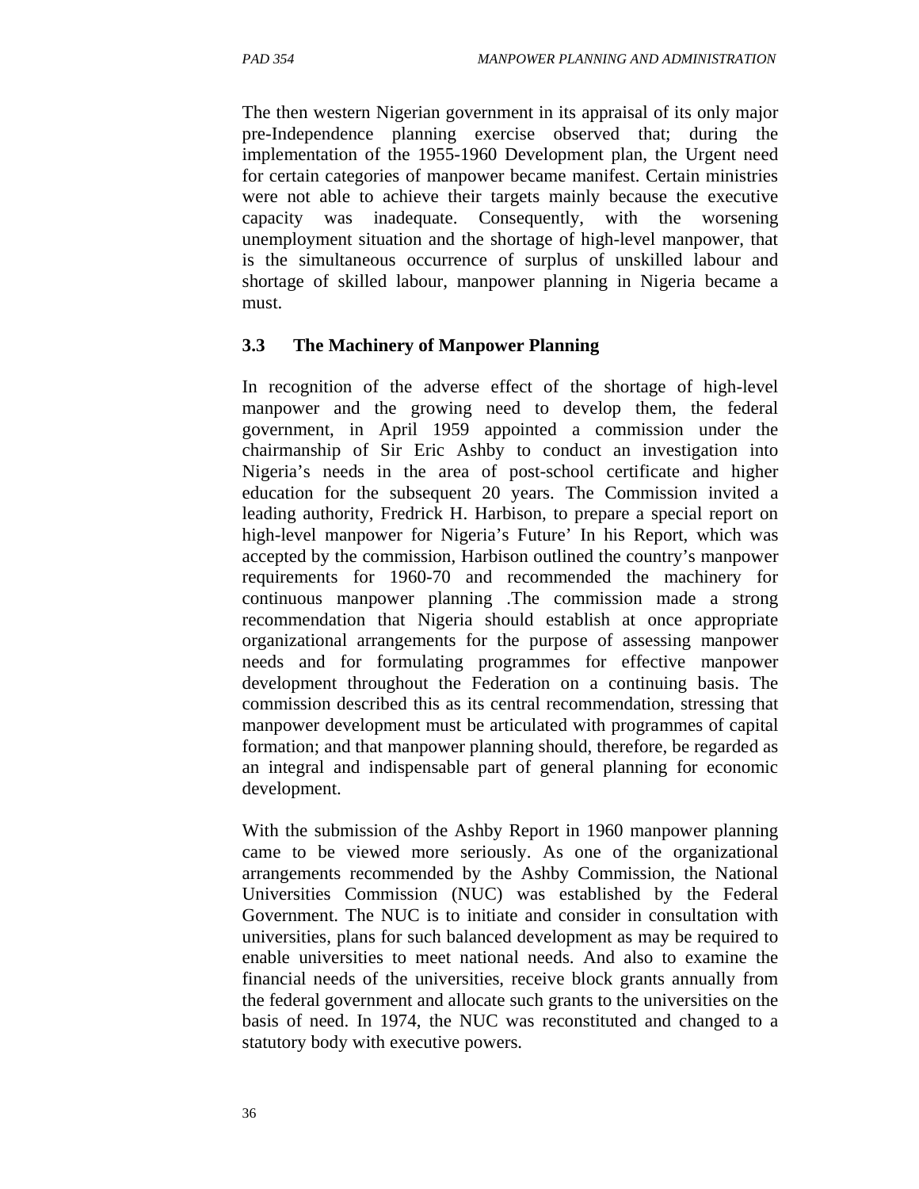The then western Nigerian government in its appraisal of its only major pre-Independence planning exercise observed that; during the implementation of the 1955-1960 Development plan, the Urgent need for certain categories of manpower became manifest. Certain ministries were not able to achieve their targets mainly because the executive capacity was inadequate. Consequently, with the worsening unemployment situation and the shortage of high-level manpower, that is the simultaneous occurrence of surplus of unskilled labour and shortage of skilled labour, manpower planning in Nigeria became a must.

### 3.3 The Machinery of Manpower Planning

In recognition of the adverse effect of the shortage of high-level manpower and the growing need to develop them, the federal government, in April 1959 appointed a commission under the chairmanship of Sir Eric Ashby to conduct an investigation into Nigeria's needs in the area of post-school certificate and higher education for the subsequent 20 years. The Commission invited a leading authority, Fredrick H. Harbison, to prepare a special report on high-level manpower for Nigeria's Future' In his Report, which was accepted by the commission, Harbison outlined the country's manpower requirements for 1960-70 and recommended the machinery for continuous manpower planning .The commission made a strong recommendation that Nigeria should establish at once appropriate organizational arrangements for the purpose of assessing manpower needs and for formulating programmes for effective manpower development throughout the Federation on a continuing basis. The commission described this as its central recommendation, stressing that manpower development must be articulated with programmes of capital formation; and that manpower planning should, therefore, be regarded as an integral and indispensable part of general planning for economic development.

With the submission of the Ashby Report in 1960 manpower planning came to be viewed more seriously. As one of the organizational arrangements recommended by the Ashby Commission, the National Universities Commission (NUC) was established by the Federal Government. The NUC is to initiate and consider in consultation with universities, plans for such balanced development as may be required to enable universities to meet national needs. And also to examine the financial needs of the universities, receive block grants annually from the federal government and allocate such grants to the universities on the basis of need. In 1974, the NUC was reconstituted and changed to a statutory body with executive powers.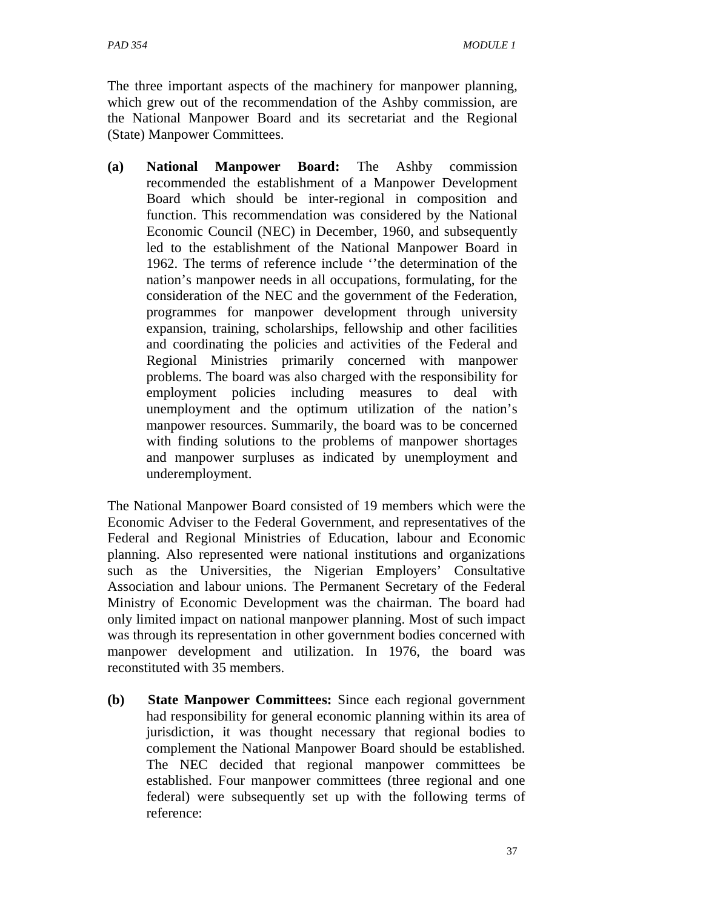The three important aspects of the machinery for manpower planning, which grew out of the recommendation of the Ashby commission, are the National Manpower Board and its secretariat and the Regional (State) Manpower Committees.

**(a) National Manpower Board:** The Ashby commission recommended the establishment of a Manpower Development Board which should be inter-regional in composition and function. This recommendation was considered by the National Economic Council (NEC) in December, 1960, and subsequently led to the establishment of the National Manpower Board in 1962. The terms of reference include ''the determination of the nation's manpower needs in all occupations, formulating, for the consideration of the NEC and the government of the Federation, programmes for manpower development through university expansion, training, scholarships, fellowship and other facilities and coordinating the policies and activities of the Federal and Regional Ministries primarily concerned with manpower problems. The board was also charged with the responsibility for employment policies including measures to deal with unemployment and the optimum utilization of the nation's manpower resources. Summarily, the board was to be concerned with finding solutions to the problems of manpower shortages and manpower surpluses as indicated by unemployment and underemployment.

The National Manpower Board consisted of 19 members which were the Economic Adviser to the Federal Government, and representatives of the Federal and Regional Ministries of Education, labour and Economic planning. Also represented were national institutions and organizations such as the Universities, the Nigerian Employers' Consultative Association and labour unions. The Permanent Secretary of the Federal Ministry of Economic Development was the chairman. The board had only limited impact on national manpower planning. Most of such impact was through its representation in other government bodies concerned with manpower development and utilization. In 1976, the board was reconstituted with 35 members.

**(b) State Manpower Committees:** Since each regional government had responsibility for general economic planning within its area of jurisdiction, it was thought necessary that regional bodies to complement the National Manpower Board should be established. The NEC decided that regional manpower committees be established. Four manpower committees (three regional and one federal) were subsequently set up with the following terms of reference: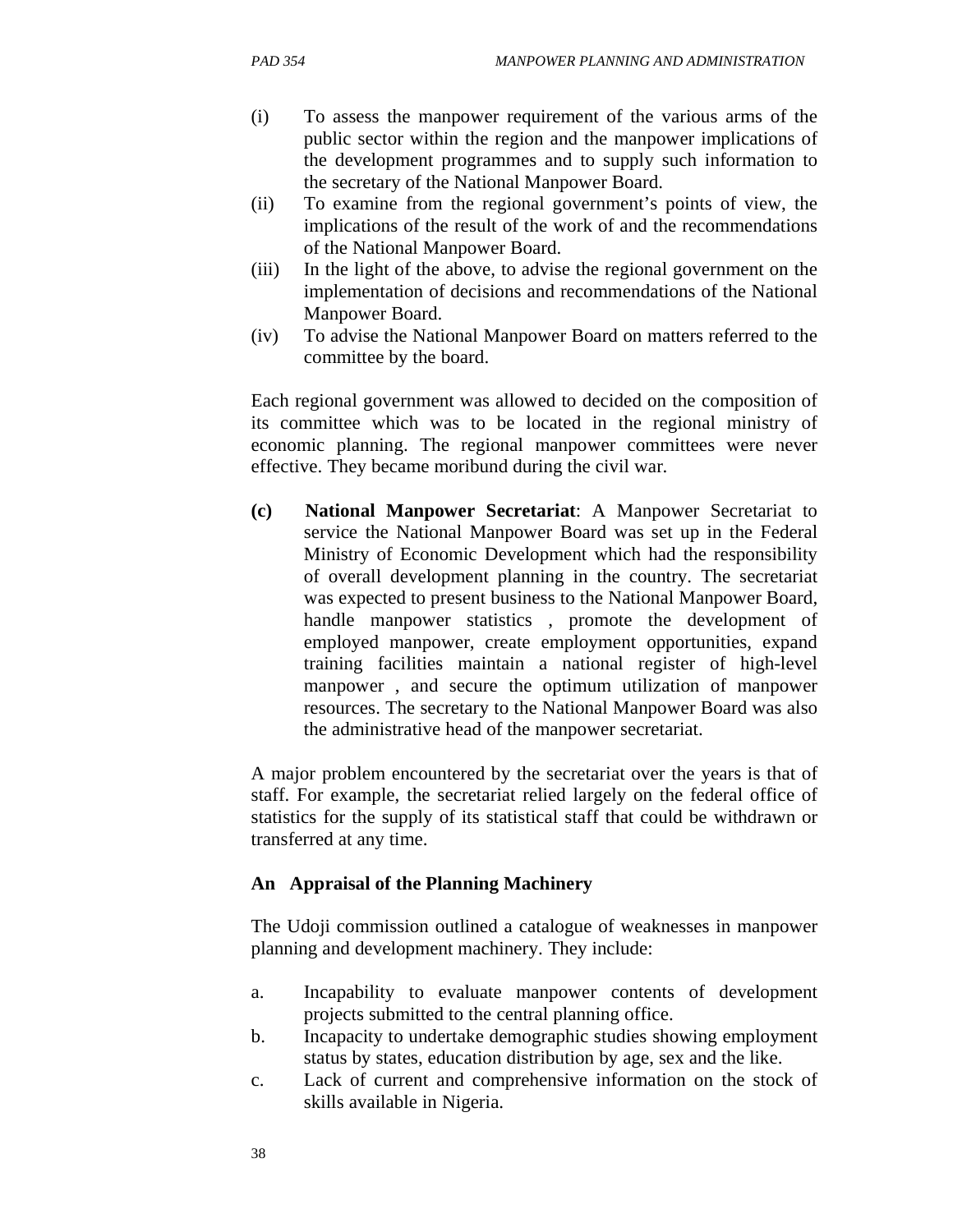(i) To assess the manpower requirement of the various arms of the public sector within the region and the manpower implications of the development programmes and to supply such information to the secretary of the National Manpower Board.

(ii) To examine from the regional government's points of view, the implications of the result of the work of and the recommendations of the National Manpower Board.

(iii) In the light of the above, to advise the regional government on the implementation of decisions and recommendations of the National Manpower Board.

(iv) To advise the National Manpower Board on matters referred to the committee by the board.

Each regional government was allowed to decided on the composition of its committee which was to be located in the regional ministry of economic planning. The regional manpower committees were never effective. They became moribund during the civil war.

**(c) National Manpower Secretariat**: A Manpower Secretariat to service the National Manpower Board was set up in the Federal Ministry of Economic Development which had the responsibility of overall development planning in the country. The secretariat was expected to present business to the National Manpower Board, handle manpower statistics , promote the development of employed manpower, create employment opportunities, expand training facilities maintain a national register of high-level manpower , and secure the optimum utilization of manpower resources. The secretary to the National Manpower Board was also the administrative head of the manpower secretariat.

A major problem encountered by the secretariat over the years is that of staff. For example, the secretariat relied largely on the federal office of statistics for the supply of its statistical staff that could be withdrawn or transferred at any time.

**An Appraisal of the Planning Machinery**

The Udoji commission outlined a catalogue of weaknesses in manpower planning and development machinery. They include:

a. Incapability to evaluate manpower contents of development projects submitted to the central planning office.

b. Incapacity to undertake demographic studies showing employment status by states, education distribution by age, sex and the like.

c. Lack of current and comprehensive information on the stock of skills available in Nigeria.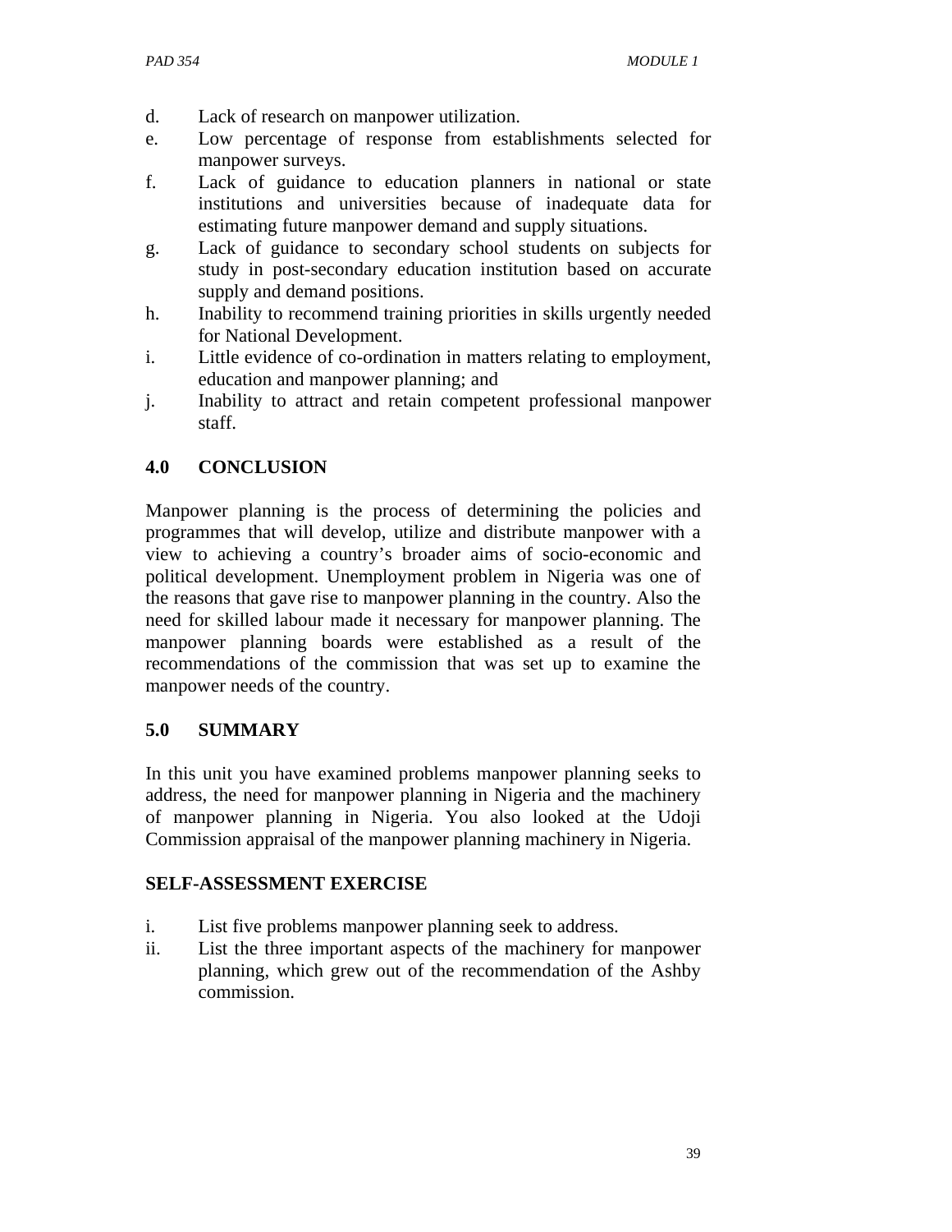d. Lack of research on manpower utilization.
e. Low percentage of response from establishments selected for manpower surveys.
f. Lack of guidance to education planners in national or state institutions and universities because of inadequate data for estimating future manpower demand and supply situations.
g. Lack of guidance to secondary school students on subjects for study in post-secondary education institution based on accurate supply and demand positions.
h. Inability to recommend training priorities in skills urgently needed for National Development.
i. Little evidence of co-ordination in matters relating to employment, education and manpower planning; and
j. Inability to attract and retain competent professional manpower staff.

## 4.0 CONCLUSION

Manpower planning is the process of determining the policies and programmes that will develop, utilize and distribute manpower with a view to achieving a country's broader aims of socio-economic and political development. Unemployment problem in Nigeria was one of the reasons that gave rise to manpower planning in the country. Also the need for skilled labour made it necessary for manpower planning. The manpower planning boards were established as a result of the recommendations of the commission that was set up to examine the manpower needs of the country.

## 5.0 SUMMARY

In this unit you have examined problems manpower planning seeks to address, the need for manpower planning in Nigeria and the machinery of manpower planning in Nigeria. You also looked at the Udoji Commission appraisal of the manpower planning machinery in Nigeria.

### SELF-ASSESSMENT EXERCISE

i. List five problems manpower planning seek to address.
ii. List the three important aspects of the machinery for manpower planning, which grew out of the recommendation of the Ashby commission.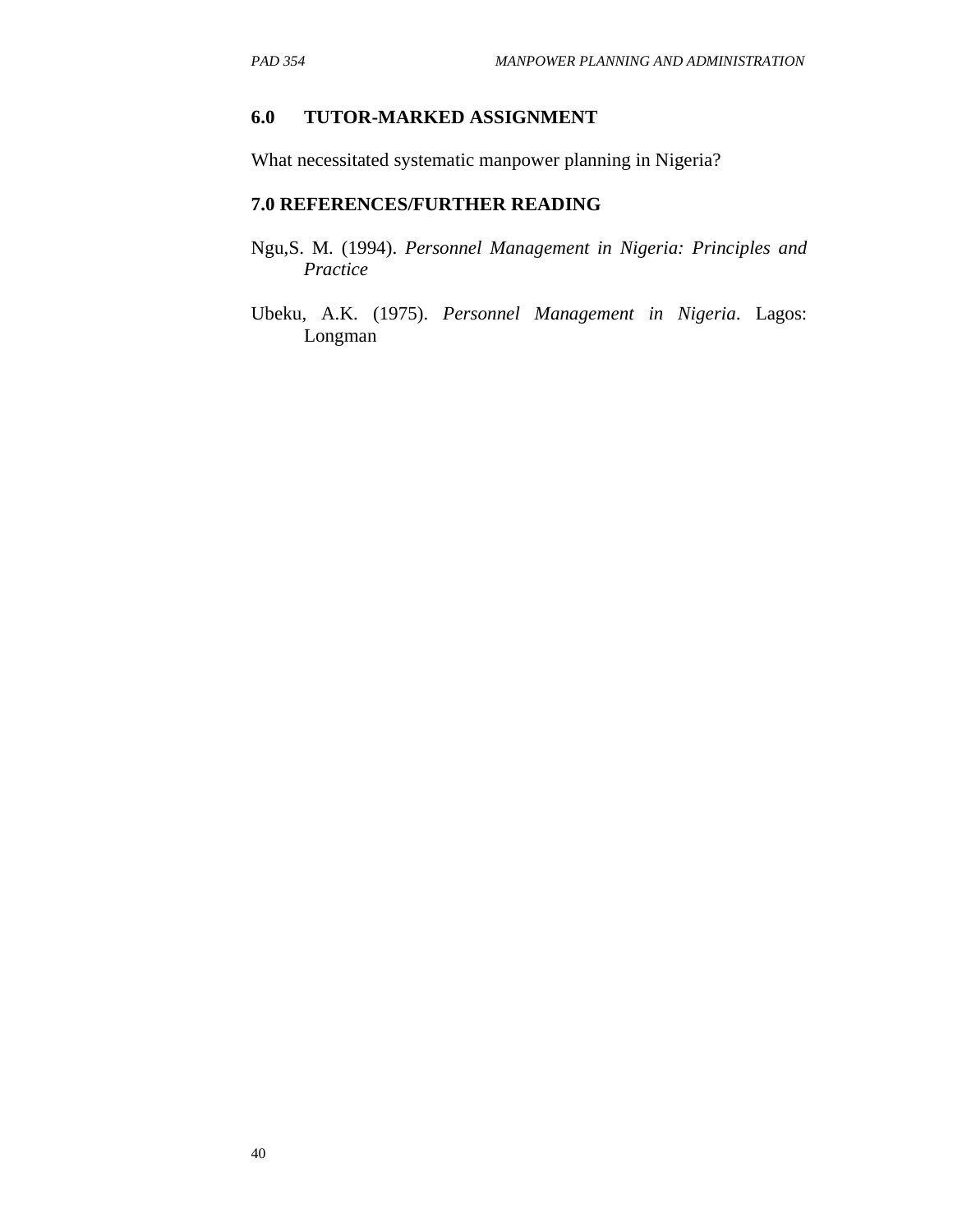## 6.0 TUTOR-MARKED ASSIGNMENT

What necessitated systematic manpower planning in Nigeria?

## 7.0 REFERENCES/FURTHER READING

Ngu,S. M. (1994). *Personnel Management in Nigeria: Principles and Practice*

Ubeku, A.K. (1975). *Personnel Management in Nigeria*. Lagos: Longman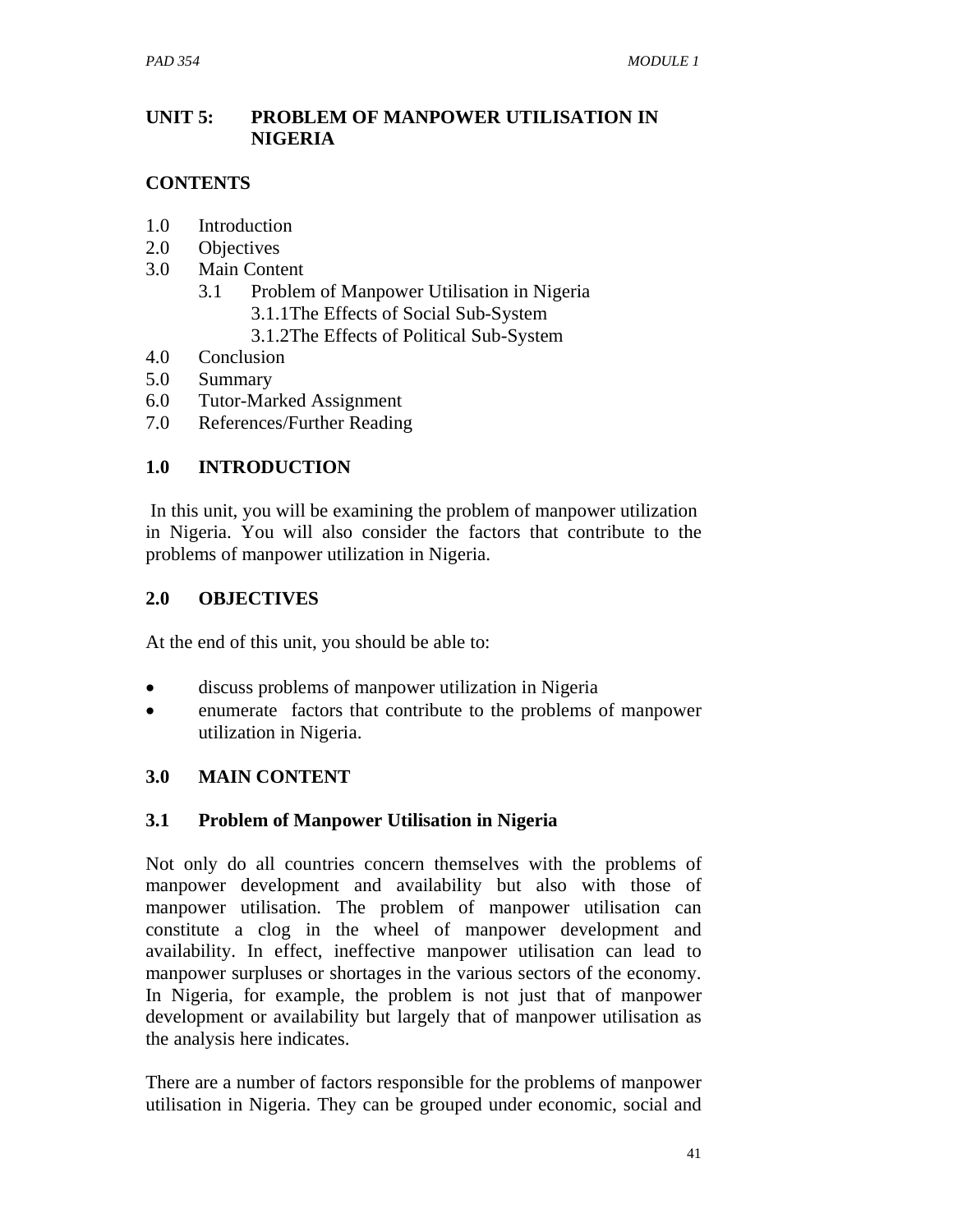## UNIT 5: PROBLEM OF MANPOWER UTILISATION IN NIGERIA

**CONTENTS**

- 1.0 Introduction
- 2.0 Objectives
- 3.0 Main Content
  - 3.1 Problem of Manpower Utilisation in Nigeria
    - 3.1.1The Effects of Social Sub-System
    - 3.1.2The Effects of Political Sub-System
- 4.0 Conclusion
- 5.0 Summary
- 6.0 Tutor-Marked Assignment
- 7.0 References/Further Reading

### 1.0 INTRODUCTION

In this unit, you will be examining the problem of manpower utilization in Nigeria. You will also consider the factors that contribute to the problems of manpower utilization in Nigeria.

### 2.0 OBJECTIVES

At the end of this unit, you should be able to:

- discuss problems of manpower utilization in Nigeria
- enumerate factors that contribute to the problems of manpower utilization in Nigeria.

### 3.0 MAIN CONTENT

#### 3.1 Problem of Manpower Utilisation in Nigeria

Not only do all countries concern themselves with the problems of manpower development and availability but also with those of manpower utilisation. The problem of manpower utilisation can constitute a clog in the wheel of manpower development and availability. In effect, ineffective manpower utilisation can lead to manpower surpluses or shortages in the various sectors of the economy. In Nigeria, for example, the problem is not just that of manpower development or availability but largely that of manpower utilisation as the analysis here indicates.

There are a number of factors responsible for the problems of manpower utilisation in Nigeria. They can be grouped under economic, social and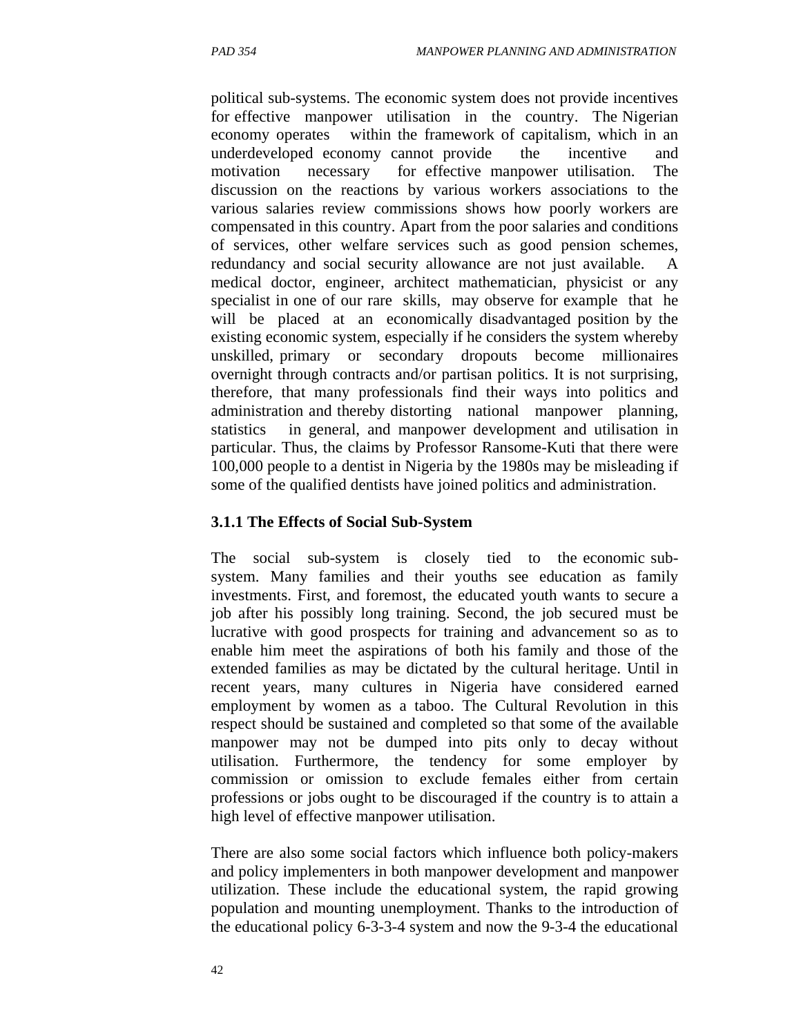political sub-systems. The economic system does not provide incentives for effective manpower utilisation in the country. The Nigerian economy operates within the framework of capitalism, which in an underdeveloped economy cannot provide the incentive and motivation necessary for effective manpower utilisation. The discussion on the reactions by various workers associations to the various salaries review commissions shows how poorly workers are compensated in this country. Apart from the poor salaries and conditions of services, other welfare services such as good pension schemes, redundancy and social security allowance are not just available. A medical doctor, engineer, architect mathematician, physicist or any specialist in one of our rare skills, may observe for example that he will be placed at an economically disadvantaged position by the existing economic system, especially if he considers the system whereby unskilled, primary or secondary dropouts become millionaires overnight through contracts and/or partisan politics. It is not surprising, therefore, that many professionals find their ways into politics and administration and thereby distorting national manpower planning, statistics in general, and manpower development and utilisation in particular. Thus, the claims by Professor Ransome-Kuti that there were 100,000 people to a dentist in Nigeria by the 1980s may be misleading if some of the qualified dentists have joined politics and administration.

### 3.1.1 The Effects of Social Sub-System

The social sub-system is closely tied to the economic sub-system. Many families and their youths see education as family investments. First, and foremost, the educated youth wants to secure a job after his possibly long training. Second, the job secured must be lucrative with good prospects for training and advancement so as to enable him meet the aspirations of both his family and those of the extended families as may be dictated by the cultural heritage. Until in recent years, many cultures in Nigeria have considered earned employment by women as a taboo. The Cultural Revolution in this respect should be sustained and completed so that some of the available manpower may not be dumped into pits only to decay without utilisation. Furthermore, the tendency for some employer by commission or omission to exclude females either from certain professions or jobs ought to be discouraged if the country is to attain a high level of effective manpower utilisation.

There are also some social factors which influence both policy-makers and policy implementers in both manpower development and manpower utilization. These include the educational system, the rapid growing population and mounting unemployment. Thanks to the introduction of the educational policy 6-3-3-4 system and now the 9-3-4 the educational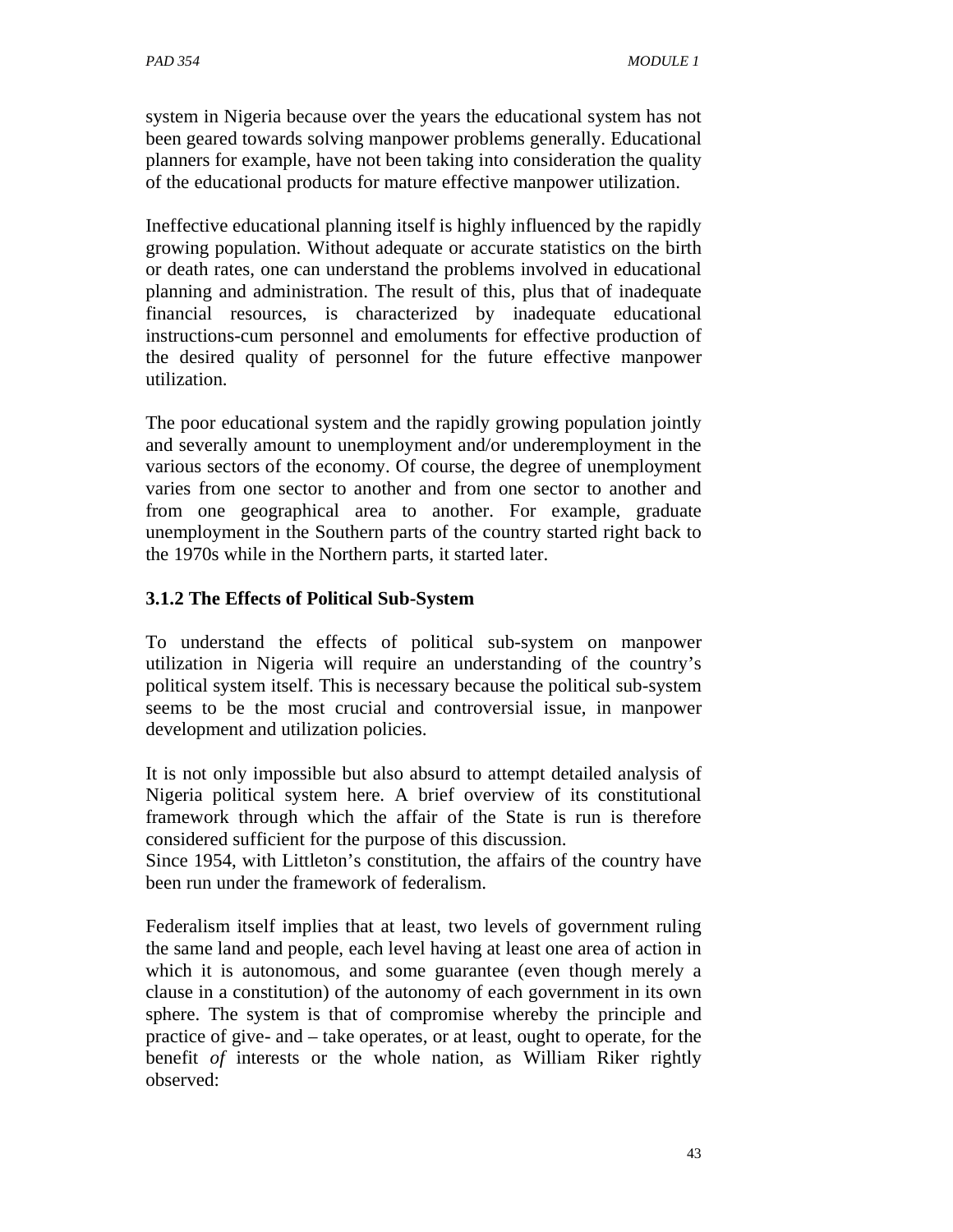system in Nigeria because over the years the educational system has not been geared towards solving manpower problems generally. Educational planners for example, have not been taking into consideration the quality of the educational products for mature effective manpower utilization.

Ineffective educational planning itself is highly influenced by the rapidly growing population. Without adequate or accurate statistics on the birth or death rates, one can understand the problems involved in educational planning and administration. The result of this, plus that of inadequate financial resources, is characterized by inadequate educational instructions-cum personnel and emoluments for effective production of the desired quality of personnel for the future effective manpower utilization.

The poor educational system and the rapidly growing population jointly and severally amount to unemployment and/or underemployment in the various sectors of the economy. Of course, the degree of unemployment varies from one sector to another and from one sector to another and from one geographical area to another. For example, graduate unemployment in the Southern parts of the country started right back to the 1970s while in the Northern parts, it started later.

### 3.1.2 The Effects of Political Sub-System

To understand the effects of political sub-system on manpower utilization in Nigeria will require an understanding of the country's political system itself. This is necessary because the political sub-system seems to be the most crucial and controversial issue, in manpower development and utilization policies.

It is not only impossible but also absurd to attempt detailed analysis of Nigeria political system here. A brief overview of its constitutional framework through which the affair of the State is run is therefore considered sufficient for the purpose of this discussion.
Since 1954, with Littleton's constitution, the affairs of the country have been run under the framework of federalism.

Federalism itself implies that at least, two levels of government ruling the same land and people, each level having at least one area of action in which it is autonomous, and some guarantee (even though merely a clause in a constitution) of the autonomy of each government in its own sphere. The system is that of compromise whereby the principle and practice of give- and – take operates, or at least, ought to operate, for the benefit *of* interests or the whole nation, as William Riker rightly observed: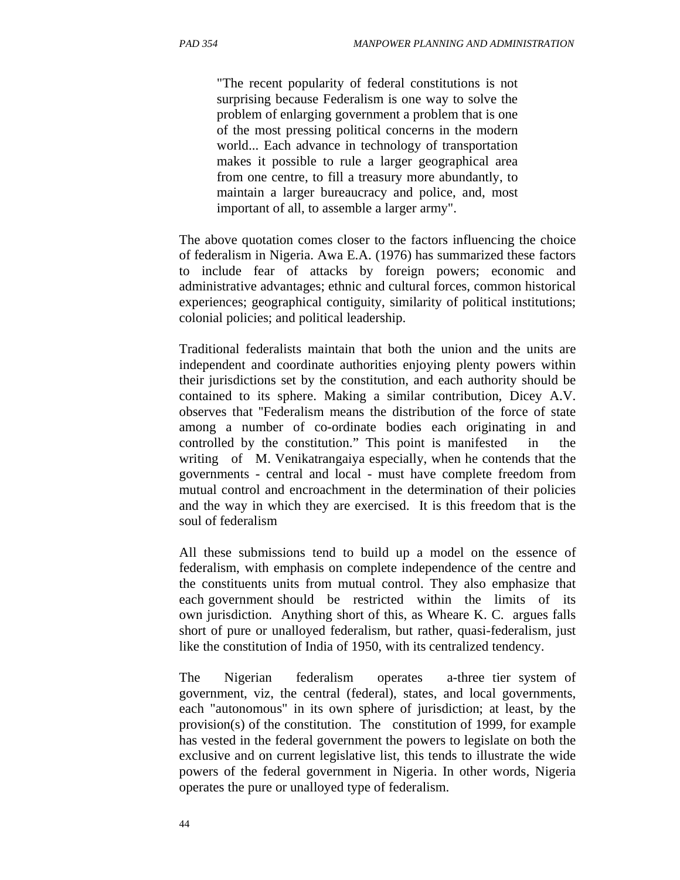> "The recent popularity of federal constitutions is not surprising because Federalism is one way to solve the problem of enlarging government a problem that is one of the most pressing political concerns in the modern world... Each advance in technology of transportation makes it possible to rule a larger geographical area from one centre, to fill a treasury more abundantly, to maintain a larger bureaucracy and police, and, most important of all, to assemble a larger army".

The above quotation comes closer to the factors influencing the choice of federalism in Nigeria. Awa E.A. (1976) has summarized these factors to include fear of attacks by foreign powers; economic and administrative advantages; ethnic and cultural forces, common historical experiences; geographical contiguity, similarity of political institutions; colonial policies; and political leadership.

Traditional federalists maintain that both the union and the units are independent and coordinate authorities enjoying plenty powers within their jurisdictions set by the constitution, and each authority should be contained to its sphere. Making a similar contribution, Dicey A.V. observes that "Federalism means the distribution of the force of state among a number of co-ordinate bodies each originating in and controlled by the constitution." This point is manifested in the writing of M. Venikatrangaiya especially, when he contends that the governments - central and local - must have complete freedom from mutual control and encroachment in the determination of their policies and the way in which they are exercised. It is this freedom that is the soul of federalism

All these submissions tend to build up a model on the essence of federalism, with emphasis on complete independence of the centre and the constituents units from mutual control. They also emphasize that each government should be restricted within the limits of its own jurisdiction. Anything short of this, as Wheare K. C. argues falls short of pure or unalloyed federalism, but rather, quasi-federalism, just like the constitution of India of 1950, with its centralized tendency.

The Nigerian federalism operates a-three tier system of government, viz, the central (federal), states, and local governments, each "autonomous" in its own sphere of jurisdiction; at least, by the provision(s) of the constitution. The constitution of 1999, for example has vested in the federal government the powers to legislate on both the exclusive and on current legislative list, this tends to illustrate the wide powers of the federal government in Nigeria. In other words, Nigeria operates the pure or unalloyed type of federalism.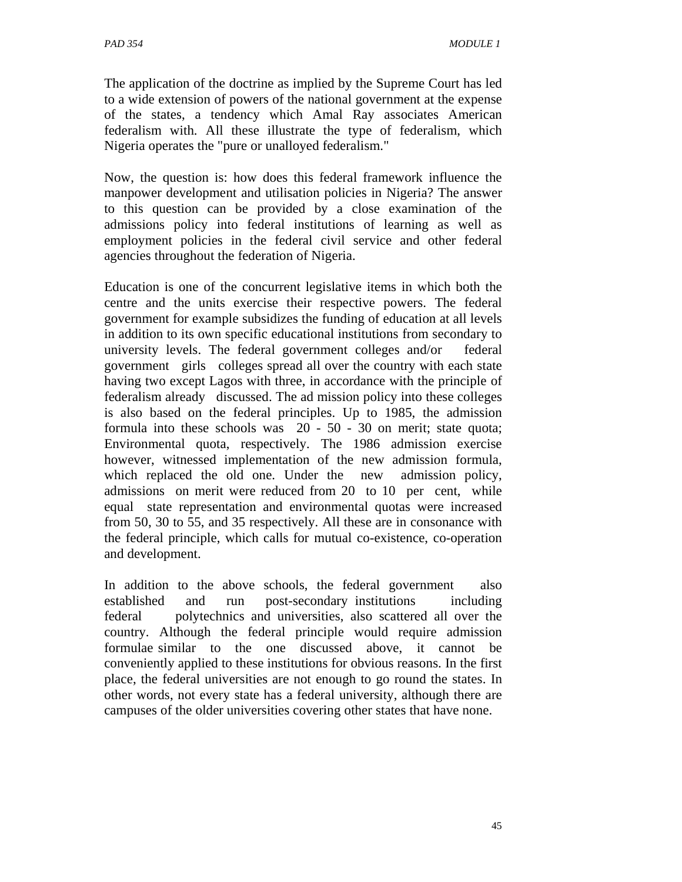The application of the doctrine as implied by the Supreme Court has led to a wide extension of powers of the national government at the expense of the states, a tendency which Amal Ray associates American federalism with. All these illustrate the type of federalism, which Nigeria operates the "pure or unalloyed federalism."

Now, the question is: how does this federal framework influence the manpower development and utilisation policies in Nigeria? The answer to this question can be provided by a close examination of the admissions policy into federal institutions of learning as well as employment policies in the federal civil service and other federal agencies throughout the federation of Nigeria.

Education is one of the concurrent legislative items in which both the centre and the units exercise their respective powers. The federal government for example subsidizes the funding of education at all levels in addition to its own specific educational institutions from secondary to university levels. The federal government colleges and/or federal government girls colleges spread all over the country with each state having two except Lagos with three, in accordance with the principle of federalism already discussed. The ad mission policy into these colleges is also based on the federal principles. Up to 1985, the admission formula into these schools was 20 - 50 - 30 on merit; state quota; Environmental quota, respectively. The 1986 admission exercise however, witnessed implementation of the new admission formula, which replaced the old one. Under the new admission policy, admissions on merit were reduced from 20 to 10 per cent, while equal state representation and environmental quotas were increased from 50, 30 to 55, and 35 respectively. All these are in consonance with the federal principle, which calls for mutual co-existence, co-operation and development.

In addition to the above schools, the federal government also established and run post-secondary institutions including federal polytechnics and universities, also scattered all over the country. Although the federal principle would require admission formulae similar to the one discussed above, it cannot be conveniently applied to these institutions for obvious reasons. In the first place, the federal universities are not enough to go round the states. In other words, not every state has a federal university, although there are campuses of the older universities covering other states that have none.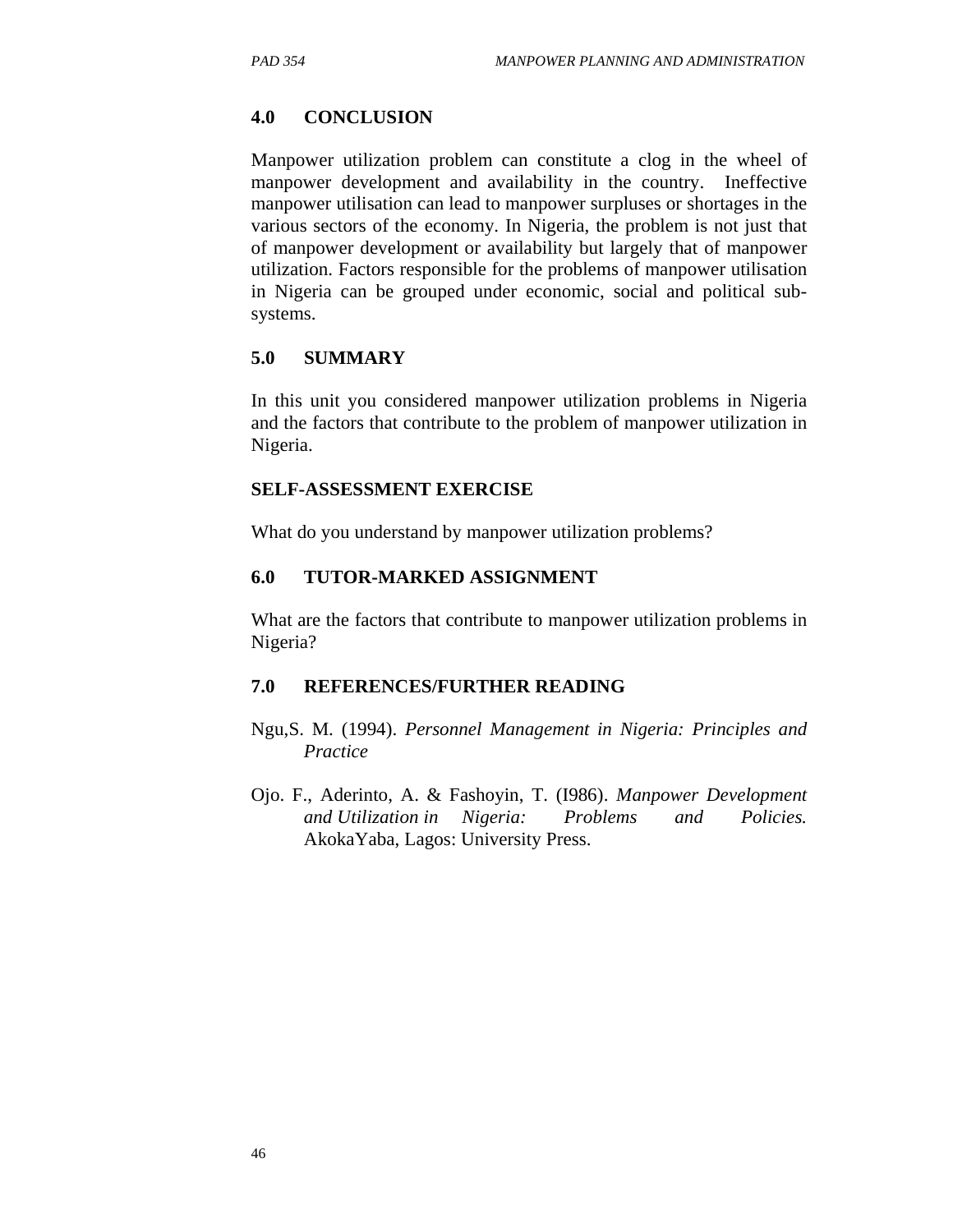## 4.0 CONCLUSION

Manpower utilization problem can constitute a clog in the wheel of manpower development and availability in the country. Ineffective manpower utilisation can lead to manpower surpluses or shortages in the various sectors of the economy. In Nigeria, the problem is not just that of manpower development or availability but largely that of manpower utilization. Factors responsible for the problems of manpower utilisation in Nigeria can be grouped under economic, social and political sub-systems.

## 5.0 SUMMARY

In this unit you considered manpower utilization problems in Nigeria and the factors that contribute to the problem of manpower utilization in Nigeria.

### SELF-ASSESSMENT EXERCISE

What do you understand by manpower utilization problems?

## 6.0 TUTOR-MARKED ASSIGNMENT

What are the factors that contribute to manpower utilization problems in Nigeria?

## 7.0 REFERENCES/FURTHER READING

Ngu,S. M. (1994). *Personnel Management in Nigeria: Principles and Practice*

Ojo. F., Aderinto, A. & Fashoyin, T. (I986). *Manpower Development and Utilization in Nigeria: Problems and Policies.* AkokaYaba, Lagos: University Press.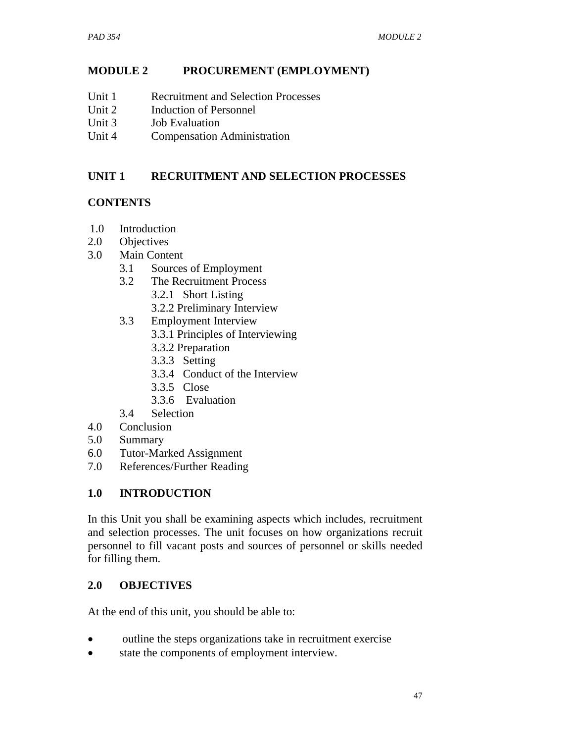## MODULE 2 PROCUREMENT (EMPLOYMENT)

Unit 1 Recruitment and Selection Processes
Unit 2 Induction of Personnel
Unit 3 Job Evaluation
Unit 4 Compensation Administration

## UNIT 1 RECRUITMENT AND SELECTION PROCESSES

### CONTENTS

- 1.0 Introduction
- 2.0 Objectives
- 3.0 Main Content
  - 3.1 Sources of Employment
  - 3.2 The Recruitment Process
    - 3.2.1 Short Listing
    - 3.2.2 Preliminary Interview
  - 3.3 Employment Interview
    - 3.3.1 Principles of Interviewing
    - 3.3.2 Preparation
    - 3.3.3 Setting
    - 3.3.4 Conduct of the Interview
    - 3.3.5 Close
    - 3.3.6 Evaluation
  - 3.4 Selection
- 4.0 Conclusion
- 5.0 Summary
- 6.0 Tutor-Marked Assignment
- 7.0 References/Further Reading

### 1.0 INTRODUCTION

In this Unit you shall be examining aspects which includes, recruitment and selection processes. The unit focuses on how organizations recruit personnel to fill vacant posts and sources of personnel or skills needed for filling them.

### 2.0 OBJECTIVES

At the end of this unit, you should be able to:

- outline the steps organizations take in recruitment exercise
- state the components of employment interview.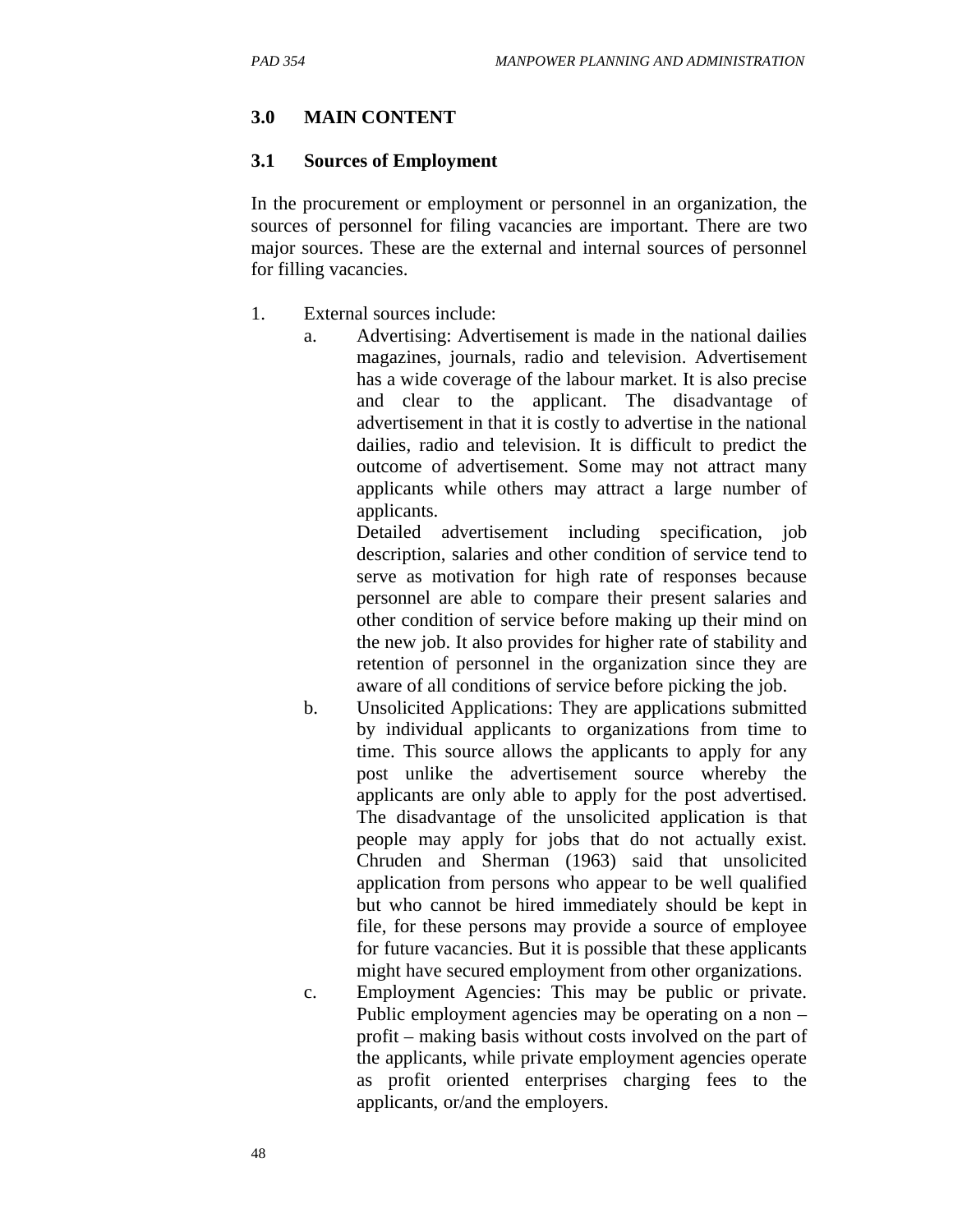## 3.0 MAIN CONTENT

### 3.1 Sources of Employment

In the procurement or employment or personnel in an organization, the sources of personnel for filing vacancies are important. There are two major sources. These are the external and internal sources of personnel for filling vacancies.

1. External sources include:
   a. Advertising: Advertisement is made in the national dailies magazines, journals, radio and television. Advertisement has a wide coverage of the labour market. It is also precise and clear to the applicant. The disadvantage of advertisement in that it is costly to advertise in the national dailies, radio and television. It is difficult to predict the outcome of advertisement. Some may not attract many applicants while others may attract a large number of applicants.

      Detailed advertisement including specification, job description, salaries and other condition of service tend to serve as motivation for high rate of responses because personnel are able to compare their present salaries and other condition of service before making up their mind on the new job. It also provides for higher rate of stability and retention of personnel in the organization since they are aware of all conditions of service before picking the job.

   b. Unsolicited Applications: They are applications submitted by individual applicants to organizations from time to time. This source allows the applicants to apply for any post unlike the advertisement source whereby the applicants are only able to apply for the post advertised. The disadvantage of the unsolicited application is that people may apply for jobs that do not actually exist. Chruden and Sherman (1963) said that unsolicited application from persons who appear to be well qualified but who cannot be hired immediately should be kept in file, for these persons may provide a source of employee for future vacancies. But it is possible that these applicants might have secured employment from other organizations.

   c. Employment Agencies: This may be public or private. Public employment agencies may be operating on a non – profit – making basis without costs involved on the part of the applicants, while private employment agencies operate as profit oriented enterprises charging fees to the applicants, or/and the employers.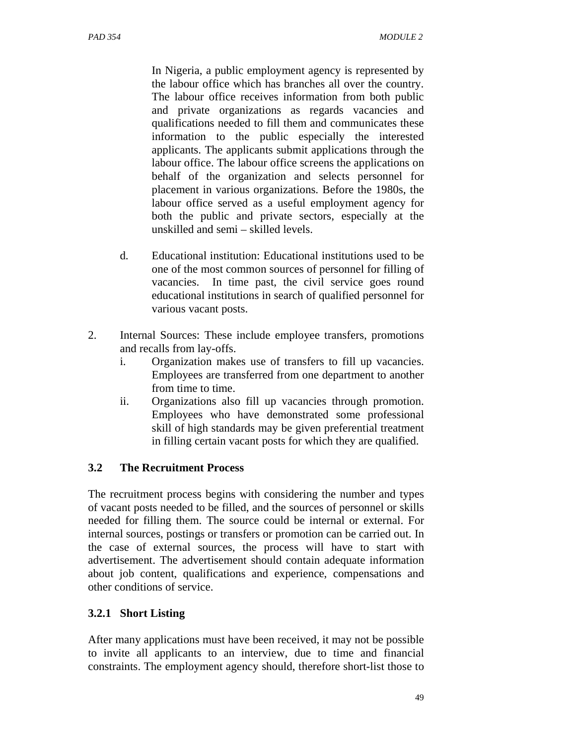In Nigeria, a public employment agency is represented by the labour office which has branches all over the country. The labour office receives information from both public and private organizations as regards vacancies and qualifications needed to fill them and communicates these information to the public especially the interested applicants. The applicants submit applications through the labour office. The labour office screens the applications on behalf of the organization and selects personnel for placement in various organizations. Before the 1980s, the labour office served as a useful employment agency for both the public and private sectors, especially at the unskilled and semi – skilled levels.

d. Educational institution: Educational institutions used to be one of the most common sources of personnel for filling of vacancies. In time past, the civil service goes round educational institutions in search of qualified personnel for various vacant posts.

2. Internal Sources: These include employee transfers, promotions and recalls from lay-offs.
   i. Organization makes use of transfers to fill up vacancies. Employees are transferred from one department to another from time to time.
   ii. Organizations also fill up vacancies through promotion. Employees who have demonstrated some professional skill of high standards may be given preferential treatment in filling certain vacant posts for which they are qualified.

### 3.2 The Recruitment Process

The recruitment process begins with considering the number and types of vacant posts needed to be filled, and the sources of personnel or skills needed for filling them. The source could be internal or external. For internal sources, postings or transfers or promotion can be carried out. In the case of external sources, the process will have to start with advertisement. The advertisement should contain adequate information about job content, qualifications and experience, compensations and other conditions of service.

#### 3.2.1 Short Listing

After many applications must have been received, it may not be possible to invite all applicants to an interview, due to time and financial constraints. The employment agency should, therefore short-list those to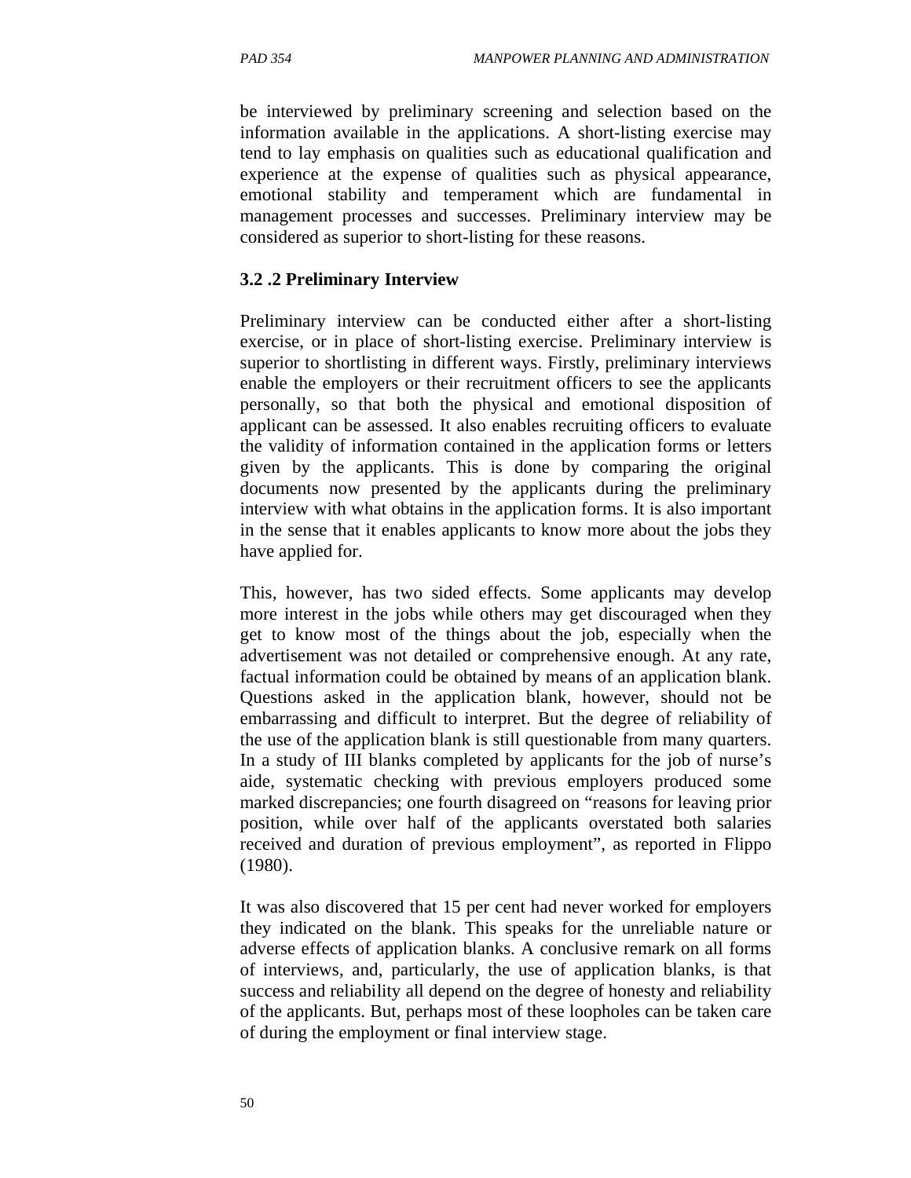be interviewed by preliminary screening and selection based on the information available in the applications. A short-listing exercise may tend to lay emphasis on qualities such as educational qualification and experience at the expense of qualities such as physical appearance, emotional stability and temperament which are fundamental in management processes and successes. Preliminary interview may be considered as superior to short-listing for these reasons.

### 3.2 .2 Preliminary Interview

Preliminary interview can be conducted either after a short-listing exercise, or in place of short-listing exercise. Preliminary interview is superior to shortlisting in different ways. Firstly, preliminary interviews enable the employers or their recruitment officers to see the applicants personally, so that both the physical and emotional disposition of applicant can be assessed. It also enables recruiting officers to evaluate the validity of information contained in the application forms or letters given by the applicants. This is done by comparing the original documents now presented by the applicants during the preliminary interview with what obtains in the application forms. It is also important in the sense that it enables applicants to know more about the jobs they have applied for.

This, however, has two sided effects. Some applicants may develop more interest in the jobs while others may get discouraged when they get to know most of the things about the job, especially when the advertisement was not detailed or comprehensive enough. At any rate, factual information could be obtained by means of an application blank. Questions asked in the application blank, however, should not be embarrassing and difficult to interpret. But the degree of reliability of the use of the application blank is still questionable from many quarters. In a study of III blanks completed by applicants for the job of nurse's aide, systematic checking with previous employers produced some marked discrepancies; one fourth disagreed on "reasons for leaving prior position, while over half of the applicants overstated both salaries received and duration of previous employment", as reported in Flippo (1980).

It was also discovered that 15 per cent had never worked for employers they indicated on the blank. This speaks for the unreliable nature or adverse effects of application blanks. A conclusive remark on all forms of interviews, and, particularly, the use of application blanks, is that success and reliability all depend on the degree of honesty and reliability of the applicants. But, perhaps most of these loopholes can be taken care of during the employment or final interview stage.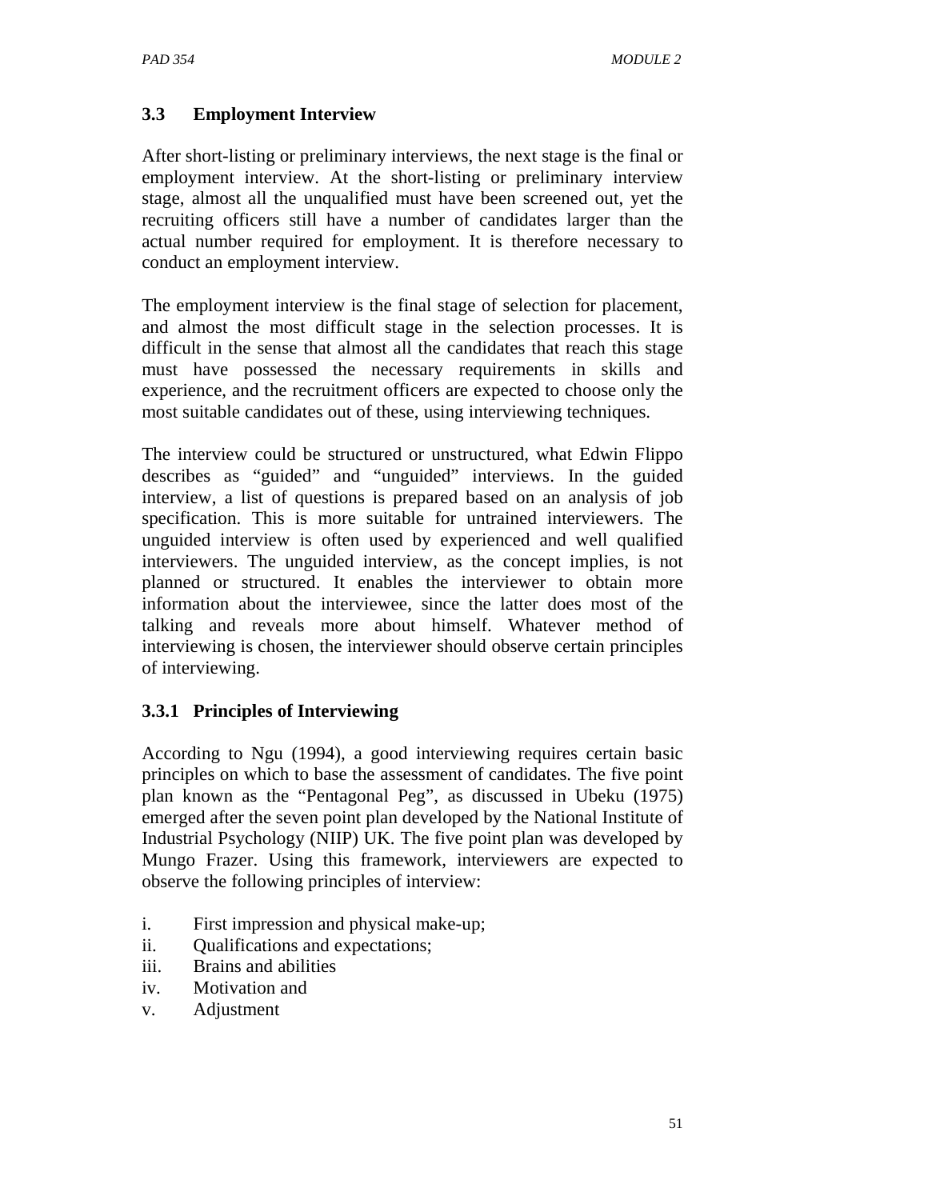### 3.3 Employment Interview

After short-listing or preliminary interviews, the next stage is the final or employment interview. At the short-listing or preliminary interview stage, almost all the unqualified must have been screened out, yet the recruiting officers still have a number of candidates larger than the actual number required for employment. It is therefore necessary to conduct an employment interview.

The employment interview is the final stage of selection for placement, and almost the most difficult stage in the selection processes. It is difficult in the sense that almost all the candidates that reach this stage must have possessed the necessary requirements in skills and experience, and the recruitment officers are expected to choose only the most suitable candidates out of these, using interviewing techniques.

The interview could be structured or unstructured, what Edwin Flippo describes as "guided" and "unguided" interviews. In the guided interview, a list of questions is prepared based on an analysis of job specification. This is more suitable for untrained interviewers. The unguided interview is often used by experienced and well qualified interviewers. The unguided interview, as the concept implies, is not planned or structured. It enables the interviewer to obtain more information about the interviewee, since the latter does most of the talking and reveals more about himself. Whatever method of interviewing is chosen, the interviewer should observe certain principles of interviewing.

#### 3.3.1 Principles of Interviewing

According to Ngu (1994), a good interviewing requires certain basic principles on which to base the assessment of candidates. The five point plan known as the "Pentagonal Peg", as discussed in Ubeku (1975) emerged after the seven point plan developed by the National Institute of Industrial Psychology (NIIP) UK. The five point plan was developed by Mungo Frazer. Using this framework, interviewers are expected to observe the following principles of interview:

i. First impression and physical make-up;
ii. Qualifications and expectations;
iii. Brains and abilities
iv. Motivation and
v. Adjustment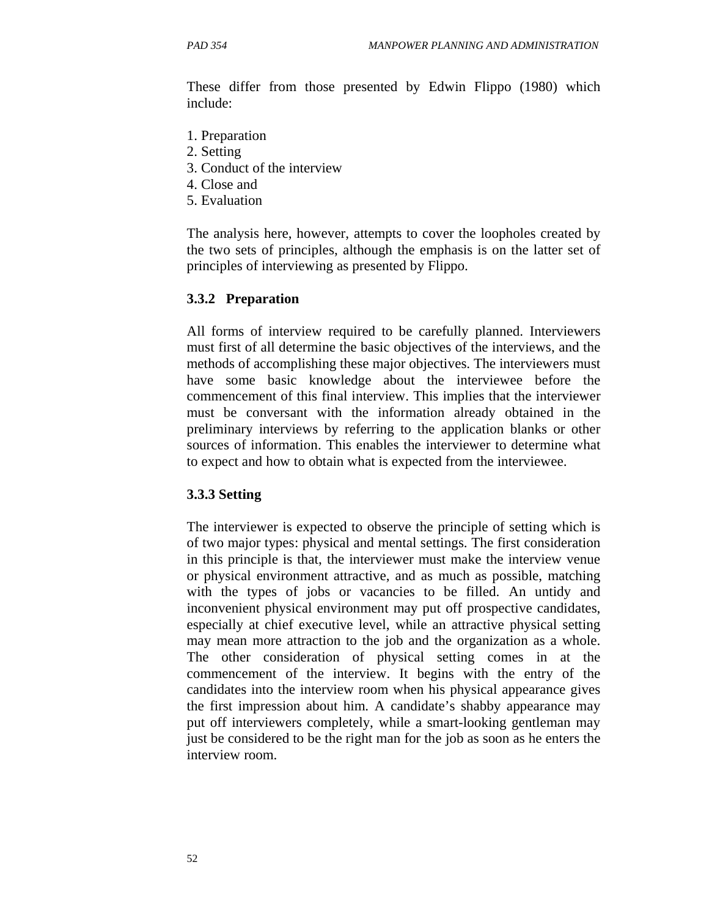These differ from those presented by Edwin Flippo (1980) which include:

1. Preparation
2. Setting
3. Conduct of the interview
4. Close and
5. Evaluation

The analysis here, however, attempts to cover the loopholes created by the two sets of principles, although the emphasis is on the latter set of principles of interviewing as presented by Flippo.

### 3.3.2 Preparation

All forms of interview required to be carefully planned. Interviewers must first of all determine the basic objectives of the interviews, and the methods of accomplishing these major objectives. The interviewers must have some basic knowledge about the interviewee before the commencement of this final interview. This implies that the interviewer must be conversant with the information already obtained in the preliminary interviews by referring to the application blanks or other sources of information. This enables the interviewer to determine what to expect and how to obtain what is expected from the interviewee.

### 3.3.3 Setting

The interviewer is expected to observe the principle of setting which is of two major types: physical and mental settings. The first consideration in this principle is that, the interviewer must make the interview venue or physical environment attractive, and as much as possible, matching with the types of jobs or vacancies to be filled. An untidy and inconvenient physical environment may put off prospective candidates, especially at chief executive level, while an attractive physical setting may mean more attraction to the job and the organization as a whole. The other consideration of physical setting comes in at the commencement of the interview. It begins with the entry of the candidates into the interview room when his physical appearance gives the first impression about him. A candidate's shabby appearance may put off interviewers completely, while a smart-looking gentleman may just be considered to be the right man for the job as soon as he enters the interview room.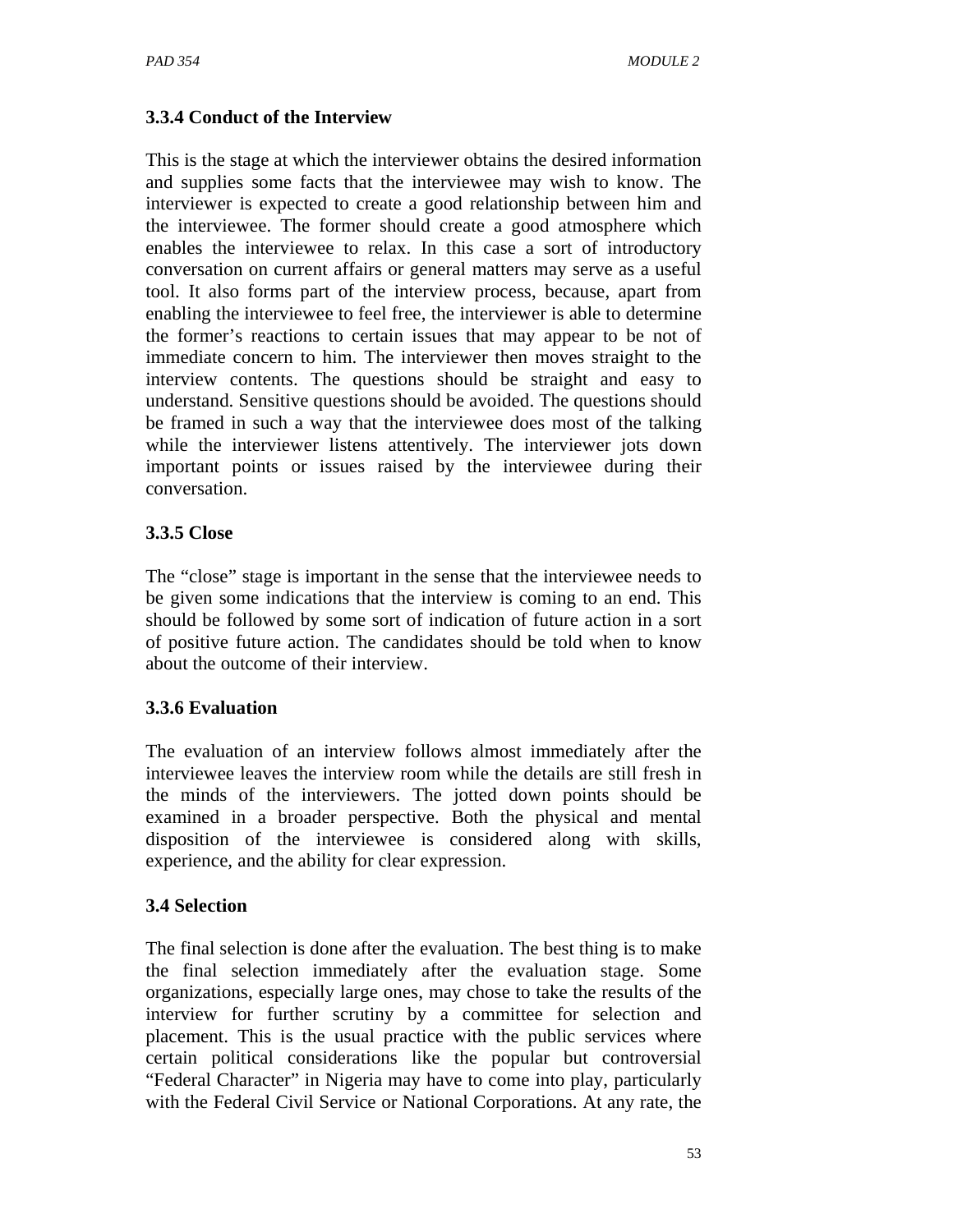### 3.3.4 Conduct of the Interview

This is the stage at which the interviewer obtains the desired information and supplies some facts that the interviewee may wish to know. The interviewer is expected to create a good relationship between him and the interviewee. The former should create a good atmosphere which enables the interviewee to relax. In this case a sort of introductory conversation on current affairs or general matters may serve as a useful tool. It also forms part of the interview process, because, apart from enabling the interviewee to feel free, the interviewer is able to determine the former's reactions to certain issues that may appear to be not of immediate concern to him. The interviewer then moves straight to the interview contents. The questions should be straight and easy to understand. Sensitive questions should be avoided. The questions should be framed in such a way that the interviewee does most of the talking while the interviewer listens attentively. The interviewer jots down important points or issues raised by the interviewee during their conversation.

### 3.3.5 Close

The "close" stage is important in the sense that the interviewee needs to be given some indications that the interview is coming to an end. This should be followed by some sort of indication of future action in a sort of positive future action. The candidates should be told when to know about the outcome of their interview.

### 3.3.6 Evaluation

The evaluation of an interview follows almost immediately after the interviewee leaves the interview room while the details are still fresh in the minds of the interviewers. The jotted down points should be examined in a broader perspective. Both the physical and mental disposition of the interviewee is considered along with skills, experience, and the ability for clear expression.

### 3.4 Selection

The final selection is done after the evaluation. The best thing is to make the final selection immediately after the evaluation stage. Some organizations, especially large ones, may chose to take the results of the interview for further scrutiny by a committee for selection and placement. This is the usual practice with the public services where certain political considerations like the popular but controversial "Federal Character" in Nigeria may have to come into play, particularly with the Federal Civil Service or National Corporations. At any rate, the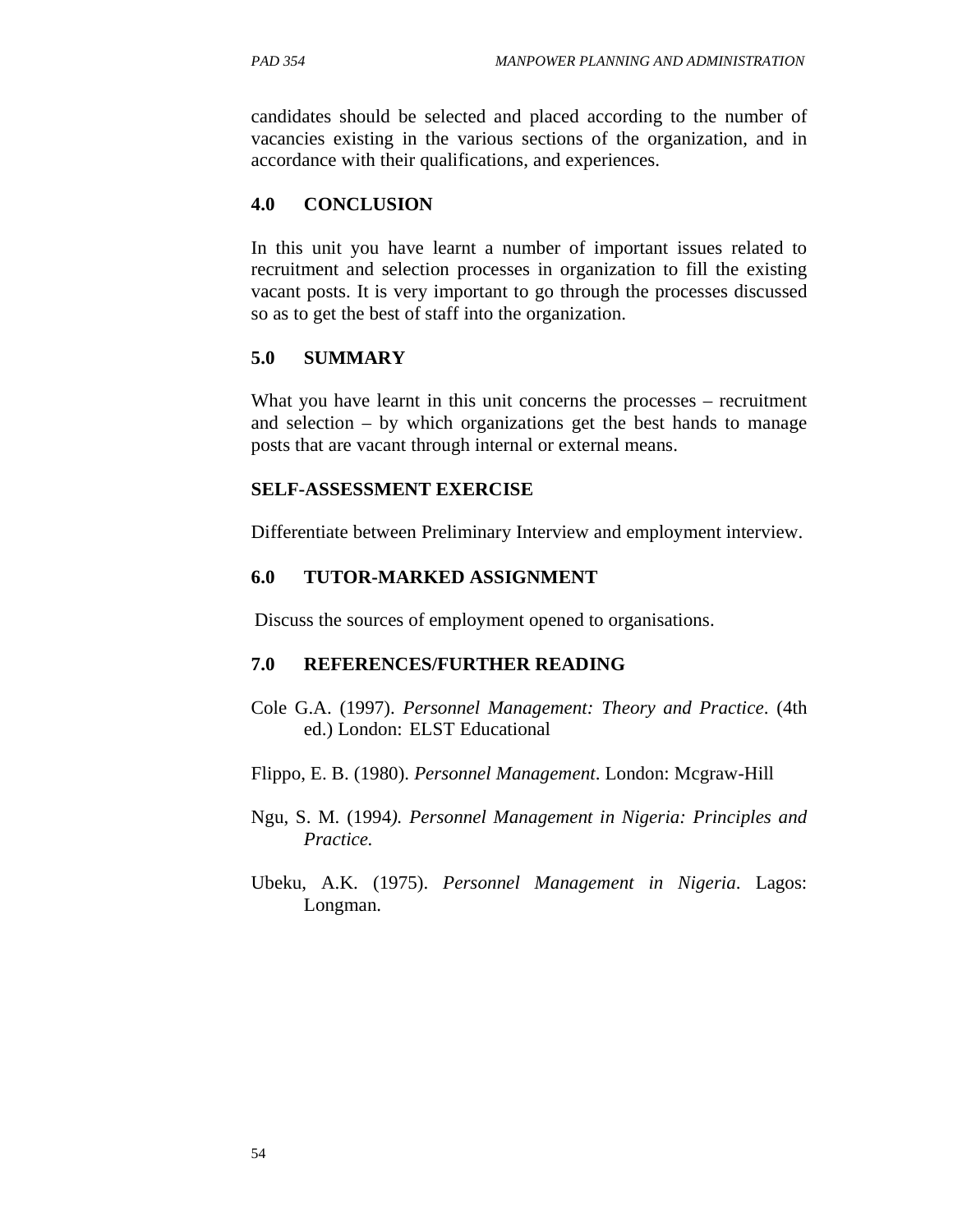candidates should be selected and placed according to the number of vacancies existing in the various sections of the organization, and in accordance with their qualifications, and experiences.

## 4.0 CONCLUSION

In this unit you have learnt a number of important issues related to recruitment and selection processes in organization to fill the existing vacant posts. It is very important to go through the processes discussed so as to get the best of staff into the organization.

## 5.0 SUMMARY

What you have learnt in this unit concerns the processes – recruitment and selection – by which organizations get the best hands to manage posts that are vacant through internal or external means.

## SELF-ASSESSMENT EXERCISE

Differentiate between Preliminary Interview and employment interview.

## 6.0 TUTOR-MARKED ASSIGNMENT

Discuss the sources of employment opened to organisations.

## 7.0 REFERENCES/FURTHER READING

Cole G.A. (1997). *Personnel Management: Theory and Practice*. (4th ed.) London: ELST Educational

Flippo, E. B. (1980). *Personnel Management*. London: Mcgraw-Hill

Ngu, S. M. (1994*). Personnel Management in Nigeria: Principles and Practice.*

Ubeku, A.K. (1975). *Personnel Management in Nigeria*. Lagos: Longman.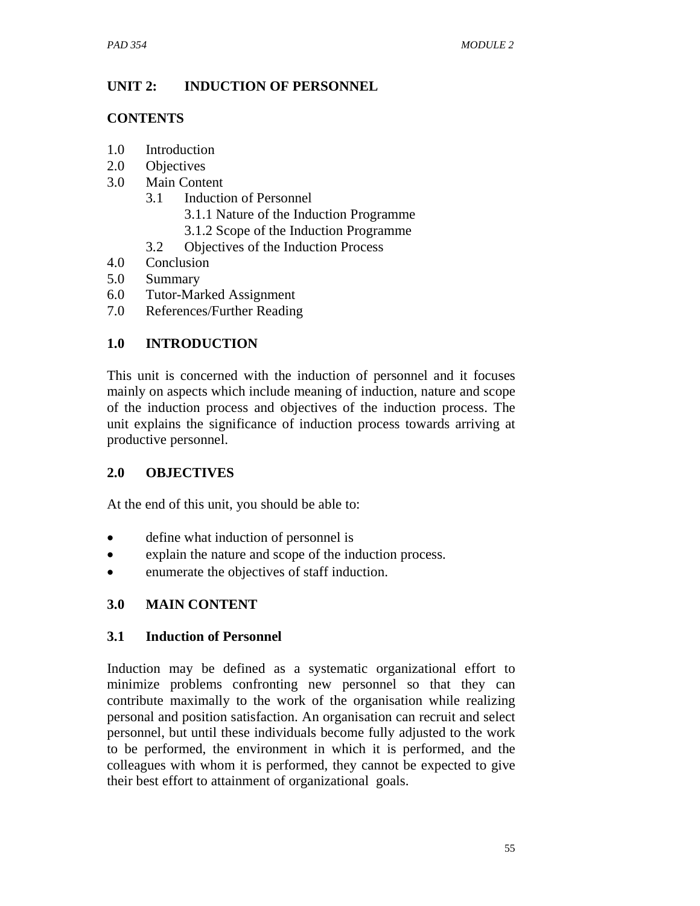## UNIT 2: INDUCTION OF PERSONNEL

### CONTENTS

1.0 Introduction
2.0 Objectives
3.0 Main Content
  3.1 Induction of Personnel
    3.1.1 Nature of the Induction Programme
    3.1.2 Scope of the Induction Programme
  3.2 Objectives of the Induction Process
4.0 Conclusion
5.0 Summary
6.0 Tutor-Marked Assignment
7.0 References/Further Reading

### 1.0 INTRODUCTION

This unit is concerned with the induction of personnel and it focuses mainly on aspects which include meaning of induction, nature and scope of the induction process and objectives of the induction process. The unit explains the significance of induction process towards arriving at productive personnel.

### 2.0 OBJECTIVES

At the end of this unit, you should be able to:

- define what induction of personnel is
- explain the nature and scope of the induction process.
- enumerate the objectives of staff induction.

### 3.0 MAIN CONTENT

### 3.1 Induction of Personnel

Induction may be defined as a systematic organizational effort to minimize problems confronting new personnel so that they can contribute maximally to the work of the organisation while realizing personal and position satisfaction. An organisation can recruit and select personnel, but until these individuals become fully adjusted to the work to be performed, the environment in which it is performed, and the colleagues with whom it is performed, they cannot be expected to give their best effort to attainment of organizational goals.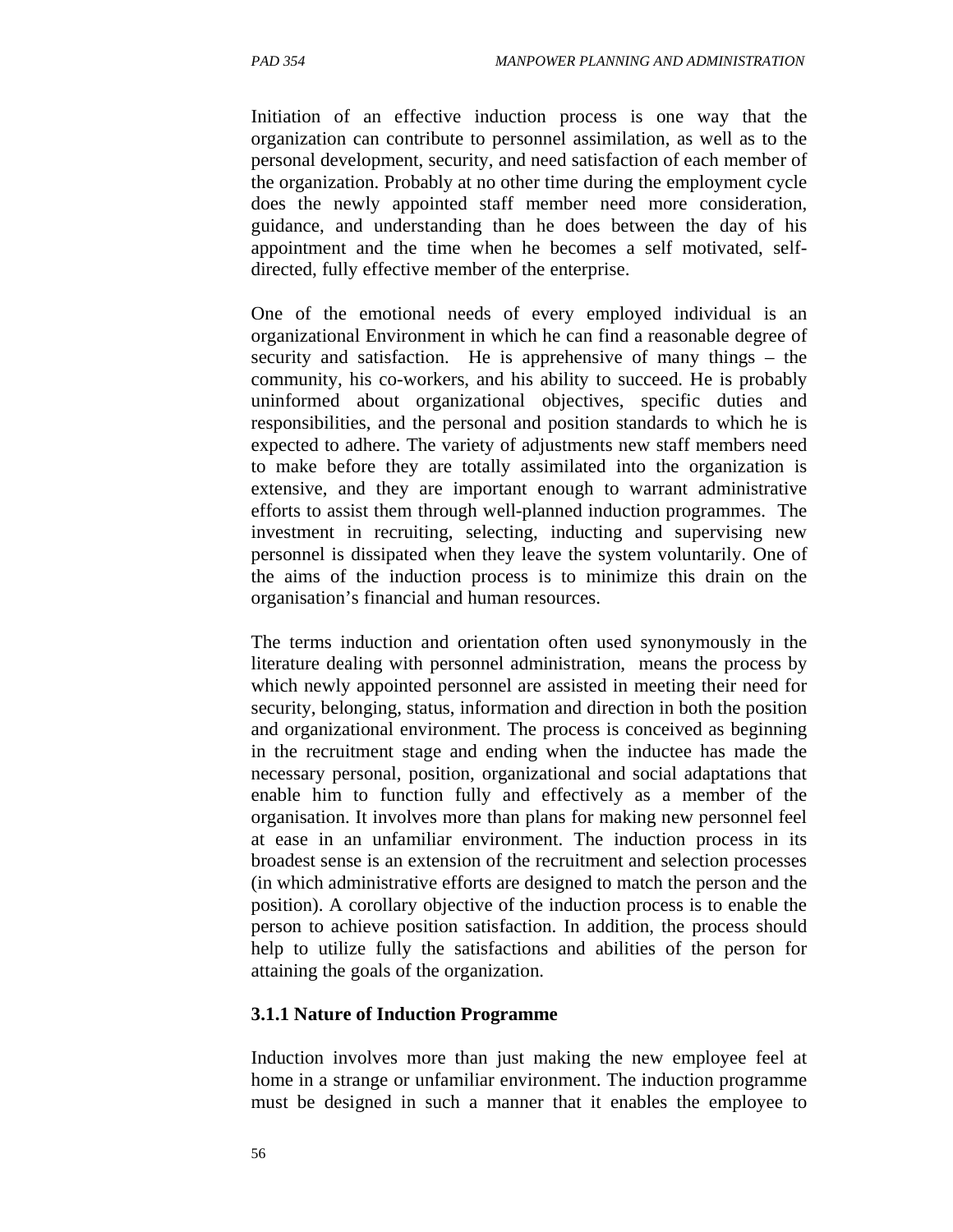Initiation of an effective induction process is one way that the organization can contribute to personnel assimilation, as well as to the personal development, security, and need satisfaction of each member of the organization. Probably at no other time during the employment cycle does the newly appointed staff member need more consideration, guidance, and understanding than he does between the day of his appointment and the time when he becomes a self motivated, self-directed, fully effective member of the enterprise.

One of the emotional needs of every employed individual is an organizational Environment in which he can find a reasonable degree of security and satisfaction. He is apprehensive of many things – the community, his co-workers, and his ability to succeed. He is probably uninformed about organizational objectives, specific duties and responsibilities, and the personal and position standards to which he is expected to adhere. The variety of adjustments new staff members need to make before they are totally assimilated into the organization is extensive, and they are important enough to warrant administrative efforts to assist them through well-planned induction programmes. The investment in recruiting, selecting, inducting and supervising new personnel is dissipated when they leave the system voluntarily. One of the aims of the induction process is to minimize this drain on the organisation's financial and human resources.

The terms induction and orientation often used synonymously in the literature dealing with personnel administration, means the process by which newly appointed personnel are assisted in meeting their need for security, belonging, status, information and direction in both the position and organizational environment. The process is conceived as beginning in the recruitment stage and ending when the inductee has made the necessary personal, position, organizational and social adaptations that enable him to function fully and effectively as a member of the organisation. It involves more than plans for making new personnel feel at ease in an unfamiliar environment. The induction process in its broadest sense is an extension of the recruitment and selection processes (in which administrative efforts are designed to match the person and the position). A corollary objective of the induction process is to enable the person to achieve position satisfaction. In addition, the process should help to utilize fully the satisfactions and abilities of the person for attaining the goals of the organization.

### 3.1.1 Nature of Induction Programme

Induction involves more than just making the new employee feel at home in a strange or unfamiliar environment. The induction programme must be designed in such a manner that it enables the employee to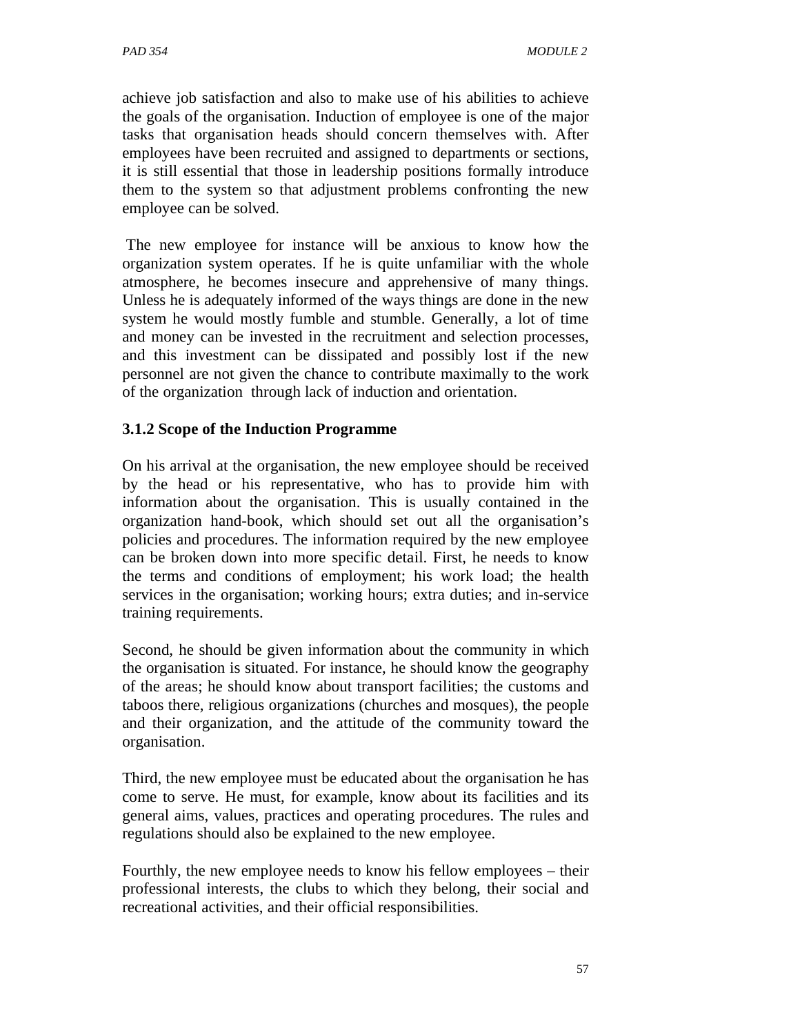achieve job satisfaction and also to make use of his abilities to achieve the goals of the organisation. Induction of employee is one of the major tasks that organisation heads should concern themselves with. After employees have been recruited and assigned to departments or sections, it is still essential that those in leadership positions formally introduce them to the system so that adjustment problems confronting the new employee can be solved.

The new employee for instance will be anxious to know how the organization system operates. If he is quite unfamiliar with the whole atmosphere, he becomes insecure and apprehensive of many things. Unless he is adequately informed of the ways things are done in the new system he would mostly fumble and stumble. Generally, a lot of time and money can be invested in the recruitment and selection processes, and this investment can be dissipated and possibly lost if the new personnel are not given the chance to contribute maximally to the work of the organization through lack of induction and orientation.

### 3.1.2 Scope of the Induction Programme

On his arrival at the organisation, the new employee should be received by the head or his representative, who has to provide him with information about the organisation. This is usually contained in the organization hand-book, which should set out all the organisation's policies and procedures. The information required by the new employee can be broken down into more specific detail. First, he needs to know the terms and conditions of employment; his work load; the health services in the organisation; working hours; extra duties; and in-service training requirements.

Second, he should be given information about the community in which the organisation is situated. For instance, he should know the geography of the areas; he should know about transport facilities; the customs and taboos there, religious organizations (churches and mosques), the people and their organization, and the attitude of the community toward the organisation.

Third, the new employee must be educated about the organisation he has come to serve. He must, for example, know about its facilities and its general aims, values, practices and operating procedures. The rules and regulations should also be explained to the new employee.

Fourthly, the new employee needs to know his fellow employees – their professional interests, the clubs to which they belong, their social and recreational activities, and their official responsibilities.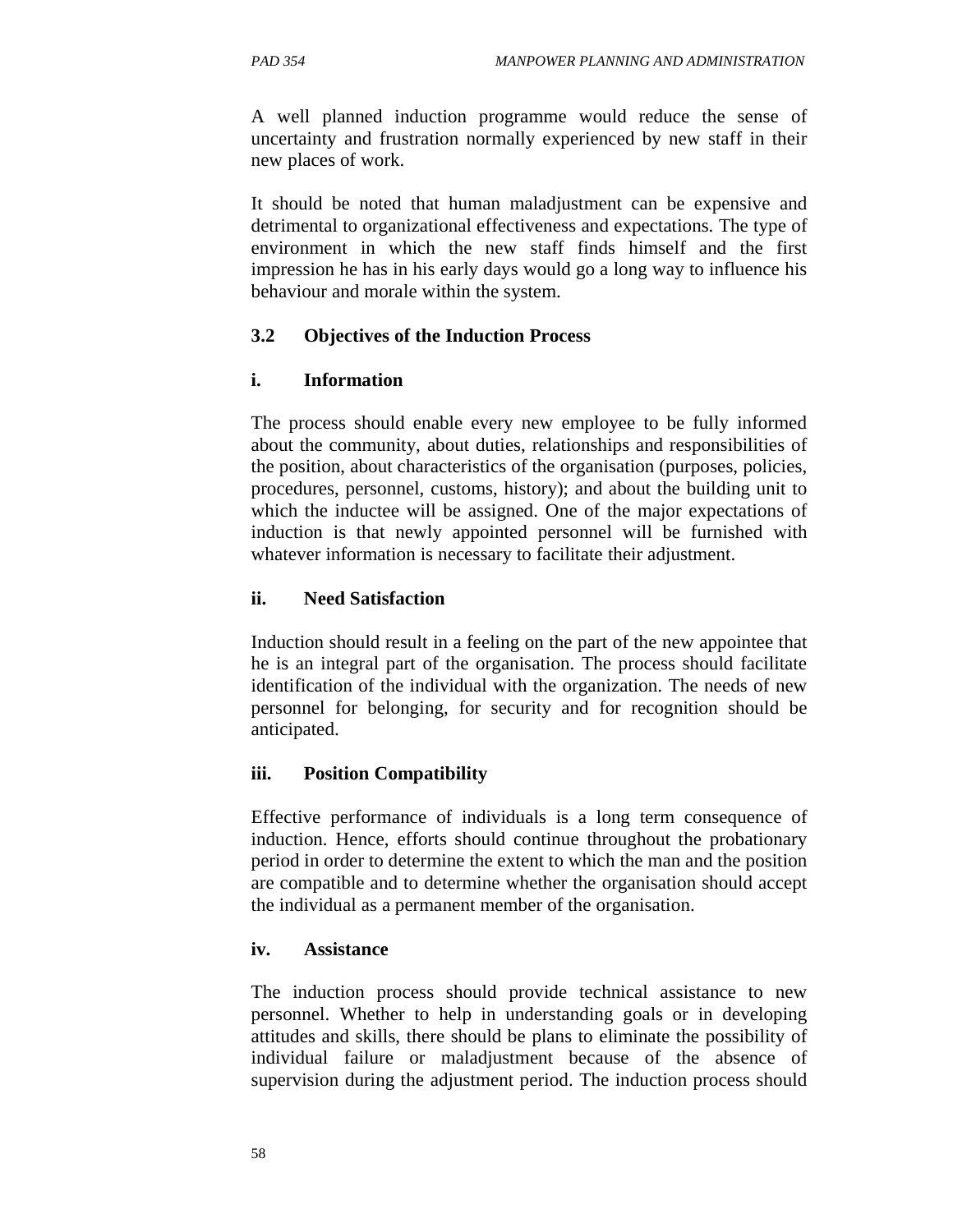A well planned induction programme would reduce the sense of uncertainty and frustration normally experienced by new staff in their new places of work.

It should be noted that human maladjustment can be expensive and detrimental to organizational effectiveness and expectations. The type of environment in which the new staff finds himself and the first impression he has in his early days would go a long way to influence his behaviour and morale within the system.

### 3.2 Objectives of the Induction Process

#### i. Information

The process should enable every new employee to be fully informed about the community, about duties, relationships and responsibilities of the position, about characteristics of the organisation (purposes, policies, procedures, personnel, customs, history); and about the building unit to which the inductee will be assigned. One of the major expectations of induction is that newly appointed personnel will be furnished with whatever information is necessary to facilitate their adjustment.

#### ii. Need Satisfaction

Induction should result in a feeling on the part of the new appointee that he is an integral part of the organisation. The process should facilitate identification of the individual with the organization. The needs of new personnel for belonging, for security and for recognition should be anticipated.

#### iii. Position Compatibility

Effective performance of individuals is a long term consequence of induction. Hence, efforts should continue throughout the probationary period in order to determine the extent to which the man and the position are compatible and to determine whether the organisation should accept the individual as a permanent member of the organisation.

#### iv. Assistance

The induction process should provide technical assistance to new personnel. Whether to help in understanding goals or in developing attitudes and skills, there should be plans to eliminate the possibility of individual failure or maladjustment because of the absence of supervision during the adjustment period. The induction process should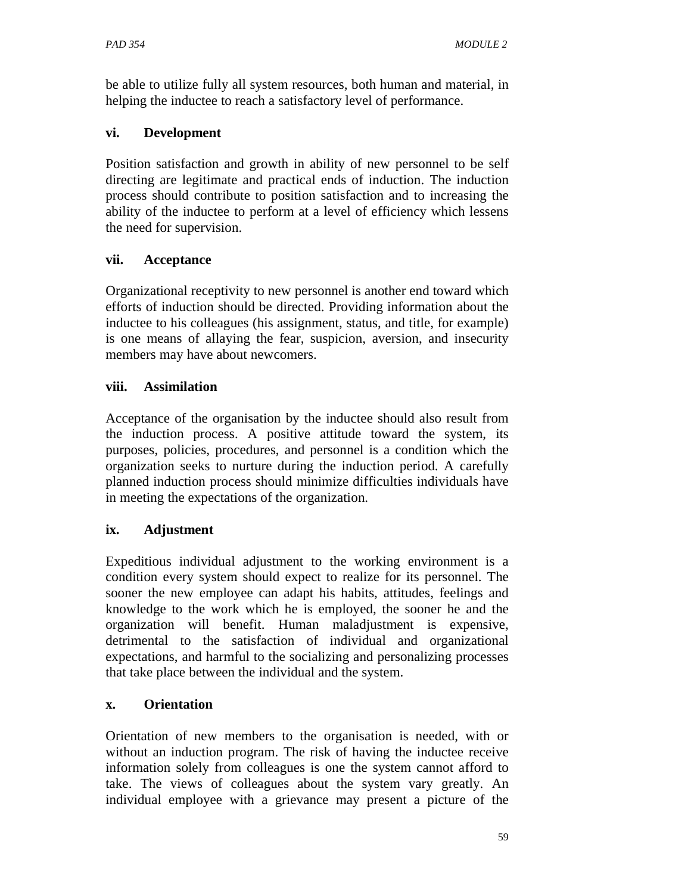be able to utilize fully all system resources, both human and material, in helping the inductee to reach a satisfactory level of performance.

### vi. Development

Position satisfaction and growth in ability of new personnel to be self directing are legitimate and practical ends of induction. The induction process should contribute to position satisfaction and to increasing the ability of the inductee to perform at a level of efficiency which lessens the need for supervision.

### vii. Acceptance

Organizational receptivity to new personnel is another end toward which efforts of induction should be directed. Providing information about the inductee to his colleagues (his assignment, status, and title, for example) is one means of allaying the fear, suspicion, aversion, and insecurity members may have about newcomers.

### viii. Assimilation

Acceptance of the organisation by the inductee should also result from the induction process. A positive attitude toward the system, its purposes, policies, procedures, and personnel is a condition which the organization seeks to nurture during the induction period. A carefully planned induction process should minimize difficulties individuals have in meeting the expectations of the organization.

### ix. Adjustment

Expeditious individual adjustment to the working environment is a condition every system should expect to realize for its personnel. The sooner the new employee can adapt his habits, attitudes, feelings and knowledge to the work which he is employed, the sooner he and the organization will benefit. Human maladjustment is expensive, detrimental to the satisfaction of individual and organizational expectations, and harmful to the socializing and personalizing processes that take place between the individual and the system.

### x. Orientation

Orientation of new members to the organisation is needed, with or without an induction program. The risk of having the inductee receive information solely from colleagues is one the system cannot afford to take. The views of colleagues about the system vary greatly. An individual employee with a grievance may present a picture of the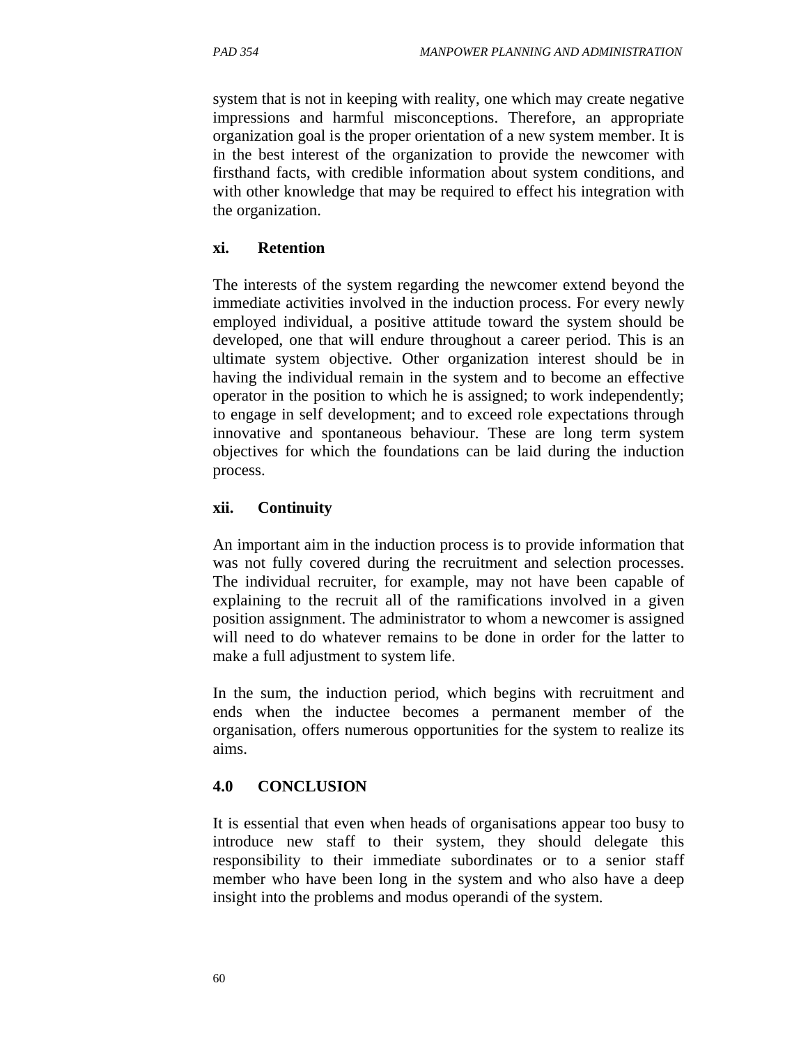system that is not in keeping with reality, one which may create negative impressions and harmful misconceptions. Therefore, an appropriate organization goal is the proper orientation of a new system member. It is in the best interest of the organization to provide the newcomer with firsthand facts, with credible information about system conditions, and with other knowledge that may be required to effect his integration with the organization.

**xi. Retention**

The interests of the system regarding the newcomer extend beyond the immediate activities involved in the induction process. For every newly employed individual, a positive attitude toward the system should be developed, one that will endure throughout a career period. This is an ultimate system objective. Other organization interest should be in having the individual remain in the system and to become an effective operator in the position to which he is assigned; to work independently; to engage in self development; and to exceed role expectations through innovative and spontaneous behaviour. These are long term system objectives for which the foundations can be laid during the induction process.

**xii. Continuity**

An important aim in the induction process is to provide information that was not fully covered during the recruitment and selection processes. The individual recruiter, for example, may not have been capable of explaining to the recruit all of the ramifications involved in a given position assignment. The administrator to whom a newcomer is assigned will need to do whatever remains to be done in order for the latter to make a full adjustment to system life.

In the sum, the induction period, which begins with recruitment and ends when the inductee becomes a permanent member of the organisation, offers numerous opportunities for the system to realize its aims.

## 4.0 CONCLUSION

It is essential that even when heads of organisations appear too busy to introduce new staff to their system, they should delegate this responsibility to their immediate subordinates or to a senior staff member who have been long in the system and who also have a deep insight into the problems and modus operandi of the system.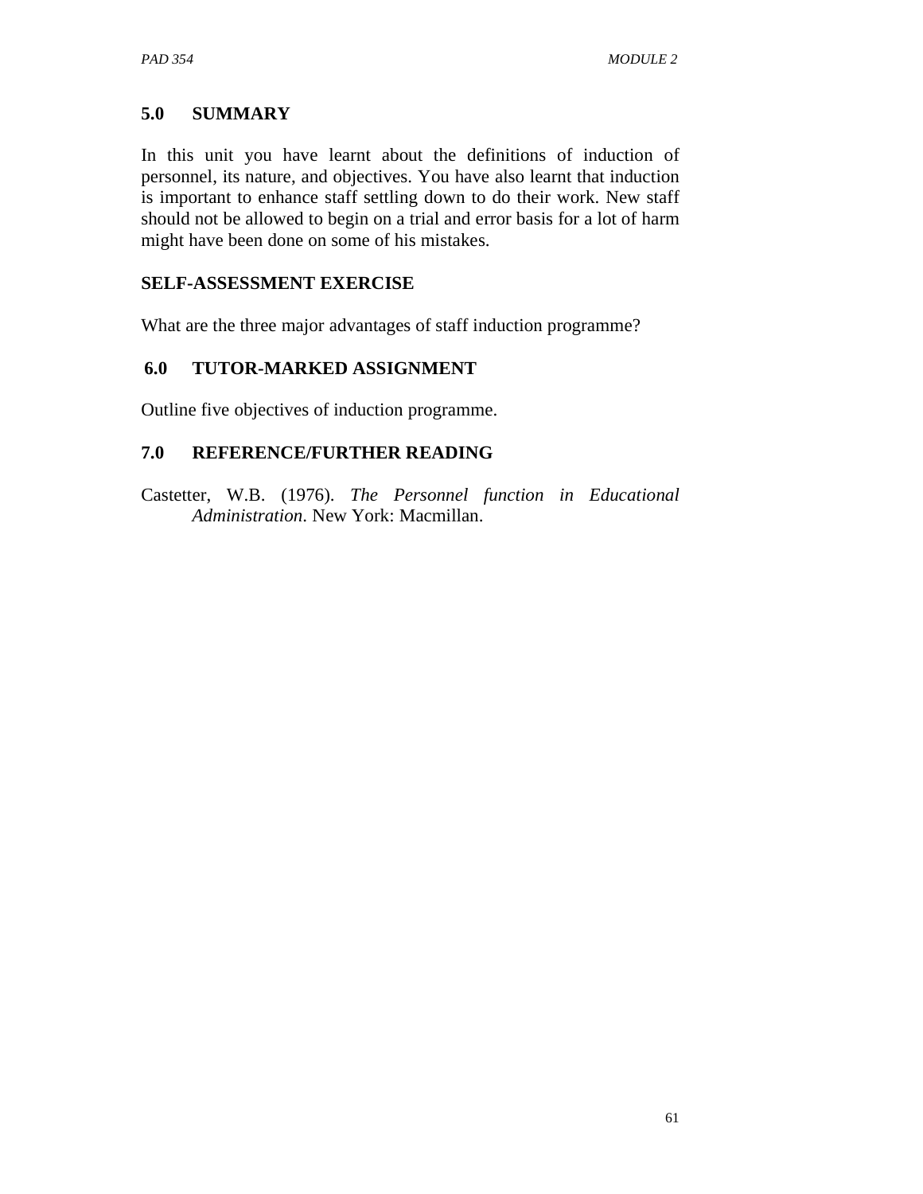## 5.0 SUMMARY

In this unit you have learnt about the definitions of induction of personnel, its nature, and objectives. You have also learnt that induction is important to enhance staff settling down to do their work. New staff should not be allowed to begin on a trial and error basis for a lot of harm might have been done on some of his mistakes.

### SELF-ASSESSMENT EXERCISE

What are the three major advantages of staff induction programme?

## 6.0 TUTOR-MARKED ASSIGNMENT

Outline five objectives of induction programme.

## 7.0 REFERENCE/FURTHER READING

Castetter, W.B. (1976). *The Personnel function in Educational Administration*. New York: Macmillan.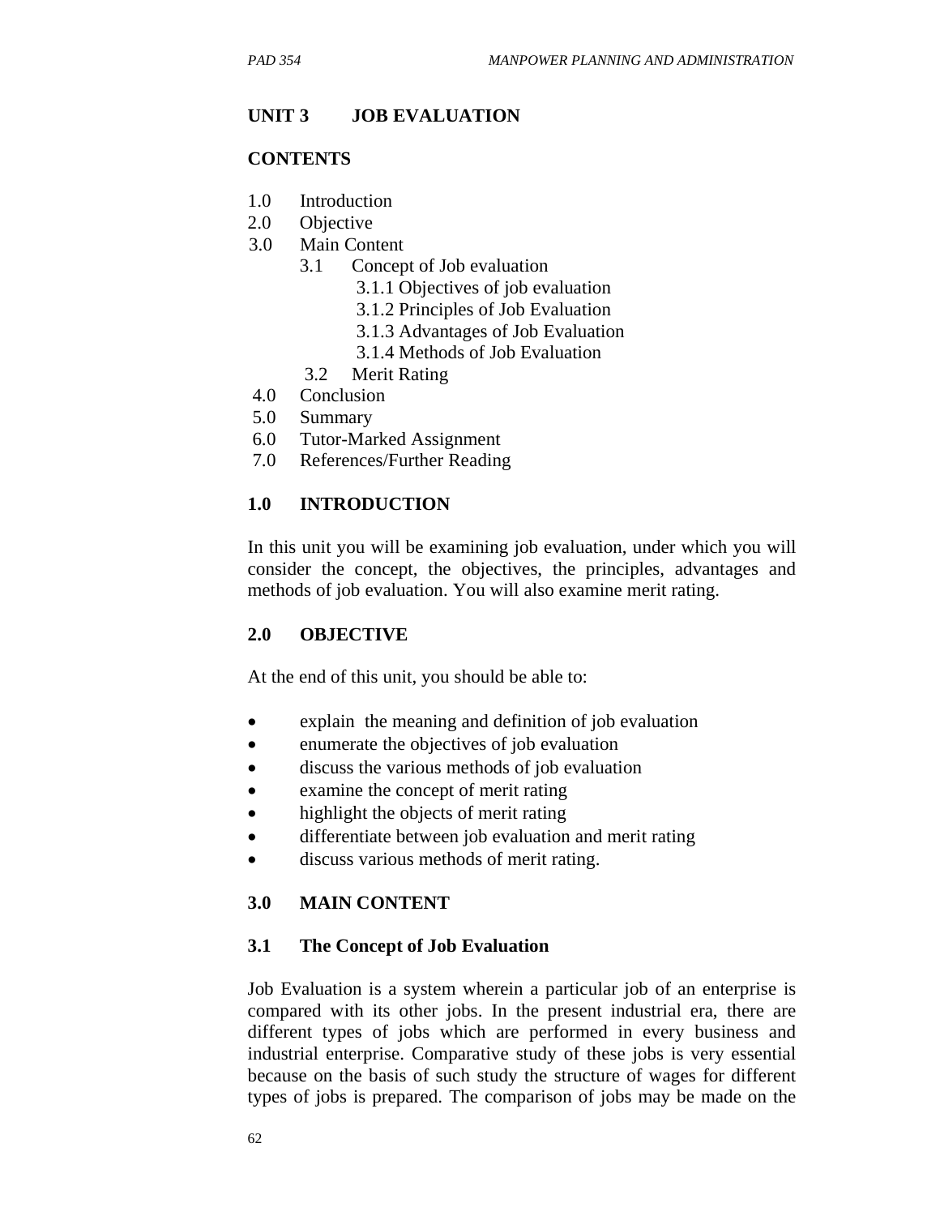## UNIT 3 JOB EVALUATION

### CONTENTS

1.0 Introduction
2.0 Objective
3.0 Main Content
 3.1 Concept of Job evaluation
  3.1.1 Objectives of job evaluation
  3.1.2 Principles of Job Evaluation
  3.1.3 Advantages of Job Evaluation
  3.1.4 Methods of Job Evaluation
 3.2 Merit Rating
4.0 Conclusion
5.0 Summary
6.0 Tutor-Marked Assignment
7.0 References/Further Reading

### 1.0 INTRODUCTION

In this unit you will be examining job evaluation, under which you will consider the concept, the objectives, the principles, advantages and methods of job evaluation. You will also examine merit rating.

### 2.0 OBJECTIVE

At the end of this unit, you should be able to:

- explain the meaning and definition of job evaluation
- enumerate the objectives of job evaluation
- discuss the various methods of job evaluation
- examine the concept of merit rating
- highlight the objects of merit rating
- differentiate between job evaluation and merit rating
- discuss various methods of merit rating.

### 3.0 MAIN CONTENT

### 3.1 The Concept of Job Evaluation

Job Evaluation is a system wherein a particular job of an enterprise is compared with its other jobs. In the present industrial era, there are different types of jobs which are performed in every business and industrial enterprise. Comparative study of these jobs is very essential because on the basis of such study the structure of wages for different types of jobs is prepared. The comparison of jobs may be made on the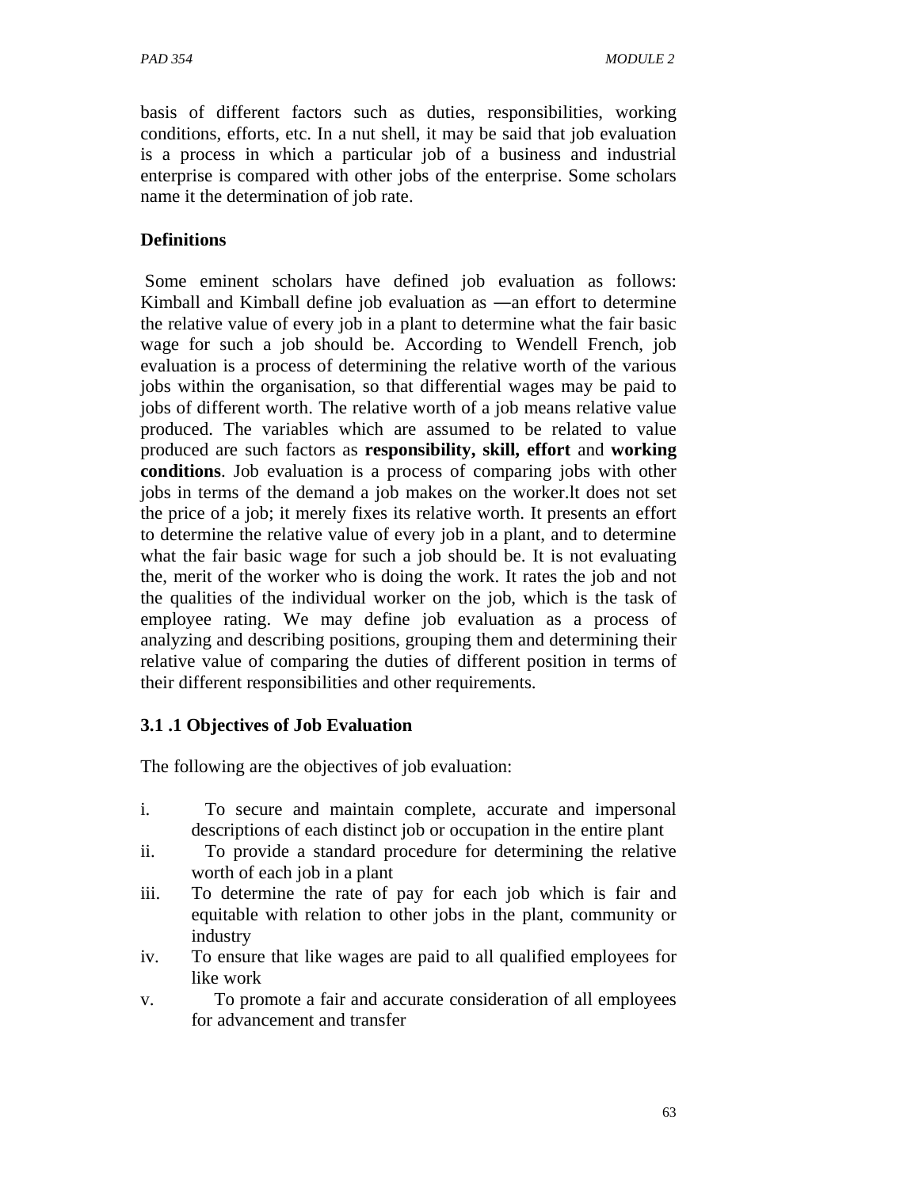basis of different factors such as duties, responsibilities, working conditions, efforts, etc. In a nut shell, it may be said that job evaluation is a process in which a particular job of a business and industrial enterprise is compared with other jobs of the enterprise. Some scholars name it the determination of job rate.

**Definitions**

Some eminent scholars have defined job evaluation as follows: Kimball and Kimball define job evaluation as ―an effort to determine the relative value of every job in a plant to determine what the fair basic wage for such a job should be. According to Wendell French, job evaluation is a process of determining the relative worth of the various jobs within the organisation, so that differential wages may be paid to jobs of different worth. The relative worth of a job means relative value produced. The variables which are assumed to be related to value produced are such factors as **responsibility, skill, effort** and **working conditions**. Job evaluation is a process of comparing jobs with other jobs in terms of the demand a job makes on the worker.lt does not set the price of a job; it merely fixes its relative worth. It presents an effort to determine the relative value of every job in a plant, and to determine what the fair basic wage for such a job should be. It is not evaluating the, merit of the worker who is doing the work. It rates the job and not the qualities of the individual worker on the job, which is the task of employee rating. We may define job evaluation as a process of analyzing and describing positions, grouping them and determining their relative value of comparing the duties of different position in terms of their different responsibilities and other requirements.

### 3.1 .1 Objectives of Job Evaluation

The following are the objectives of job evaluation:

i. To secure and maintain complete, accurate and impersonal descriptions of each distinct job or occupation in the entire plant
ii. To provide a standard procedure for determining the relative worth of each job in a plant
iii. To determine the rate of pay for each job which is fair and equitable with relation to other jobs in the plant, community or industry
iv. To ensure that like wages are paid to all qualified employees for like work
v. To promote a fair and accurate consideration of all employees for advancement and transfer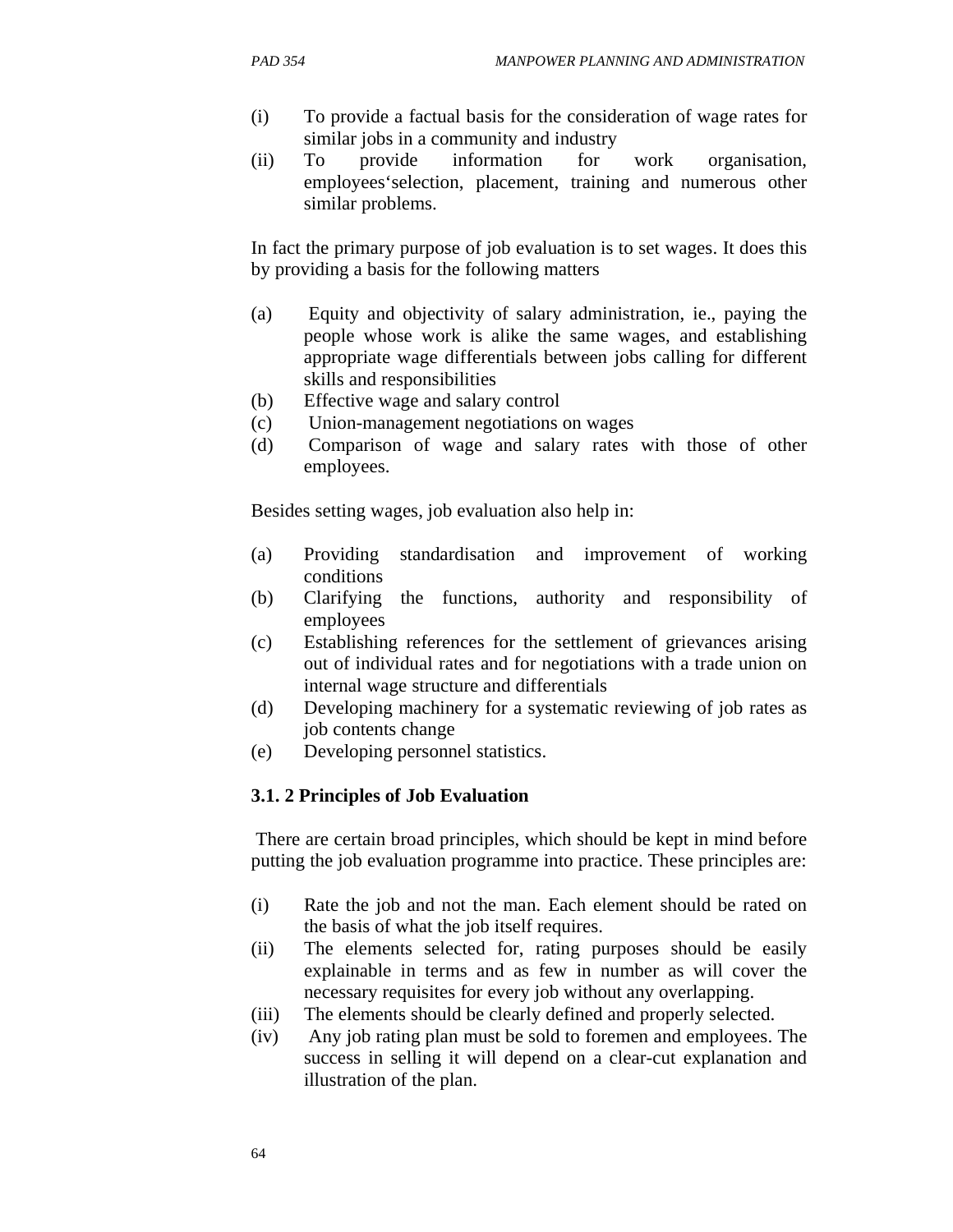(i) To provide a factual basis for the consideration of wage rates for similar jobs in a community and industry
(ii) To provide information for work organisation, employees'selection, placement, training and numerous other similar problems.

In fact the primary purpose of job evaluation is to set wages. It does this by providing a basis for the following matters

(a) Equity and objectivity of salary administration, ie., paying the people whose work is alike the same wages, and establishing appropriate wage differentials between jobs calling for different skills and responsibilities
(b) Effective wage and salary control
(c) Union-management negotiations on wages
(d) Comparison of wage and salary rates with those of other employees.

Besides setting wages, job evaluation also help in:

(a) Providing standardisation and improvement of working conditions
(b) Clarifying the functions, authority and responsibility of employees
(c) Establishing references for the settlement of grievances arising out of individual rates and for negotiations with a trade union on internal wage structure and differentials
(d) Developing machinery for a systematic reviewing of job rates as job contents change
(e) Developing personnel statistics.

### 3.1. 2 Principles of Job Evaluation

There are certain broad principles, which should be kept in mind before putting the job evaluation programme into practice. These principles are:

(i) Rate the job and not the man. Each element should be rated on the basis of what the job itself requires.
(ii) The elements selected for, rating purposes should be easily explainable in terms and as few in number as will cover the necessary requisites for every job without any overlapping.
(iii) The elements should be clearly defined and properly selected.
(iv) Any job rating plan must be sold to foremen and employees. The success in selling it will depend on a clear-cut explanation and illustration of the plan.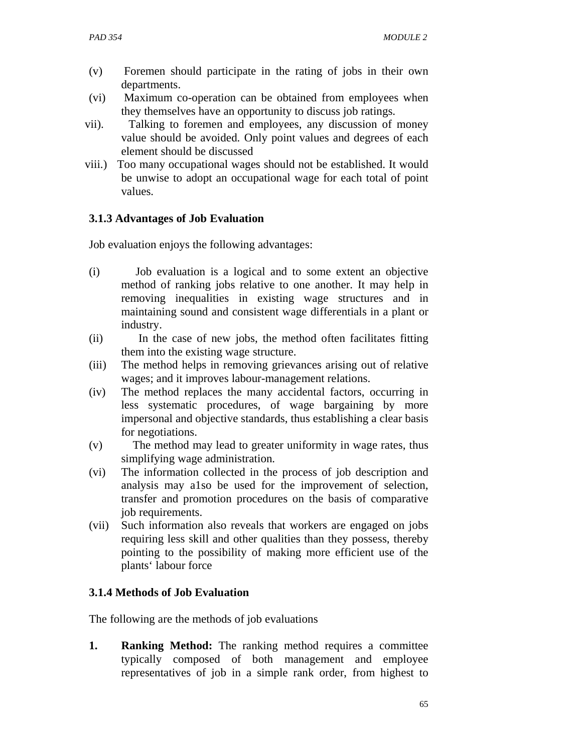(v) Foremen should participate in the rating of jobs in their own departments.

(vi) Maximum co-operation can be obtained from employees when they themselves have an opportunity to discuss job ratings.

vii). Talking to foremen and employees, any discussion of money value should be avoided. Only point values and degrees of each element should be discussed

viii.) Too many occupational wages should not be established. It would be unwise to adopt an occupational wage for each total of point values.

### 3.1.3 Advantages of Job Evaluation

Job evaluation enjoys the following advantages:

(i) Job evaluation is a logical and to some extent an objective method of ranking jobs relative to one another. It may help in removing inequalities in existing wage structures and in maintaining sound and consistent wage differentials in a plant or industry.

(ii) In the case of new jobs, the method often facilitates fitting them into the existing wage structure.

(iii) The method helps in removing grievances arising out of relative wages; and it improves labour-management relations.

(iv) The method replaces the many accidental factors, occurring in less systematic procedures, of wage bargaining by more impersonal and objective standards, thus establishing a clear basis for negotiations.

(v) The method may lead to greater uniformity in wage rates, thus simplifying wage administration.

(vi) The information collected in the process of job description and analysis may a1so be used for the improvement of selection, transfer and promotion procedures on the basis of comparative job requirements.

(vii) Such information also reveals that workers are engaged on jobs requiring less skill and other qualities than they possess, thereby pointing to the possibility of making more efficient use of the plants' labour force

### 3.1.4 Methods of Job Evaluation

The following are the methods of job evaluations

1. **Ranking Method:** The ranking method requires a committee typically composed of both management and employee representatives of job in a simple rank order, from highest to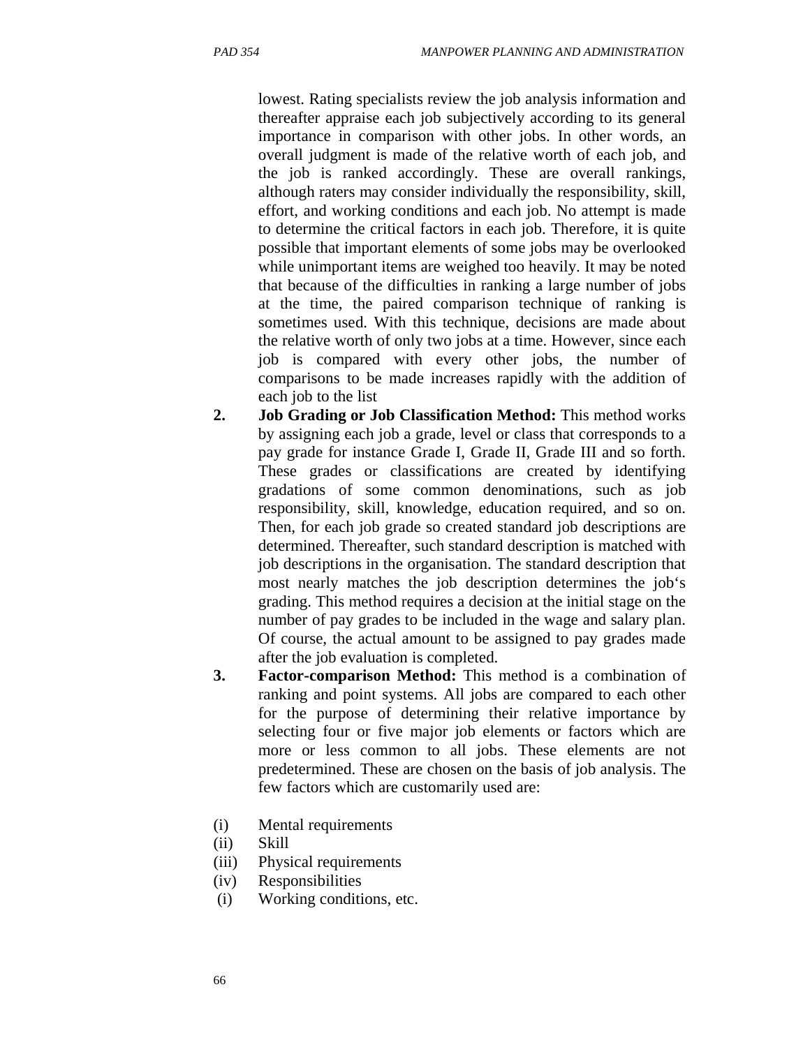lowest. Rating specialists review the job analysis information and thereafter appraise each job subjectively according to its general importance in comparison with other jobs. In other words, an overall judgment is made of the relative worth of each job, and the job is ranked accordingly. These are overall rankings, although raters may consider individually the responsibility, skill, effort, and working conditions and each job. No attempt is made to determine the critical factors in each job. Therefore, it is quite possible that important elements of some jobs may be overlooked while unimportant items are weighed too heavily. It may be noted that because of the difficulties in ranking a large number of jobs at the time, the paired comparison technique of ranking is sometimes used. With this technique, decisions are made about the relative worth of only two jobs at a time. However, since each job is compared with every other jobs, the number of comparisons to be made increases rapidly with the addition of each job to the list

2. **Job Grading or Job Classification Method:** This method works by assigning each job a grade, level or class that corresponds to a pay grade for instance Grade I, Grade II, Grade III and so forth. These grades or classifications are created by identifying gradations of some common denominations, such as job responsibility, skill, knowledge, education required, and so on. Then, for each job grade so created standard job descriptions are determined. Thereafter, such standard description is matched with job descriptions in the organisation. The standard description that most nearly matches the job description determines the job's grading. This method requires a decision at the initial stage on the number of pay grades to be included in the wage and salary plan. Of course, the actual amount to be assigned to pay grades made after the job evaluation is completed.

3. **Factor-comparison Method:** This method is a combination of ranking and point systems. All jobs are compared to each other for the purpose of determining their relative importance by selecting four or five major job elements or factors which are more or less common to all jobs. These elements are not predetermined. These are chosen on the basis of job analysis. The few factors which are customarily used are:

(i) Mental requirements
(ii) Skill
(iii) Physical requirements
(iv) Responsibilities
(i) Working conditions, etc.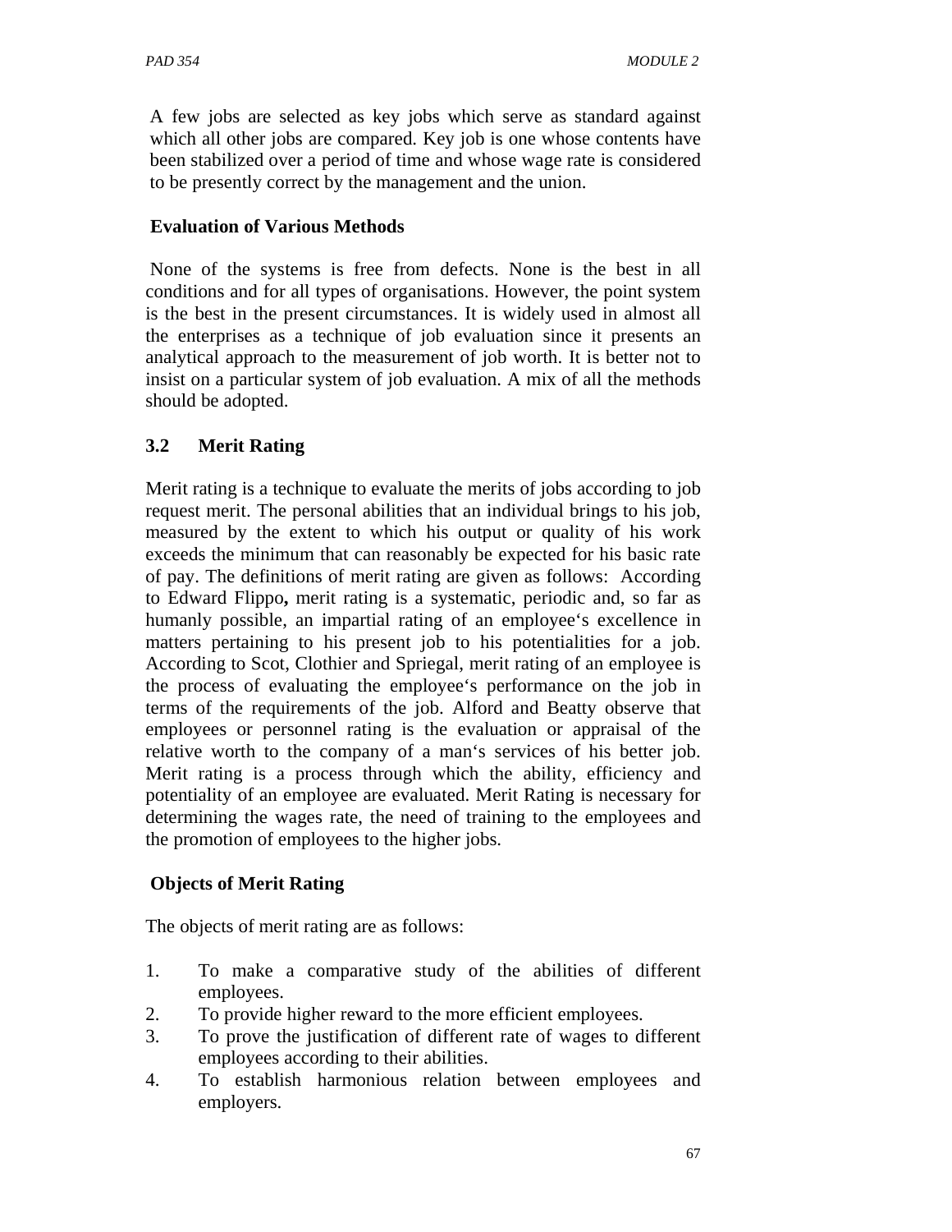A few jobs are selected as key jobs which serve as standard against which all other jobs are compared. Key job is one whose contents have been stabilized over a period of time and whose wage rate is considered to be presently correct by the management and the union.

**Evaluation of Various Methods**

None of the systems is free from defects. None is the best in all conditions and for all types of organisations. However, the point system is the best in the present circumstances. It is widely used in almost all the enterprises as a technique of job evaluation since it presents an analytical approach to the measurement of job worth. It is better not to insist on a particular system of job evaluation. A mix of all the methods should be adopted.

## 3.2 Merit Rating

Merit rating is a technique to evaluate the merits of jobs according to job request merit. The personal abilities that an individual brings to his job, measured by the extent to which his output or quality of his work exceeds the minimum that can reasonably be expected for his basic rate of pay. The definitions of merit rating are given as follows: According to Edward Flippo**,** merit rating is a systematic, periodic and, so far as humanly possible, an impartial rating of an employee‘s excellence in matters pertaining to his present job to his potentialities for a job. According to Scot, Clothier and Spriegal, merit rating of an employee is the process of evaluating the employee‘s performance on the job in terms of the requirements of the job. Alford and Beatty observe that employees or personnel rating is the evaluation or appraisal of the relative worth to the company of a man‘s services of his better job. Merit rating is a process through which the ability, efficiency and potentiality of an employee are evaluated. Merit Rating is necessary for determining the wages rate, the need of training to the employees and the promotion of employees to the higher jobs.

**Objects of Merit Rating**

The objects of merit rating are as follows:

1. To make a comparative study of the abilities of different employees.
2. To provide higher reward to the more efficient employees.
3. To prove the justification of different rate of wages to different employees according to their abilities.
4. To establish harmonious relation between employees and employers.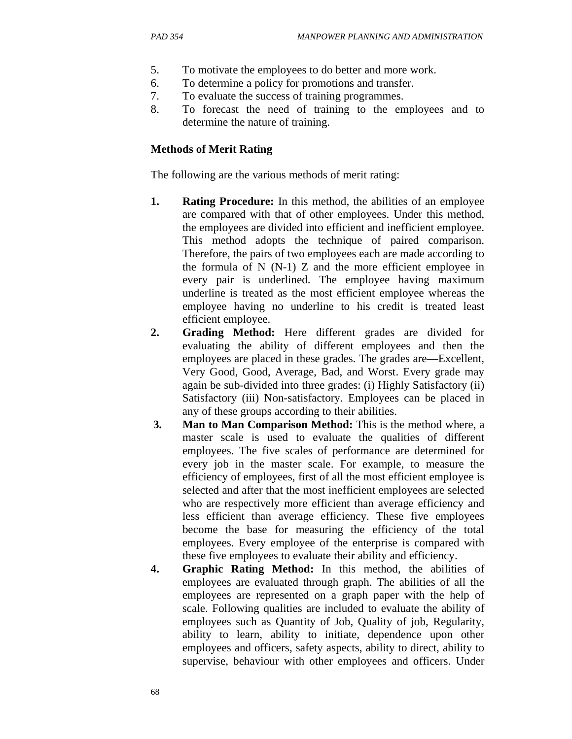5. To motivate the employees to do better and more work.
6. To determine a policy for promotions and transfer.
7. To evaluate the success of training programmes.
8. To forecast the need of training to the employees and to determine the nature of training.

**Methods of Merit Rating**

The following are the various methods of merit rating:

1. **Rating Procedure:** In this method, the abilities of an employee are compared with that of other employees. Under this method, the employees are divided into efficient and inefficient employee. This method adopts the technique of paired comparison. Therefore, the pairs of two employees each are made according to the formula of N (N-1) Z and the more efficient employee in every pair is underlined. The employee having maximum underline is treated as the most efficient employee whereas the employee having no underline to his credit is treated least efficient employee.
2. **Grading Method:** Here different grades are divided for evaluating the ability of different employees and then the employees are placed in these grades. The grades are—Excellent, Very Good, Good, Average, Bad, and Worst. Every grade may again be sub-divided into three grades: (i) Highly Satisfactory (ii) Satisfactory (iii) Non-satisfactory. Employees can be placed in any of these groups according to their abilities.
3. **Man to Man Comparison Method:** This is the method where, a master scale is used to evaluate the qualities of different employees. The five scales of performance are determined for every job in the master scale. For example, to measure the efficiency of employees, first of all the most efficient employee is selected and after that the most inefficient employees are selected who are respectively more efficient than average efficiency and less efficient than average efficiency. These five employees become the base for measuring the efficiency of the total employees. Every employee of the enterprise is compared with these five employees to evaluate their ability and efficiency.
4. **Graphic Rating Method:** In this method, the abilities of employees are evaluated through graph. The abilities of all the employees are represented on a graph paper with the help of scale. Following qualities are included to evaluate the ability of employees such as Quantity of Job, Quality of job, Regularity, ability to learn, ability to initiate, dependence upon other employees and officers, safety aspects, ability to direct, ability to supervise, behaviour with other employees and officers. Under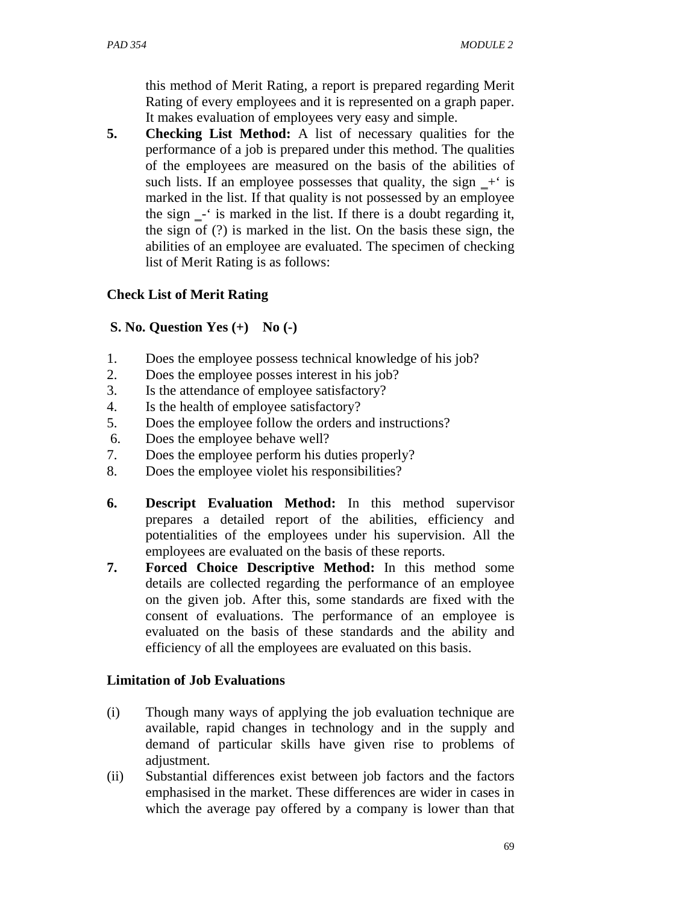this method of Merit Rating, a report is prepared regarding Merit Rating of every employees and it is represented on a graph paper. It makes evaluation of employees very easy and simple.

5. **Checking List Method:** A list of necessary qualities for the performance of a job is prepared under this method. The qualities of the employees are measured on the basis of the abilities of such lists. If an employee possesses that quality, the sign ‗+' is marked in the list. If that quality is not possessed by an employee the sign ‗-' is marked in the list. If there is a doubt regarding it, the sign of (?) is marked in the list. On the basis these sign, the abilities of an employee are evaluated. The specimen of checking list of Merit Rating is as follows:

**Check List of Merit Rating**

**S. No. Question Yes (+) No (-)**

1. Does the employee possess technical knowledge of his job?
2. Does the employee posses interest in his job?
3. Is the attendance of employee satisfactory?
4. Is the health of employee satisfactory?
5. Does the employee follow the orders and instructions?
6. Does the employee behave well?
7. Does the employee perform his duties properly?
8. Does the employee violet his responsibilities?

6. **Descript Evaluation Method:** In this method supervisor prepares a detailed report of the abilities, efficiency and potentialities of the employees under his supervision. All the employees are evaluated on the basis of these reports.
7. **Forced Choice Descriptive Method:** In this method some details are collected regarding the performance of an employee on the given job. After this, some standards are fixed with the consent of evaluations. The performance of an employee is evaluated on the basis of these standards and the ability and efficiency of all the employees are evaluated on this basis.

**Limitation of Job Evaluations**

(i) Though many ways of applying the job evaluation technique are available, rapid changes in technology and in the supply and demand of particular skills have given rise to problems of adjustment.

(ii) Substantial differences exist between job factors and the factors emphasised in the market. These differences are wider in cases in which the average pay offered by a company is lower than that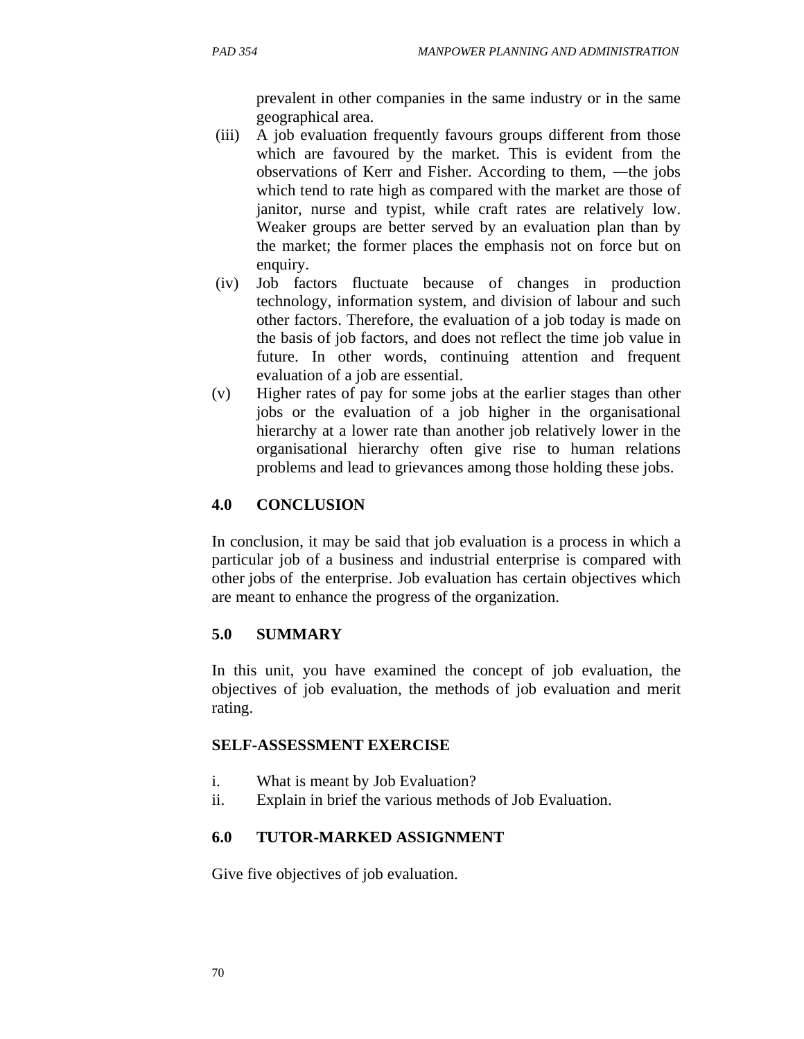prevalent in other companies in the same industry or in the same geographical area.

(iii) A job evaluation frequently favours groups different from those which are favoured by the market. This is evident from the observations of Kerr and Fisher. According to them, ―the jobs which tend to rate high as compared with the market are those of janitor, nurse and typist, while craft rates are relatively low. Weaker groups are better served by an evaluation plan than by the market; the former places the emphasis not on force but on enquiry.

(iv) Job factors fluctuate because of changes in production technology, information system, and division of labour and such other factors. Therefore, the evaluation of a job today is made on the basis of job factors, and does not reflect the time job value in future. In other words, continuing attention and frequent evaluation of a job are essential.

(v) Higher rates of pay for some jobs at the earlier stages than other jobs or the evaluation of a job higher in the organisational hierarchy at a lower rate than another job relatively lower in the organisational hierarchy often give rise to human relations problems and lead to grievances among those holding these jobs.

## 4.0 CONCLUSION

In conclusion, it may be said that job evaluation is a process in which a particular job of a business and industrial enterprise is compared with other jobs of the enterprise. Job evaluation has certain objectives which are meant to enhance the progress of the organization.

## 5.0 SUMMARY

In this unit, you have examined the concept of job evaluation, the objectives of job evaluation, the methods of job evaluation and merit rating.

### SELF-ASSESSMENT EXERCISE

i. What is meant by Job Evaluation?
ii. Explain in brief the various methods of Job Evaluation.

## 6.0 TUTOR-MARKED ASSIGNMENT

Give five objectives of job evaluation.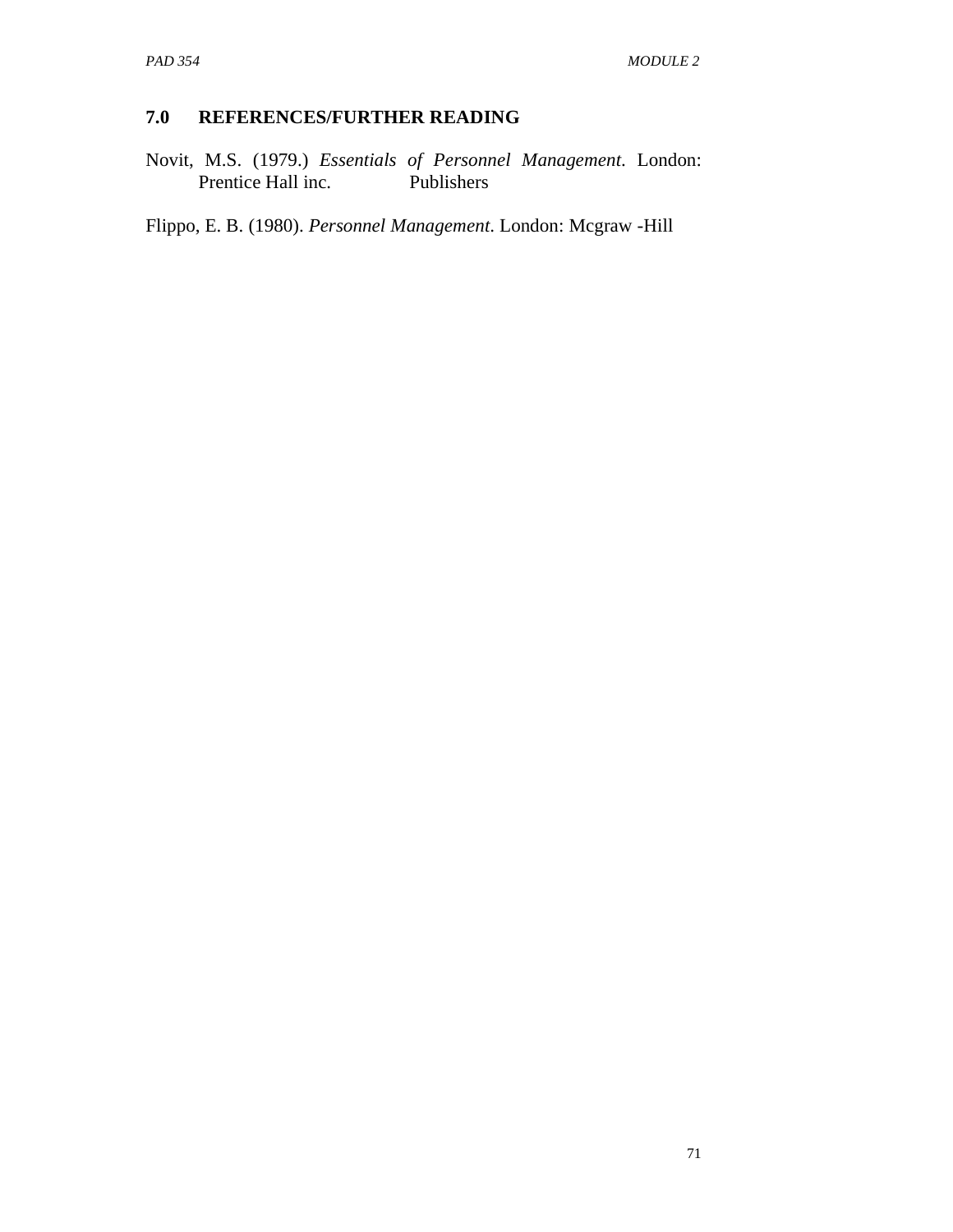## 7.0 REFERENCES/FURTHER READING

Novit, M.S. (1979.) *Essentials of Personnel Management*. London: Prentice Hall inc. Publishers

Flippo, E. B. (1980). *Personnel Management*. London: Mcgraw -Hill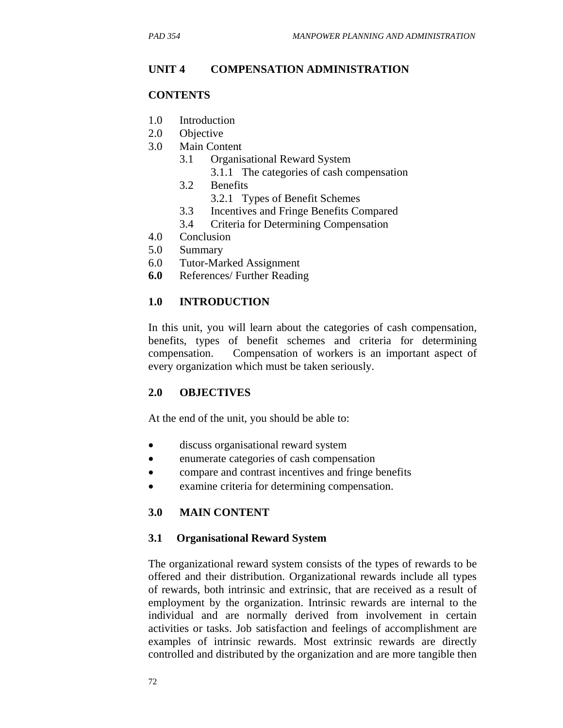## UNIT 4 COMPENSATION ADMINISTRATION

### CONTENTS

1.0 Introduction
2.0 Objective
3.0 Main Content
    3.1 Organisational Reward System
        3.1.1 The categories of cash compensation
    3.2 Benefits
        3.2.1 Types of Benefit Schemes
    3.3 Incentives and Fringe Benefits Compared
    3.4 Criteria for Determining Compensation
4.0 Conclusion
5.0 Summary
6.0 Tutor-Marked Assignment
**6.0** References/ Further Reading

### 1.0 INTRODUCTION

In this unit, you will learn about the categories of cash compensation, benefits, types of benefit schemes and criteria for determining compensation. Compensation of workers is an important aspect of every organization which must be taken seriously.

### 2.0 OBJECTIVES

At the end of the unit, you should be able to:

- discuss organisational reward system
- enumerate categories of cash compensation
- compare and contrast incentives and fringe benefits
- examine criteria for determining compensation.

### 3.0 MAIN CONTENT

### 3.1 Organisational Reward System

The organizational reward system consists of the types of rewards to be offered and their distribution. Organizational rewards include all types of rewards, both intrinsic and extrinsic, that are received as a result of employment by the organization. Intrinsic rewards are internal to the individual and are normally derived from involvement in certain activities or tasks. Job satisfaction and feelings of accomplishment are examples of intrinsic rewards. Most extrinsic rewards are directly controlled and distributed by the organization and are more tangible then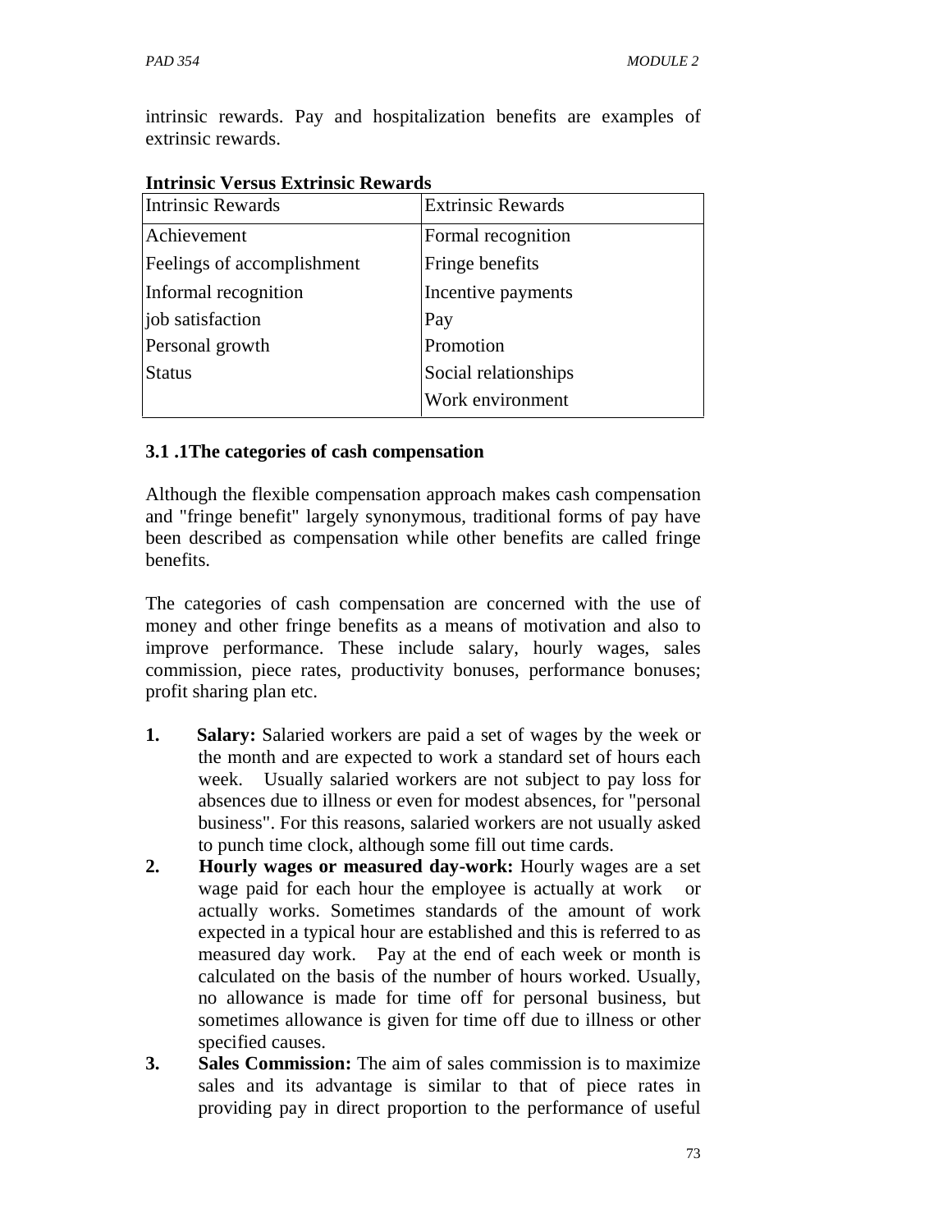intrinsic rewards. Pay and hospitalization benefits are examples of extrinsic rewards.

**Intrinsic Versus Extrinsic Rewards**

| Intrinsic Rewards | Extrinsic Rewards |
|---|---|
| Achievement | Formal recognition |
| Feelings of accomplishment | Fringe benefits |
| Informal recognition | Incentive payments |
| job satisfaction | Pay |
| Personal growth | Promotion |
| Status | Social relationships |
| | Work environment |

### 3.1 .1The categories of cash compensation

Although the flexible compensation approach makes cash compensation and "fringe benefit" largely synonymous, traditional forms of pay have been described as compensation while other benefits are called fringe benefits.

The categories of cash compensation are concerned with the use of money and other fringe benefits as a means of motivation and also to improve performance. These include salary, hourly wages, sales commission, piece rates, productivity bonuses, performance bonuses; profit sharing plan etc.

1. **Salary:** Salaried workers are paid a set of wages by the week or the month and are expected to work a standard set of hours each week. Usually salaried workers are not subject to pay loss for absences due to illness or even for modest absences, for "personal business". For this reasons, salaried workers are not usually asked to punch time clock, although some fill out time cards.
2. **Hourly wages or measured day-work:** Hourly wages are a set wage paid for each hour the employee is actually at work or actually works. Sometimes standards of the amount of work expected in a typical hour are established and this is referred to as measured day work. Pay at the end of each week or month is calculated on the basis of the number of hours worked. Usually, no allowance is made for time off for personal business, but sometimes allowance is given for time off due to illness or other specified causes.
3. **Sales Commission:** The aim of sales commission is to maximize sales and its advantage is similar to that of piece rates in providing pay in direct proportion to the performance of useful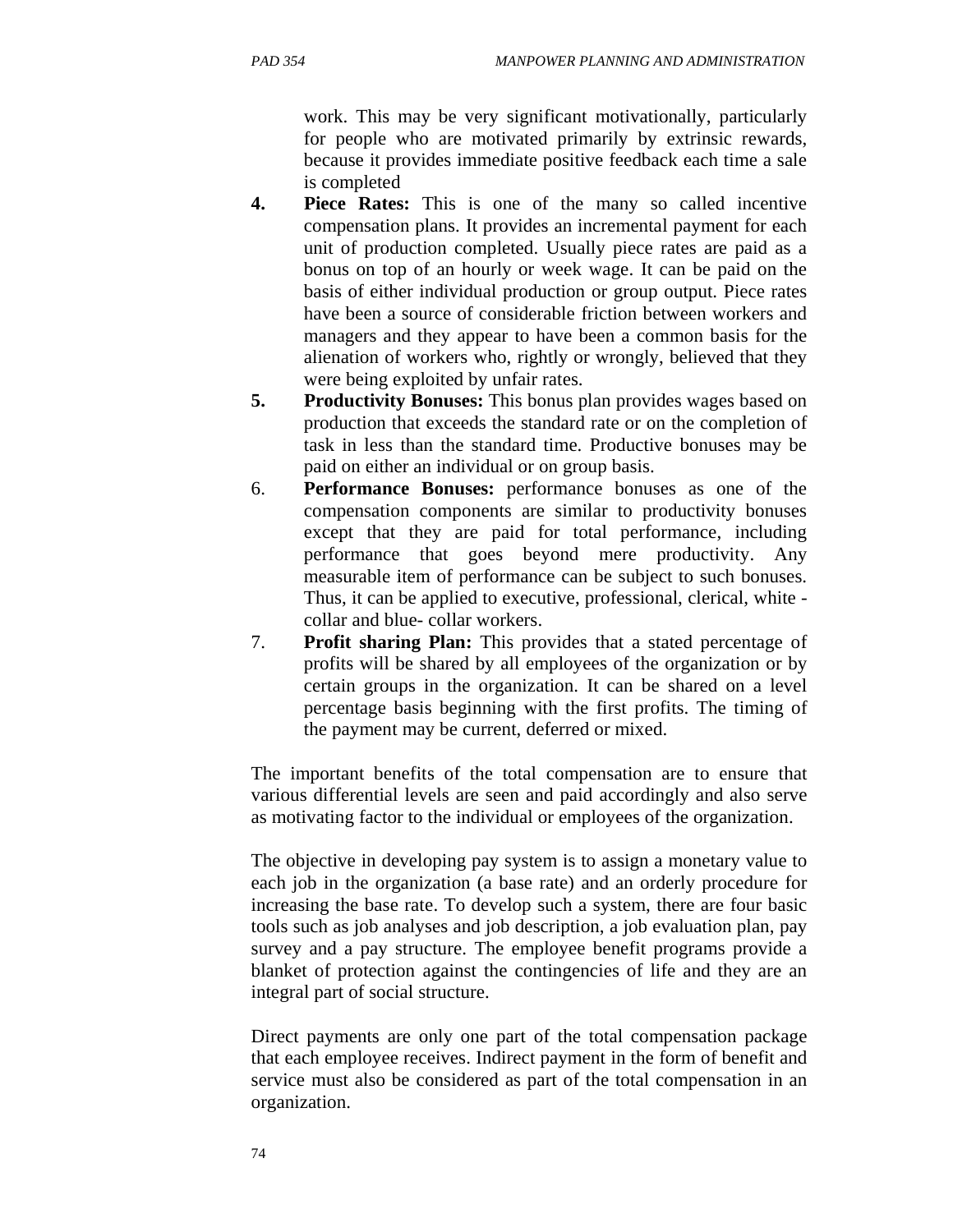work. This may be very significant motivationally, particularly for people who are motivated primarily by extrinsic rewards, because it provides immediate positive feedback each time a sale is completed

4. **Piece Rates:** This is one of the many so called incentive compensation plans. It provides an incremental payment for each unit of production completed. Usually piece rates are paid as a bonus on top of an hourly or week wage. It can be paid on the basis of either individual production or group output. Piece rates have been a source of considerable friction between workers and managers and they appear to have been a common basis for the alienation of workers who, rightly or wrongly, believed that they were being exploited by unfair rates.
5. **Productivity Bonuses:** This bonus plan provides wages based on production that exceeds the standard rate or on the completion of task in less than the standard time. Productive bonuses may be paid on either an individual or on group basis.
6. **Performance Bonuses:** performance bonuses as one of the compensation components are similar to productivity bonuses except that they are paid for total performance, including performance that goes beyond mere productivity. Any measurable item of performance can be subject to such bonuses. Thus, it can be applied to executive, professional, clerical, white - collar and blue- collar workers.
7. **Profit sharing Plan:** This provides that a stated percentage of profits will be shared by all employees of the organization or by certain groups in the organization. It can be shared on a level percentage basis beginning with the first profits. The timing of the payment may be current, deferred or mixed.

The important benefits of the total compensation are to ensure that various differential levels are seen and paid accordingly and also serve as motivating factor to the individual or employees of the organization.

The objective in developing pay system is to assign a monetary value to each job in the organization (a base rate) and an orderly procedure for increasing the base rate. To develop such a system, there are four basic tools such as job analyses and job description, a job evaluation plan, pay survey and a pay structure. The employee benefit programs provide a blanket of protection against the contingencies of life and they are an integral part of social structure.

Direct payments are only one part of the total compensation package that each employee receives. Indirect payment in the form of benefit and service must also be considered as part of the total compensation in an organization.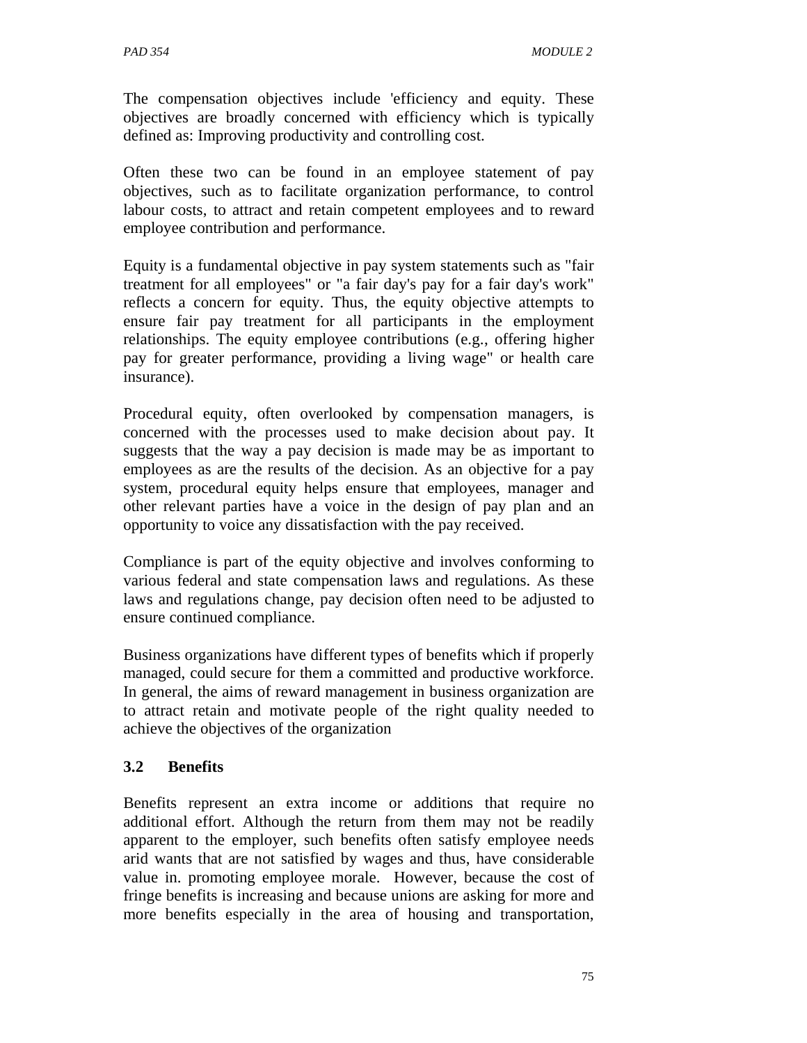The compensation objectives include 'efficiency and equity. These objectives are broadly concerned with efficiency which is typically defined as: Improving productivity and controlling cost.

Often these two can be found in an employee statement of pay objectives, such as to facilitate organization performance, to control labour costs, to attract and retain competent employees and to reward employee contribution and performance.

Equity is a fundamental objective in pay system statements such as "fair treatment for all employees" or "a fair day's pay for a fair day's work" reflects a concern for equity. Thus, the equity objective attempts to ensure fair pay treatment for all participants in the employment relationships. The equity employee contributions (e.g., offering higher pay for greater performance, providing a living wage" or health care insurance).

Procedural equity, often overlooked by compensation managers, is concerned with the processes used to make decision about pay. It suggests that the way a pay decision is made may be as important to employees as are the results of the decision. As an objective for a pay system, procedural equity helps ensure that employees, manager and other relevant parties have a voice in the design of pay plan and an opportunity to voice any dissatisfaction with the pay received.

Compliance is part of the equity objective and involves conforming to various federal and state compensation laws and regulations. As these laws and regulations change, pay decision often need to be adjusted to ensure continued compliance.

Business organizations have different types of benefits which if properly managed, could secure for them a committed and productive workforce. In general, the aims of reward management in business organization are to attract retain and motivate people of the right quality needed to achieve the objectives of the organization

### 3.2 Benefits

Benefits represent an extra income or additions that require no additional effort. Although the return from them may not be readily apparent to the employer, such benefits often satisfy employee needs arid wants that are not satisfied by wages and thus, have considerable value in. promoting employee morale. However, because the cost of fringe benefits is increasing and because unions are asking for more and more benefits especially in the area of housing and transportation,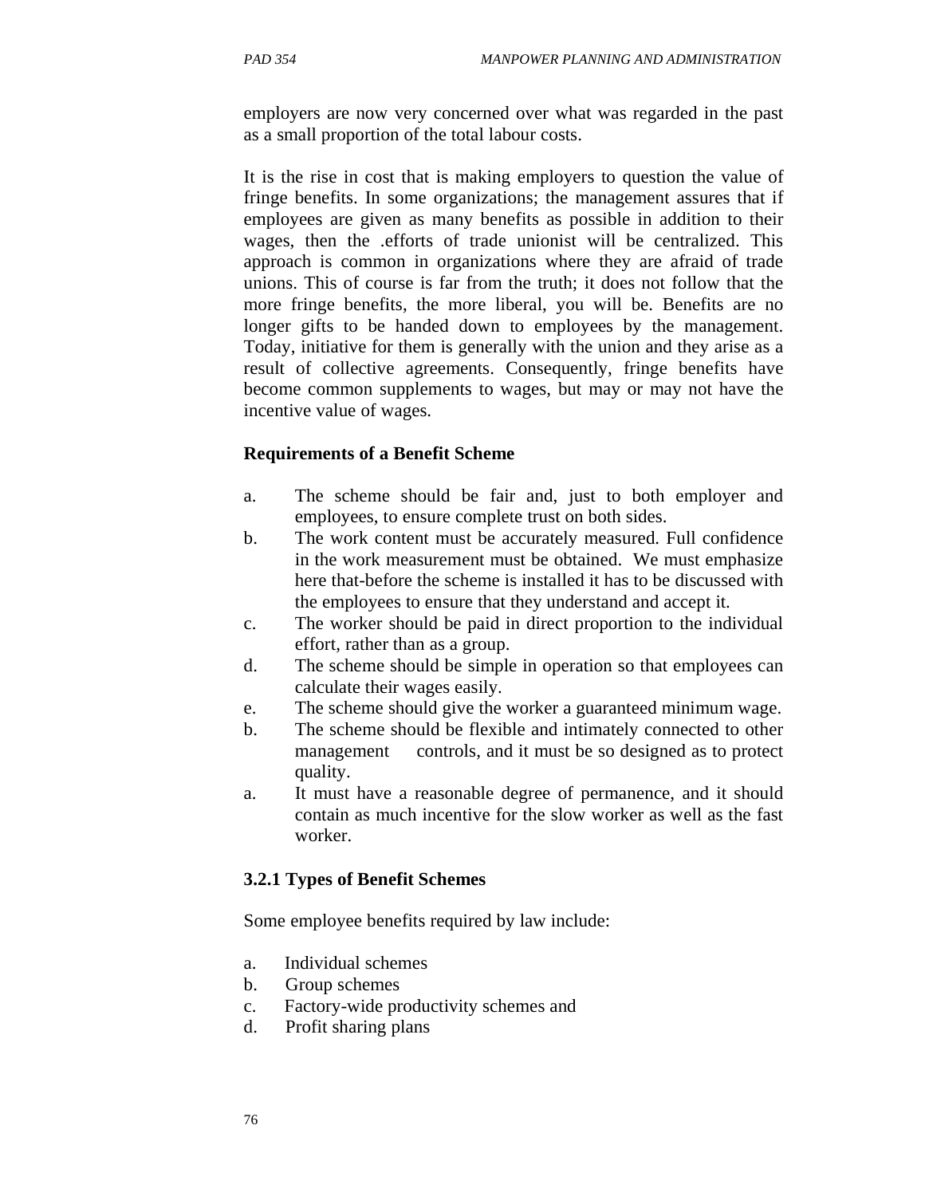employers are now very concerned over what was regarded in the past as a small proportion of the total labour costs.

It is the rise in cost that is making employers to question the value of fringe benefits. In some organizations; the management assures that if employees are given as many benefits as possible in addition to their wages, then the .efforts of trade unionist will be centralized. This approach is common in organizations where they are afraid of trade unions. This of course is far from the truth; it does not follow that the more fringe benefits, the more liberal, you will be. Benefits are no longer gifts to be handed down to employees by the management. Today, initiative for them is generally with the union and they arise as a result of collective agreements. Consequently, fringe benefits have become common supplements to wages, but may or may not have the incentive value of wages.

**Requirements of a Benefit Scheme**

a. The scheme should be fair and, just to both employer and employees, to ensure complete trust on both sides.
b. The work content must be accurately measured. Full confidence in the work measurement must be obtained. We must emphasize here that-before the scheme is installed it has to be discussed with the employees to ensure that they understand and accept it.
c. The worker should be paid in direct proportion to the individual effort, rather than as a group.
d. The scheme should be simple in operation so that employees can calculate their wages easily.
e. The scheme should give the worker a guaranteed minimum wage.
b. The scheme should be flexible and intimately connected to other management controls, and it must be so designed as to protect quality.
a. It must have a reasonable degree of permanence, and it should contain as much incentive for the slow worker as well as the fast worker.

**3.2.1 Types of Benefit Schemes**

Some employee benefits required by law include:

a. Individual schemes
b. Group schemes
c. Factory-wide productivity schemes and
d. Profit sharing plans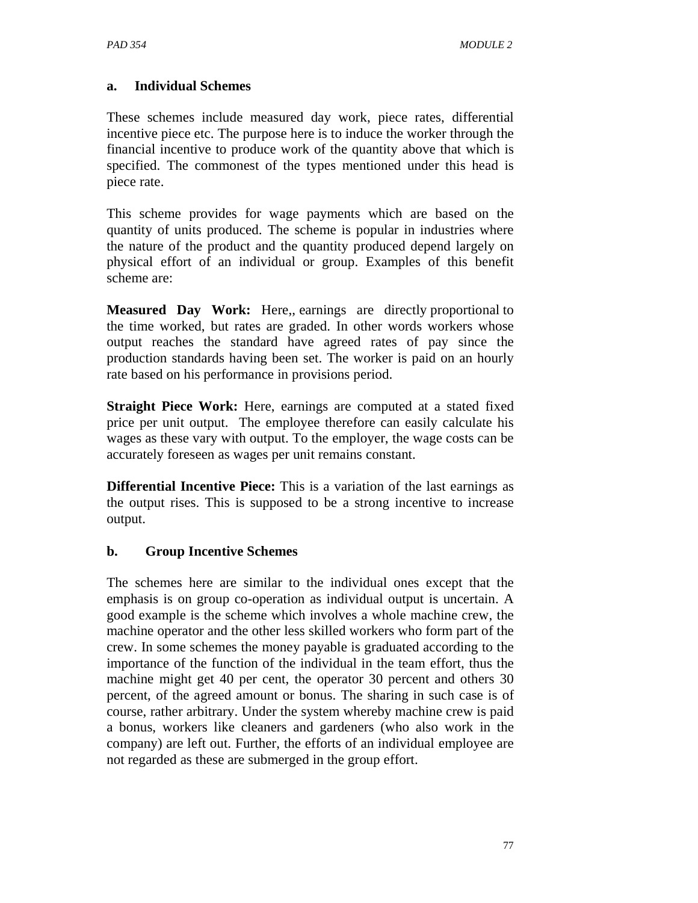### a. Individual Schemes

These schemes include measured day work, piece rates, differential incentive piece etc. The purpose here is to induce the worker through the financial incentive to produce work of the quantity above that which is specified. The commonest of the types mentioned under this head is piece rate.

This scheme provides for wage payments which are based on the quantity of units produced. The scheme is popular in industries where the nature of the product and the quantity produced depend largely on physical effort of an individual or group. Examples of this benefit scheme are:

**Measured Day Work:** Here,, earnings are directly proportional to the time worked, but rates are graded. In other words workers whose output reaches the standard have agreed rates of pay since the production standards having been set. The worker is paid on an hourly rate based on his performance in provisions period.

**Straight Piece Work:** Here, earnings are computed at a stated fixed price per unit output. The employee therefore can easily calculate his wages as these vary with output. To the employer, the wage costs can be accurately foreseen as wages per unit remains constant.

**Differential Incentive Piece:** This is a variation of the last earnings as the output rises. This is supposed to be a strong incentive to increase output.

### b. Group Incentive Schemes

The schemes here are similar to the individual ones except that the emphasis is on group co-operation as individual output is uncertain. A good example is the scheme which involves a whole machine crew, the machine operator and the other less skilled workers who form part of the crew. In some schemes the money payable is graduated according to the importance of the function of the individual in the team effort, thus the machine might get 40 per cent, the operator 30 percent and others 30 percent, of the agreed amount or bonus. The sharing in such case is of course, rather arbitrary. Under the system whereby machine crew is paid a bonus, workers like cleaners and gardeners (who also work in the company) are left out. Further, the efforts of an individual employee are not regarded as these are submerged in the group effort.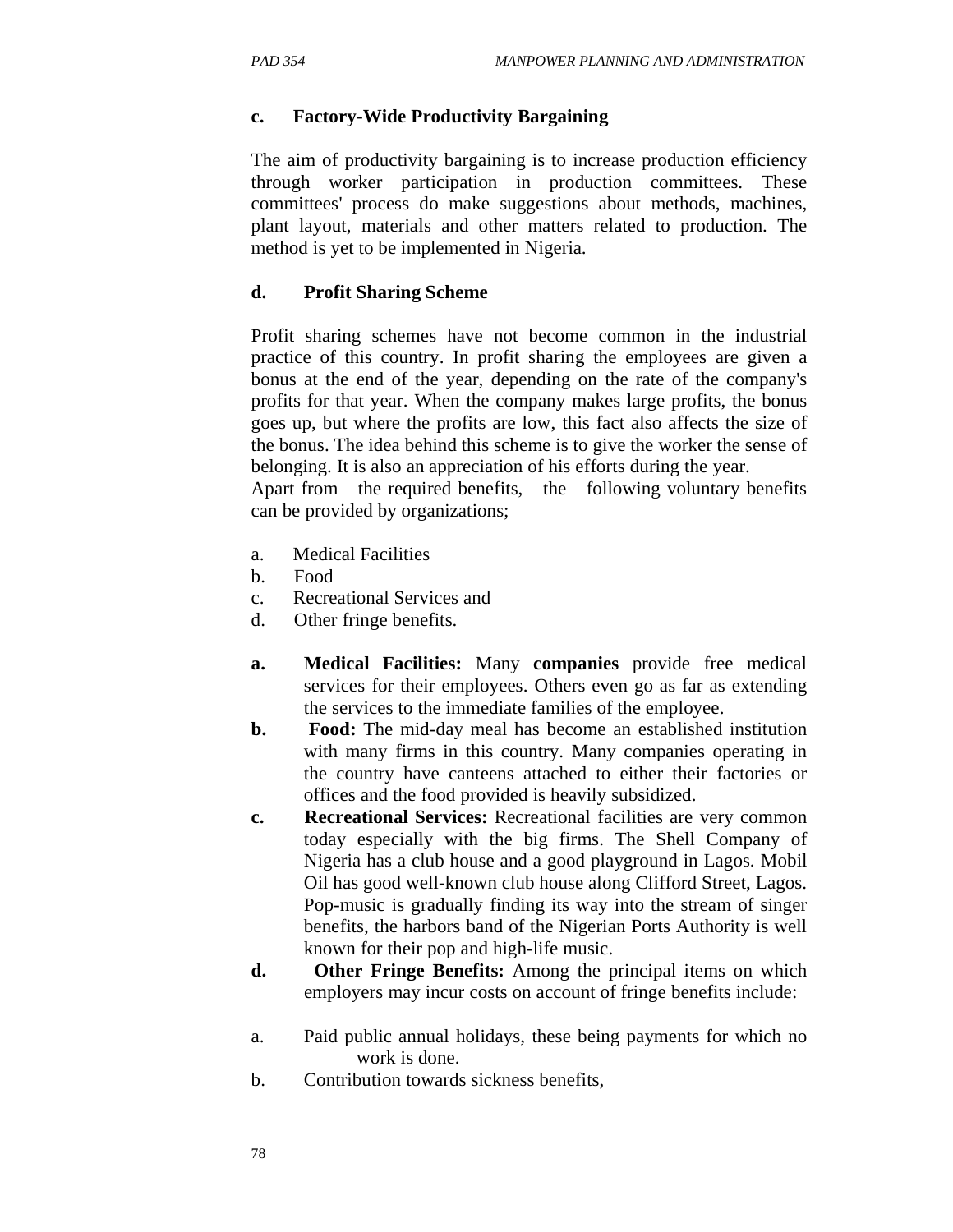**c. Factory-Wide Productivity Bargaining**

The aim of productivity bargaining is to increase production efficiency through worker participation in production committees. These committees' process do make suggestions about methods, machines, plant layout, materials and other matters related to production. The method is yet to be implemented in Nigeria.

**d. Profit Sharing Scheme**

Profit sharing schemes have not become common in the industrial practice of this country. In profit sharing the employees are given a bonus at the end of the year, depending on the rate of the company's profits for that year. When the company makes large profits, the bonus goes up, but where the profits are low, this fact also affects the size of the bonus. The idea behind this scheme is to give the worker the sense of belonging. It is also an appreciation of his efforts during the year.
Apart from the required benefits, the following voluntary benefits can be provided by organizations;

a. Medical Facilities
b. Food
c. Recreational Services and
d. Other fringe benefits.

**a. Medical Facilities:** Many **companies** provide free medical services for their employees. Others even go as far as extending the services to the immediate families of the employee.

**b. Food:** The mid-day meal has become an established institution with many firms in this country. Many companies operating in the country have canteens attached to either their factories or offices and the food provided is heavily subsidized.

**c. Recreational Services:** Recreational facilities are very common today especially with the big firms. The Shell Company of Nigeria has a club house and a good playground in Lagos. Mobil Oil has good well-known club house along Clifford Street, Lagos. Pop-music is gradually finding its way into the stream of singer benefits, the harbors band of the Nigerian Ports Authority is well known for their pop and high-life music.

**d. Other Fringe Benefits:** Among the principal items on which employers may incur costs on account of fringe benefits include:

a. Paid public annual holidays, these being payments for which no work is done.
b. Contribution towards sickness benefits,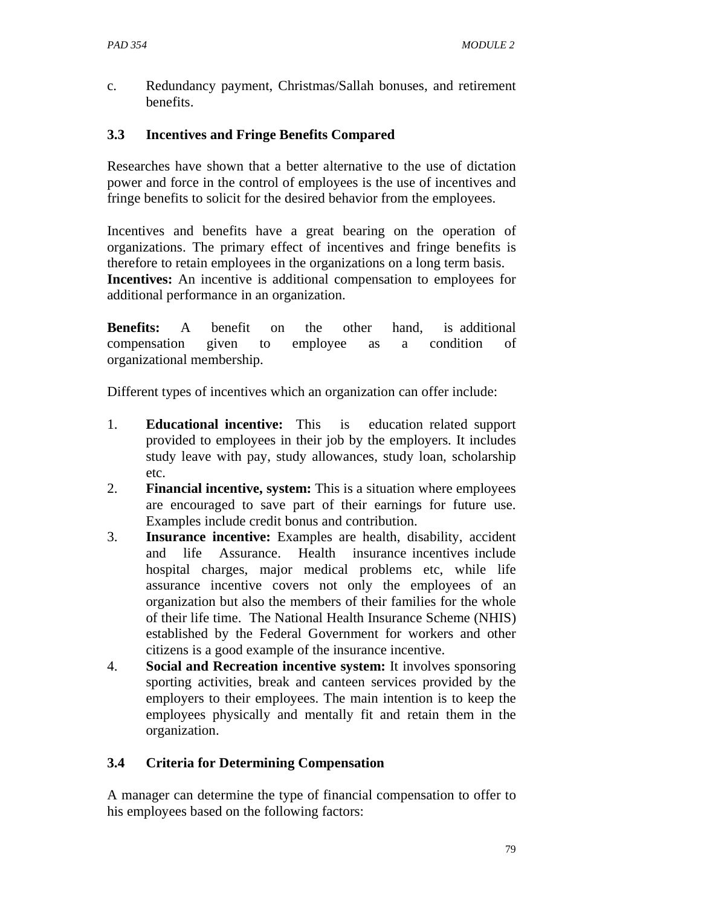c. Redundancy payment, Christmas/Sallah bonuses, and retirement benefits.

### 3.3 Incentives and Fringe Benefits Compared

Researches have shown that a better alternative to the use of dictation power and force in the control of employees is the use of incentives and fringe benefits to solicit for the desired behavior from the employees.

Incentives and benefits have a great bearing on the operation of organizations. The primary effect of incentives and fringe benefits is therefore to retain employees in the organizations on a long term basis.
**Incentives:** An incentive is additional compensation to employees for additional performance in an organization.

**Benefits:** A benefit on the other hand, is additional compensation given to employee as a condition of organizational membership.

Different types of incentives which an organization can offer include:

1. **Educational incentive:** This is education related support provided to employees in their job by the employers. It includes study leave with pay, study allowances, study loan, scholarship etc.
2. **Financial incentive, system:** This is a situation where employees are encouraged to save part of their earnings for future use. Examples include credit bonus and contribution.
3. **Insurance incentive:** Examples are health, disability, accident and life Assurance. Health insurance incentives include hospital charges, major medical problems etc, while life assurance incentive covers not only the employees of an organization but also the members of their families for the whole of their life time. The National Health Insurance Scheme (NHIS) established by the Federal Government for workers and other citizens is a good example of the insurance incentive.
4. **Social and Recreation incentive system:** It involves sponsoring sporting activities, break and canteen services provided by the employers to their employees. The main intention is to keep the employees physically and mentally fit and retain them in the organization.

### 3.4 Criteria for Determining Compensation

A manager can determine the type of financial compensation to offer to his employees based on the following factors: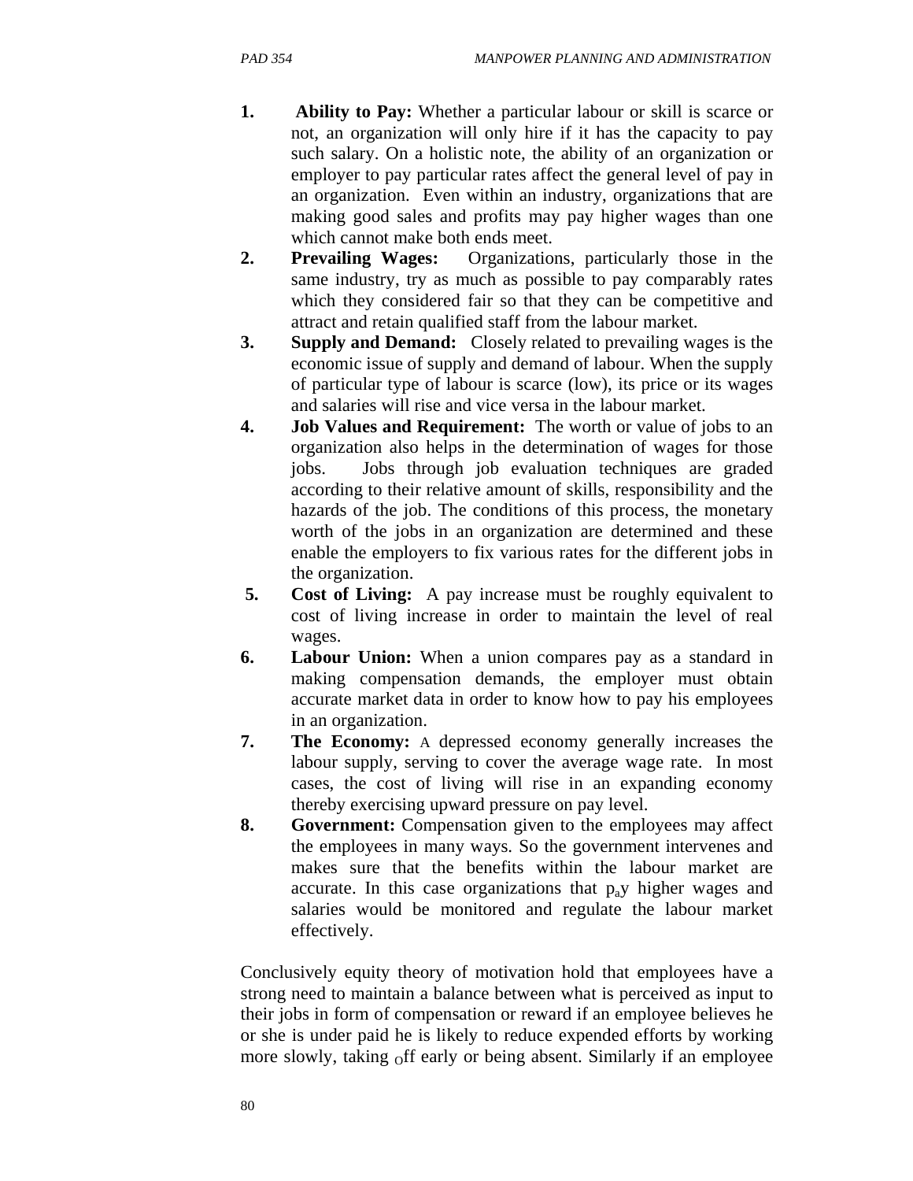1. **Ability to Pay:** Whether a particular labour or skill is scarce or not, an organization will only hire if it has the capacity to pay such salary. On a holistic note, the ability of an organization or employer to pay particular rates affect the general level of pay in an organization. Even within an industry, organizations that are making good sales and profits may pay higher wages than one which cannot make both ends meet.
2. **Prevailing Wages:** Organizations, particularly those in the same industry, try as much as possible to pay comparably rates which they considered fair so that they can be competitive and attract and retain qualified staff from the labour market.
3. **Supply and Demand:** Closely related to prevailing wages is the economic issue of supply and demand of labour. When the supply of particular type of labour is scarce (low), its price or its wages and salaries will rise and vice versa in the labour market.
4. **Job Values and Requirement:** The worth or value of jobs to an organization also helps in the determination of wages for those jobs. Jobs through job evaluation techniques are graded according to their relative amount of skills, responsibility and the hazards of the job. The conditions of this process, the monetary worth of the jobs in an organization are determined and these enable the employers to fix various rates for the different jobs in the organization.
5. **Cost of Living:** A pay increase must be roughly equivalent to cost of living increase in order to maintain the level of real wages.
6. **Labour Union:** When a union compares pay as a standard in making compensation demands, the employer must obtain accurate market data in order to know how to pay his employees in an organization.
7. **The Economy:** A depressed economy generally increases the labour supply, serving to cover the average wage rate. In most cases, the cost of living will rise in an expanding economy thereby exercising upward pressure on pay level.
8. **Government:** Compensation given to the employees may affect the employees in many ways. So the government intervenes and makes sure that the benefits within the labour market are accurate. In this case organizations that pay higher wages and salaries would be monitored and regulate the labour market effectively.

Conclusively equity theory of motivation hold that employees have a strong need to maintain a balance between what is perceived as input to their jobs in form of compensation or reward if an employee believes he or she is under paid he is likely to reduce expended efforts by working more slowly, taking off early or being absent. Similarly if an employee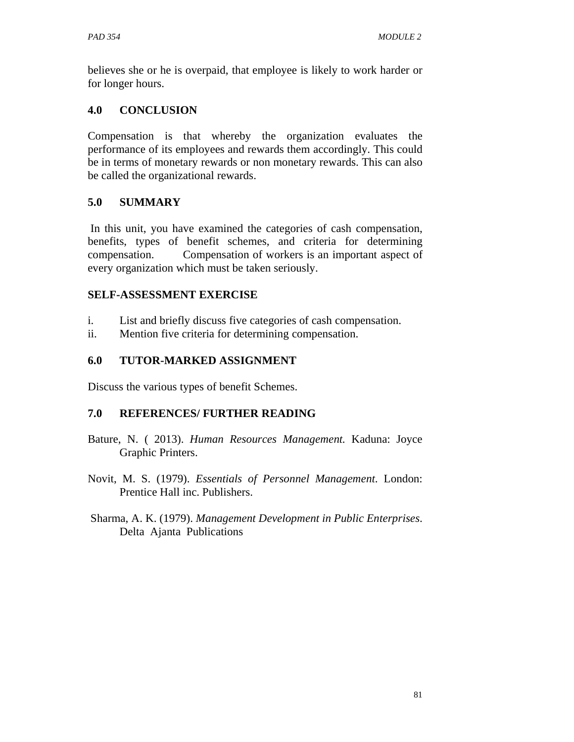believes she or he is overpaid, that employee is likely to work harder or for longer hours.

## 4.0 CONCLUSION

Compensation is that whereby the organization evaluates the performance of its employees and rewards them accordingly. This could be in terms of monetary rewards or non monetary rewards. This can also be called the organizational rewards.

## 5.0 SUMMARY

In this unit, you have examined the categories of cash compensation, benefits, types of benefit schemes, and criteria for determining compensation. Compensation of workers is an important aspect of every organization which must be taken seriously.

## SELF-ASSESSMENT EXERCISE

i. List and briefly discuss five categories of cash compensation.
ii. Mention five criteria for determining compensation.

## 6.0 TUTOR-MARKED ASSIGNMENT

Discuss the various types of benefit Schemes.

## 7.0 REFERENCES/ FURTHER READING

Bature, N. ( 2013). *Human Resources Management.* Kaduna: Joyce Graphic Printers.

Novit, M. S. (1979). *Essentials of Personnel Management*. London: Prentice Hall inc. Publishers.

Sharma, A. K. (1979). *Management Development in Public Enterprises*. Delta Ajanta Publications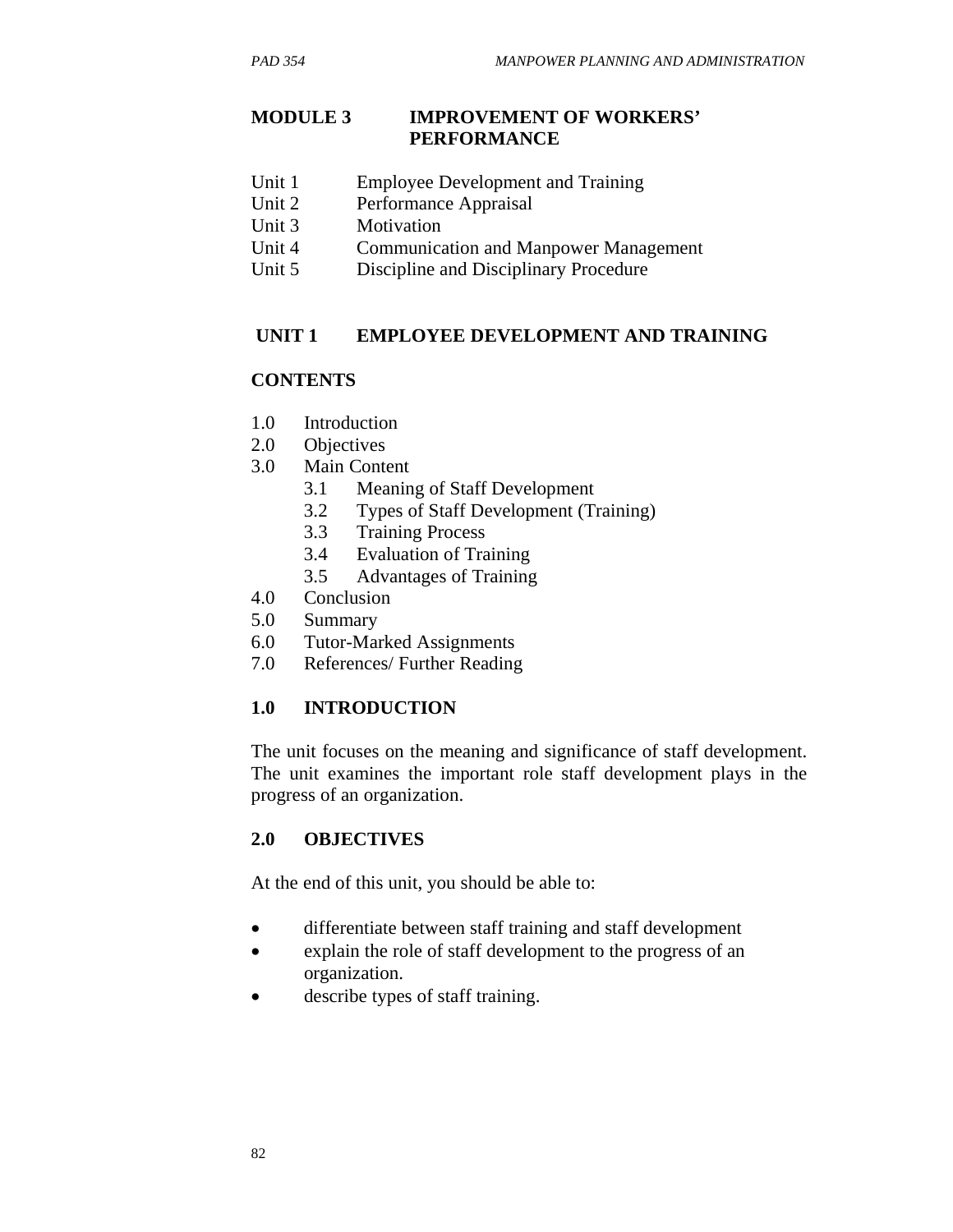# MODULE 3 IMPROVEMENT OF WORKERS' PERFORMANCE

Unit 1 Employee Development and Training
Unit 2 Performance Appraisal
Unit 3 Motivation
Unit 4 Communication and Manpower Management
Unit 5 Discipline and Disciplinary Procedure

## UNIT 1 EMPLOYEE DEVELOPMENT AND TRAINING

### CONTENTS

1.0 Introduction
2.0 Objectives
3.0 Main Content
  3.1 Meaning of Staff Development
  3.2 Types of Staff Development (Training)
  3.3 Training Process
  3.4 Evaluation of Training
  3.5 Advantages of Training
4.0 Conclusion
5.0 Summary
6.0 Tutor-Marked Assignments
7.0 References/ Further Reading

### 1.0 INTRODUCTION

The unit focuses on the meaning and significance of staff development. The unit examines the important role staff development plays in the progress of an organization.

### 2.0 OBJECTIVES

At the end of this unit, you should be able to:

- differentiate between staff training and staff development
- explain the role of staff development to the progress of an organization.
- describe types of staff training.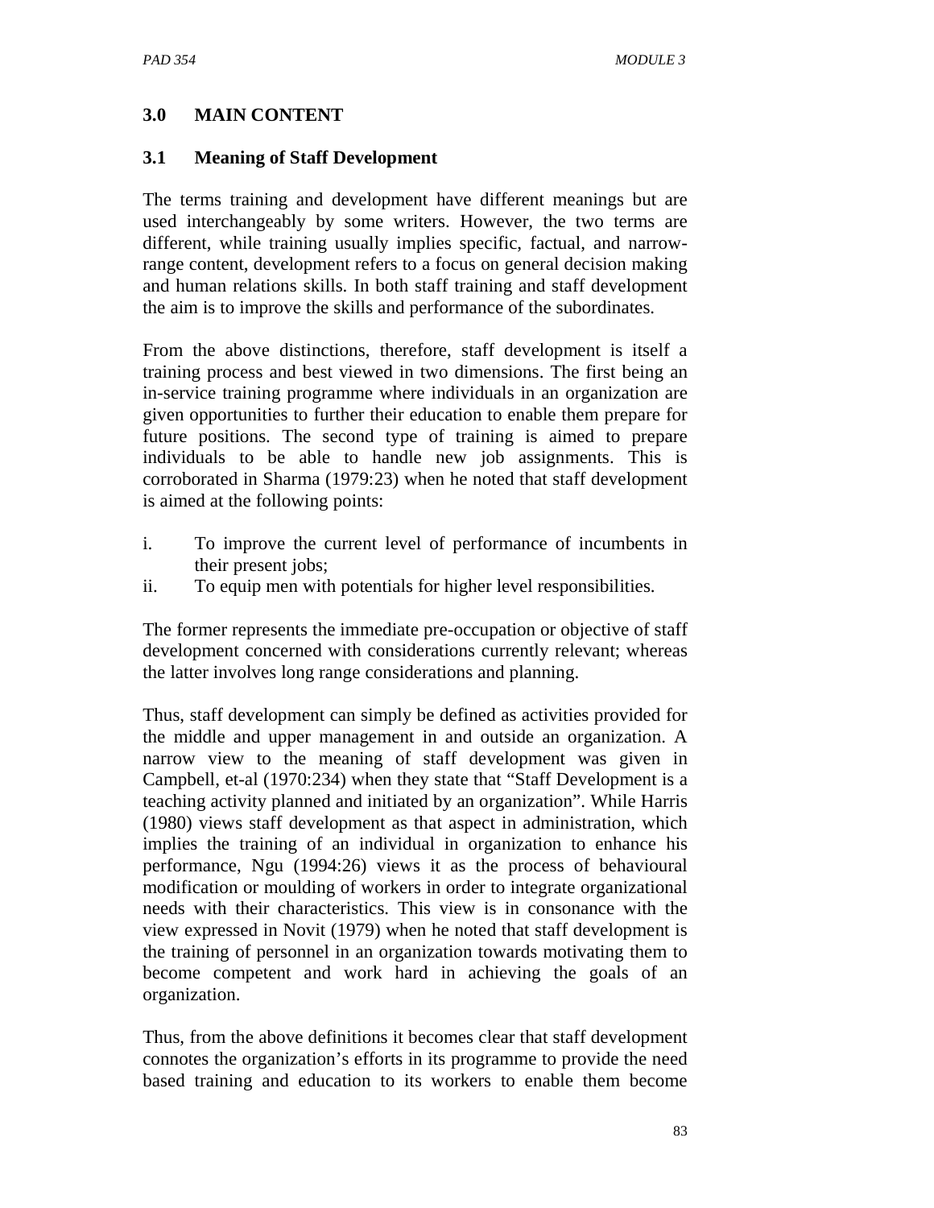## 3.0 MAIN CONTENT

### 3.1 Meaning of Staff Development

The terms training and development have different meanings but are used interchangeably by some writers. However, the two terms are different, while training usually implies specific, factual, and narrow-range content, development refers to a focus on general decision making and human relations skills. In both staff training and staff development the aim is to improve the skills and performance of the subordinates.

From the above distinctions, therefore, staff development is itself a training process and best viewed in two dimensions. The first being an in-service training programme where individuals in an organization are given opportunities to further their education to enable them prepare for future positions. The second type of training is aimed to prepare individuals to be able to handle new job assignments. This is corroborated in Sharma (1979:23) when he noted that staff development is aimed at the following points:

i. To improve the current level of performance of incumbents in their present jobs;
ii. To equip men with potentials for higher level responsibilities.

The former represents the immediate pre-occupation or objective of staff development concerned with considerations currently relevant; whereas the latter involves long range considerations and planning.

Thus, staff development can simply be defined as activities provided for the middle and upper management in and outside an organization. A narrow view to the meaning of staff development was given in Campbell, et-al (1970:234) when they state that "Staff Development is a teaching activity planned and initiated by an organization". While Harris (1980) views staff development as that aspect in administration, which implies the training of an individual in organization to enhance his performance, Ngu (1994:26) views it as the process of behavioural modification or moulding of workers in order to integrate organizational needs with their characteristics. This view is in consonance with the view expressed in Novit (1979) when he noted that staff development is the training of personnel in an organization towards motivating them to become competent and work hard in achieving the goals of an organization.

Thus, from the above definitions it becomes clear that staff development connotes the organization's efforts in its programme to provide the need based training and education to its workers to enable them become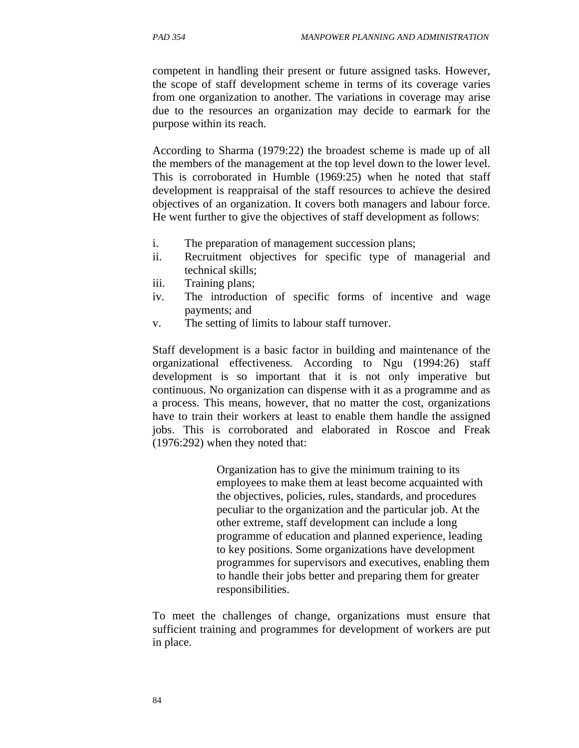competent in handling their present or future assigned tasks. However, the scope of staff development scheme in terms of its coverage varies from one organization to another. The variations in coverage may arise due to the resources an organization may decide to earmark for the purpose within its reach.

According to Sharma (1979:22) the broadest scheme is made up of all the members of the management at the top level down to the lower level. This is corroborated in Humble (1969:25) when he noted that staff development is reappraisal of the staff resources to achieve the desired objectives of an organization. It covers both managers and labour force. He went further to give the objectives of staff development as follows:

i. The preparation of management succession plans;
ii. Recruitment objectives for specific type of managerial and technical skills;
iii. Training plans;
iv. The introduction of specific forms of incentive and wage payments; and
v. The setting of limits to labour staff turnover.

Staff development is a basic factor in building and maintenance of the organizational effectiveness. According to Ngu (1994:26) staff development is so important that it is not only imperative but continuous. No organization can dispense with it as a programme and as a process. This means, however, that no matter the cost, organizations have to train their workers at least to enable them handle the assigned jobs. This is corroborated and elaborated in Roscoe and Freak (1976:292) when they noted that:

> Organization has to give the minimum training to its employees to make them at least become acquainted with the objectives, policies, rules, standards, and procedures peculiar to the organization and the particular job. At the other extreme, staff development can include a long programme of education and planned experience, leading to key positions. Some organizations have development programmes for supervisors and executives, enabling them to handle their jobs better and preparing them for greater responsibilities.

To meet the challenges of change, organizations must ensure that sufficient training and programmes for development of workers are put in place.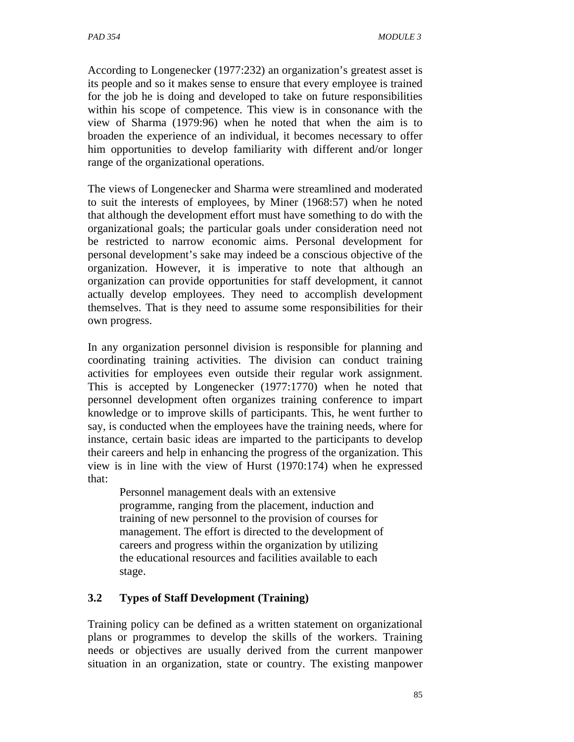According to Longenecker (1977:232) an organization's greatest asset is its people and so it makes sense to ensure that every employee is trained for the job he is doing and developed to take on future responsibilities within his scope of competence. This view is in consonance with the view of Sharma (1979:96) when he noted that when the aim is to broaden the experience of an individual, it becomes necessary to offer him opportunities to develop familiarity with different and/or longer range of the organizational operations.

The views of Longenecker and Sharma were streamlined and moderated to suit the interests of employees, by Miner (1968:57) when he noted that although the development effort must have something to do with the organizational goals; the particular goals under consideration need not be restricted to narrow economic aims. Personal development for personal development's sake may indeed be a conscious objective of the organization. However, it is imperative to note that although an organization can provide opportunities for staff development, it cannot actually develop employees. They need to accomplish development themselves. That is they need to assume some responsibilities for their own progress.

In any organization personnel division is responsible for planning and coordinating training activities. The division can conduct training activities for employees even outside their regular work assignment. This is accepted by Longenecker (1977:1770) when he noted that personnel development often organizes training conference to impart knowledge or to improve skills of participants. This, he went further to say, is conducted when the employees have the training needs, where for instance, certain basic ideas are imparted to the participants to develop their careers and help in enhancing the progress of the organization. This view is in line with the view of Hurst (1970:174) when he expressed that:

> Personnel management deals with an extensive programme, ranging from the placement, induction and training of new personnel to the provision of courses for management. The effort is directed to the development of careers and progress within the organization by utilizing the educational resources and facilities available to each stage.

### 3.2 Types of Staff Development (Training)

Training policy can be defined as a written statement on organizational plans or programmes to develop the skills of the workers. Training needs or objectives are usually derived from the current manpower situation in an organization, state or country. The existing manpower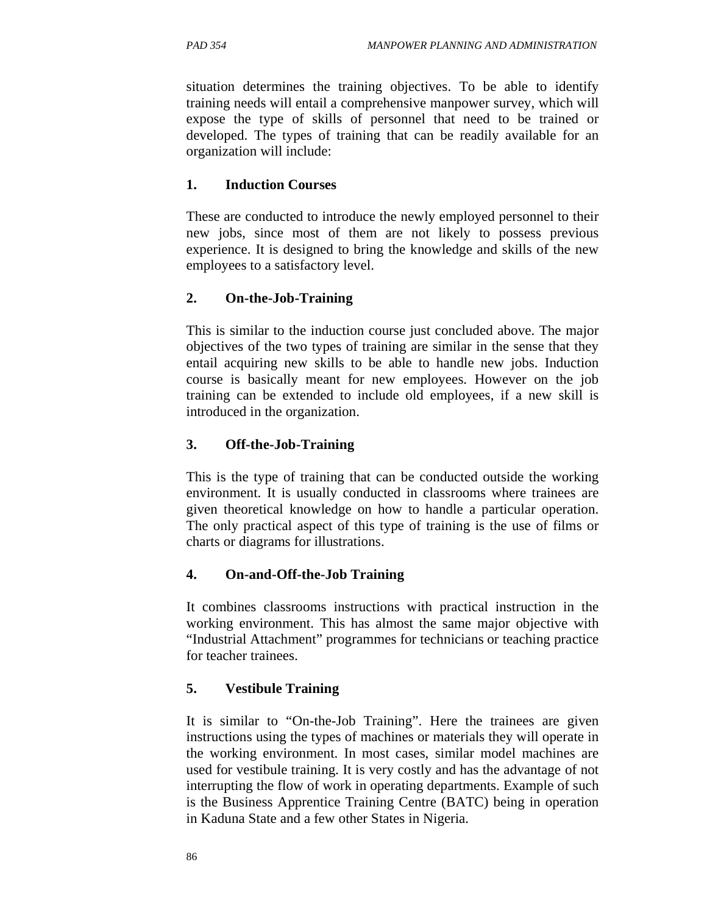situation determines the training objectives. To be able to identify training needs will entail a comprehensive manpower survey, which will expose the type of skills of personnel that need to be trained or developed. The types of training that can be readily available for an organization will include:

**1. Induction Courses**

These are conducted to introduce the newly employed personnel to their new jobs, since most of them are not likely to possess previous experience. It is designed to bring the knowledge and skills of the new employees to a satisfactory level.

**2. On-the-Job-Training**

This is similar to the induction course just concluded above. The major objectives of the two types of training are similar in the sense that they entail acquiring new skills to be able to handle new jobs. Induction course is basically meant for new employees. However on the job training can be extended to include old employees, if a new skill is introduced in the organization.

**3. Off-the-Job-Training**

This is the type of training that can be conducted outside the working environment. It is usually conducted in classrooms where trainees are given theoretical knowledge on how to handle a particular operation. The only practical aspect of this type of training is the use of films or charts or diagrams for illustrations.

**4. On-and-Off-the-Job Training**

It combines classrooms instructions with practical instruction in the working environment. This has almost the same major objective with "Industrial Attachment" programmes for technicians or teaching practice for teacher trainees.

**5. Vestibule Training**

It is similar to "On-the-Job Training". Here the trainees are given instructions using the types of machines or materials they will operate in the working environment. In most cases, similar model machines are used for vestibule training. It is very costly and has the advantage of not interrupting the flow of work in operating departments. Example of such is the Business Apprentice Training Centre (BATC) being in operation in Kaduna State and a few other States in Nigeria.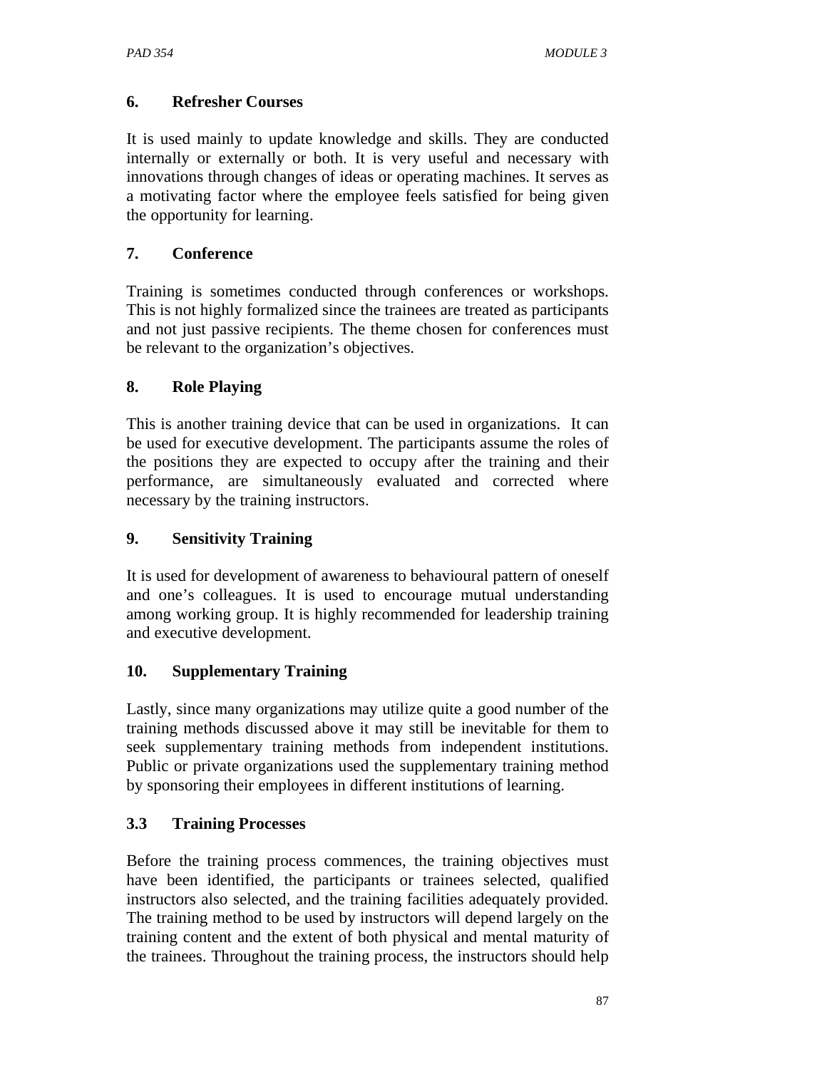### 6. Refresher Courses

It is used mainly to update knowledge and skills. They are conducted internally or externally or both. It is very useful and necessary with innovations through changes of ideas or operating machines. It serves as a motivating factor where the employee feels satisfied for being given the opportunity for learning.

### 7. Conference

Training is sometimes conducted through conferences or workshops. This is not highly formalized since the trainees are treated as participants and not just passive recipients. The theme chosen for conferences must be relevant to the organization's objectives.

### 8. Role Playing

This is another training device that can be used in organizations. It can be used for executive development. The participants assume the roles of the positions they are expected to occupy after the training and their performance, are simultaneously evaluated and corrected where necessary by the training instructors.

### 9. Sensitivity Training

It is used for development of awareness to behavioural pattern of oneself and one's colleagues. It is used to encourage mutual understanding among working group. It is highly recommended for leadership training and executive development.

### 10. Supplementary Training

Lastly, since many organizations may utilize quite a good number of the training methods discussed above it may still be inevitable for them to seek supplementary training methods from independent institutions. Public or private organizations used the supplementary training method by sponsoring their employees in different institutions of learning.

## 3.3 Training Processes

Before the training process commences, the training objectives must have been identified, the participants or trainees selected, qualified instructors also selected, and the training facilities adequately provided. The training method to be used by instructors will depend largely on the training content and the extent of both physical and mental maturity of the trainees. Throughout the training process, the instructors should help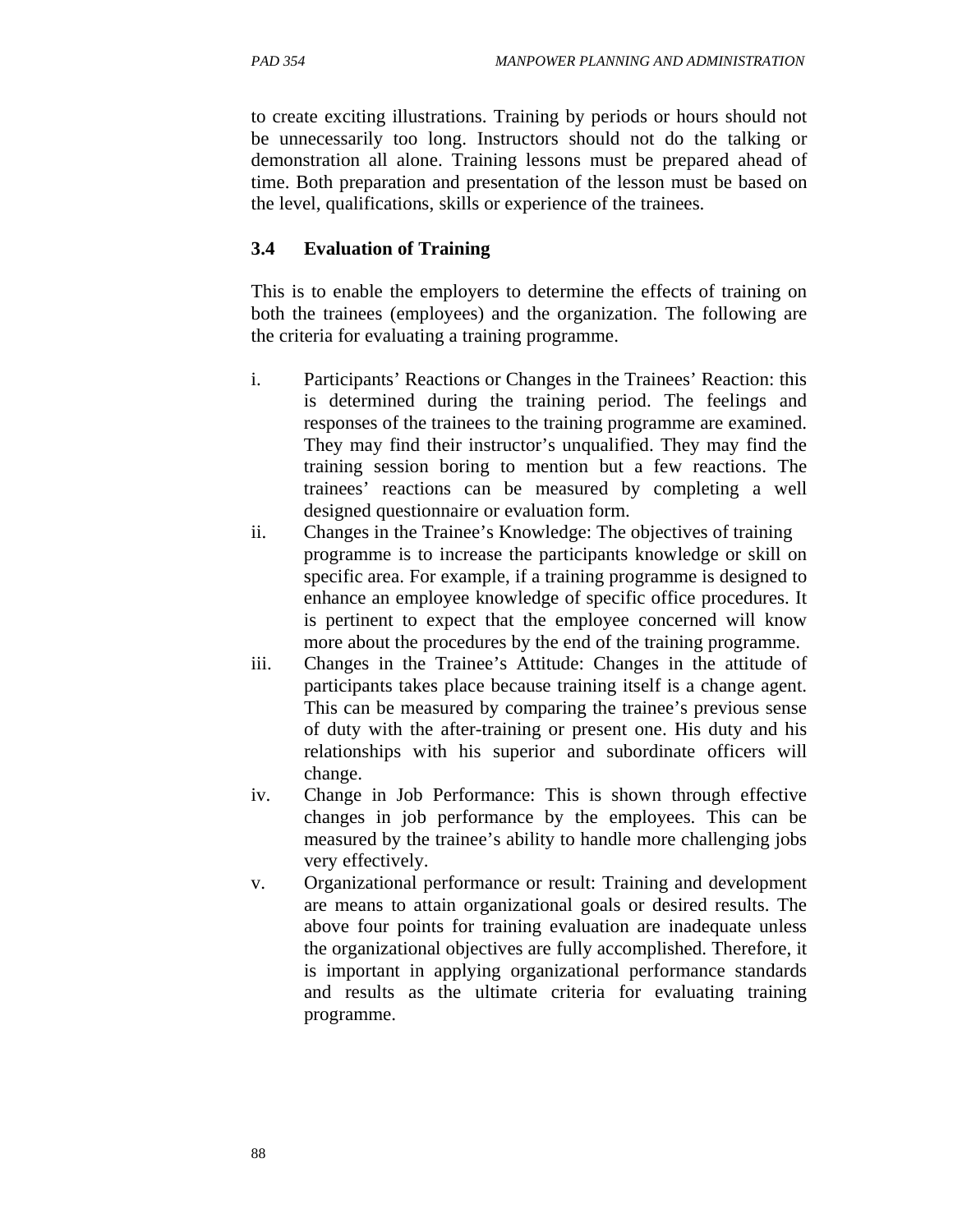to create exciting illustrations. Training by periods or hours should not be unnecessarily too long. Instructors should not do the talking or demonstration all alone. Training lessons must be prepared ahead of time. Both preparation and presentation of the lesson must be based on the level, qualifications, skills or experience of the trainees.

### 3.4 Evaluation of Training

This is to enable the employers to determine the effects of training on both the trainees (employees) and the organization. The following are the criteria for evaluating a training programme.

i. Participants' Reactions or Changes in the Trainees' Reaction: this is determined during the training period. The feelings and responses of the trainees to the training programme are examined. They may find their instructor's unqualified. They may find the training session boring to mention but a few reactions. The trainees' reactions can be measured by completing a well designed questionnaire or evaluation form.

ii. Changes in the Trainee's Knowledge: The objectives of training programme is to increase the participants knowledge or skill on specific area. For example, if a training programme is designed to enhance an employee knowledge of specific office procedures. It is pertinent to expect that the employee concerned will know more about the procedures by the end of the training programme.

iii. Changes in the Trainee's Attitude: Changes in the attitude of participants takes place because training itself is a change agent. This can be measured by comparing the trainee's previous sense of duty with the after-training or present one. His duty and his relationships with his superior and subordinate officers will change.

iv. Change in Job Performance: This is shown through effective changes in job performance by the employees. This can be measured by the trainee's ability to handle more challenging jobs very effectively.

v. Organizational performance or result: Training and development are means to attain organizational goals or desired results. The above four points for training evaluation are inadequate unless the organizational objectives are fully accomplished. Therefore, it is important in applying organizational performance standards and results as the ultimate criteria for evaluating training programme.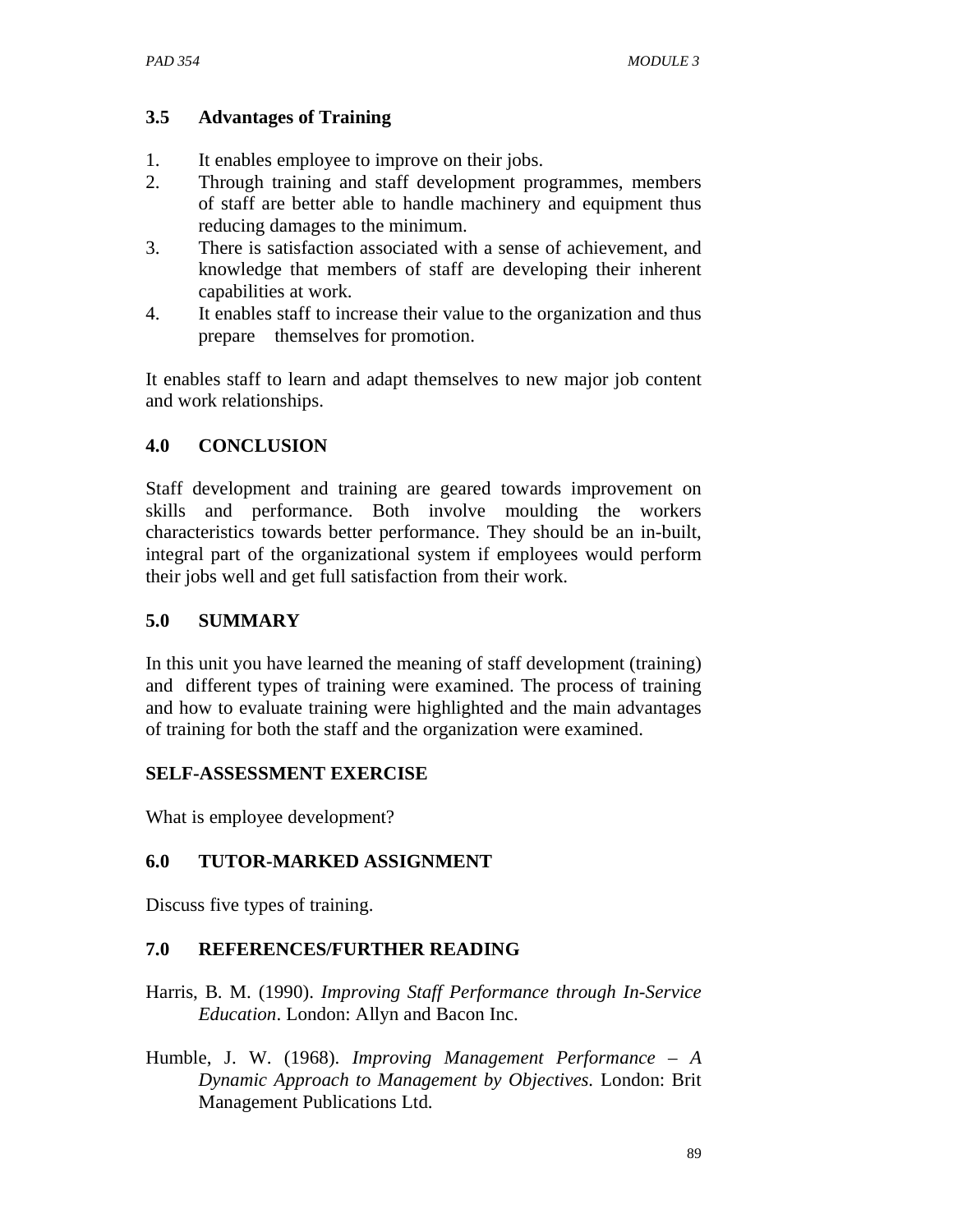### 3.5 Advantages of Training

1. It enables employee to improve on their jobs.
2. Through training and staff development programmes, members of staff are better able to handle machinery and equipment thus reducing damages to the minimum.
3. There is satisfaction associated with a sense of achievement, and knowledge that members of staff are developing their inherent capabilities at work.
4. It enables staff to increase their value to the organization and thus prepare themselves for promotion.

It enables staff to learn and adapt themselves to new major job content and work relationships.

## 4.0 CONCLUSION

Staff development and training are geared towards improvement on skills and performance. Both involve moulding the workers characteristics towards better performance. They should be an in-built, integral part of the organizational system if employees would perform their jobs well and get full satisfaction from their work.

## 5.0 SUMMARY

In this unit you have learned the meaning of staff development (training) and different types of training were examined. The process of training and how to evaluate training were highlighted and the main advantages of training for both the staff and the organization were examined.

## SELF-ASSESSMENT EXERCISE

What is employee development?

## 6.0 TUTOR-MARKED ASSIGNMENT

Discuss five types of training.

## 7.0 REFERENCES/FURTHER READING

Harris, B. M. (1990). *Improving Staff Performance through In-Service Education*. London: Allyn and Bacon Inc.

Humble, J. W. (1968). *Improving Management Performance – A Dynamic Approach to Management by Objectives.* London: Brit Management Publications Ltd.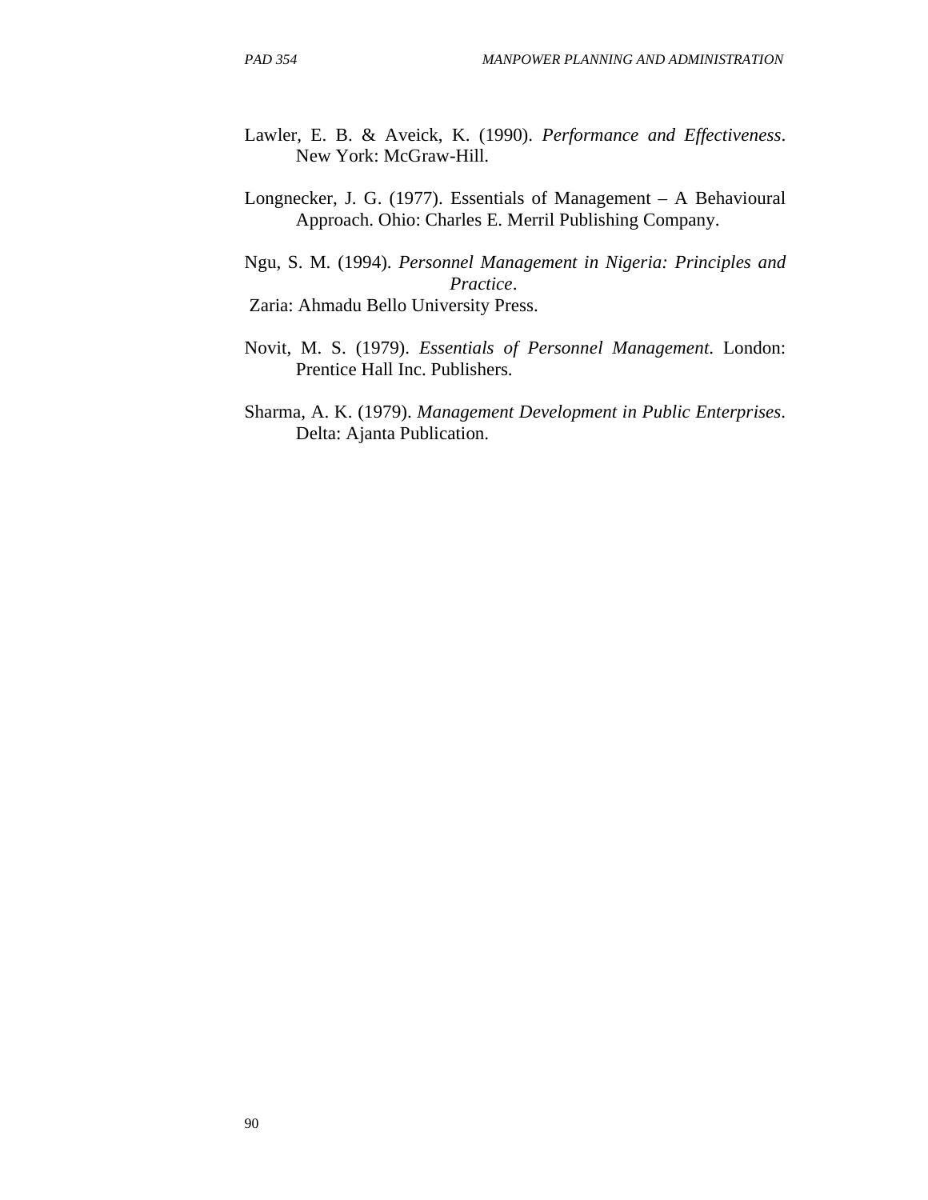Lawler, E. B. & Aveick, K. (1990). *Performance and Effectiveness*. New York: McGraw-Hill.

Longnecker, J. G. (1977). Essentials of Management – A Behavioural Approach. Ohio: Charles E. Merril Publishing Company.

Ngu, S. M. (1994). *Personnel Management in Nigeria: Principles and Practice*. Zaria: Ahmadu Bello University Press.

Novit, M. S. (1979). *Essentials of Personnel Management.* London: Prentice Hall Inc. Publishers.

Sharma, A. K. (1979). *Management Development in Public Enterprises*. Delta: Ajanta Publication.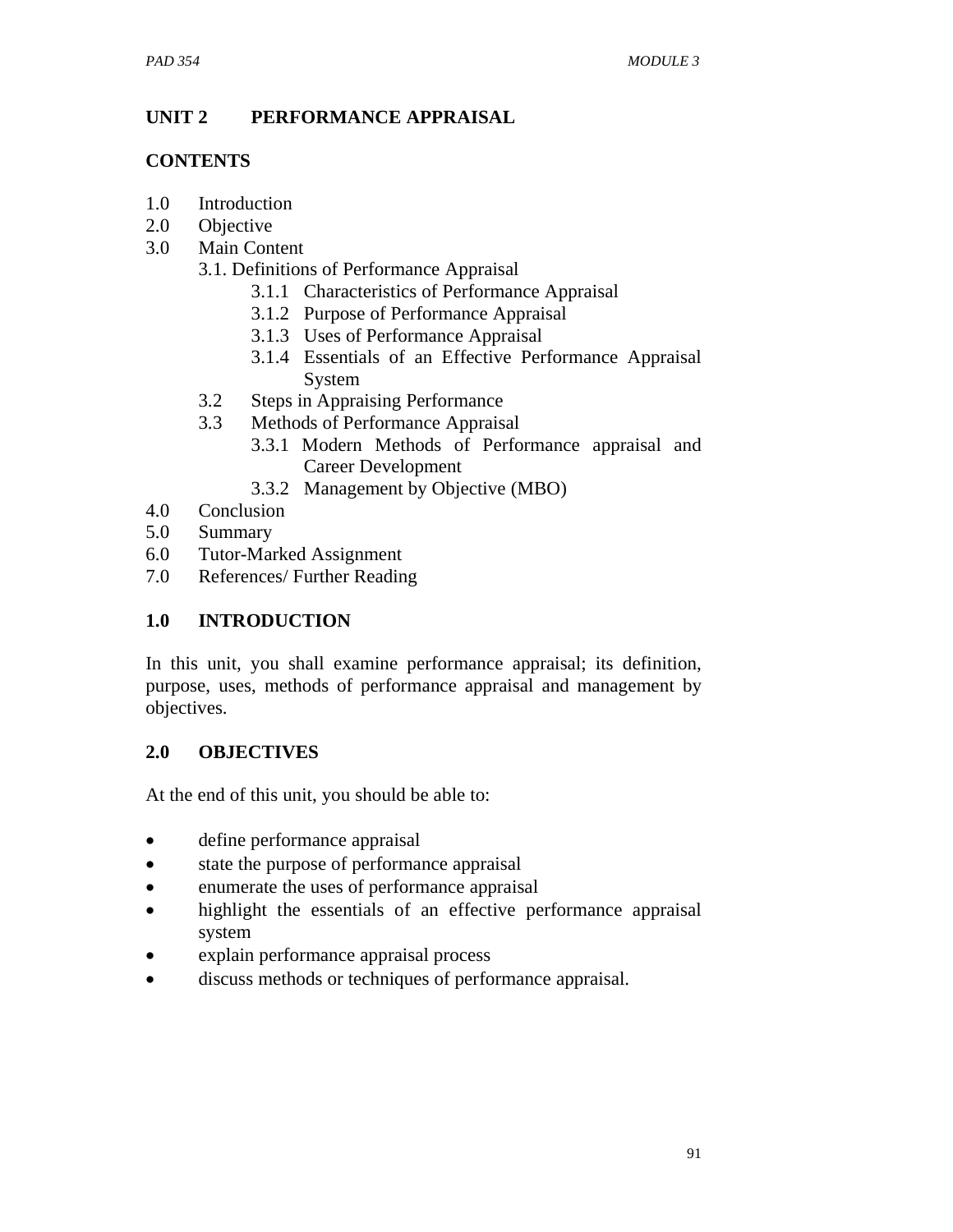## UNIT 2 PERFORMANCE APPRAISAL

### CONTENTS

1.0 Introduction
2.0 Objective
3.0 Main Content
   - 3.1. Definitions of Performance Appraisal
      - 3.1.1 Characteristics of Performance Appraisal
      - 3.1.2 Purpose of Performance Appraisal
      - 3.1.3 Uses of Performance Appraisal
      - 3.1.4 Essentials of an Effective Performance Appraisal System
   - 3.2 Steps in Appraising Performance
   - 3.3 Methods of Performance Appraisal
      - 3.3.1 Modern Methods of Performance appraisal and Career Development
      - 3.3.2 Management by Objective (MBO)

4.0 Conclusion
5.0 Summary
6.0 Tutor-Marked Assignment
7.0 References/ Further Reading

### 1.0 INTRODUCTION

In this unit, you shall examine performance appraisal; its definition, purpose, uses, methods of performance appraisal and management by objectives.

### 2.0 OBJECTIVES

At the end of this unit, you should be able to:

- define performance appraisal
- state the purpose of performance appraisal
- enumerate the uses of performance appraisal
- highlight the essentials of an effective performance appraisal system
- explain performance appraisal process
- discuss methods or techniques of performance appraisal.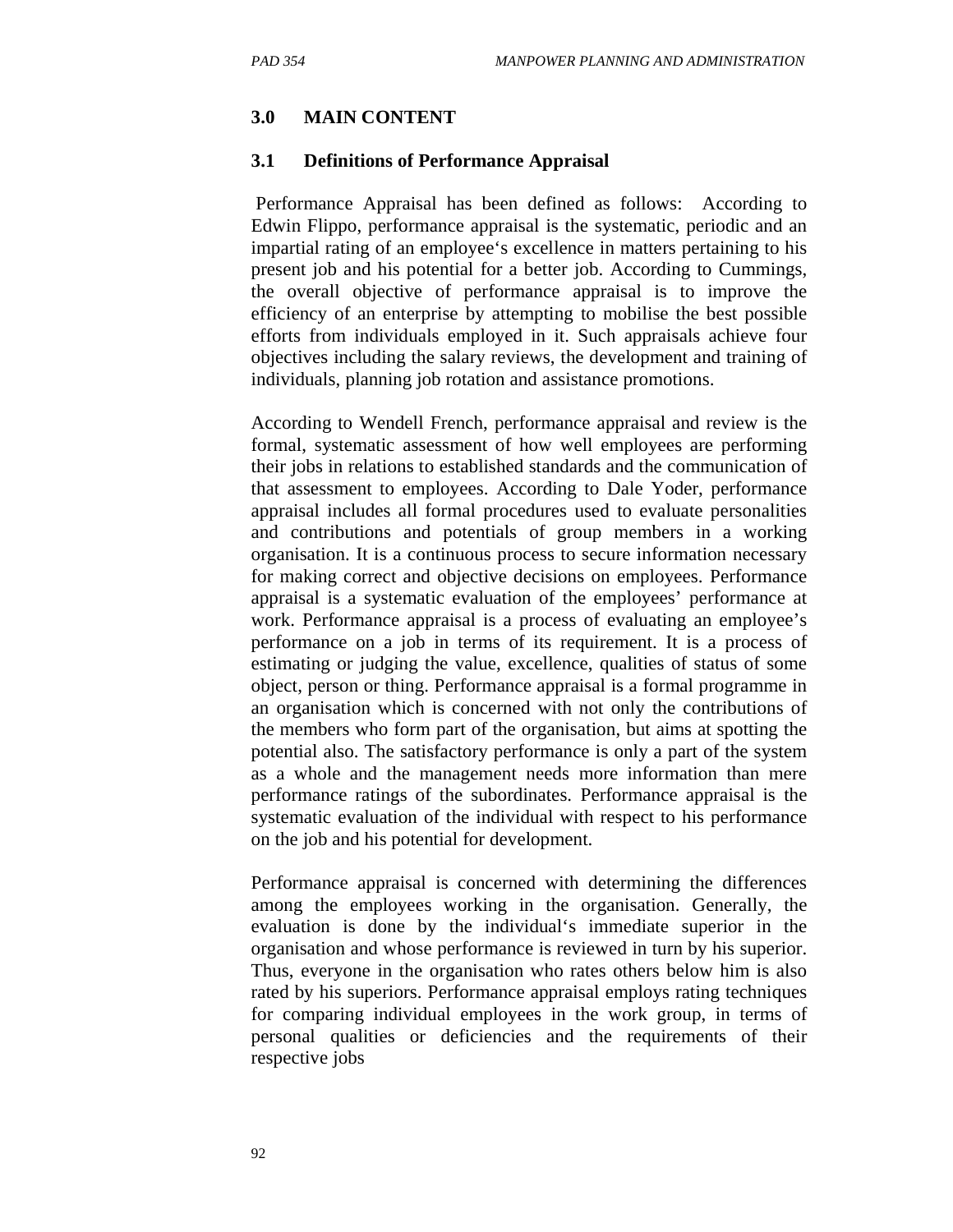## 3.0 MAIN CONTENT

### 3.1 Definitions of Performance Appraisal

Performance Appraisal has been defined as follows: According to Edwin Flippo, performance appraisal is the systematic, periodic and an impartial rating of an employee's excellence in matters pertaining to his present job and his potential for a better job. According to Cummings, the overall objective of performance appraisal is to improve the efficiency of an enterprise by attempting to mobilise the best possible efforts from individuals employed in it. Such appraisals achieve four objectives including the salary reviews, the development and training of individuals, planning job rotation and assistance promotions.

According to Wendell French, performance appraisal and review is the formal, systematic assessment of how well employees are performing their jobs in relations to established standards and the communication of that assessment to employees. According to Dale Yoder, performance appraisal includes all formal procedures used to evaluate personalities and contributions and potentials of group members in a working organisation. It is a continuous process to secure information necessary for making correct and objective decisions on employees. Performance appraisal is a systematic evaluation of the employees' performance at work. Performance appraisal is a process of evaluating an employee's performance on a job in terms of its requirement. It is a process of estimating or judging the value, excellence, qualities of status of some object, person or thing. Performance appraisal is a formal programme in an organisation which is concerned with not only the contributions of the members who form part of the organisation, but aims at spotting the potential also. The satisfactory performance is only a part of the system as a whole and the management needs more information than mere performance ratings of the subordinates. Performance appraisal is the systematic evaluation of the individual with respect to his performance on the job and his potential for development.

Performance appraisal is concerned with determining the differences among the employees working in the organisation. Generally, the evaluation is done by the individual's immediate superior in the organisation and whose performance is reviewed in turn by his superior. Thus, everyone in the organisation who rates others below him is also rated by his superiors. Performance appraisal employs rating techniques for comparing individual employees in the work group, in terms of personal qualities or deficiencies and the requirements of their respective jobs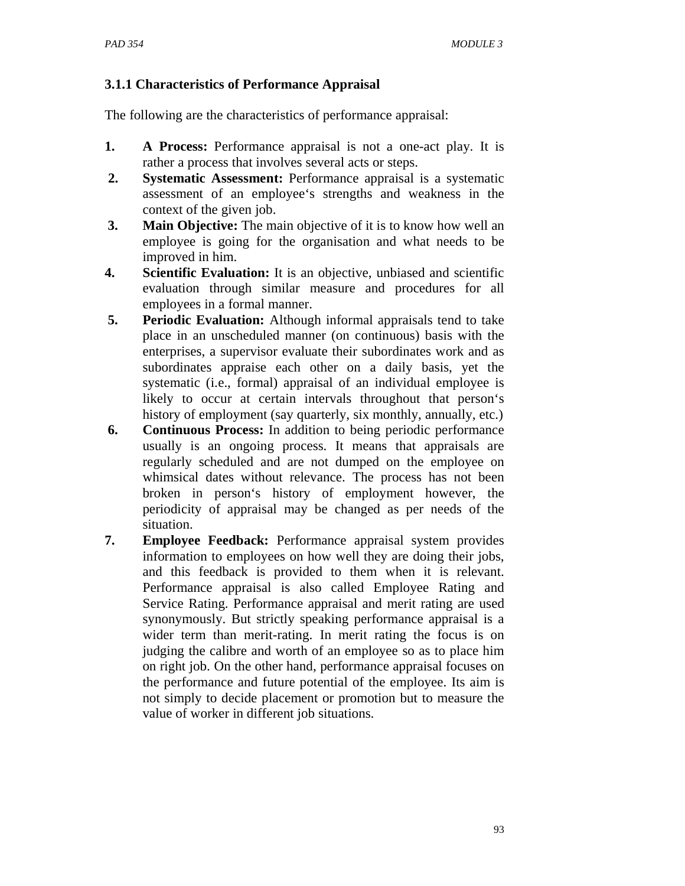### 3.1.1 Characteristics of Performance Appraisal

The following are the characteristics of performance appraisal:

1. **A Process:** Performance appraisal is not a one-act play. It is rather a process that involves several acts or steps.
2. **Systematic Assessment:** Performance appraisal is a systematic assessment of an employee‗s strengths and weakness in the context of the given job.
3. **Main Objective:** The main objective of it is to know how well an employee is going for the organisation and what needs to be improved in him.
4. **Scientific Evaluation:** It is an objective, unbiased and scientific evaluation through similar measure and procedures for all employees in a formal manner.
5. **Periodic Evaluation:** Although informal appraisals tend to take place in an unscheduled manner (on continuous) basis with the enterprises, a supervisor evaluate their subordinates work and as subordinates appraise each other on a daily basis, yet the systematic (i.e., formal) appraisal of an individual employee is likely to occur at certain intervals throughout that person‗s history of employment (say quarterly, six monthly, annually, etc.)
6. **Continuous Process:** In addition to being periodic performance usually is an ongoing process. It means that appraisals are regularly scheduled and are not dumped on the employee on whimsical dates without relevance. The process has not been broken in person‗s history of employment however, the periodicity of appraisal may be changed as per needs of the situation.
7. **Employee Feedback:** Performance appraisal system provides information to employees on how well they are doing their jobs, and this feedback is provided to them when it is relevant. Performance appraisal is also called Employee Rating and Service Rating. Performance appraisal and merit rating are used synonymously. But strictly speaking performance appraisal is a wider term than merit-rating. In merit rating the focus is on judging the calibre and worth of an employee so as to place him on right job. On the other hand, performance appraisal focuses on the performance and future potential of the employee. Its aim is not simply to decide placement or promotion but to measure the value of worker in different job situations.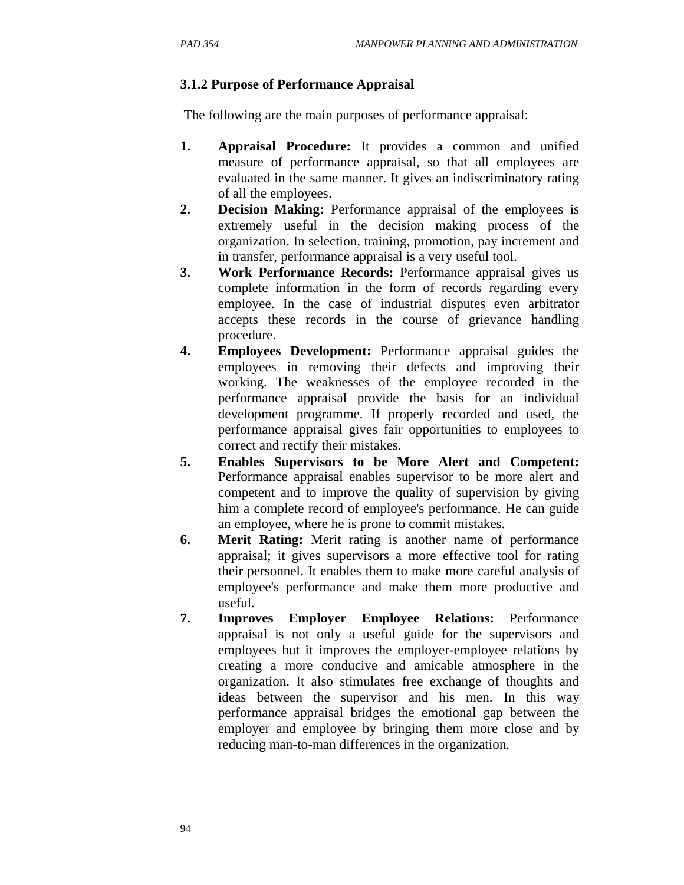### 3.1.2 Purpose of Performance Appraisal

The following are the main purposes of performance appraisal:

1. **Appraisal Procedure:** It provides a common and unified measure of performance appraisal, so that all employees are evaluated in the same manner. It gives an indiscriminatory rating of all the employees.
2. **Decision Making:** Performance appraisal of the employees is extremely useful in the decision making process of the organization. In selection, training, promotion, pay increment and in transfer, performance appraisal is a very useful tool.
3. **Work Performance Records:** Performance appraisal gives us complete information in the form of records regarding every employee. In the case of industrial disputes even arbitrator accepts these records in the course of grievance handling procedure.
4. **Employees Development:** Performance appraisal guides the employees in removing their defects and improving their working. The weaknesses of the employee recorded in the performance appraisal provide the basis for an individual development programme. If properly recorded and used, the performance appraisal gives fair opportunities to employees to correct and rectify their mistakes.
5. **Enables Supervisors to be More Alert and Competent:** Performance appraisal enables supervisor to be more alert and competent and to improve the quality of supervision by giving him a complete record of employee's performance. He can guide an employee, where he is prone to commit mistakes.
6. **Merit Rating:** Merit rating is another name of performance appraisal; it gives supervisors a more effective tool for rating their personnel. It enables them to make more careful analysis of employee's performance and make them more productive and useful.
7. **Improves Employer Employee Relations:** Performance appraisal is not only a useful guide for the supervisors and employees but it improves the employer-employee relations by creating a more conducive and amicable atmosphere in the organization. It also stimulates free exchange of thoughts and ideas between the supervisor and his men. In this way performance appraisal bridges the emotional gap between the employer and employee by bringing them more close and by reducing man-to-man differences in the organization.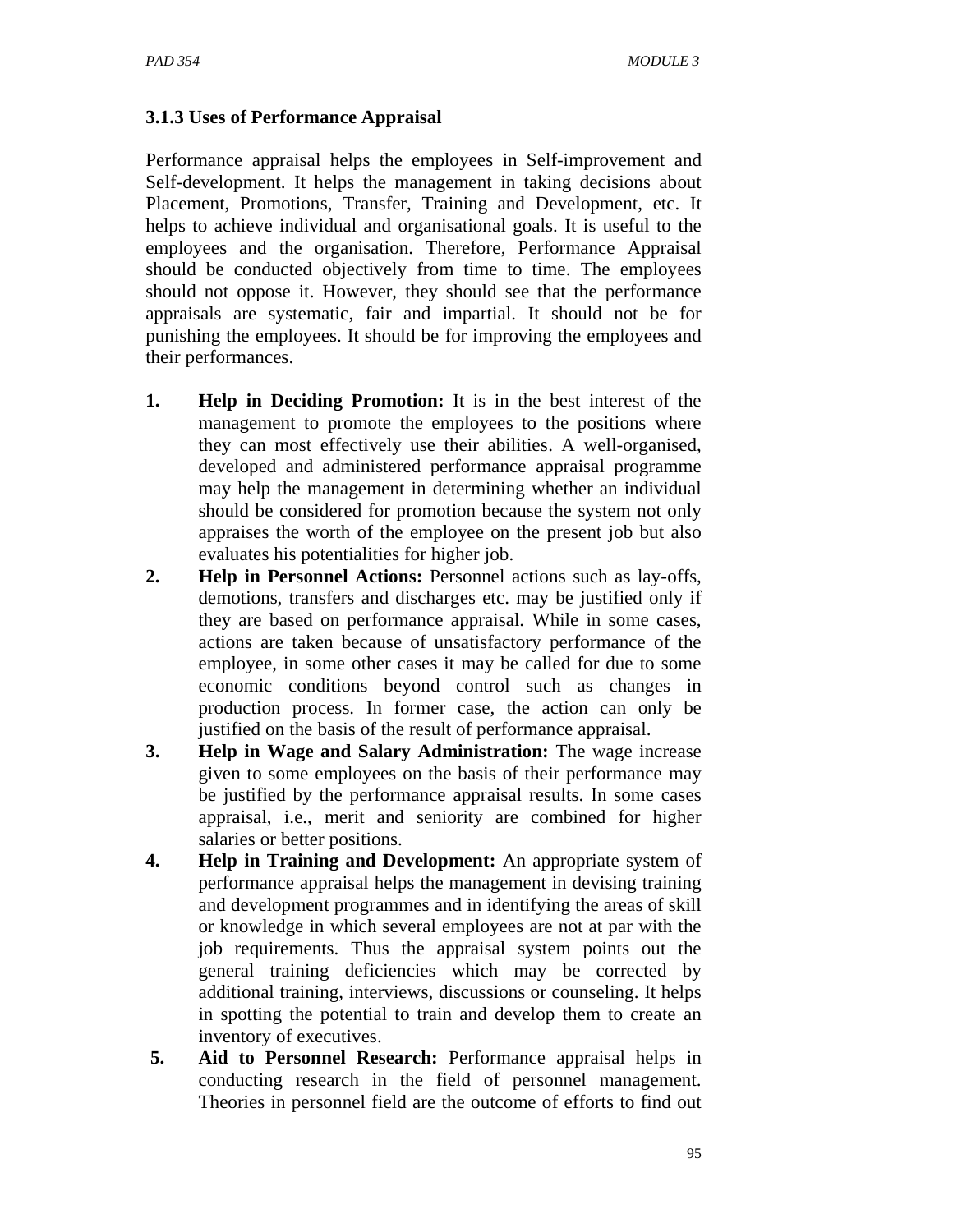### 3.1.3 Uses of Performance Appraisal

Performance appraisal helps the employees in Self-improvement and Self-development. It helps the management in taking decisions about Placement, Promotions, Transfer, Training and Development, etc. It helps to achieve individual and organisational goals. It is useful to the employees and the organisation. Therefore, Performance Appraisal should be conducted objectively from time to time. The employees should not oppose it. However, they should see that the performance appraisals are systematic, fair and impartial. It should not be for punishing the employees. It should be for improving the employees and their performances.

1. **Help in Deciding Promotion:** It is in the best interest of the management to promote the employees to the positions where they can most effectively use their abilities. A well-organised, developed and administered performance appraisal programme may help the management in determining whether an individual should be considered for promotion because the system not only appraises the worth of the employee on the present job but also evaluates his potentialities for higher job.
2. **Help in Personnel Actions:** Personnel actions such as lay-offs, demotions, transfers and discharges etc. may be justified only if they are based on performance appraisal. While in some cases, actions are taken because of unsatisfactory performance of the employee, in some other cases it may be called for due to some economic conditions beyond control such as changes in production process. In former case, the action can only be justified on the basis of the result of performance appraisal.
3. **Help in Wage and Salary Administration:** The wage increase given to some employees on the basis of their performance may be justified by the performance appraisal results. In some cases appraisal, i.e., merit and seniority are combined for higher salaries or better positions.
4. **Help in Training and Development:** An appropriate system of performance appraisal helps the management in devising training and development programmes and in identifying the areas of skill or knowledge in which several employees are not at par with the job requirements. Thus the appraisal system points out the general training deficiencies which may be corrected by additional training, interviews, discussions or counseling. It helps in spotting the potential to train and develop them to create an inventory of executives.
5. **Aid to Personnel Research:** Performance appraisal helps in conducting research in the field of personnel management. Theories in personnel field are the outcome of efforts to find out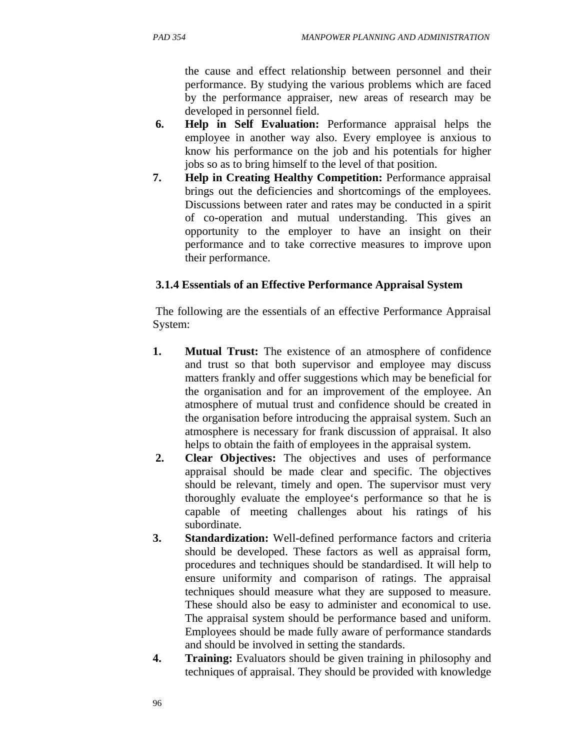the cause and effect relationship between personnel and their performance. By studying the various problems which are faced by the performance appraiser, new areas of research may be developed in personnel field.

6. **Help in Self Evaluation:** Performance appraisal helps the employee in another way also. Every employee is anxious to know his performance on the job and his potentials for higher jobs so as to bring himself to the level of that position.
7. **Help in Creating Healthy Competition:** Performance appraisal brings out the deficiencies and shortcomings of the employees. Discussions between rater and rates may be conducted in a spirit of co-operation and mutual understanding. This gives an opportunity to the employer to have an insight on their performance and to take corrective measures to improve upon their performance.

### 3.1.4 Essentials of an Effective Performance Appraisal System

The following are the essentials of an effective Performance Appraisal System:

1. **Mutual Trust:** The existence of an atmosphere of confidence and trust so that both supervisor and employee may discuss matters frankly and offer suggestions which may be beneficial for the organisation and for an improvement of the employee. An atmosphere of mutual trust and confidence should be created in the organisation before introducing the appraisal system. Such an atmosphere is necessary for frank discussion of appraisal. It also helps to obtain the faith of employees in the appraisal system.
2. **Clear Objectives:** The objectives and uses of performance appraisal should be made clear and specific. The objectives should be relevant, timely and open. The supervisor must very thoroughly evaluate the employee's performance so that he is capable of meeting challenges about his ratings of his subordinate.
3. **Standardization:** Well-defined performance factors and criteria should be developed. These factors as well as appraisal form, procedures and techniques should be standardised. It will help to ensure uniformity and comparison of ratings. The appraisal techniques should measure what they are supposed to measure. These should also be easy to administer and economical to use. The appraisal system should be performance based and uniform. Employees should be made fully aware of performance standards and should be involved in setting the standards.
4. **Training:** Evaluators should be given training in philosophy and techniques of appraisal. They should be provided with knowledge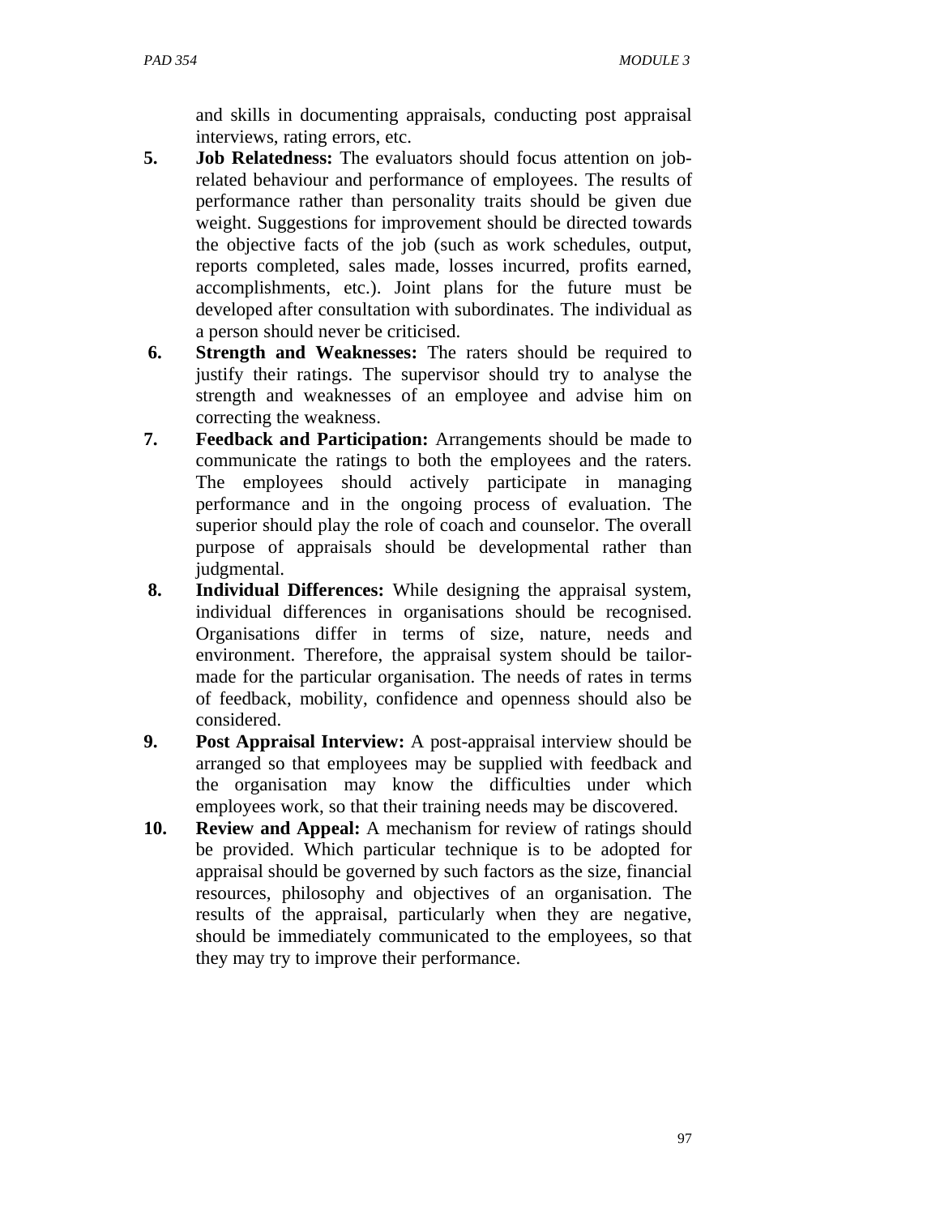and skills in documenting appraisals, conducting post appraisal interviews, rating errors, etc.

5. **Job Relatedness:** The evaluators should focus attention on job-related behaviour and performance of employees. The results of performance rather than personality traits should be given due weight. Suggestions for improvement should be directed towards the objective facts of the job (such as work schedules, output, reports completed, sales made, losses incurred, profits earned, accomplishments, etc.). Joint plans for the future must be developed after consultation with subordinates. The individual as a person should never be criticised.
6. **Strength and Weaknesses:** The raters should be required to justify their ratings. The supervisor should try to analyse the strength and weaknesses of an employee and advise him on correcting the weakness.
7. **Feedback and Participation:** Arrangements should be made to communicate the ratings to both the employees and the raters. The employees should actively participate in managing performance and in the ongoing process of evaluation. The superior should play the role of coach and counselor. The overall purpose of appraisals should be developmental rather than judgmental.
8. **Individual Differences:** While designing the appraisal system, individual differences in organisations should be recognised. Organisations differ in terms of size, nature, needs and environment. Therefore, the appraisal system should be tailor-made for the particular organisation. The needs of rates in terms of feedback, mobility, confidence and openness should also be considered.
9. **Post Appraisal Interview:** A post-appraisal interview should be arranged so that employees may be supplied with feedback and the organisation may know the difficulties under which employees work, so that their training needs may be discovered.
10. **Review and Appeal:** A mechanism for review of ratings should be provided. Which particular technique is to be adopted for appraisal should be governed by such factors as the size, financial resources, philosophy and objectives of an organisation. The results of the appraisal, particularly when they are negative, should be immediately communicated to the employees, so that they may try to improve their performance.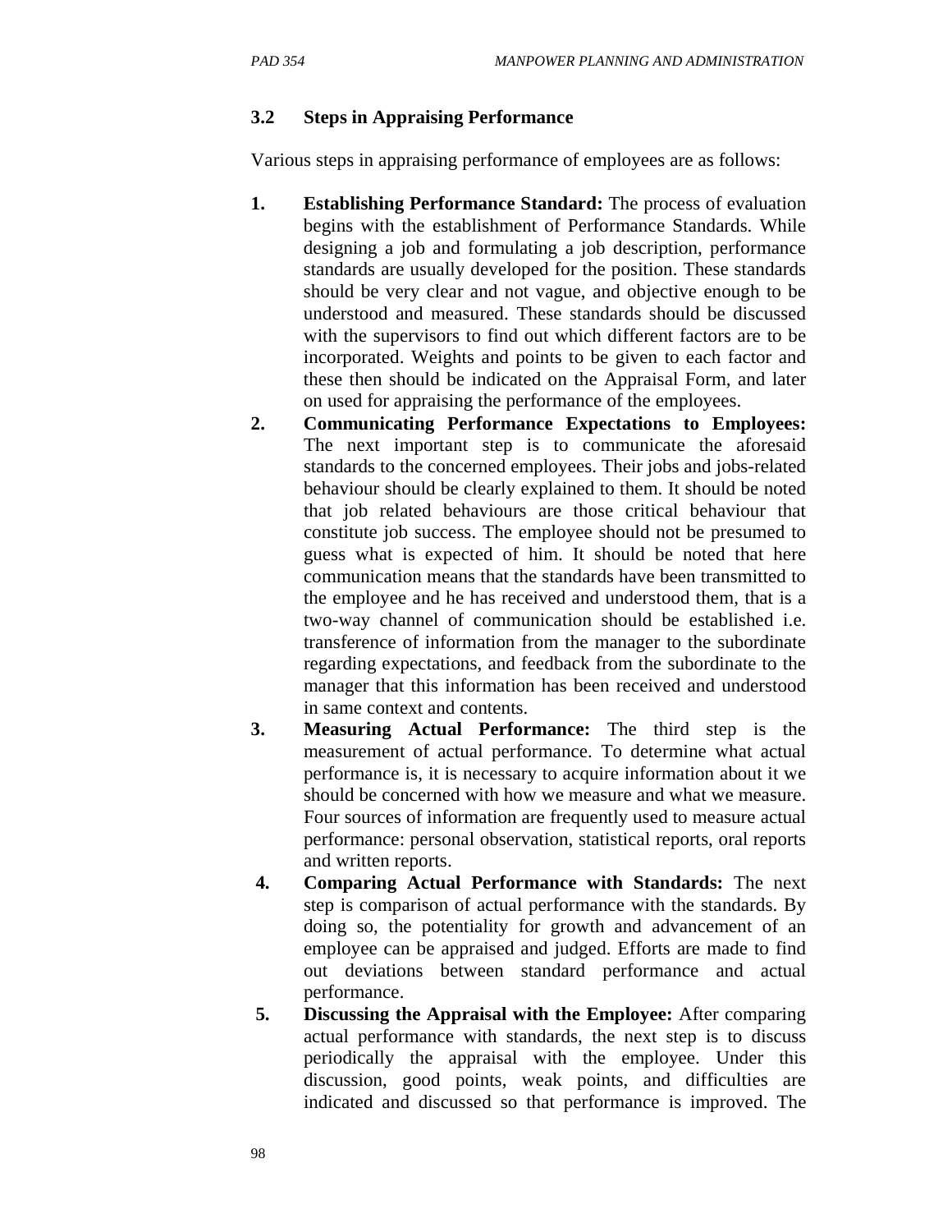### 3.2 Steps in Appraising Performance

Various steps in appraising performance of employees are as follows:

1. **Establishing Performance Standard:** The process of evaluation begins with the establishment of Performance Standards. While designing a job and formulating a job description, performance standards are usually developed for the position. These standards should be very clear and not vague, and objective enough to be understood and measured. These standards should be discussed with the supervisors to find out which different factors are to be incorporated. Weights and points to be given to each factor and these then should be indicated on the Appraisal Form, and later on used for appraising the performance of the employees.
2. **Communicating Performance Expectations to Employees:** The next important step is to communicate the aforesaid standards to the concerned employees. Their jobs and jobs-related behaviour should be clearly explained to them. It should be noted that job related behaviours are those critical behaviour that constitute job success. The employee should not be presumed to guess what is expected of him. It should be noted that here communication means that the standards have been transmitted to the employee and he has received and understood them, that is a two-way channel of communication should be established i.e. transference of information from the manager to the subordinate regarding expectations, and feedback from the subordinate to the manager that this information has been received and understood in same context and contents.
3. **Measuring Actual Performance:** The third step is the measurement of actual performance. To determine what actual performance is, it is necessary to acquire information about it we should be concerned with how we measure and what we measure. Four sources of information are frequently used to measure actual performance: personal observation, statistical reports, oral reports and written reports.
4. **Comparing Actual Performance with Standards:** The next step is comparison of actual performance with the standards. By doing so, the potentiality for growth and advancement of an employee can be appraised and judged. Efforts are made to find out deviations between standard performance and actual performance.
5. **Discussing the Appraisal with the Employee:** After comparing actual performance with standards, the next step is to discuss periodically the appraisal with the employee. Under this discussion, good points, weak points, and difficulties are indicated and discussed so that performance is improved. The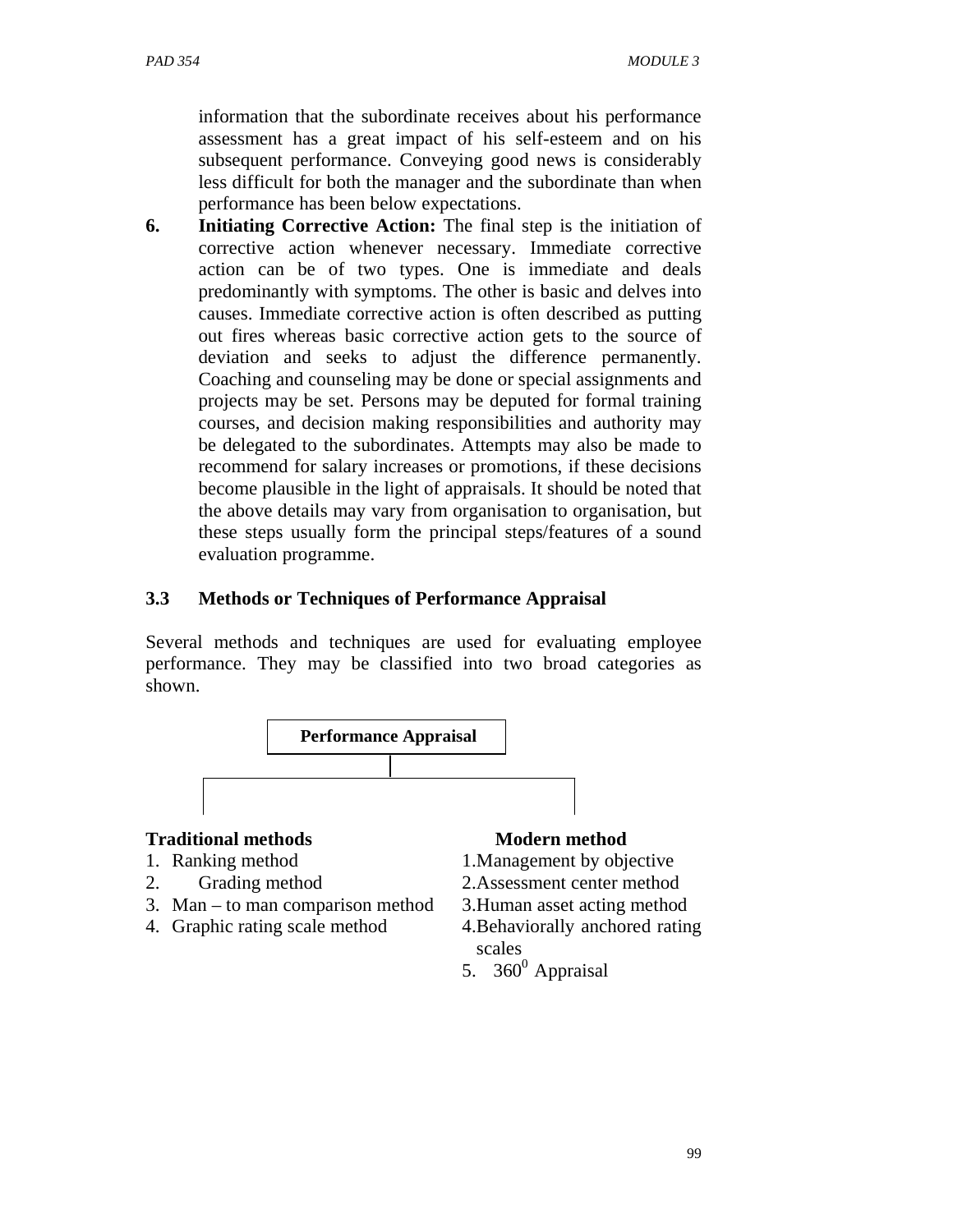information that the subordinate receives about his performance assessment has a great impact of his self-esteem and on his subsequent performance. Conveying good news is considerably less difficult for both the manager and the subordinate than when performance has been below expectations.

6. **Initiating Corrective Action:** The final step is the initiation of corrective action whenever necessary. Immediate corrective action can be of two types. One is immediate and deals predominantly with symptoms. The other is basic and delves into causes. Immediate corrective action is often described as putting out fires whereas basic corrective action gets to the source of deviation and seeks to adjust the difference permanently. Coaching and counseling may be done or special assignments and projects may be set. Persons may be deputed for formal training courses, and decision making responsibilities and authority may be delegated to the subordinates. Attempts may also be made to recommend for salary increases or promotions, if these decisions become plausible in the light of appraisals. It should be noted that the above details may vary from organisation to organisation, but these steps usually form the principal steps/features of a sound evaluation programme.

### 3.3 Methods or Techniques of Performance Appraisal

Several methods and techniques are used for evaluating employee performance. They may be classified into two broad categories as shown.

**Performance Appraisal**

| **Traditional methods** | **Modern method** |
|---|---|
| 1. Ranking method | 1. Management by objective |
| 2. Grading method | 2. Assessment center method |
| 3. Man – to man comparison method | 3. Human asset acting method |
| 4. Graphic rating scale method | 4. Behaviorally anchored rating scales |
| | 5. $360^0$ Appraisal |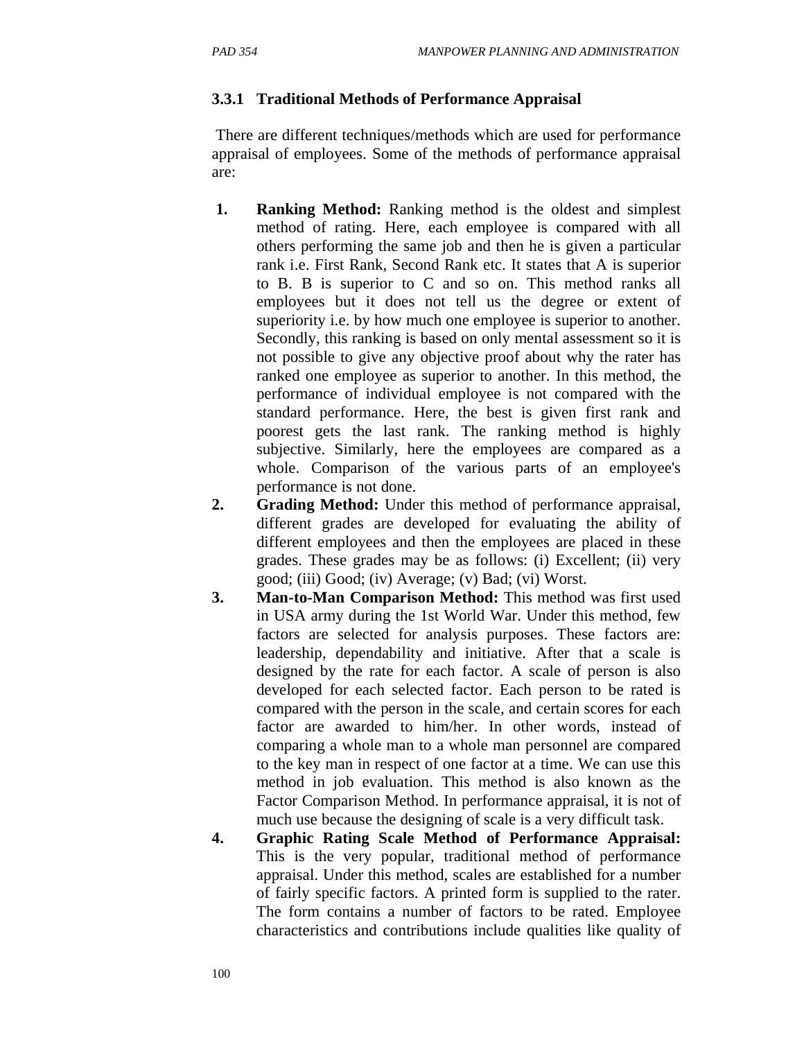### 3.3.1 Traditional Methods of Performance Appraisal

There are different techniques/methods which are used for performance appraisal of employees. Some of the methods of performance appraisal are:

1. **Ranking Method:** Ranking method is the oldest and simplest method of rating. Here, each employee is compared with all others performing the same job and then he is given a particular rank i.e. First Rank, Second Rank etc. It states that A is superior to B. B is superior to C and so on. This method ranks all employees but it does not tell us the degree or extent of superiority i.e. by how much one employee is superior to another. Secondly, this ranking is based on only mental assessment so it is not possible to give any objective proof about why the rater has ranked one employee as superior to another. In this method, the performance of individual employee is not compared with the standard performance. Here, the best is given first rank and poorest gets the last rank. The ranking method is highly subjective. Similarly, here the employees are compared as a whole. Comparison of the various parts of an employee's performance is not done.
2. **Grading Method:** Under this method of performance appraisal, different grades are developed for evaluating the ability of different employees and then the employees are placed in these grades. These grades may be as follows: (i) Excellent; (ii) very good; (iii) Good; (iv) Average; (v) Bad; (vi) Worst.
3. **Man-to-Man Comparison Method:** This method was first used in USA army during the 1st World War. Under this method, few factors are selected for analysis purposes. These factors are: leadership, dependability and initiative. After that a scale is designed by the rate for each factor. A scale of person is also developed for each selected factor. Each person to be rated is compared with the person in the scale, and certain scores for each factor are awarded to him/her. In other words, instead of comparing a whole man to a whole man personnel are compared to the key man in respect of one factor at a time. We can use this method in job evaluation. This method is also known as the Factor Comparison Method. In performance appraisal, it is not of much use because the designing of scale is a very difficult task.
4. **Graphic Rating Scale Method of Performance Appraisal:** This is the very popular, traditional method of performance appraisal. Under this method, scales are established for a number of fairly specific factors. A printed form is supplied to the rater. The form contains a number of factors to be rated. Employee characteristics and contributions include qualities like quality of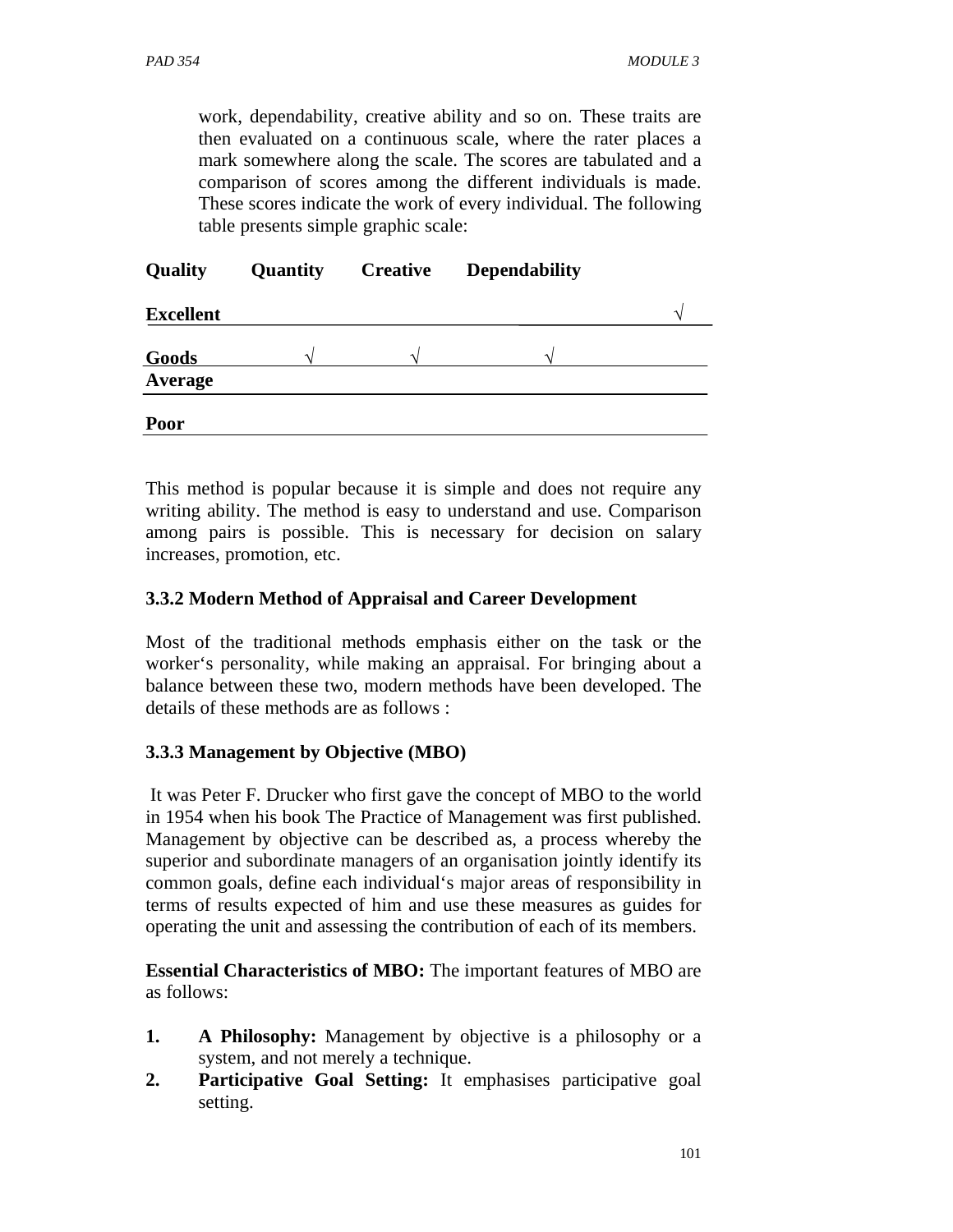work, dependability, creative ability and so on. These traits are then evaluated on a continuous scale, where the rater places a mark somewhere along the scale. The scores are tabulated and a comparison of scores among the different individuals is made. These scores indicate the work of every individual. The following table presents simple graphic scale:

| **Quality** | **Quantity** | **Creative** | **Dependability** | |
|---|---|---|---|---|
| **Excellent** | | | | √ |
| **Goods** | √ | √ | √ | |
| **Average** | | | | |
| **Poor** | | | | |

This method is popular because it is simple and does not require any writing ability. The method is easy to understand and use. Comparison among pairs is possible. This is necessary for decision on salary increases, promotion, etc.

### 3.3.2 Modern Method of Appraisal and Career Development

Most of the traditional methods emphasis either on the task or the worker's personality, while making an appraisal. For bringing about a balance between these two, modern methods have been developed. The details of these methods are as follows :

### 3.3.3 Management by Objective (MBO)

It was Peter F. Drucker who first gave the concept of MBO to the world in 1954 when his book The Practice of Management was first published. Management by objective can be described as, a process whereby the superior and subordinate managers of an organisation jointly identify its common goals, define each individual's major areas of responsibility in terms of results expected of him and use these measures as guides for operating the unit and assessing the contribution of each of its members.

**Essential Characteristics of MBO:** The important features of MBO are as follows:

1. **A Philosophy:** Management by objective is a philosophy or a system, and not merely a technique.
2. **Participative Goal Setting:** It emphasises participative goal setting.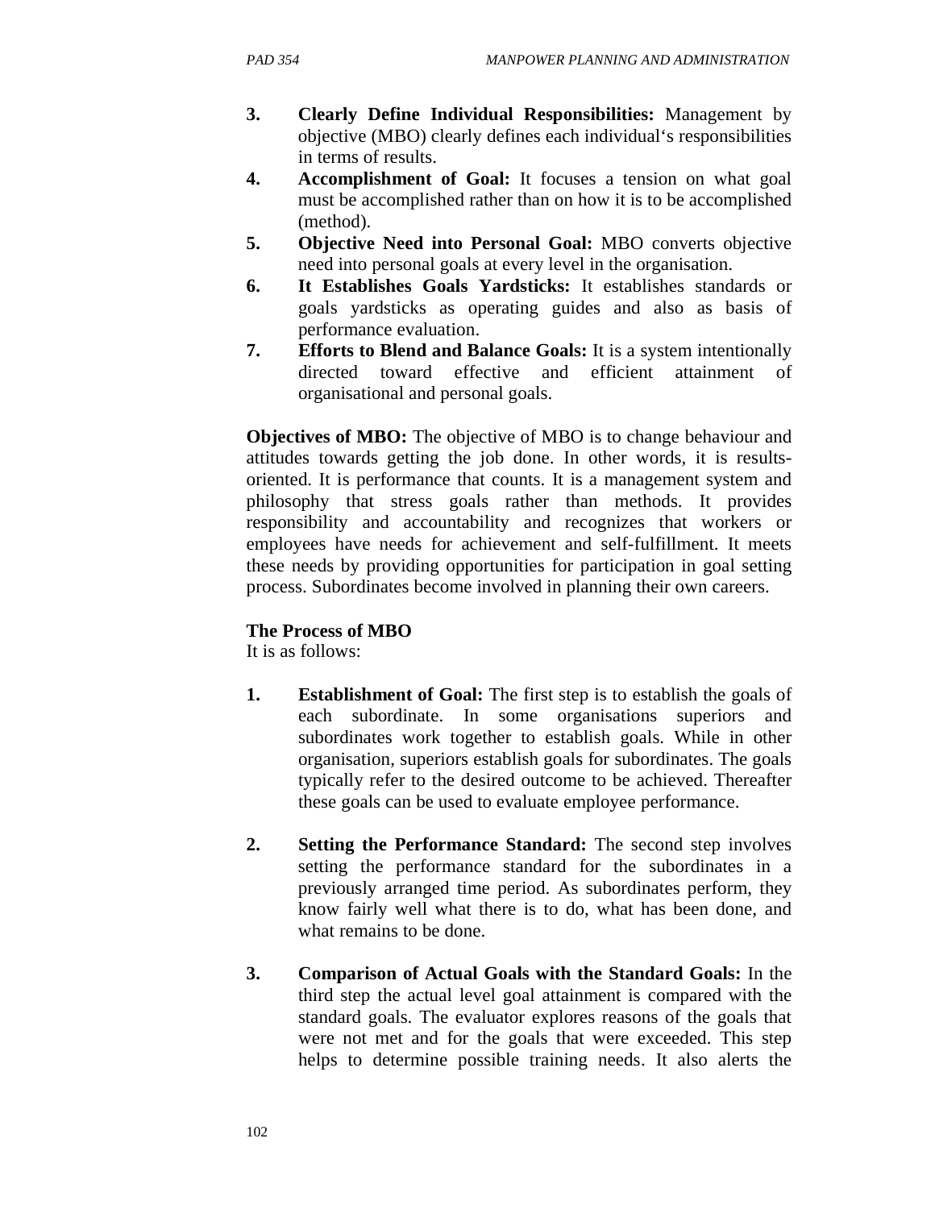3. **Clearly Define Individual Responsibilities:** Management by objective (MBO) clearly defines each individual's responsibilities in terms of results.
4. **Accomplishment of Goal:** It focuses a tension on what goal must be accomplished rather than on how it is to be accomplished (method).
5. **Objective Need into Personal Goal:** MBO converts objective need into personal goals at every level in the organisation.
6. **It Establishes Goals Yardsticks:** It establishes standards or goals yardsticks as operating guides and also as basis of performance evaluation.
7. **Efforts to Blend and Balance Goals:** It is a system intentionally directed toward effective and efficient attainment of organisational and personal goals.

**Objectives of MBO:** The objective of MBO is to change behaviour and attitudes towards getting the job done. In other words, it is results-oriented. It is performance that counts. It is a management system and philosophy that stress goals rather than methods. It provides responsibility and accountability and recognizes that workers or employees have needs for achievement and self-fulfillment. It meets these needs by providing opportunities for participation in goal setting process. Subordinates become involved in planning their own careers.

**The Process of MBO**

It is as follows:

1. **Establishment of Goal:** The first step is to establish the goals of each subordinate. In some organisations superiors and subordinates work together to establish goals. While in other organisation, superiors establish goals for subordinates. The goals typically refer to the desired outcome to be achieved. Thereafter these goals can be used to evaluate employee performance.

2. **Setting the Performance Standard:** The second step involves setting the performance standard for the subordinates in a previously arranged time period. As subordinates perform, they know fairly well what there is to do, what has been done, and what remains to be done.

3. **Comparison of Actual Goals with the Standard Goals:** In the third step the actual level goal attainment is compared with the standard goals. The evaluator explores reasons of the goals that were not met and for the goals that were exceeded. This step helps to determine possible training needs. It also alerts the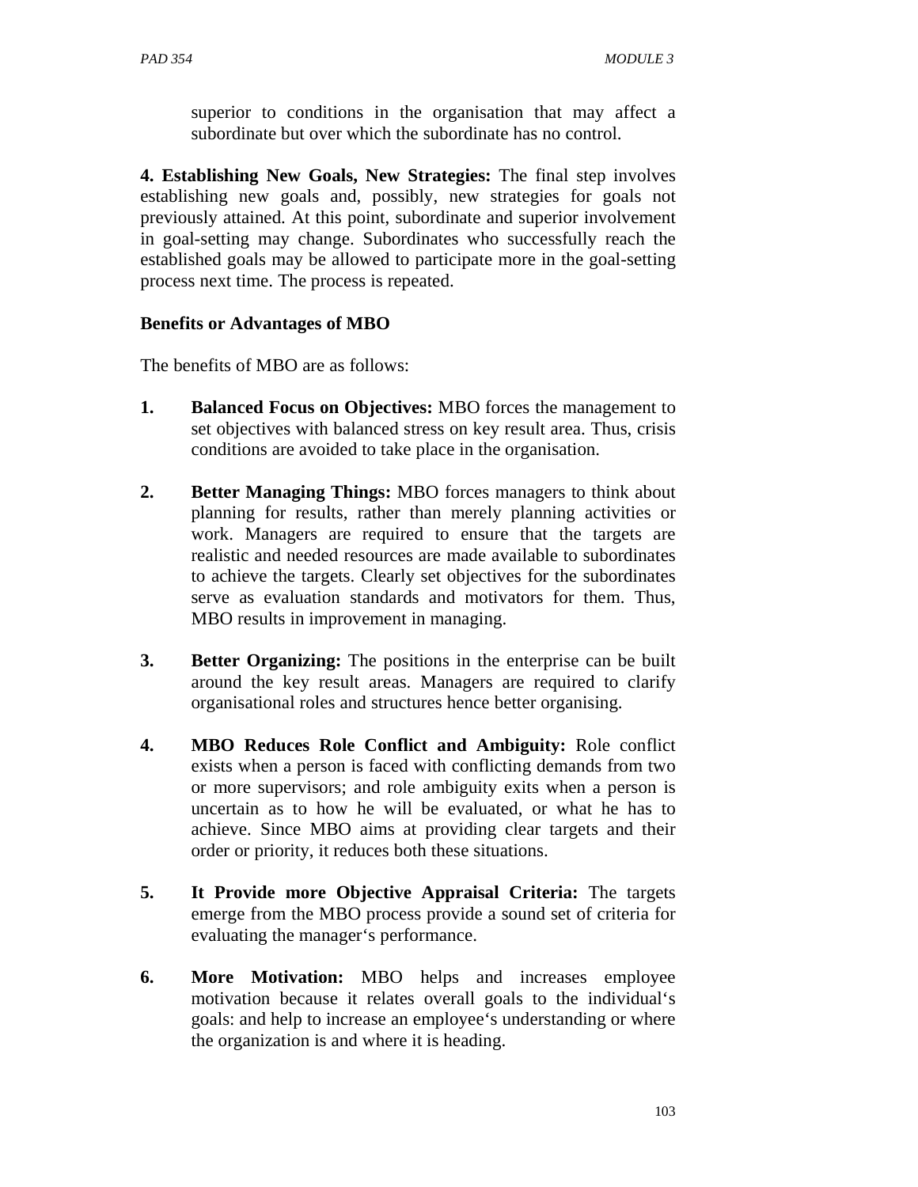superior to conditions in the organisation that may affect a subordinate but over which the subordinate has no control.

**4. Establishing New Goals, New Strategies:** The final step involves establishing new goals and, possibly, new strategies for goals not previously attained. At this point, subordinate and superior involvement in goal-setting may change. Subordinates who successfully reach the established goals may be allowed to participate more in the goal-setting process next time. The process is repeated.

**Benefits or Advantages of MBO**

The benefits of MBO are as follows:

1. **Balanced Focus on Objectives:** MBO forces the management to set objectives with balanced stress on key result area. Thus, crisis conditions are avoided to take place in the organisation.

2. **Better Managing Things:** MBO forces managers to think about planning for results, rather than merely planning activities or work. Managers are required to ensure that the targets are realistic and needed resources are made available to subordinates to achieve the targets. Clearly set objectives for the subordinates serve as evaluation standards and motivators for them. Thus, MBO results in improvement in managing.

3. **Better Organizing:** The positions in the enterprise can be built around the key result areas. Managers are required to clarify organisational roles and structures hence better organising.

4. **MBO Reduces Role Conflict and Ambiguity:** Role conflict exists when a person is faced with conflicting demands from two or more supervisors; and role ambiguity exits when a person is uncertain as to how he will be evaluated, or what he has to achieve. Since MBO aims at providing clear targets and their order or priority, it reduces both these situations.

5. **It Provide more Objective Appraisal Criteria:** The targets emerge from the MBO process provide a sound set of criteria for evaluating the manager‘s performance.

6. **More Motivation:** MBO helps and increases employee motivation because it relates overall goals to the individual‘s goals: and help to increase an employee‘s understanding or where the organization is and where it is heading.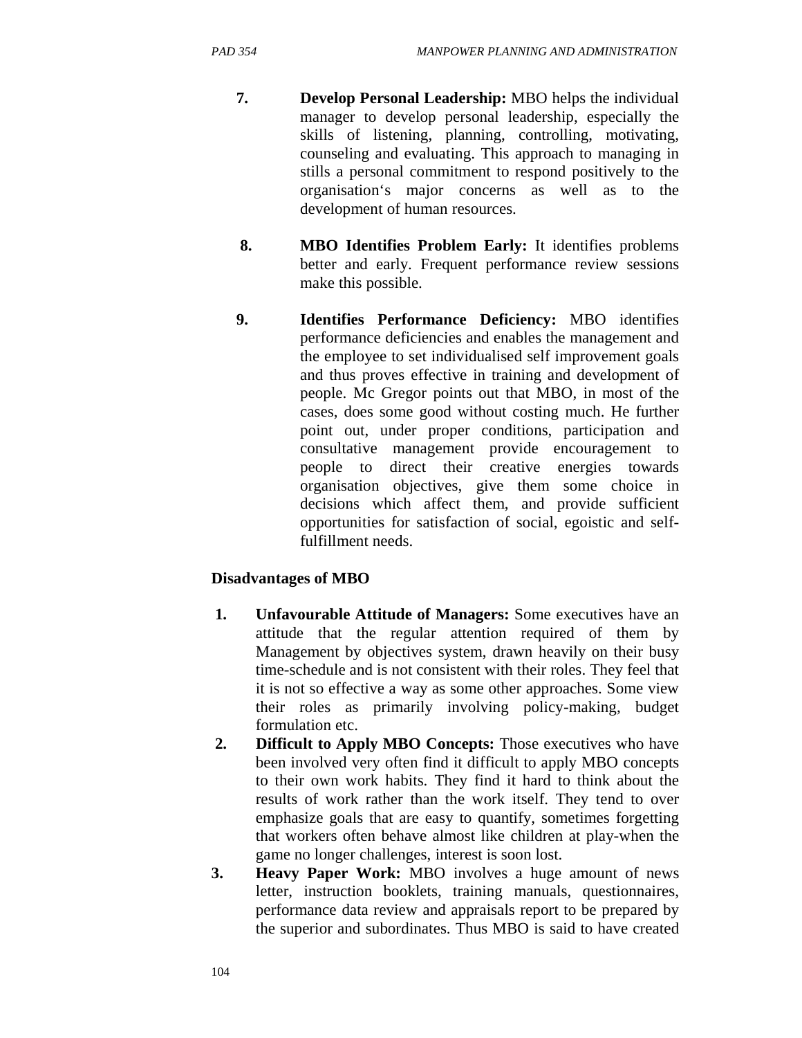7. **Develop Personal Leadership:** MBO helps the individual manager to develop personal leadership, especially the skills of listening, planning, controlling, motivating, counseling and evaluating. This approach to managing in stills a personal commitment to respond positively to the organisation‘s major concerns as well as to the development of human resources.

8. **MBO Identifies Problem Early:** It identifies problems better and early. Frequent performance review sessions make this possible.

9. **Identifies Performance Deficiency:** MBO identifies performance deficiencies and enables the management and the employee to set individualised self improvement goals and thus proves effective in training and development of people. Mc Gregor points out that MBO, in most of the cases, does some good without costing much. He further point out, under proper conditions, participation and consultative management provide encouragement to people to direct their creative energies towards organisation objectives, give them some choice in decisions which affect them, and provide sufficient opportunities for satisfaction of social, egoistic and self-fulfillment needs.

**Disadvantages of MBO**

1. **Unfavourable Attitude of Managers:** Some executives have an attitude that the regular attention required of them by Management by objectives system, drawn heavily on their busy time-schedule and is not consistent with their roles. They feel that it is not so effective a way as some other approaches. Some view their roles as primarily involving policy-making, budget formulation etc.
2. **Difficult to Apply MBO Concepts:** Those executives who have been involved very often find it difficult to apply MBO concepts to their own work habits. They find it hard to think about the results of work rather than the work itself. They tend to over emphasize goals that are easy to quantify, sometimes forgetting that workers often behave almost like children at play-when the game no longer challenges, interest is soon lost.
3. **Heavy Paper Work:** MBO involves a huge amount of news letter, instruction booklets, training manuals, questionnaires, performance data review and appraisals report to be prepared by the superior and subordinates. Thus MBO is said to have created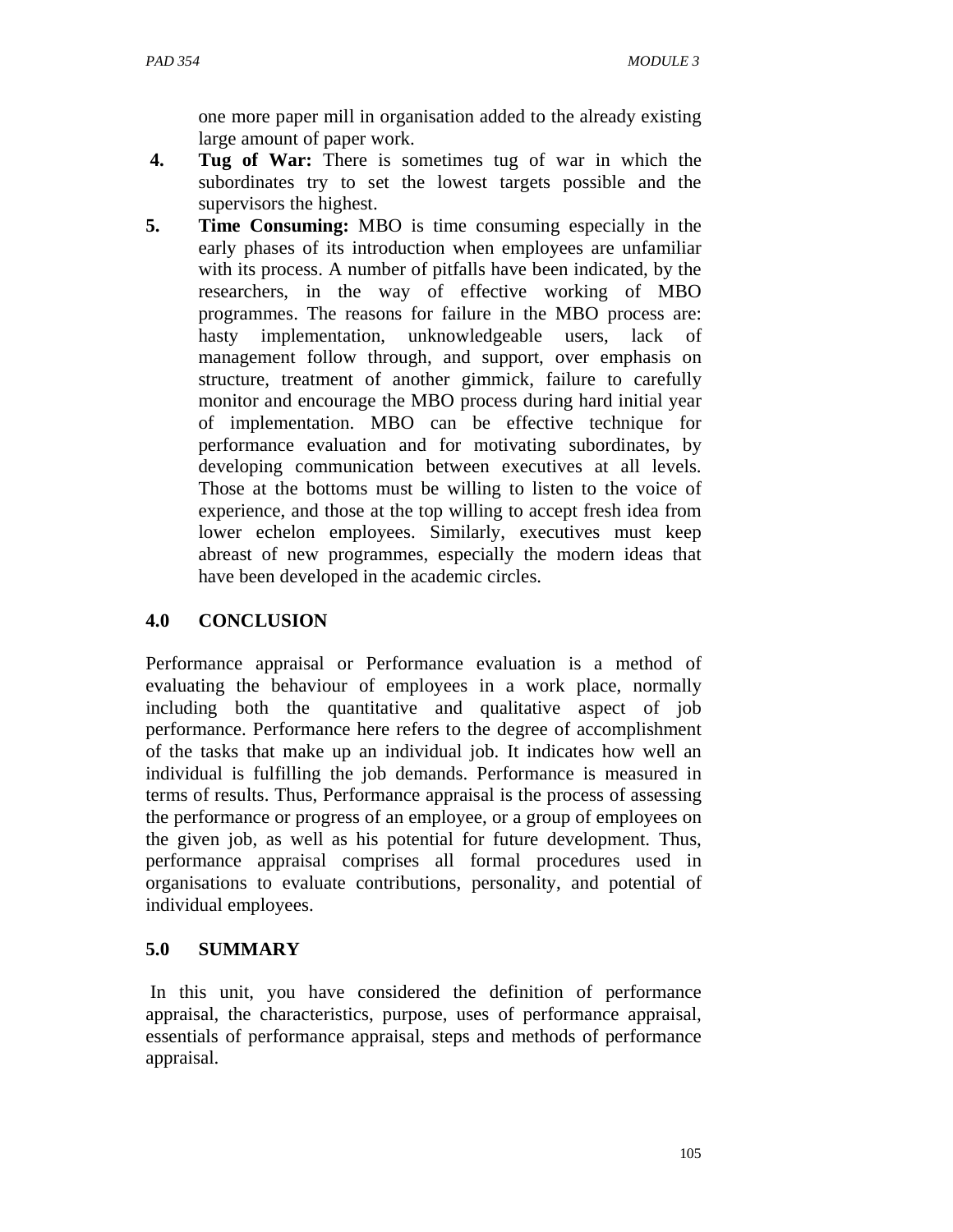one more paper mill in organisation added to the already existing large amount of paper work.

4. **Tug of War:** There is sometimes tug of war in which the subordinates try to set the lowest targets possible and the supervisors the highest.
5. **Time Consuming:** MBO is time consuming especially in the early phases of its introduction when employees are unfamiliar with its process. A number of pitfalls have been indicated, by the researchers, in the way of effective working of MBO programmes. The reasons for failure in the MBO process are: hasty implementation, unknowledgeable users, lack of management follow through, and support, over emphasis on structure, treatment of another gimmick, failure to carefully monitor and encourage the MBO process during hard initial year of implementation. MBO can be effective technique for performance evaluation and for motivating subordinates, by developing communication between executives at all levels. Those at the bottoms must be willing to listen to the voice of experience, and those at the top willing to accept fresh idea from lower echelon employees. Similarly, executives must keep abreast of new programmes, especially the modern ideas that have been developed in the academic circles.

## 4.0 CONCLUSION

Performance appraisal or Performance evaluation is a method of evaluating the behaviour of employees in a work place, normally including both the quantitative and qualitative aspect of job performance. Performance here refers to the degree of accomplishment of the tasks that make up an individual job. It indicates how well an individual is fulfilling the job demands. Performance is measured in terms of results. Thus, Performance appraisal is the process of assessing the performance or progress of an employee, or a group of employees on the given job, as well as his potential for future development. Thus, performance appraisal comprises all formal procedures used in organisations to evaluate contributions, personality, and potential of individual employees.

## 5.0 SUMMARY

In this unit, you have considered the definition of performance appraisal, the characteristics, purpose, uses of performance appraisal, essentials of performance appraisal, steps and methods of performance appraisal.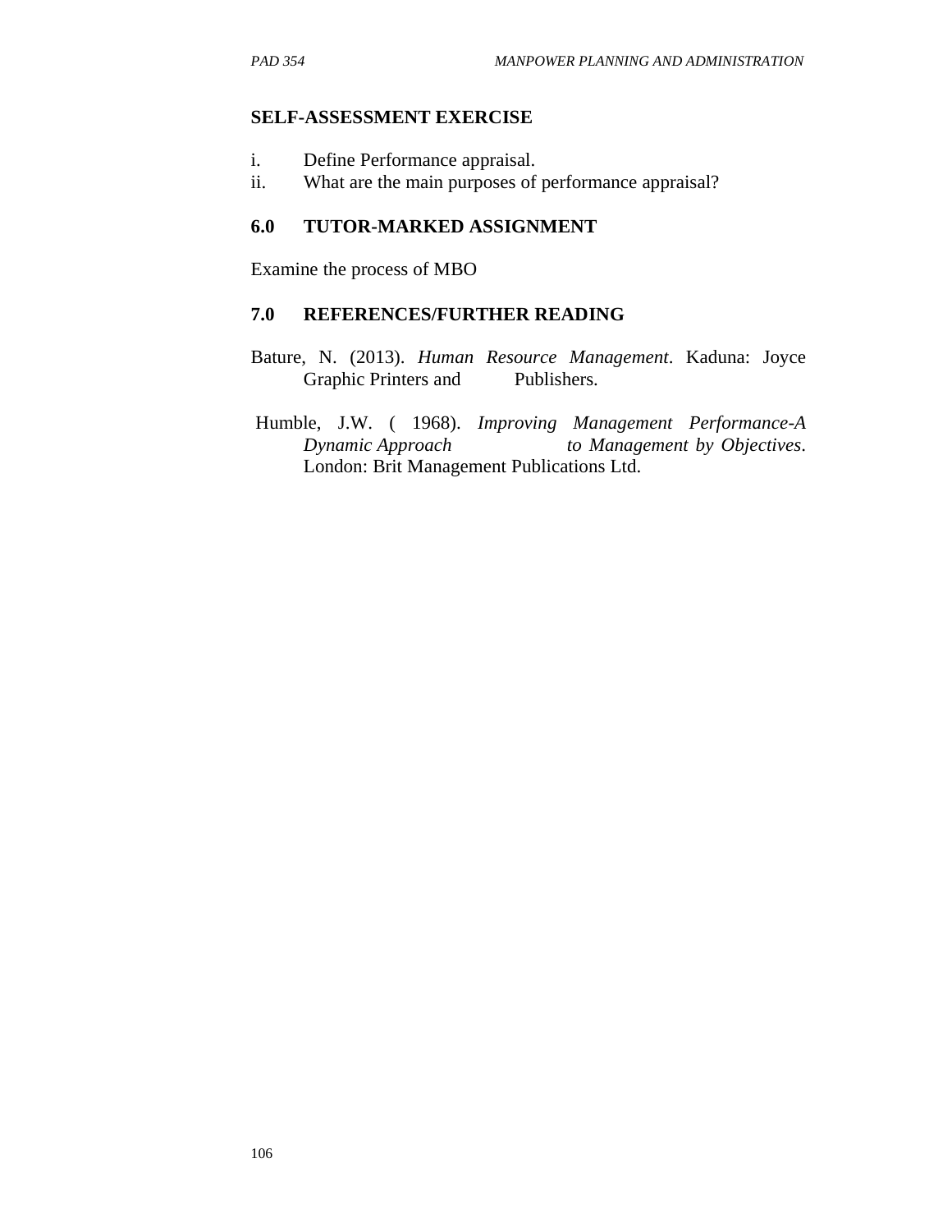## SELF-ASSESSMENT EXERCISE

i. Define Performance appraisal.
ii. What are the main purposes of performance appraisal?

## 6.0 TUTOR-MARKED ASSIGNMENT

Examine the process of MBO

## 7.0 REFERENCES/FURTHER READING

Bature, N. (2013). *Human Resource Management*. Kaduna: Joyce Graphic Printers and Publishers.

Humble, J.W. ( 1968). *Improving Management Performance-A Dynamic Approach to Management by Objectives*. London: Brit Management Publications Ltd.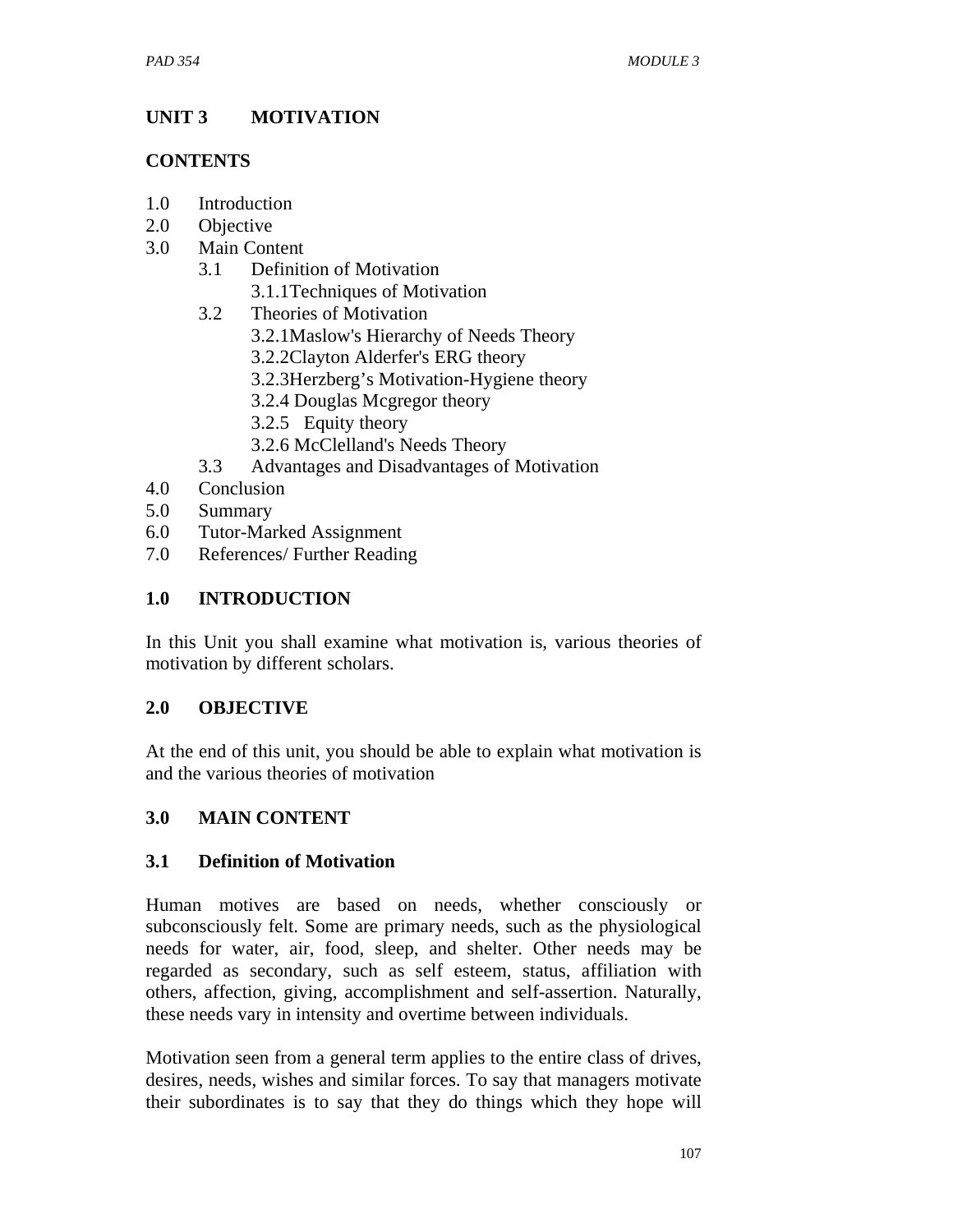# UNIT 3 MOTIVATION

## CONTENTS

1.0 Introduction
2.0 Objective
3.0 Main Content
   - 3.1 Definition of Motivation
      - 3.1.1Techniques of Motivation
   - 3.2 Theories of Motivation
      - 3.2.1Maslow's Hierarchy of Needs Theory
      - 3.2.2Clayton Alderfer's ERG theory
      - 3.2.3Herzberg's Motivation-Hygiene theory
      - 3.2.4 Douglas Mcgregor theory
      - 3.2.5 Equity theory
      - 3.2.6 McClelland's Needs Theory
   - 3.3 Advantages and Disadvantages of Motivation
4.0 Conclusion
5.0 Summary
6.0 Tutor-Marked Assignment
7.0 References/ Further Reading

## 1.0 INTRODUCTION

In this Unit you shall examine what motivation is, various theories of motivation by different scholars.

## 2.0 OBJECTIVE

At the end of this unit, you should be able to explain what motivation is and the various theories of motivation

## 3.0 MAIN CONTENT

### 3.1 Definition of Motivation

Human motives are based on needs, whether consciously or subconsciously felt. Some are primary needs, such as the physiological needs for water, air, food, sleep, and shelter. Other needs may be regarded as secondary, such as self esteem, status, affiliation with others, affection, giving, accomplishment and self-assertion. Naturally, these needs vary in intensity and overtime between individuals.

Motivation seen from a general term applies to the entire class of drives, desires, needs, wishes and similar forces. To say that managers motivate their subordinates is to say that they do things which they hope will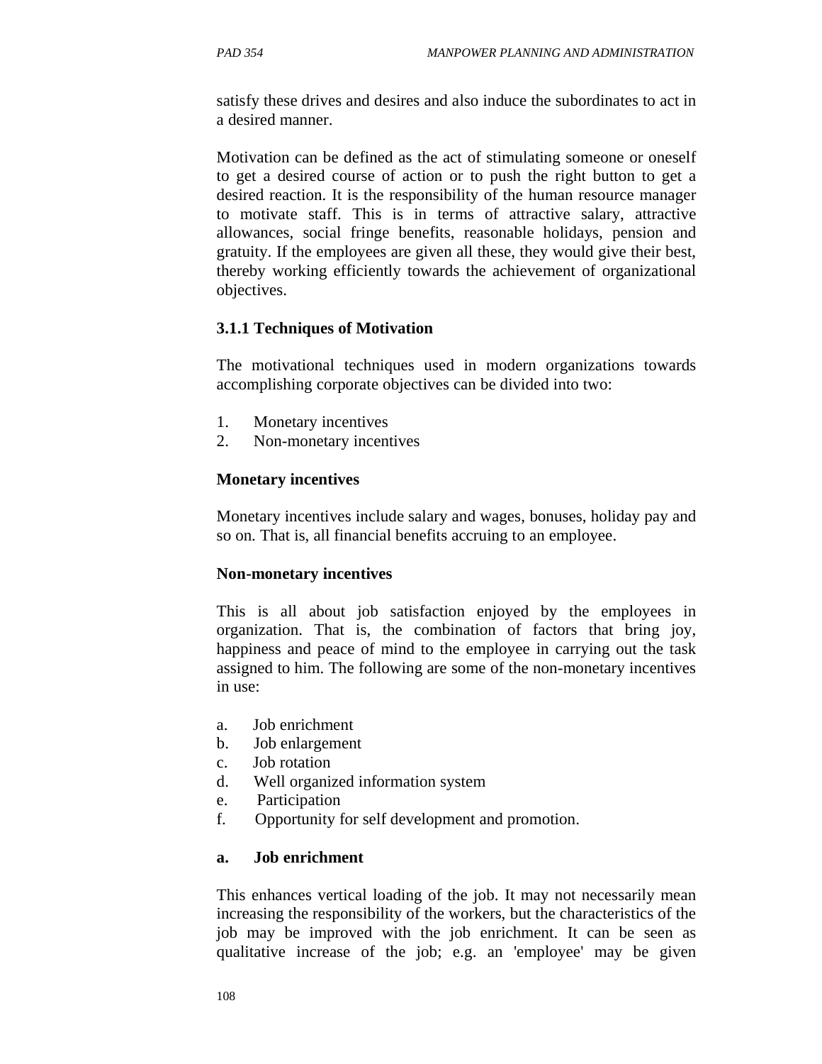satisfy these drives and desires and also induce the subordinates to act in a desired manner.

Motivation can be defined as the act of stimulating someone or oneself to get a desired course of action or to push the right button to get a desired reaction. It is the responsibility of the human resource manager to motivate staff. This is in terms of attractive salary, attractive allowances, social fringe benefits, reasonable holidays, pension and gratuity. If the employees are given all these, they would give their best, thereby working efficiently towards the achievement of organizational objectives.

### 3.1.1 Techniques of Motivation

The motivational techniques used in modern organizations towards accomplishing corporate objectives can be divided into two:

1. Monetary incentives
2. Non-monetary incentives

**Monetary incentives**

Monetary incentives include salary and wages, bonuses, holiday pay and so on. That is, all financial benefits accruing to an employee.

**Non-monetary incentives**

This is all about job satisfaction enjoyed by the employees in organization. That is, the combination of factors that bring joy, happiness and peace of mind to the employee in carrying out the task assigned to him. The following are some of the non-monetary incentives in use:

a. Job enrichment
b. Job enlargement
c. Job rotation
d. Well organized information system
e. Participation
f. Opportunity for self development and promotion.

**a. Job enrichment**

This enhances vertical loading of the job. It may not necessarily mean increasing the responsibility of the workers, but the characteristics of the job may be improved with the job enrichment. It can be seen as qualitative increase of the job; e.g. an 'employee' may be given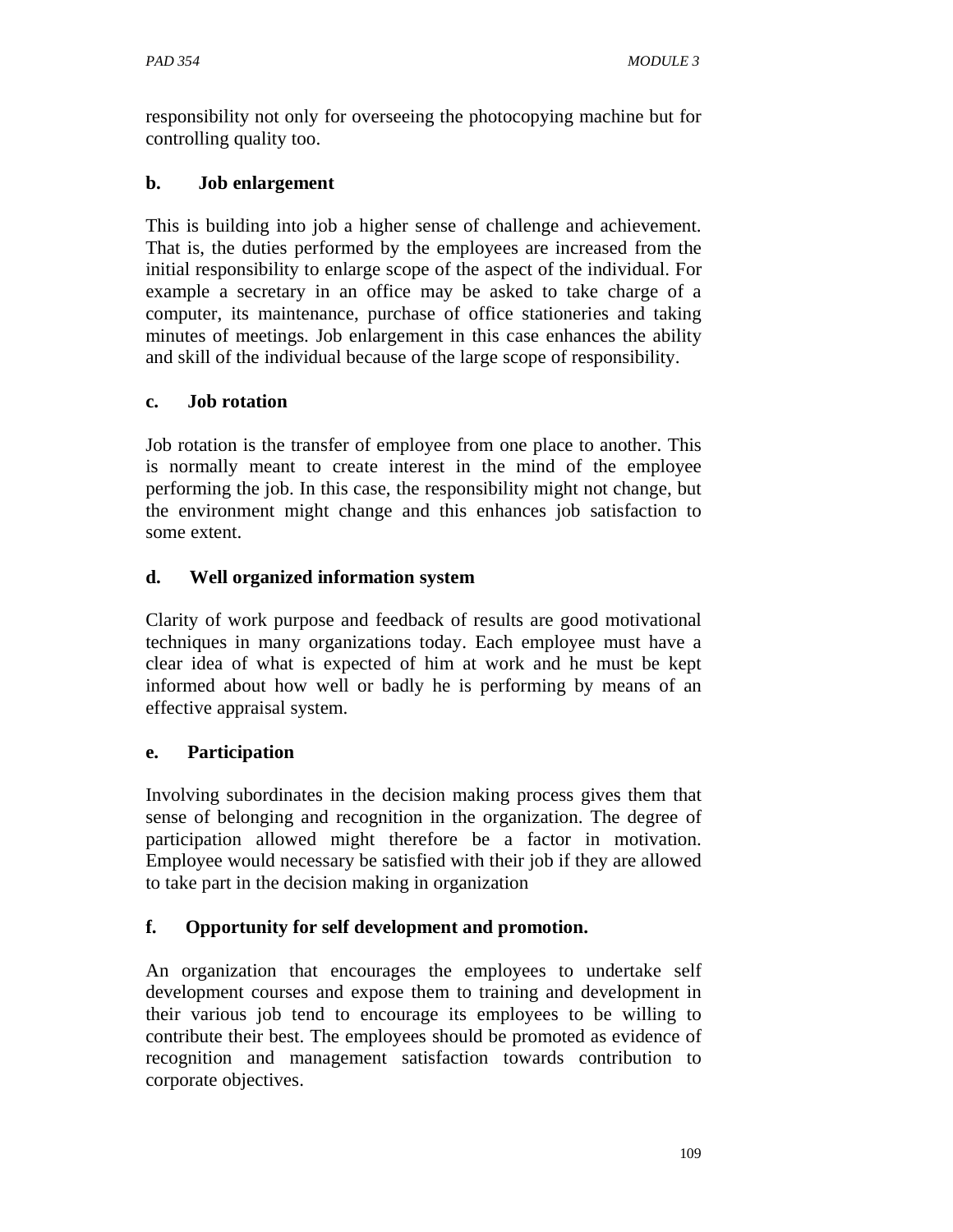responsibility not only for overseeing the photocopying machine but for controlling quality too.

**b. Job enlargement**

This is building into job a higher sense of challenge and achievement. That is, the duties performed by the employees are increased from the initial responsibility to enlarge scope of the aspect of the individual. For example a secretary in an office may be asked to take charge of a computer, its maintenance, purchase of office stationeries and taking minutes of meetings. Job enlargement in this case enhances the ability and skill of the individual because of the large scope of responsibility.

**c. Job rotation**

Job rotation is the transfer of employee from one place to another. This is normally meant to create interest in the mind of the employee performing the job. In this case, the responsibility might not change, but the environment might change and this enhances job satisfaction to some extent.

**d. Well organized information system**

Clarity of work purpose and feedback of results are good motivational techniques in many organizations today. Each employee must have a clear idea of what is expected of him at work and he must be kept informed about how well or badly he is performing by means of an effective appraisal system.

**e. Participation**

Involving subordinates in the decision making process gives them that sense of belonging and recognition in the organization. The degree of participation allowed might therefore be a factor in motivation. Employee would necessary be satisfied with their job if they are allowed to take part in the decision making in organization

**f. Opportunity for self development and promotion.**

An organization that encourages the employees to undertake self development courses and expose them to training and development in their various job tend to encourage its employees to be willing to contribute their best. The employees should be promoted as evidence of recognition and management satisfaction towards contribution to corporate objectives.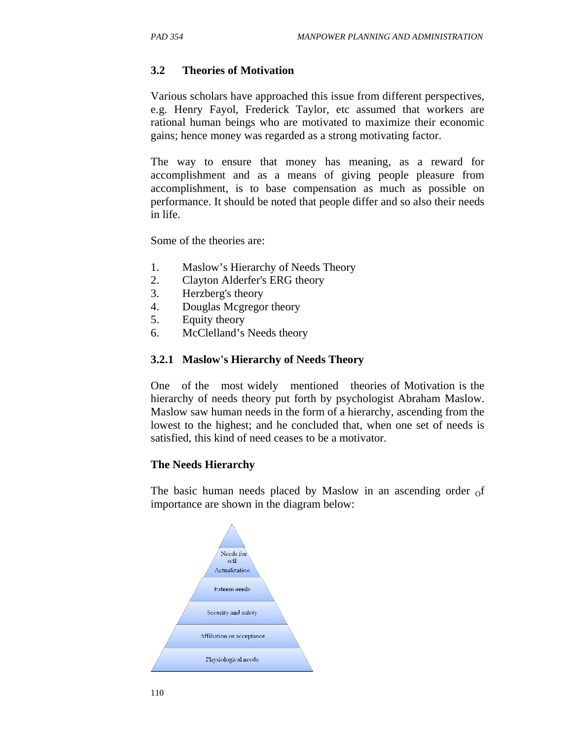## 3.2 Theories of Motivation

Various scholars have approached this issue from different perspectives, e.g. Henry Fayol, Frederick Taylor, etc assumed that workers are rational human beings who are motivated to maximize their economic gains; hence money was regarded as a strong motivating factor.

The way to ensure that money has meaning, as a reward for accomplishment and as a means of giving people pleasure from accomplishment, is to base compensation as much as possible on performance. It should be noted that people differ and so also their needs in life.

Some of the theories are:

1. Maslow's Hierarchy of Needs Theory
2. Clayton Alderfer's ERG theory
3. Herzberg's theory
4. Douglas Mcgregor theory
5. Equity theory
6. McClelland's Needs theory

### 3.2.1 Maslow's Hierarchy of Needs Theory

One of the most widely mentioned theories of Motivation is the hierarchy of needs theory put forth by psychologist Abraham Maslow. Maslow saw human needs in the form of a hierarchy, ascending from the lowest to the highest; and he concluded that, when one set of needs is satisfied, this kind of need ceases to be a motivator.

**The Needs Hierarchy**

The basic human needs placed by Maslow in an ascending order of importance are shown in the diagram below:

Needs for self Actualization

Esteem needs

Security and safety

Affiliation or acceptance

Physiological needs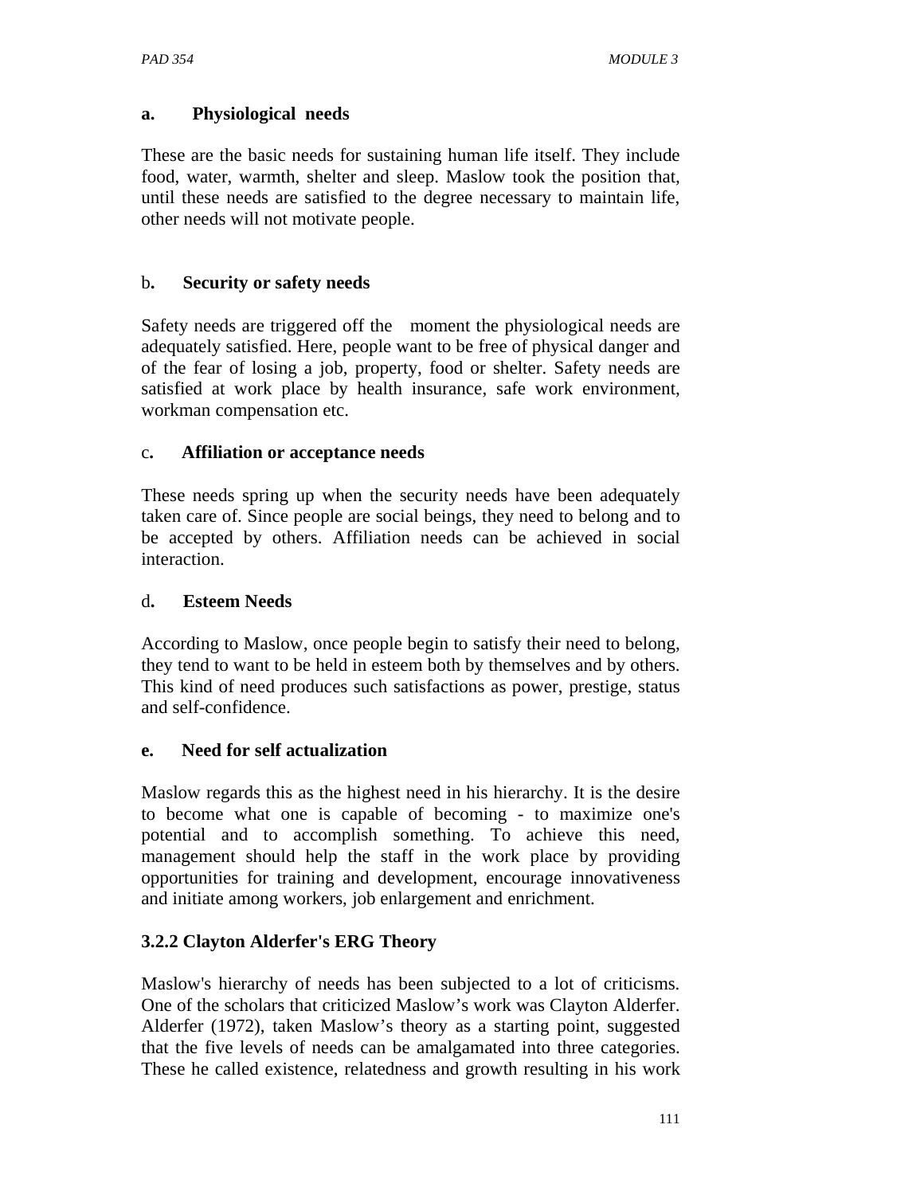**a. Physiological needs**

These are the basic needs for sustaining human life itself. They include food, water, warmth, shelter and sleep. Maslow took the position that, until these needs are satisfied to the degree necessary to maintain life, other needs will not motivate people.

b**. Security or safety needs**

Safety needs are triggered off the moment the physiological needs are adequately satisfied. Here, people want to be free of physical danger and of the fear of losing a job, property, food or shelter. Safety needs are satisfied at work place by health insurance, safe work environment, workman compensation etc.

c**. Affiliation or acceptance needs**

These needs spring up when the security needs have been adequately taken care of. Since people are social beings, they need to belong and to be accepted by others. Affiliation needs can be achieved in social interaction.

d**. Esteem Needs**

According to Maslow, once people begin to satisfy their need to belong, they tend to want to be held in esteem both by themselves and by others. This kind of need produces such satisfactions as power, prestige, status and self-confidence.

**e. Need for self actualization**

Maslow regards this as the highest need in his hierarchy. It is the desire to become what one is capable of becoming - to maximize one's potential and to accomplish something. To achieve this need, management should help the staff in the work place by providing opportunities for training and development, encourage innovativeness and initiate among workers, job enlargement and enrichment.

### 3.2.2 Clayton Alderfer's ERG Theory

Maslow's hierarchy of needs has been subjected to a lot of criticisms. One of the scholars that criticized Maslow's work was Clayton Alderfer. Alderfer (1972), taken Maslow's theory as a starting point, suggested that the five levels of needs can be amalgamated into three categories. These he called existence, relatedness and growth resulting in his work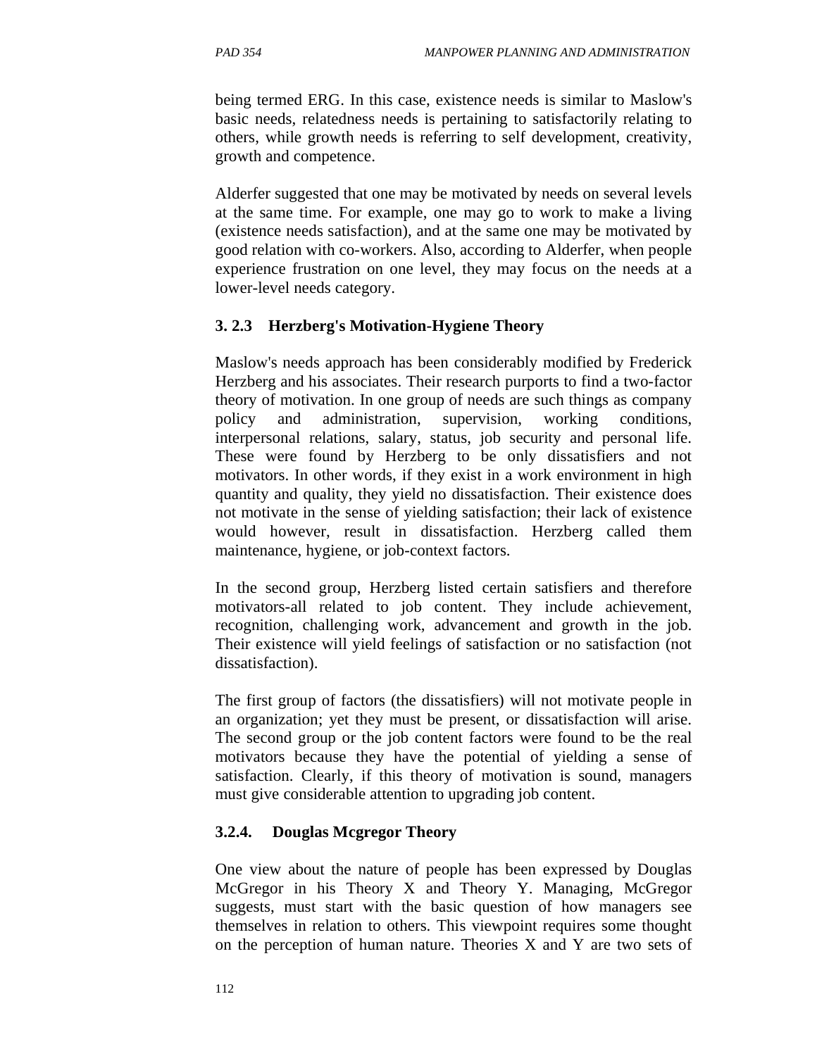being termed ERG. In this case, existence needs is similar to Maslow's basic needs, relatedness needs is pertaining to satisfactorily relating to others, while growth needs is referring to self development, creativity, growth and competence.

Alderfer suggested that one may be motivated by needs on several levels at the same time. For example, one may go to work to make a living (existence needs satisfaction), and at the same one may be motivated by good relation with co-workers. Also, according to Alderfer, when people experience frustration on one level, they may focus on the needs at a lower-level needs category.

### 3. 2.3 Herzberg's Motivation-Hygiene Theory

Maslow's needs approach has been considerably modified by Frederick Herzberg and his associates. Their research purports to find a two-factor theory of motivation. In one group of needs are such things as company policy and administration, supervision, working conditions, interpersonal relations, salary, status, job security and personal life. These were found by Herzberg to be only dissatisfiers and not motivators. In other words, if they exist in a work environment in high quantity and quality, they yield no dissatisfaction. Their existence does not motivate in the sense of yielding satisfaction; their lack of existence would however, result in dissatisfaction. Herzberg called them maintenance, hygiene, or job-context factors.

In the second group, Herzberg listed certain satisfiers and therefore motivators-all related to job content. They include achievement, recognition, challenging work, advancement and growth in the job. Their existence will yield feelings of satisfaction or no satisfaction (not dissatisfaction).

The first group of factors (the dissatisfiers) will not motivate people in an organization; yet they must be present, or dissatisfaction will arise. The second group or the job content factors were found to be the real motivators because they have the potential of yielding a sense of satisfaction. Clearly, if this theory of motivation is sound, managers must give considerable attention to upgrading job content.

### 3.2.4. Douglas Mcgregor Theory

One view about the nature of people has been expressed by Douglas McGregor in his Theory X and Theory Y. Managing, McGregor suggests, must start with the basic question of how managers see themselves in relation to others. This viewpoint requires some thought on the perception of human nature. Theories X and Y are two sets of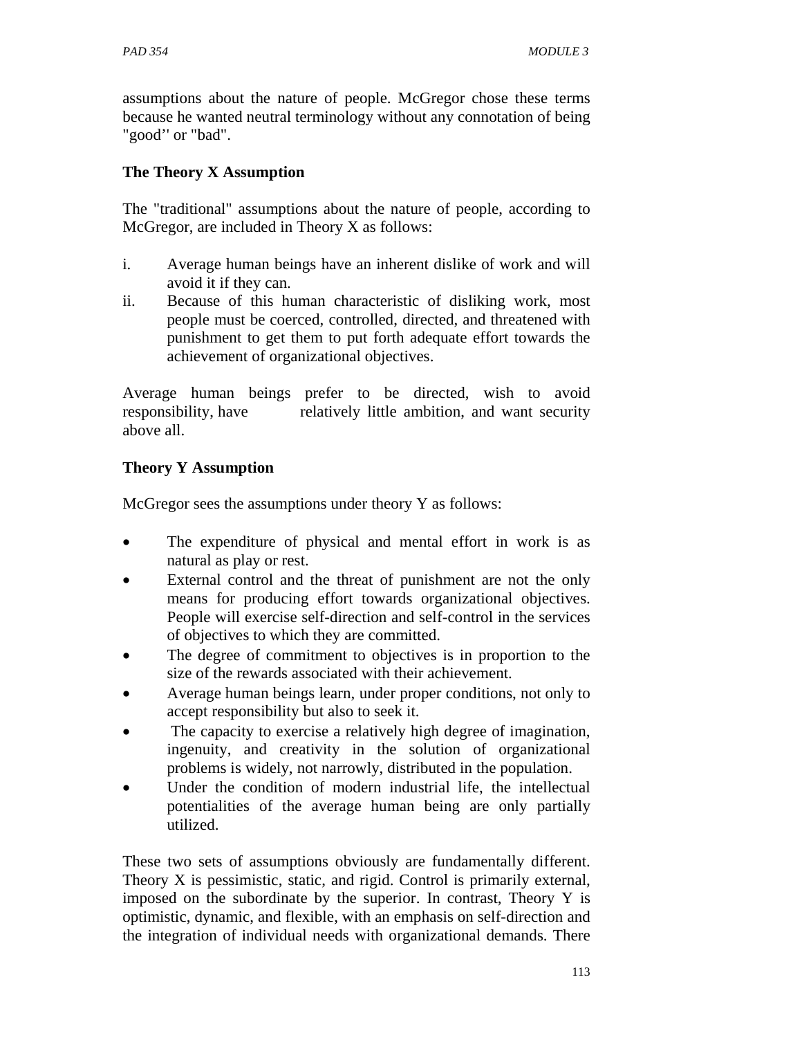assumptions about the nature of people. McGregor chose these terms because he wanted neutral terminology without any connotation of being "good'' or "bad".

**The Theory X Assumption**

The "traditional" assumptions about the nature of people, according to McGregor, are included in Theory X as follows:

i. Average human beings have an inherent dislike of work and will avoid it if they can.
ii. Because of this human characteristic of disliking work, most people must be coerced, controlled, directed, and threatened with punishment to get them to put forth adequate effort towards the achievement of organizational objectives.

Average human beings prefer to be directed, wish to avoid responsibility, have relatively little ambition, and want security above all.

**Theory Y Assumption**

McGregor sees the assumptions under theory Y as follows:

- The expenditure of physical and mental effort in work is as natural as play or rest.
- External control and the threat of punishment are not the only means for producing effort towards organizational objectives. People will exercise self-direction and self-control in the services of objectives to which they are committed.
- The degree of commitment to objectives is in proportion to the size of the rewards associated with their achievement.
- Average human beings learn, under proper conditions, not only to accept responsibility but also to seek it.
- The capacity to exercise a relatively high degree of imagination, ingenuity, and creativity in the solution of organizational problems is widely, not narrowly, distributed in the population.
- Under the condition of modern industrial life, the intellectual potentialities of the average human being are only partially utilized.

These two sets of assumptions obviously are fundamentally different. Theory X is pessimistic, static, and rigid. Control is primarily external, imposed on the subordinate by the superior. In contrast, Theory Y is optimistic, dynamic, and flexible, with an emphasis on self-direction and the integration of individual needs with organizational demands. There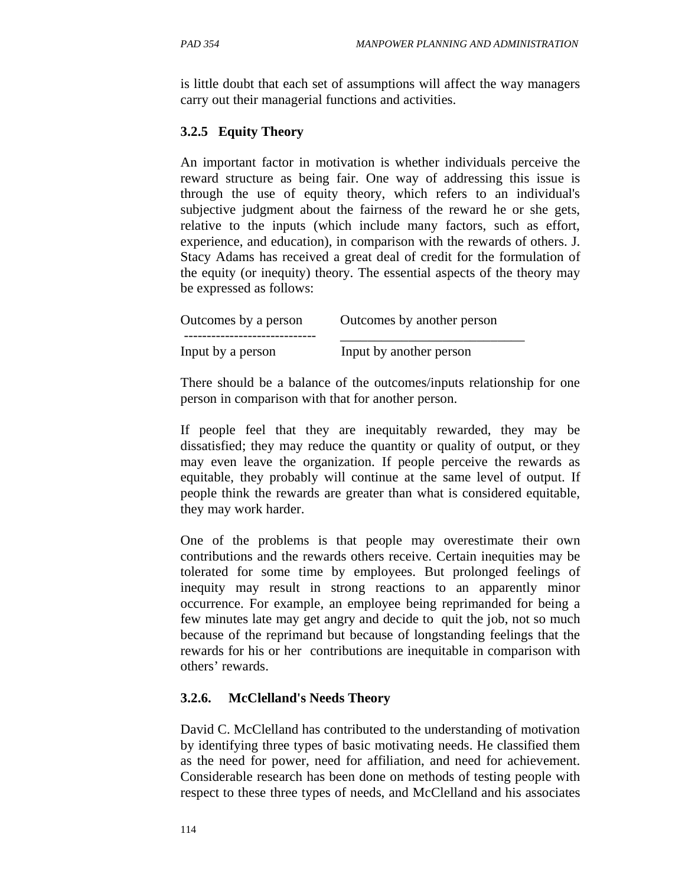is little doubt that each set of assumptions will affect the way managers carry out their managerial functions and activities.

### 3.2.5 Equity Theory

An important factor in motivation is whether individuals perceive the reward structure as being fair. One way of addressing this issue is through the use of equity theory, which refers to an individual's subjective judgment about the fairness of the reward he or she gets, relative to the inputs (which include many factors, such as effort, experience, and education), in comparison with the rewards of others. J. Stacy Adams has received a great deal of credit for the formulation of the equity (or inequity) theory. The essential aspects of the theory may be expressed as follows:

$$\frac{\text{Outcomes by a person}}{\text{Input by a person}} \qquad \frac{\text{Outcomes by another person}}{\text{Input by another person}}$$

There should be a balance of the outcomes/inputs relationship for one person in comparison with that for another person.

If people feel that they are inequitably rewarded, they may be dissatisfied; they may reduce the quantity or quality of output, or they may even leave the organization. If people perceive the rewards as equitable, they probably will continue at the same level of output. If people think the rewards are greater than what is considered equitable, they may work harder.

One of the problems is that people may overestimate their own contributions and the rewards others receive. Certain inequities may be tolerated for some time by employees. But prolonged feelings of inequity may result in strong reactions to an apparently minor occurrence. For example, an employee being reprimanded for being a few minutes late may get angry and decide to quit the job, not so much because of the reprimand but because of longstanding feelings that the rewards for his or her contributions are inequitable in comparison with others' rewards.

### 3.2.6. McClelland's Needs Theory

David C. McClelland has contributed to the understanding of motivation by identifying three types of basic motivating needs. He classified them as the need for power, need for affiliation, and need for achievement. Considerable research has been done on methods of testing people with respect to these three types of needs, and McClelland and his associates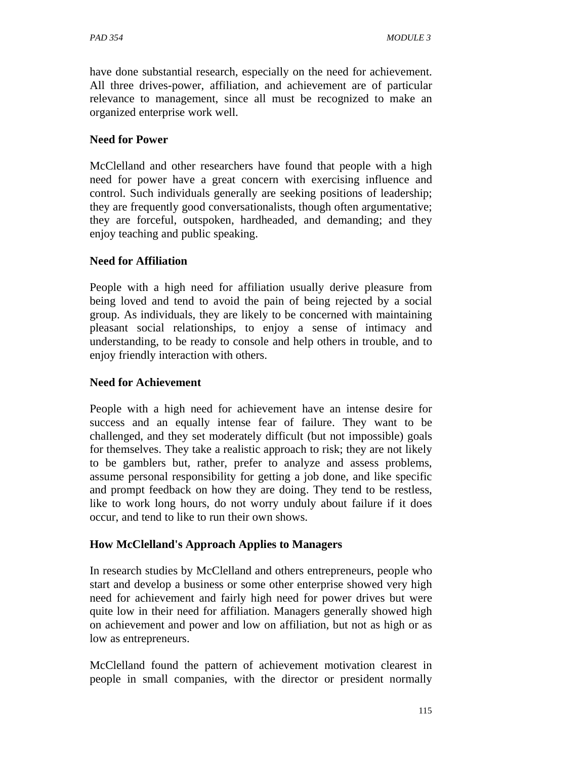have done substantial research, especially on the need for achievement. All three drives-power, affiliation, and achievement are of particular relevance to management, since all must be recognized to make an organized enterprise work well.

### Need for Power

McClelland and other researchers have found that people with a high need for power have a great concern with exercising influence and control. Such individuals generally are seeking positions of leadership; they are frequently good conversationalists, though often argumentative; they are forceful, outspoken, hardheaded, and demanding; and they enjoy teaching and public speaking.

### Need for Affiliation

People with a high need for affiliation usually derive pleasure from being loved and tend to avoid the pain of being rejected by a social group. As individuals, they are likely to be concerned with maintaining pleasant social relationships, to enjoy a sense of intimacy and understanding, to be ready to console and help others in trouble, and to enjoy friendly interaction with others.

### Need for Achievement

People with a high need for achievement have an intense desire for success and an equally intense fear of failure. They want to be challenged, and they set moderately difficult (but not impossible) goals for themselves. They take a realistic approach to risk; they are not likely to be gamblers but, rather, prefer to analyze and assess problems, assume personal responsibility for getting a job done, and like specific and prompt feedback on how they are doing. They tend to be restless, like to work long hours, do not worry unduly about failure if it does occur, and tend to like to run their own shows.

### How McClelland's Approach Applies to Managers

In research studies by McClelland and others entrepreneurs, people who start and develop a business or some other enterprise showed very high need for achievement and fairly high need for power drives but were quite low in their need for affiliation. Managers generally showed high on achievement and power and low on affiliation, but not as high or as low as entrepreneurs.

McClelland found the pattern of achievement motivation clearest in people in small companies, with the director or president normally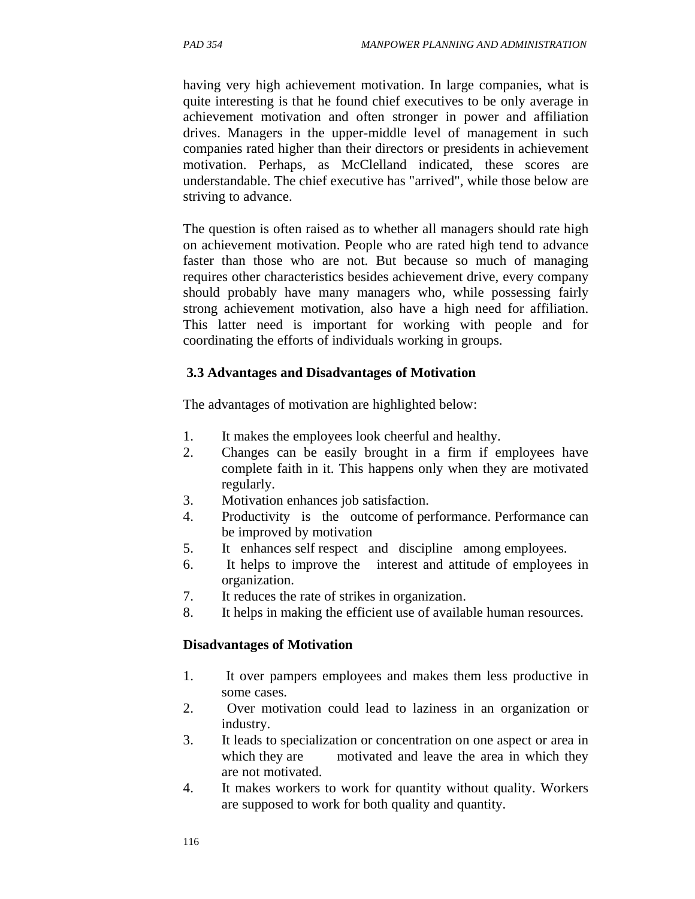having very high achievement motivation. In large companies, what is quite interesting is that he found chief executives to be only average in achievement motivation and often stronger in power and affiliation drives. Managers in the upper-middle level of management in such companies rated higher than their directors or presidents in achievement motivation. Perhaps, as McClelland indicated, these scores are understandable. The chief executive has "arrived", while those below are striving to advance.

The question is often raised as to whether all managers should rate high on achievement motivation. People who are rated high tend to advance faster than those who are not. But because so much of managing requires other characteristics besides achievement drive, every company should probably have many managers who, while possessing fairly strong achievement motivation, also have a high need for affiliation. This latter need is important for working with people and for coordinating the efforts of individuals working in groups.

### 3.3 Advantages and Disadvantages of Motivation

The advantages of motivation are highlighted below:

1. It makes the employees look cheerful and healthy.
2. Changes can be easily brought in a firm if employees have complete faith in it. This happens only when they are motivated regularly.
3. Motivation enhances job satisfaction.
4. Productivity is the outcome of performance. Performance can be improved by motivation
5. It enhances self respect and discipline among employees.
6. It helps to improve the interest and attitude of employees in organization.
7. It reduces the rate of strikes in organization.
8. It helps in making the efficient use of available human resources.

**Disadvantages of Motivation**

1. It over pampers employees and makes them less productive in some cases.
2. Over motivation could lead to laziness in an organization or industry.
3. It leads to specialization or concentration on one aspect or area in which they are motivated and leave the area in which they are not motivated.
4. It makes workers to work for quantity without quality. Workers are supposed to work for both quality and quantity.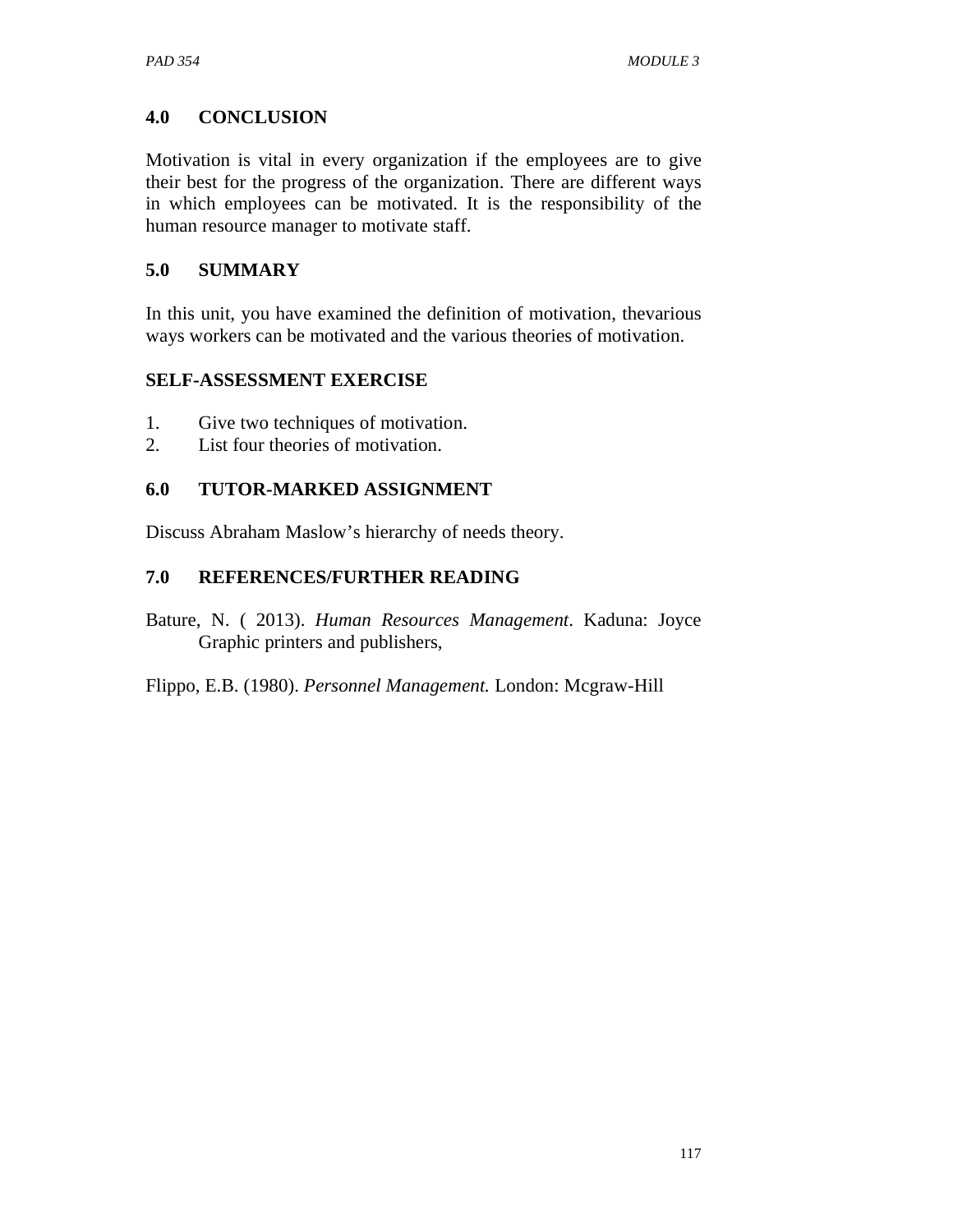## 4.0 CONCLUSION

Motivation is vital in every organization if the employees are to give their best for the progress of the organization. There are different ways in which employees can be motivated. It is the responsibility of the human resource manager to motivate staff.

## 5.0 SUMMARY

In this unit, you have examined the definition of motivation, thevarious ways workers can be motivated and the various theories of motivation.

### SELF-ASSESSMENT EXERCISE

1. Give two techniques of motivation.
2. List four theories of motivation.

## 6.0 TUTOR-MARKED ASSIGNMENT

Discuss Abraham Maslow's hierarchy of needs theory.

## 7.0 REFERENCES/FURTHER READING

Bature, N. ( 2013). *Human Resources Management*. Kaduna: Joyce Graphic printers and publishers,

Flippo, E.B. (1980). *Personnel Management.* London: Mcgraw-Hill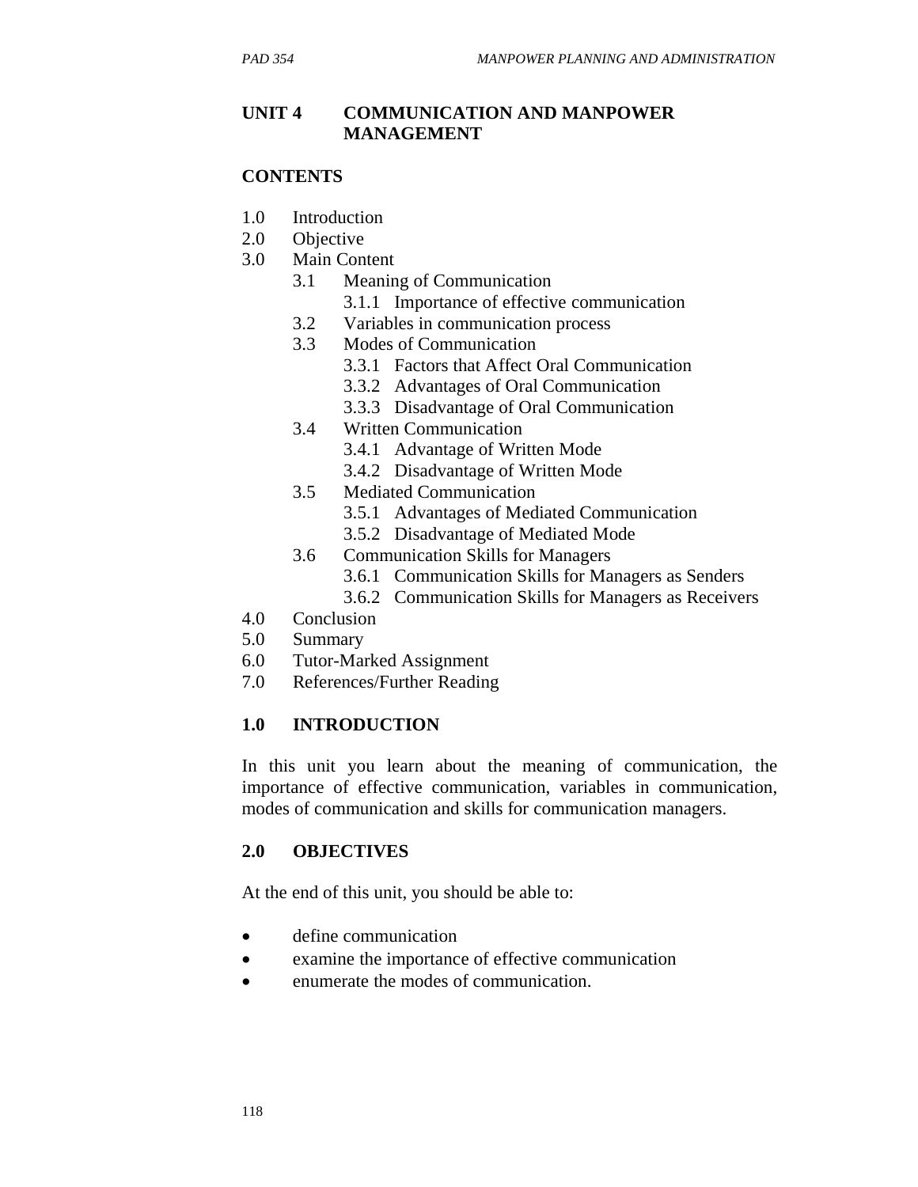## UNIT 4 COMMUNICATION AND MANPOWER MANAGEMENT

### CONTENTS

1.0 Introduction
2.0 Objective
3.0 Main Content
    3.1 Meaning of Communication
        3.1.1 Importance of effective communication
    3.2 Variables in communication process
    3.3 Modes of Communication
        3.3.1 Factors that Affect Oral Communication
        3.3.2 Advantages of Oral Communication
        3.3.3 Disadvantage of Oral Communication
    3.4 Written Communication
        3.4.1 Advantage of Written Mode
        3.4.2 Disadvantage of Written Mode
    3.5 Mediated Communication
        3.5.1 Advantages of Mediated Communication
        3.5.2 Disadvantage of Mediated Mode
    3.6 Communication Skills for Managers
        3.6.1 Communication Skills for Managers as Senders
        3.6.2 Communication Skills for Managers as Receivers
4.0 Conclusion
5.0 Summary
6.0 Tutor-Marked Assignment
7.0 References/Further Reading

### 1.0 INTRODUCTION

In this unit you learn about the meaning of communication, the importance of effective communication, variables in communication, modes of communication and skills for communication managers.

### 2.0 OBJECTIVES

At the end of this unit, you should be able to:

- define communication
- examine the importance of effective communication
- enumerate the modes of communication.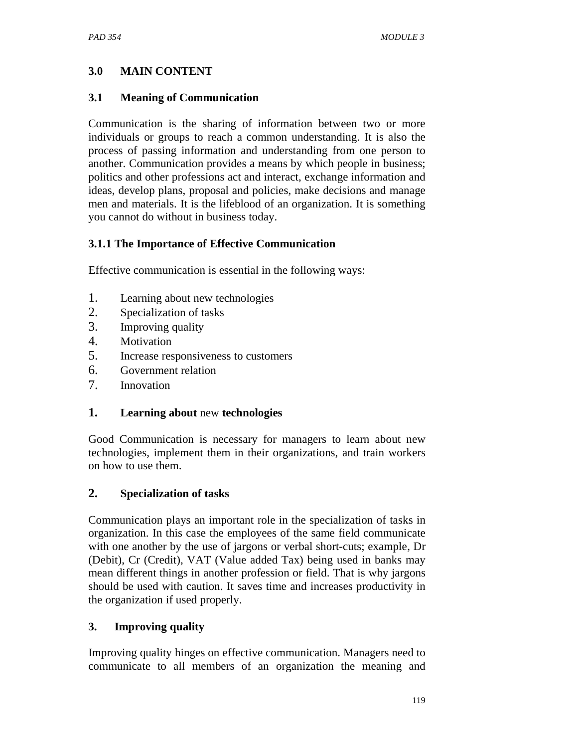## 3.0 MAIN CONTENT

### 3.1 Meaning of Communication

Communication is the sharing of information between two or more individuals or groups to reach a common understanding. It is also the process of passing information and understanding from one person to another. Communication provides a means by which people in business; politics and other professions act and interact, exchange information and ideas, develop plans, proposal and policies, make decisions and manage men and materials. It is the lifeblood of an organization. It is something you cannot do without in business today.

#### 3.1.1 The Importance of Effective Communication

Effective communication is essential in the following ways:

1. Learning about new technologies
2. Specialization of tasks
3. Improving quality
4. Motivation
5. Increase responsiveness to customers
6. Government relation
7. Innovation

**1. Learning about** new **technologies**

Good Communication is necessary for managers to learn about new technologies, implement them in their organizations, and train workers on how to use them.

**2. Specialization of tasks**

Communication plays an important role in the specialization of tasks in organization. In this case the employees of the same field communicate with one another by the use of jargons or verbal short-cuts; example, Dr (Debit), Cr (Credit), VAT (Value added Tax) being used in banks may mean different things in another profession or field. That is why jargons should be used with caution. It saves time and increases productivity in the organization if used properly.

**3. Improving quality**

Improving quality hinges on effective communication. Managers need to communicate to all members of an organization the meaning and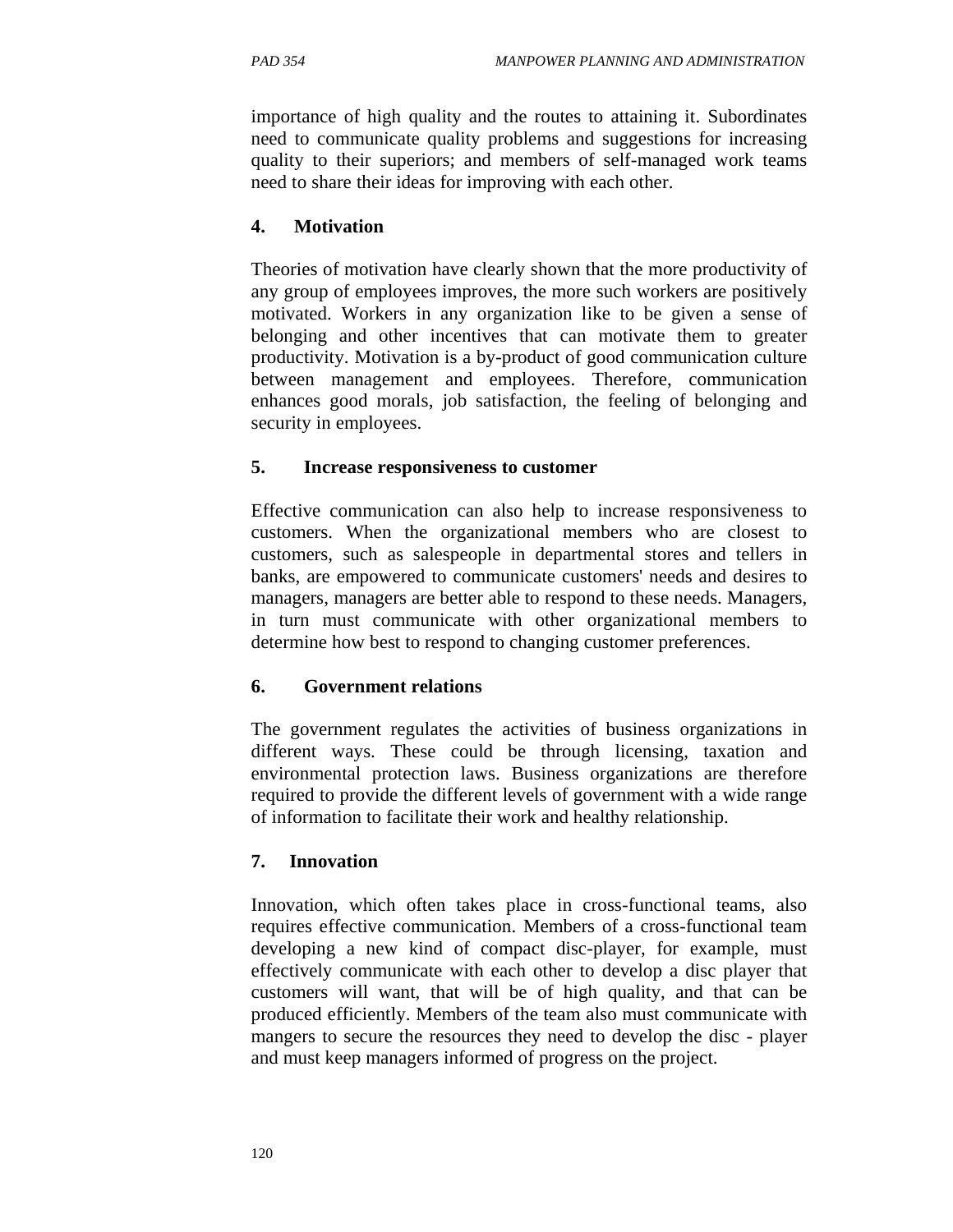importance of high quality and the routes to attaining it. Subordinates need to communicate quality problems and suggestions for increasing quality to their superiors; and members of self-managed work teams need to share their ideas for improving with each other.

**4. Motivation**

Theories of motivation have clearly shown that the more productivity of any group of employees improves, the more such workers are positively motivated. Workers in any organization like to be given a sense of belonging and other incentives that can motivate them to greater productivity. Motivation is a by-product of good communication culture between management and employees. Therefore, communication enhances good morals, job satisfaction, the feeling of belonging and security in employees.

**5. Increase responsiveness to customer**

Effective communication can also help to increase responsiveness to customers. When the organizational members who are closest to customers, such as salespeople in departmental stores and tellers in banks, are empowered to communicate customers' needs and desires to managers, managers are better able to respond to these needs. Managers, in turn must communicate with other organizational members to determine how best to respond to changing customer preferences.

**6. Government relations**

The government regulates the activities of business organizations in different ways. These could be through licensing, taxation and environmental protection laws. Business organizations are therefore required to provide the different levels of government with a wide range of information to facilitate their work and healthy relationship.

**7. Innovation**

Innovation, which often takes place in cross-functional teams, also requires effective communication. Members of a cross-functional team developing a new kind of compact disc-player, for example, must effectively communicate with each other to develop a disc player that customers will want, that will be of high quality, and that can be produced efficiently. Members of the team also must communicate with mangers to secure the resources they need to develop the disc - player and must keep managers informed of progress on the project.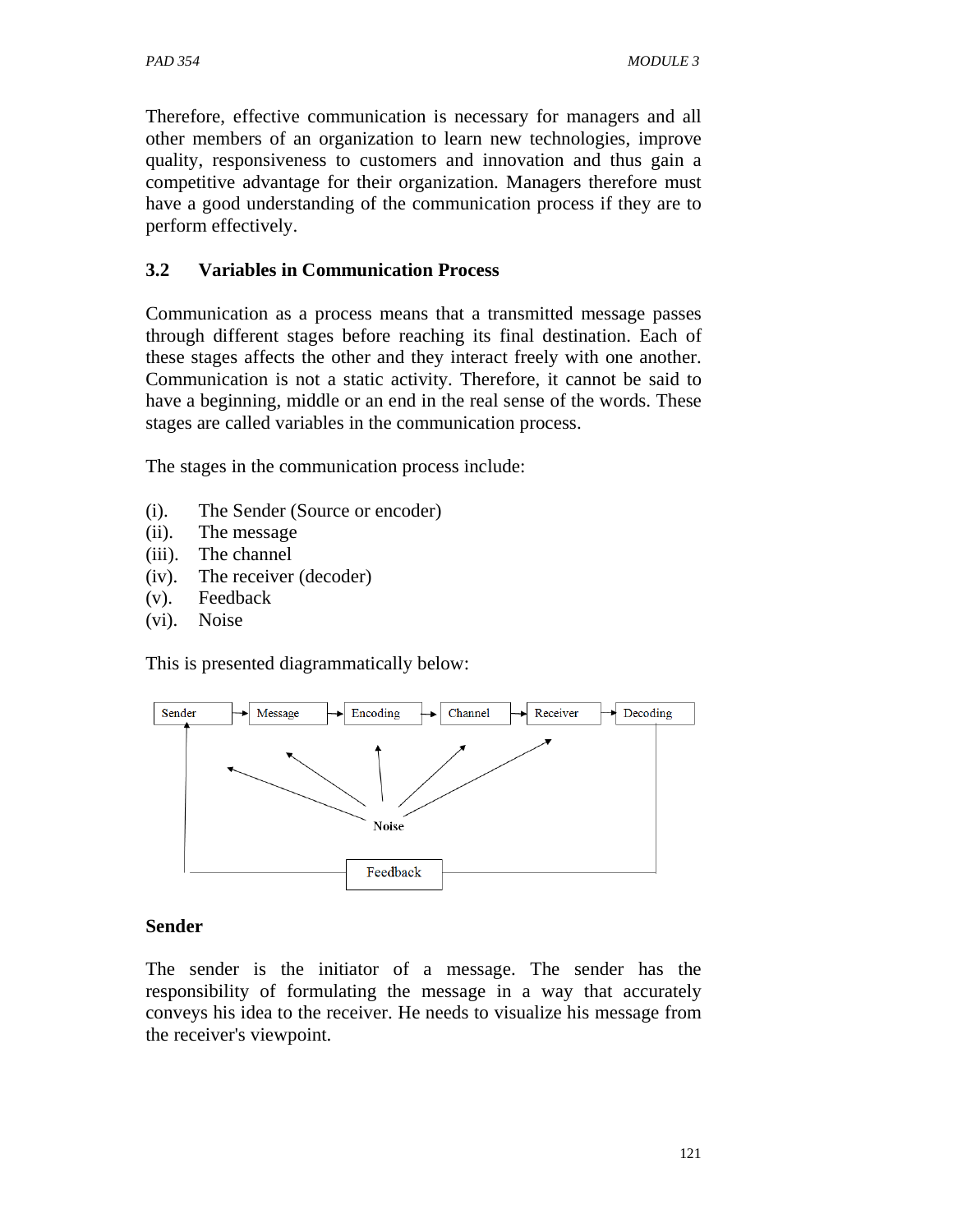Therefore, effective communication is necessary for managers and all other members of an organization to learn new technologies, improve quality, responsiveness to customers and innovation and thus gain a competitive advantage for their organization. Managers therefore must have a good understanding of the communication process if they are to perform effectively.

### 3.2 Variables in Communication Process

Communication as a process means that a transmitted message passes through different stages before reaching its final destination. Each of these stages affects the other and they interact freely with one another. Communication is not a static activity. Therefore, it cannot be said to have a beginning, middle or an end in the real sense of the words. These stages are called variables in the communication process.

The stages in the communication process include:

(i). The Sender (Source or encoder)
(ii). The message
(iii). The channel
(iv). The receiver (decoder)
(v). Feedback
(vi). Noise

This is presented diagrammatically below:

```
Sender → Message → Encoding → Channel → Receiver → Decoding

Noise

Feedback
```

**Sender**

The sender is the initiator of a message. The sender has the responsibility of formulating the message in a way that accurately conveys his idea to the receiver. He needs to visualize his message from the receiver's viewpoint.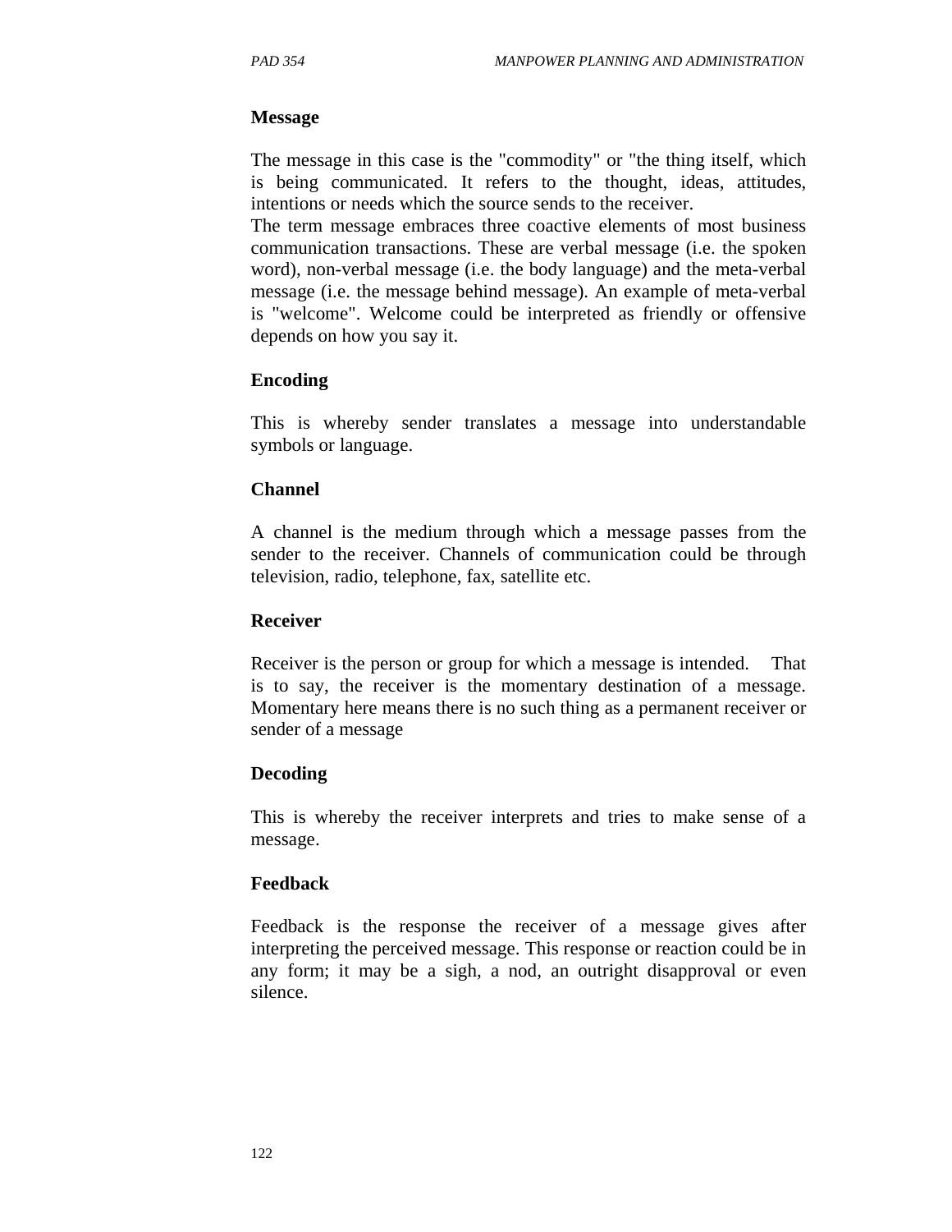**Message**

The message in this case is the "commodity" or "the thing itself, which is being communicated. It refers to the thought, ideas, attitudes, intentions or needs which the source sends to the receiver.
The term message embraces three coactive elements of most business communication transactions. These are verbal message (i.e. the spoken word), non-verbal message (i.e. the body language) and the meta-verbal message (i.e. the message behind message). An example of meta-verbal is "welcome". Welcome could be interpreted as friendly or offensive depends on how you say it.

**Encoding**

This is whereby sender translates a message into understandable symbols or language.

**Channel**

A channel is the medium through which a message passes from the sender to the receiver. Channels of communication could be through television, radio, telephone, fax, satellite etc.

**Receiver**

Receiver is the person or group for which a message is intended. That is to say, the receiver is the momentary destination of a message. Momentary here means there is no such thing as a permanent receiver or sender of a message

**Decoding**

This is whereby the receiver interprets and tries to make sense of a message.

**Feedback**

Feedback is the response the receiver of a message gives after interpreting the perceived message. This response or reaction could be in any form; it may be a sigh, a nod, an outright disapproval or even silence.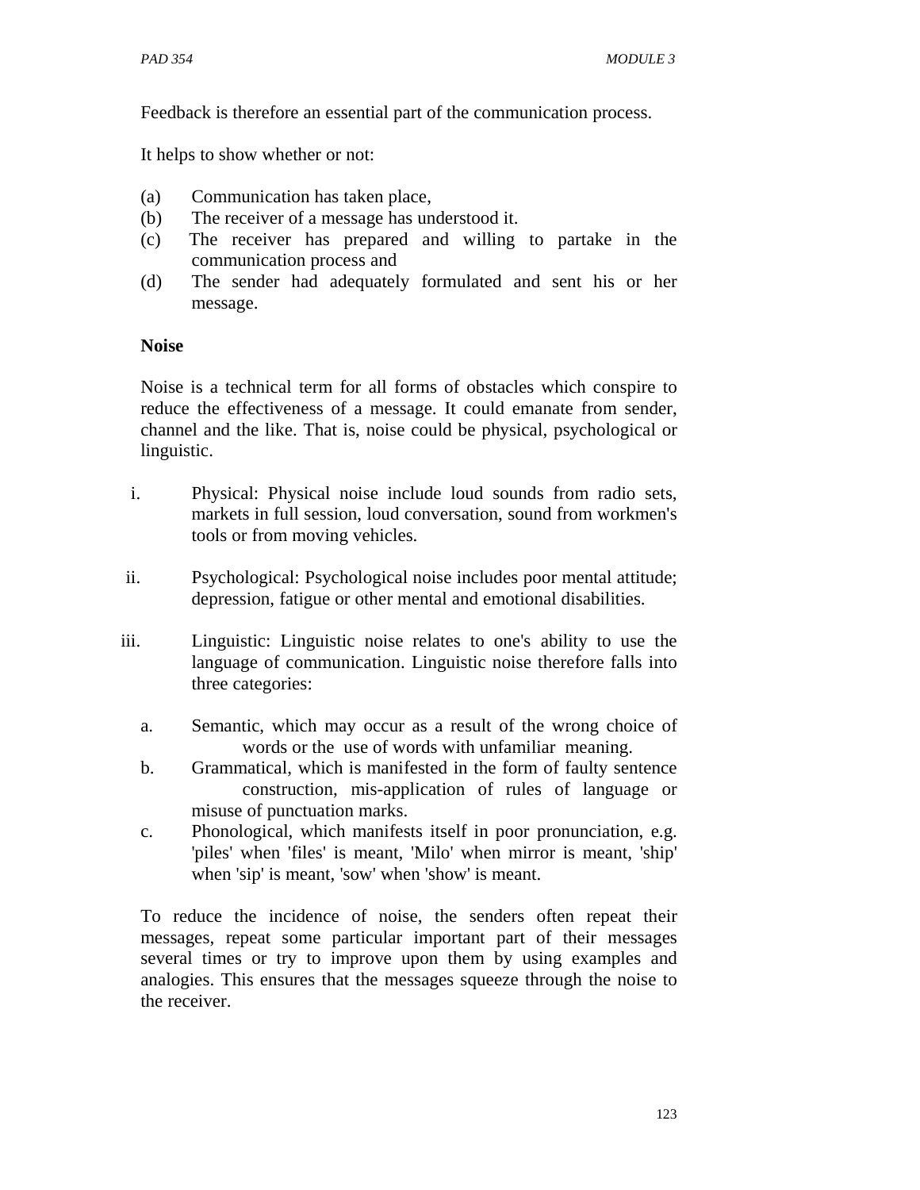Feedback is therefore an essential part of the communication process.

It helps to show whether or not:

(a) Communication has taken place,
(b) The receiver of a message has understood it.
(c) The receiver has prepared and willing to partake in the communication process and
(d) The sender had adequately formulated and sent his or her message.

**Noise**

Noise is a technical term for all forms of obstacles which conspire to reduce the effectiveness of a message. It could emanate from sender, channel and the like. That is, noise could be physical, psychological or linguistic.

i. Physical: Physical noise include loud sounds from radio sets, markets in full session, loud conversation, sound from workmen's tools or from moving vehicles.

ii. Psychological: Psychological noise includes poor mental attitude; depression, fatigue or other mental and emotional disabilities.

iii. Linguistic: Linguistic noise relates to one's ability to use the language of communication. Linguistic noise therefore falls into three categories:

   a. Semantic, which may occur as a result of the wrong choice of words or the use of words with unfamiliar meaning.
   b. Grammatical, which is manifested in the form of faulty sentence construction, mis-application of rules of language or misuse of punctuation marks.
   c. Phonological, which manifests itself in poor pronunciation, e.g. 'piles' when 'files' is meant, 'Milo' when mirror is meant, 'ship' when 'sip' is meant, 'sow' when 'show' is meant.

To reduce the incidence of noise, the senders often repeat their messages, repeat some particular important part of their messages several times or try to improve upon them by using examples and analogies. This ensures that the messages squeeze through the noise to the receiver.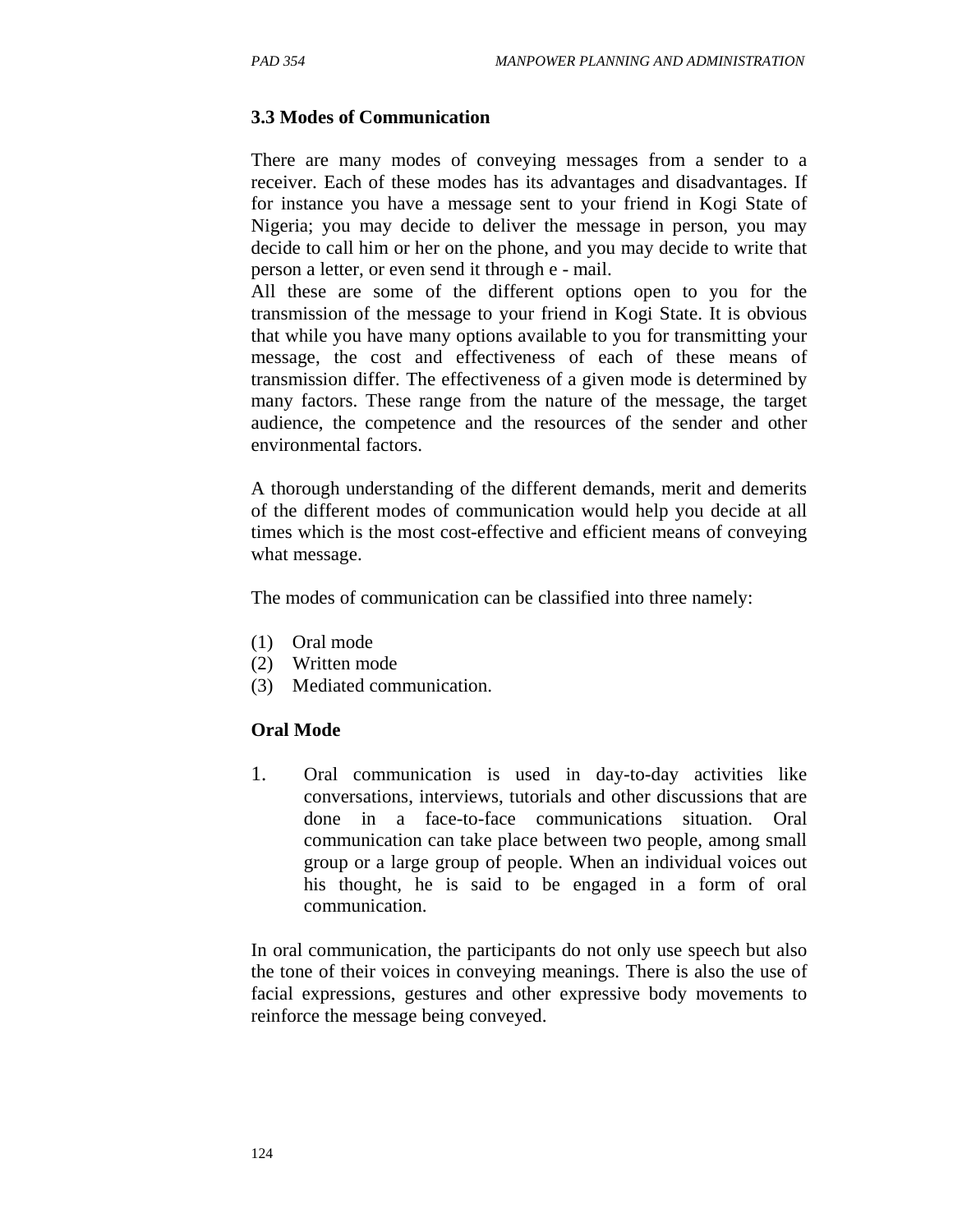### 3.3 Modes of Communication

There are many modes of conveying messages from a sender to a receiver. Each of these modes has its advantages and disadvantages. If for instance you have a message sent to your friend in Kogi State of Nigeria; you may decide to deliver the message in person, you may decide to call him or her on the phone, and you may decide to write that person a letter, or even send it through e - mail.
All these are some of the different options open to you for the transmission of the message to your friend in Kogi State. It is obvious that while you have many options available to you for transmitting your message, the cost and effectiveness of each of these means of transmission differ. The effectiveness of a given mode is determined by many factors. These range from the nature of the message, the target audience, the competence and the resources of the sender and other environmental factors.

A thorough understanding of the different demands, merit and demerits of the different modes of communication would help you decide at all times which is the most cost-effective and efficient means of conveying what message.

The modes of communication can be classified into three namely:

(1) Oral mode
(2) Written mode
(3) Mediated communication.

**Oral Mode**

1. Oral communication is used in day-to-day activities like conversations, interviews, tutorials and other discussions that are done in a face-to-face communications situation. Oral communication can take place between two people, among small group or a large group of people. When an individual voices out his thought, he is said to be engaged in a form of oral communication.

In oral communication, the participants do not only use speech but also the tone of their voices in conveying meanings. There is also the use of facial expressions, gestures and other expressive body movements to reinforce the message being conveyed.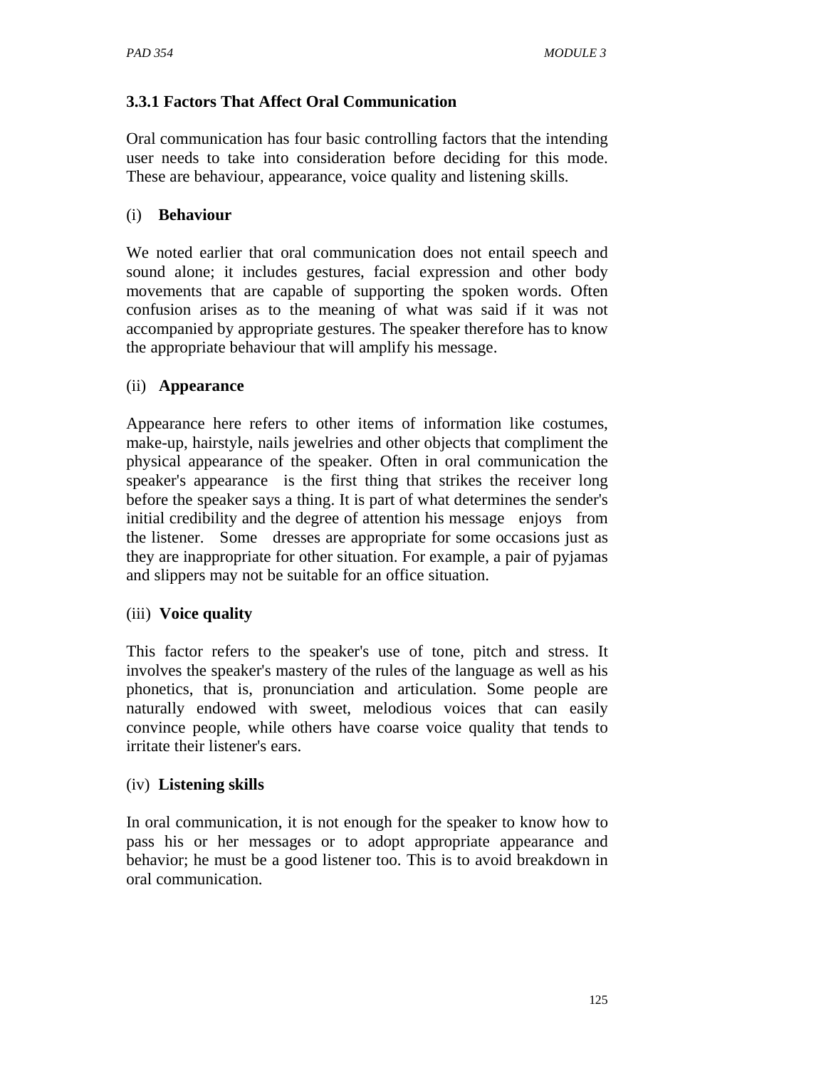### 3.3.1 Factors That Affect Oral Communication

Oral communication has four basic controlling factors that the intending user needs to take into consideration before deciding for this mode. These are behaviour, appearance, voice quality and listening skills.

(i) **Behaviour**

We noted earlier that oral communication does not entail speech and sound alone; it includes gestures, facial expression and other body movements that are capable of supporting the spoken words. Often confusion arises as to the meaning of what was said if it was not accompanied by appropriate gestures. The speaker therefore has to know the appropriate behaviour that will amplify his message.

(ii) **Appearance**

Appearance here refers to other items of information like costumes, make-up, hairstyle, nails jewelries and other objects that compliment the physical appearance of the speaker. Often in oral communication the speaker's appearance is the first thing that strikes the receiver long before the speaker says a thing. It is part of what determines the sender's initial credibility and the degree of attention his message enjoys from the listener. Some dresses are appropriate for some occasions just as they are inappropriate for other situation. For example, a pair of pyjamas and slippers may not be suitable for an office situation.

(iii) **Voice quality**

This factor refers to the speaker's use of tone, pitch and stress. It involves the speaker's mastery of the rules of the language as well as his phonetics, that is, pronunciation and articulation. Some people are naturally endowed with sweet, melodious voices that can easily convince people, while others have coarse voice quality that tends to irritate their listener's ears.

(iv) **Listening skills**

In oral communication, it is not enough for the speaker to know how to pass his or her messages or to adopt appropriate appearance and behavior; he must be a good listener too. This is to avoid breakdown in oral communication.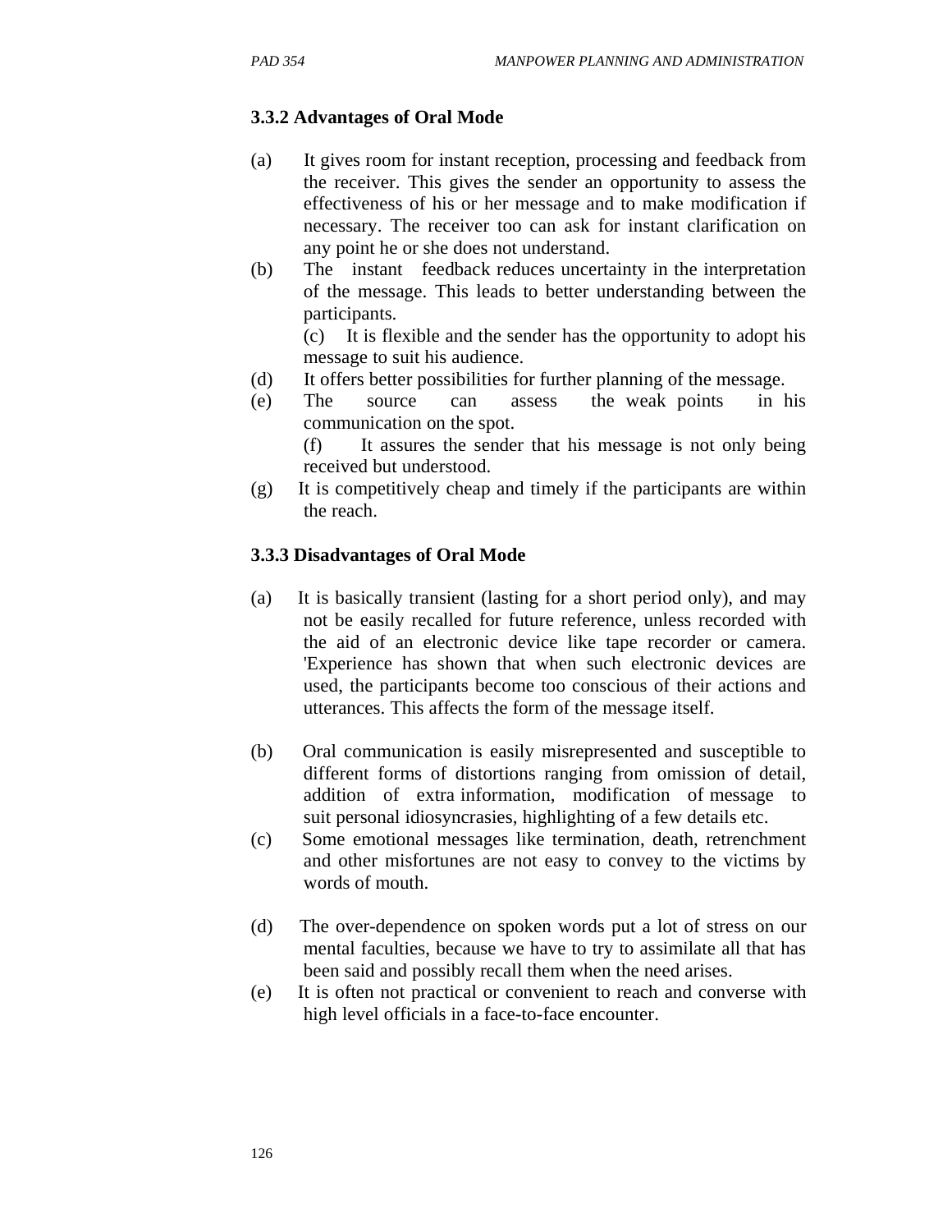### 3.3.2 Advantages of Oral Mode

(a) It gives room for instant reception, processing and feedback from the receiver. This gives the sender an opportunity to assess the effectiveness of his or her message and to make modification if necessary. The receiver too can ask for instant clarification on any point he or she does not understand.

(b) The instant feedback reduces uncertainty in the interpretation of the message. This leads to better understanding between the participants.

(c) It is flexible and the sender has the opportunity to adopt his message to suit his audience.

(d) It offers better possibilities for further planning of the message.

(e) The source can assess the weak points in his communication on the spot.

(f) It assures the sender that his message is not only being received but understood.

(g) It is competitively cheap and timely if the participants are within the reach.

### 3.3.3 Disadvantages of Oral Mode

(a) It is basically transient (lasting for a short period only), and may not be easily recalled for future reference, unless recorded with the aid of an electronic device like tape recorder or camera. 'Experience has shown that when such electronic devices are used, the participants become too conscious of their actions and utterances. This affects the form of the message itself.

(b) Oral communication is easily misrepresented and susceptible to different forms of distortions ranging from omission of detail, addition of extra information, modification of message to suit personal idiosyncrasies, highlighting of a few details etc.

(c) Some emotional messages like termination, death, retrenchment and other misfortunes are not easy to convey to the victims by words of mouth.

(d) The over-dependence on spoken words put a lot of stress on our mental faculties, because we have to try to assimilate all that has been said and possibly recall them when the need arises.

(e) It is often not practical or convenient to reach and converse with high level officials in a face-to-face encounter.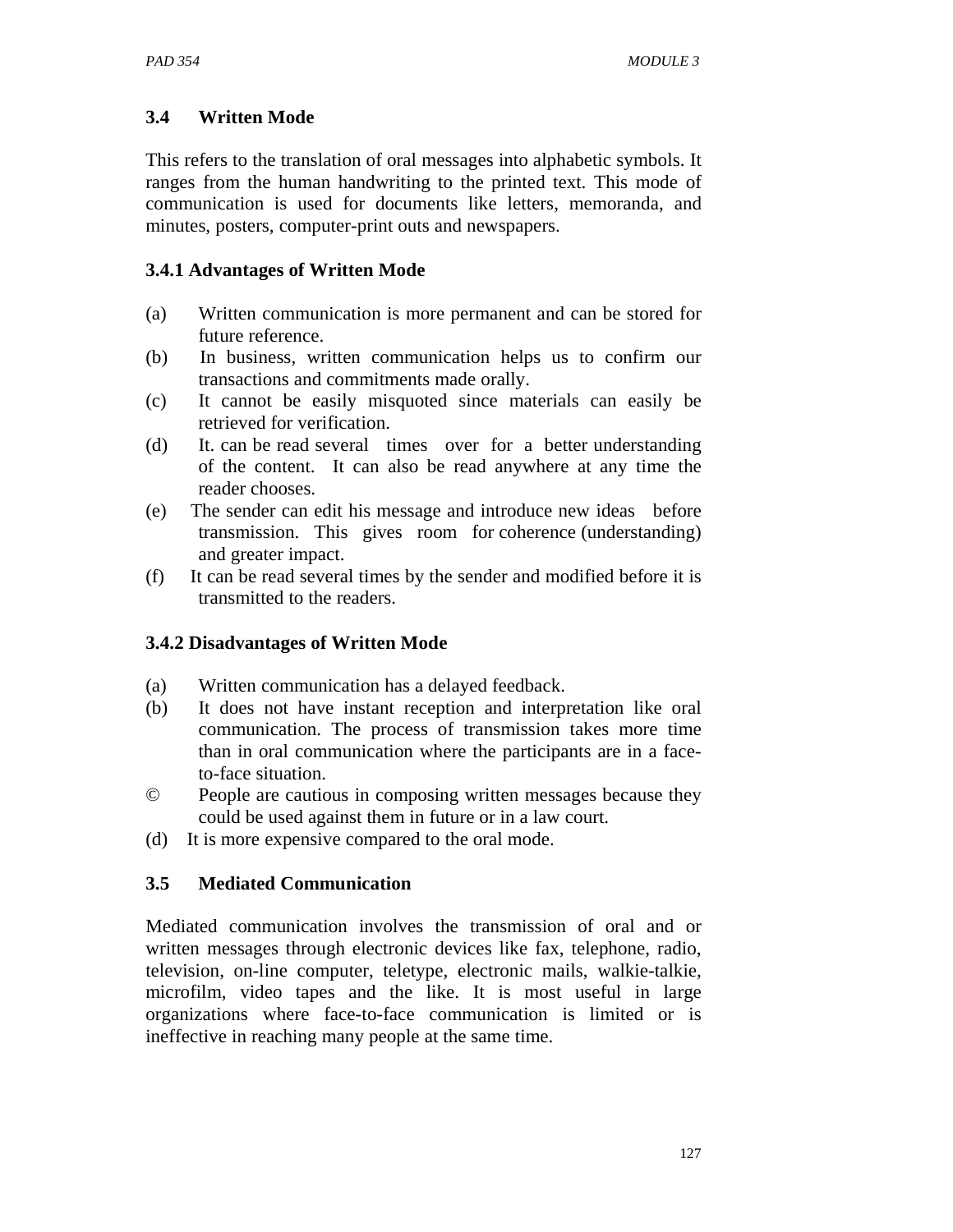## 3.4 Written Mode

This refers to the translation of oral messages into alphabetic symbols. It ranges from the human handwriting to the printed text. This mode of communication is used for documents like letters, memoranda, and minutes, posters, computer-print outs and newspapers.

### 3.4.1 Advantages of Written Mode

(a) Written communication is more permanent and can be stored for future reference.

(b) In business, written communication helps us to confirm our transactions and commitments made orally.

(c) It cannot be easily misquoted since materials can easily be retrieved for verification.

(d) It. can be read several times over for a better understanding of the content. It can also be read anywhere at any time the reader chooses.

(e) The sender can edit his message and introduce new ideas before transmission. This gives room for coherence (understanding) and greater impact.

(f) It can be read several times by the sender and modified before it is transmitted to the readers.

### 3.4.2 Disadvantages of Written Mode

(a) Written communication has a delayed feedback.

(b) It does not have instant reception and interpretation like oral communication. The process of transmission takes more time than in oral communication where the participants are in a face-to-face situation.

© People are cautious in composing written messages because they could be used against them in future or in a law court.

(d) It is more expensive compared to the oral mode.

## 3.5 Mediated Communication

Mediated communication involves the transmission of oral and or written messages through electronic devices like fax, telephone, radio, television, on-line computer, teletype, electronic mails, walkie-talkie, microfilm, video tapes and the like. It is most useful in large organizations where face-to-face communication is limited or is ineffective in reaching many people at the same time.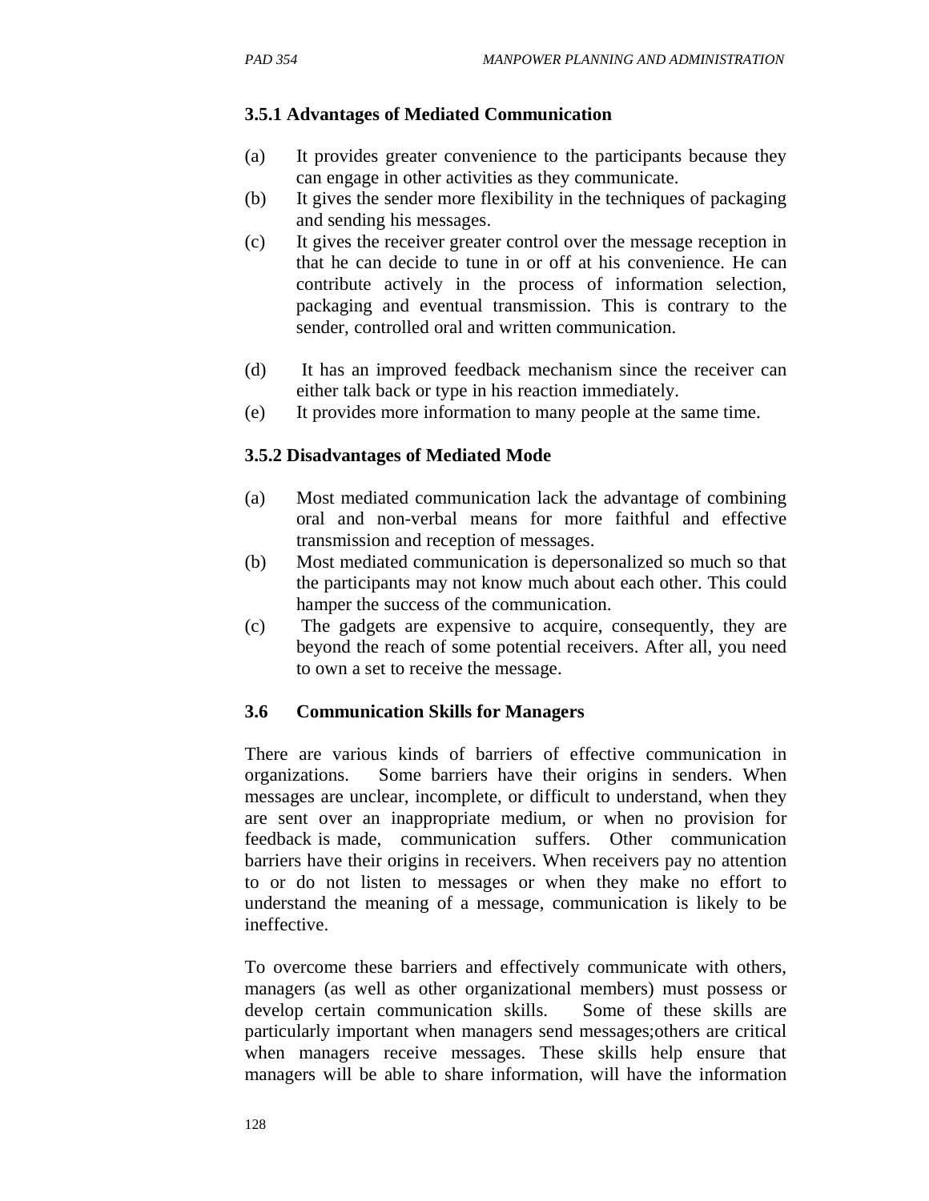### 3.5.1 Advantages of Mediated Communication

(a) It provides greater convenience to the participants because they can engage in other activities as they communicate.
(b) It gives the sender more flexibility in the techniques of packaging and sending his messages.
(c) It gives the receiver greater control over the message reception in that he can decide to tune in or off at his convenience. He can contribute actively in the process of information selection, packaging and eventual transmission. This is contrary to the sender, controlled oral and written communication.

(d) It has an improved feedback mechanism since the receiver can either talk back or type in his reaction immediately.
(e) It provides more information to many people at the same time.

### 3.5.2 Disadvantages of Mediated Mode

(a) Most mediated communication lack the advantage of combining oral and non-verbal means for more faithful and effective transmission and reception of messages.
(b) Most mediated communication is depersonalized so much so that the participants may not know much about each other. This could hamper the success of the communication.
(c) The gadgets are expensive to acquire, consequently, they are beyond the reach of some potential receivers. After all, you need to own a set to receive the message.

## 3.6 Communication Skills for Managers

There are various kinds of barriers of effective communication in organizations. Some barriers have their origins in senders. When messages are unclear, incomplete, or difficult to understand, when they are sent over an inappropriate medium, or when no provision for feedback is made, communication suffers. Other communication barriers have their origins in receivers. When receivers pay no attention to or do not listen to messages or when they make no effort to understand the meaning of a message, communication is likely to be ineffective.

To overcome these barriers and effectively communicate with others, managers (as well as other organizational members) must possess or develop certain communication skills. Some of these skills are particularly important when managers send messages;others are critical when managers receive messages. These skills help ensure that managers will be able to share information, will have the information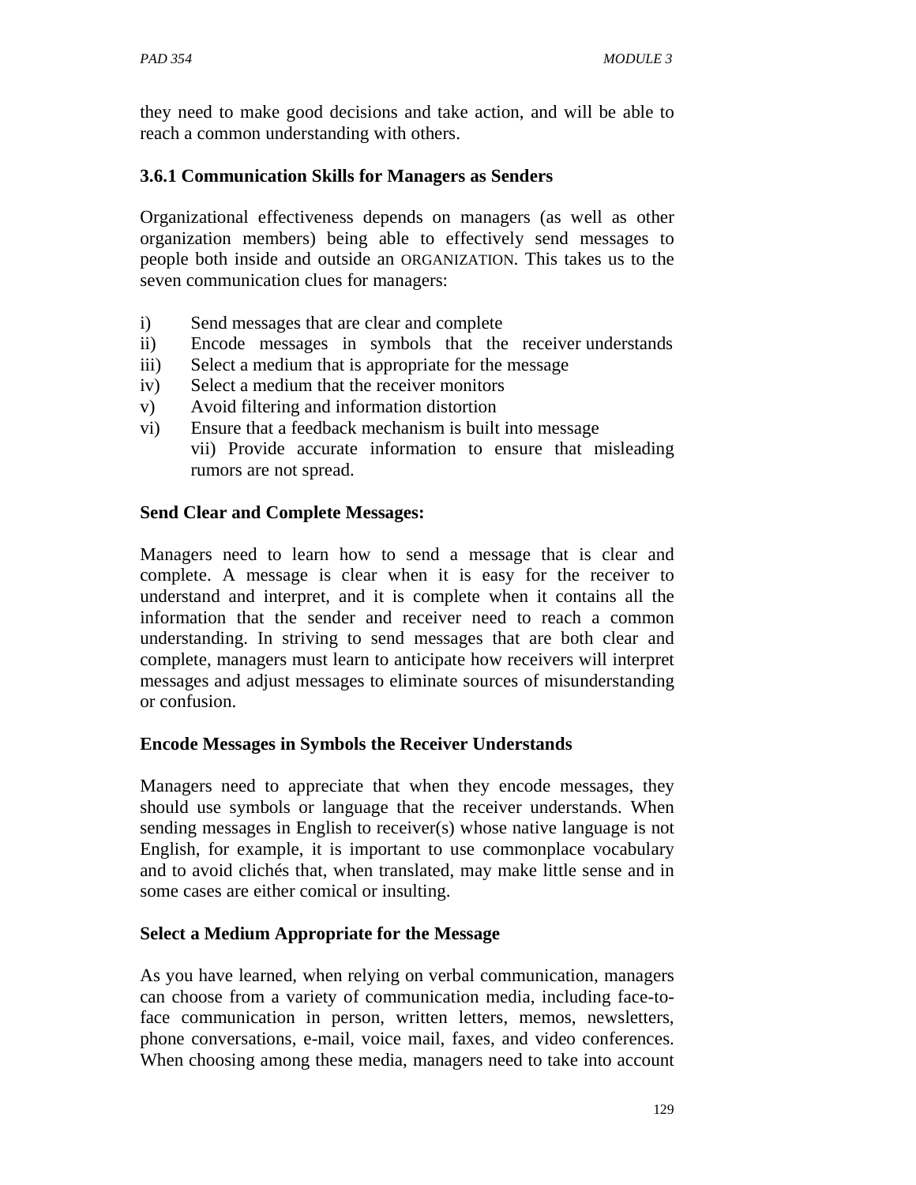they need to make good decisions and take action, and will be able to reach a common understanding with others.

### 3.6.1 Communication Skills for Managers as Senders

Organizational effectiveness depends on managers (as well as other organization members) being able to effectively send messages to people both inside and outside an ORGANIZATION. This takes us to the seven communication clues for managers:

i) Send messages that are clear and complete
ii) Encode messages in symbols that the receiver understands
iii) Select a medium that is appropriate for the message
iv) Select a medium that the receiver monitors
v) Avoid filtering and information distortion
vi) Ensure that a feedback mechanism is built into message
vii) Provide accurate information to ensure that misleading rumors are not spread.

**Send Clear and Complete Messages:**

Managers need to learn how to send a message that is clear and complete. A message is clear when it is easy for the receiver to understand and interpret, and it is complete when it contains all the information that the sender and receiver need to reach a common understanding. In striving to send messages that are both clear and complete, managers must learn to anticipate how receivers will interpret messages and adjust messages to eliminate sources of misunderstanding or confusion.

**Encode Messages in Symbols the Receiver Understands**

Managers need to appreciate that when they encode messages, they should use symbols or language that the receiver understands. When sending messages in English to receiver(s) whose native language is not English, for example, it is important to use commonplace vocabulary and to avoid clichés that, when translated, may make little sense and in some cases are either comical or insulting.

**Select a Medium Appropriate for the Message**

As you have learned, when relying on verbal communication, managers can choose from a variety of communication media, including face-to-face communication in person, written letters, memos, newsletters, phone conversations, e-mail, voice mail, faxes, and video conferences. When choosing among these media, managers need to take into account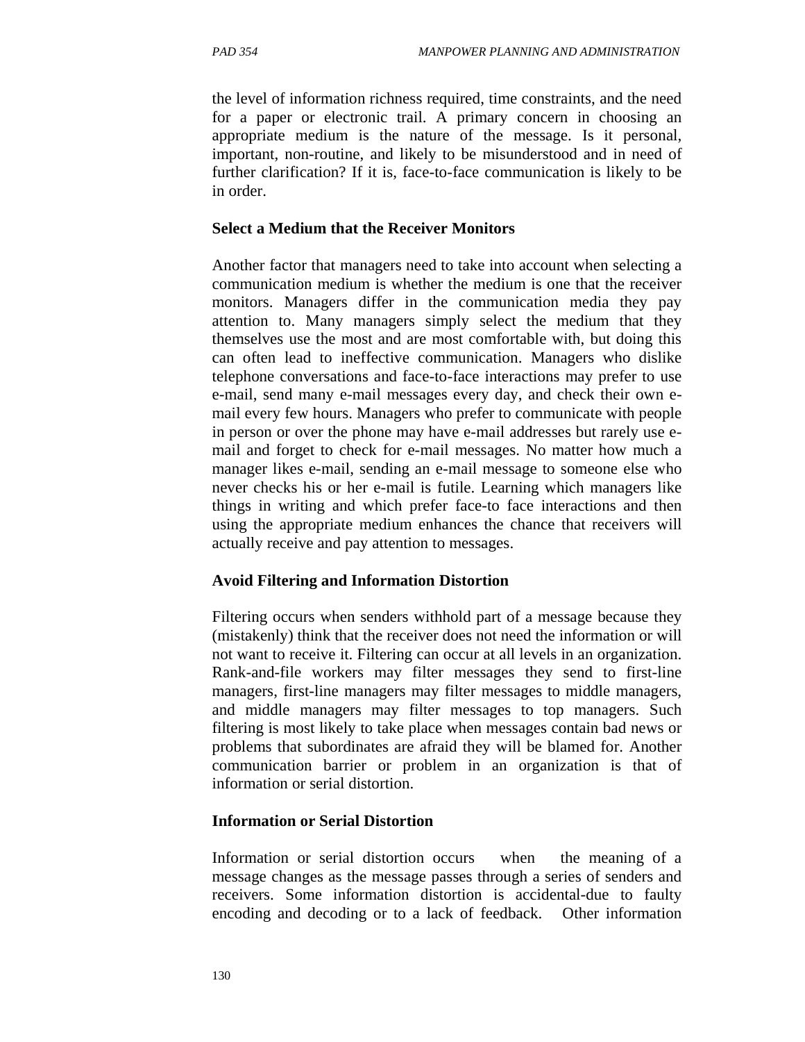the level of information richness required, time constraints, and the need for a paper or electronic trail. A primary concern in choosing an appropriate medium is the nature of the message. Is it personal, important, non-routine, and likely to be misunderstood and in need of further clarification? If it is, face-to-face communication is likely to be in order.

**Select a Medium that the Receiver Monitors**

Another factor that managers need to take into account when selecting a communication medium is whether the medium is one that the receiver monitors. Managers differ in the communication media they pay attention to. Many managers simply select the medium that they themselves use the most and are most comfortable with, but doing this can often lead to ineffective communication. Managers who dislike telephone conversations and face-to-face interactions may prefer to use e-mail, send many e-mail messages every day, and check their own e-mail every few hours. Managers who prefer to communicate with people in person or over the phone may have e-mail addresses but rarely use e-mail and forget to check for e-mail messages. No matter how much a manager likes e-mail, sending an e-mail message to someone else who never checks his or her e-mail is futile. Learning which managers like things in writing and which prefer face-to face interactions and then using the appropriate medium enhances the chance that receivers will actually receive and pay attention to messages.

**Avoid Filtering and Information Distortion**

Filtering occurs when senders withhold part of a message because they (mistakenly) think that the receiver does not need the information or will not want to receive it. Filtering can occur at all levels in an organization. Rank-and-file workers may filter messages they send to first-line managers, first-line managers may filter messages to middle managers, and middle managers may filter messages to top managers. Such filtering is most likely to take place when messages contain bad news or problems that subordinates are afraid they will be blamed for. Another communication barrier or problem in an organization is that of information or serial distortion.

**Information or Serial Distortion**

Information or serial distortion occurs when the meaning of a message changes as the message passes through a series of senders and receivers. Some information distortion is accidental-due to faulty encoding and decoding or to a lack of feedback. Other information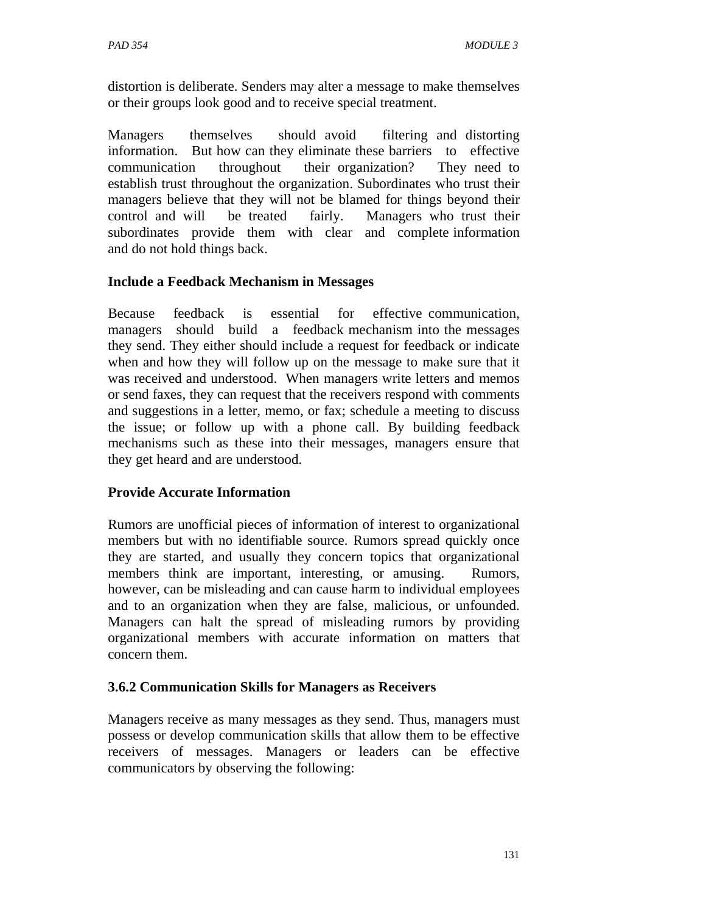distortion is deliberate. Senders may alter a message to make themselves or their groups look good and to receive special treatment.

Managers themselves should avoid filtering and distorting information. But how can they eliminate these barriers to effective communication throughout their organization? They need to establish trust throughout the organization. Subordinates who trust their managers believe that they will not be blamed for things beyond their control and will be treated fairly. Managers who trust their subordinates provide them with clear and complete information and do not hold things back.

**Include a Feedback Mechanism in Messages**

Because feedback is essential for effective communication, managers should build a feedback mechanism into the messages they send. They either should include a request for feedback or indicate when and how they will follow up on the message to make sure that it was received and understood. When managers write letters and memos or send faxes, they can request that the receivers respond with comments and suggestions in a letter, memo, or fax; schedule a meeting to discuss the issue; or follow up with a phone call. By building feedback mechanisms such as these into their messages, managers ensure that they get heard and are understood.

**Provide Accurate Information**

Rumors are unofficial pieces of information of interest to organizational members but with no identifiable source. Rumors spread quickly once they are started, and usually they concern topics that organizational members think are important, interesting, or amusing. Rumors, however, can be misleading and can cause harm to individual employees and to an organization when they are false, malicious, or unfounded. Managers can halt the spread of misleading rumors by providing organizational members with accurate information on matters that concern them.

### 3.6.2 Communication Skills for Managers as Receivers

Managers receive as many messages as they send. Thus, managers must possess or develop communication skills that allow them to be effective receivers of messages. Managers or leaders can be effective communicators by observing the following: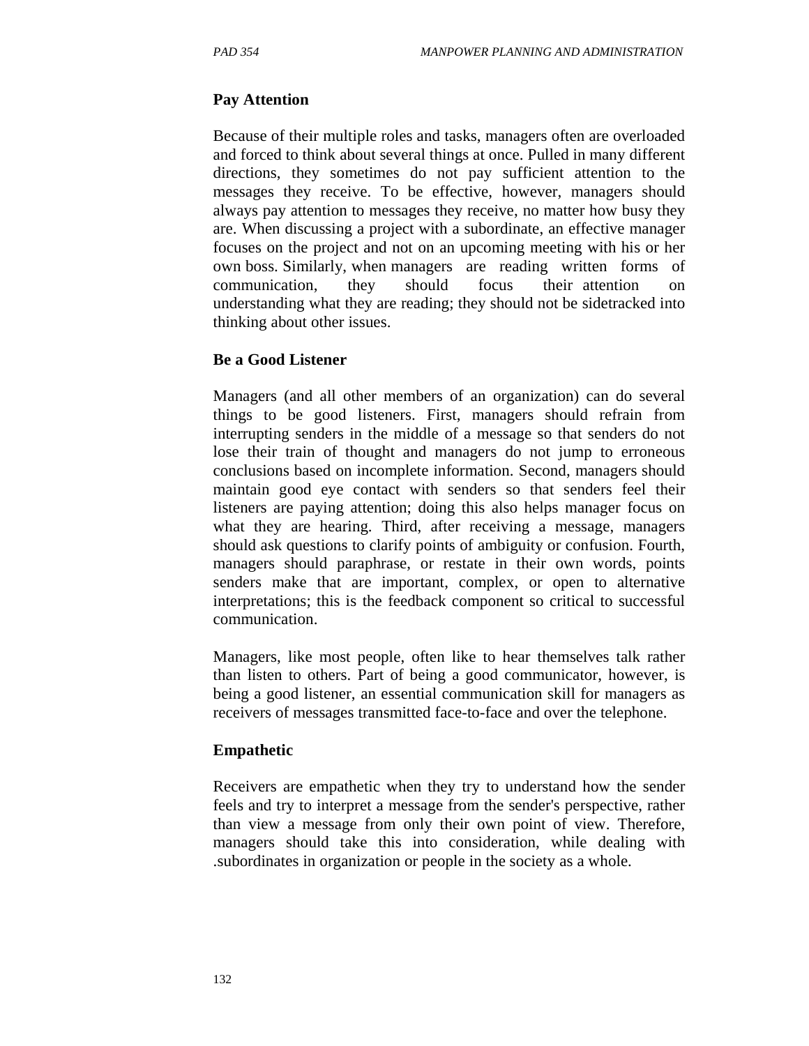**Pay Attention**

Because of their multiple roles and tasks, managers often are overloaded and forced to think about several things at once. Pulled in many different directions, they sometimes do not pay sufficient attention to the messages they receive. To be effective, however, managers should always pay attention to messages they receive, no matter how busy they are. When discussing a project with a subordinate, an effective manager focuses on the project and not on an upcoming meeting with his or her own boss. Similarly, when managers are reading written forms of communication, they should focus their attention on understanding what they are reading; they should not be sidetracked into thinking about other issues.

**Be a Good Listener**

Managers (and all other members of an organization) can do several things to be good listeners. First, managers should refrain from interrupting senders in the middle of a message so that senders do not lose their train of thought and managers do not jump to erroneous conclusions based on incomplete information. Second, managers should maintain good eye contact with senders so that senders feel their listeners are paying attention; doing this also helps manager focus on what they are hearing. Third, after receiving a message, managers should ask questions to clarify points of ambiguity or confusion. Fourth, managers should paraphrase, or restate in their own words, points senders make that are important, complex, or open to alternative interpretations; this is the feedback component so critical to successful communication.

Managers, like most people, often like to hear themselves talk rather than listen to others. Part of being a good communicator, however, is being a good listener, an essential communication skill for managers as receivers of messages transmitted face-to-face and over the telephone.

**Empathetic**

Receivers are empathetic when they try to understand how the sender feels and try to interpret a message from the sender's perspective, rather than view a message from only their own point of view. Therefore, managers should take this into consideration, while dealing with .subordinates in organization or people in the society as a whole.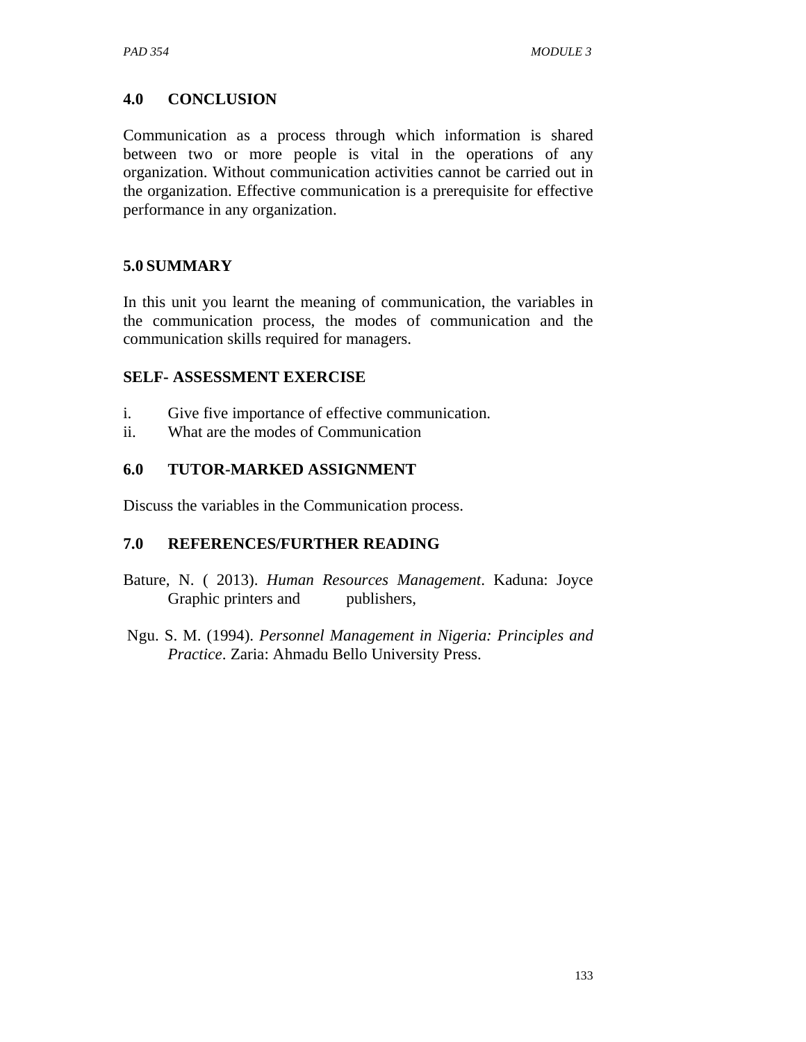## 4.0 CONCLUSION

Communication as a process through which information is shared between two or more people is vital in the operations of any organization. Without communication activities cannot be carried out in the organization. Effective communication is a prerequisite for effective performance in any organization.

## 5.0 SUMMARY

In this unit you learnt the meaning of communication, the variables in the communication process, the modes of communication and the communication skills required for managers.

### SELF- ASSESSMENT EXERCISE

i. Give five importance of effective communication.
ii. What are the modes of Communication

## 6.0 TUTOR-MARKED ASSIGNMENT

Discuss the variables in the Communication process.

## 7.0 REFERENCES/FURTHER READING

Bature, N. ( 2013). *Human Resources Management*. Kaduna: Joyce Graphic printers and publishers,

Ngu. S. M. (1994). *Personnel Management in Nigeria: Principles and Practice*. Zaria: Ahmadu Bello University Press.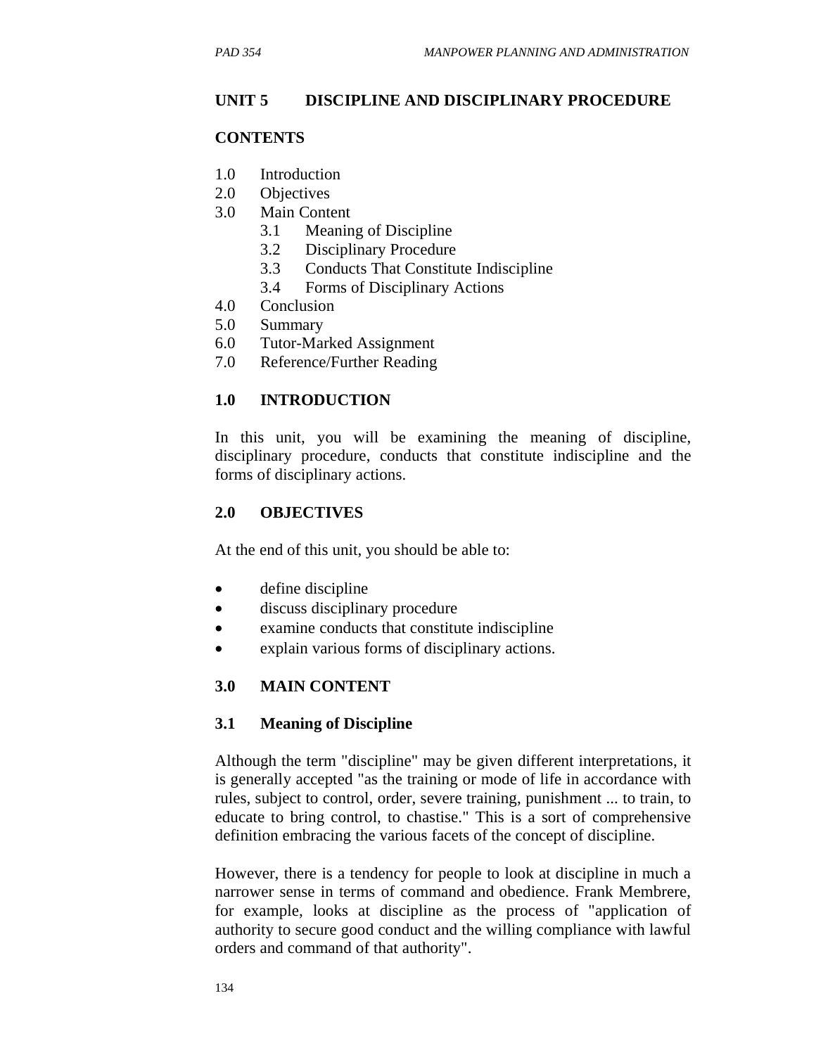## UNIT 5 DISCIPLINE AND DISCIPLINARY PROCEDURE

### CONTENTS

1.0 Introduction
2.0 Objectives
3.0 Main Content
    3.1 Meaning of Discipline
    3.2 Disciplinary Procedure
    3.3 Conducts That Constitute Indiscipline
    3.4 Forms of Disciplinary Actions
4.0 Conclusion
5.0 Summary
6.0 Tutor-Marked Assignment
7.0 Reference/Further Reading

### 1.0 INTRODUCTION

In this unit, you will be examining the meaning of discipline, disciplinary procedure, conducts that constitute indiscipline and the forms of disciplinary actions.

### 2.0 OBJECTIVES

At the end of this unit, you should be able to:

- define discipline
- discuss disciplinary procedure
- examine conducts that constitute indiscipline
- explain various forms of disciplinary actions.

### 3.0 MAIN CONTENT

#### 3.1 Meaning of Discipline

Although the term "discipline" may be given different interpretations, it is generally accepted "as the training or mode of life in accordance with rules, subject to control, order, severe training, punishment ... to train, to educate to bring control, to chastise." This is a sort of comprehensive definition embracing the various facets of the concept of discipline.

However, there is a tendency for people to look at discipline in much a narrower sense in terms of command and obedience. Frank Membrere, for example, looks at discipline as the process of "application of authority to secure good conduct and the willing compliance with lawful orders and command of that authority".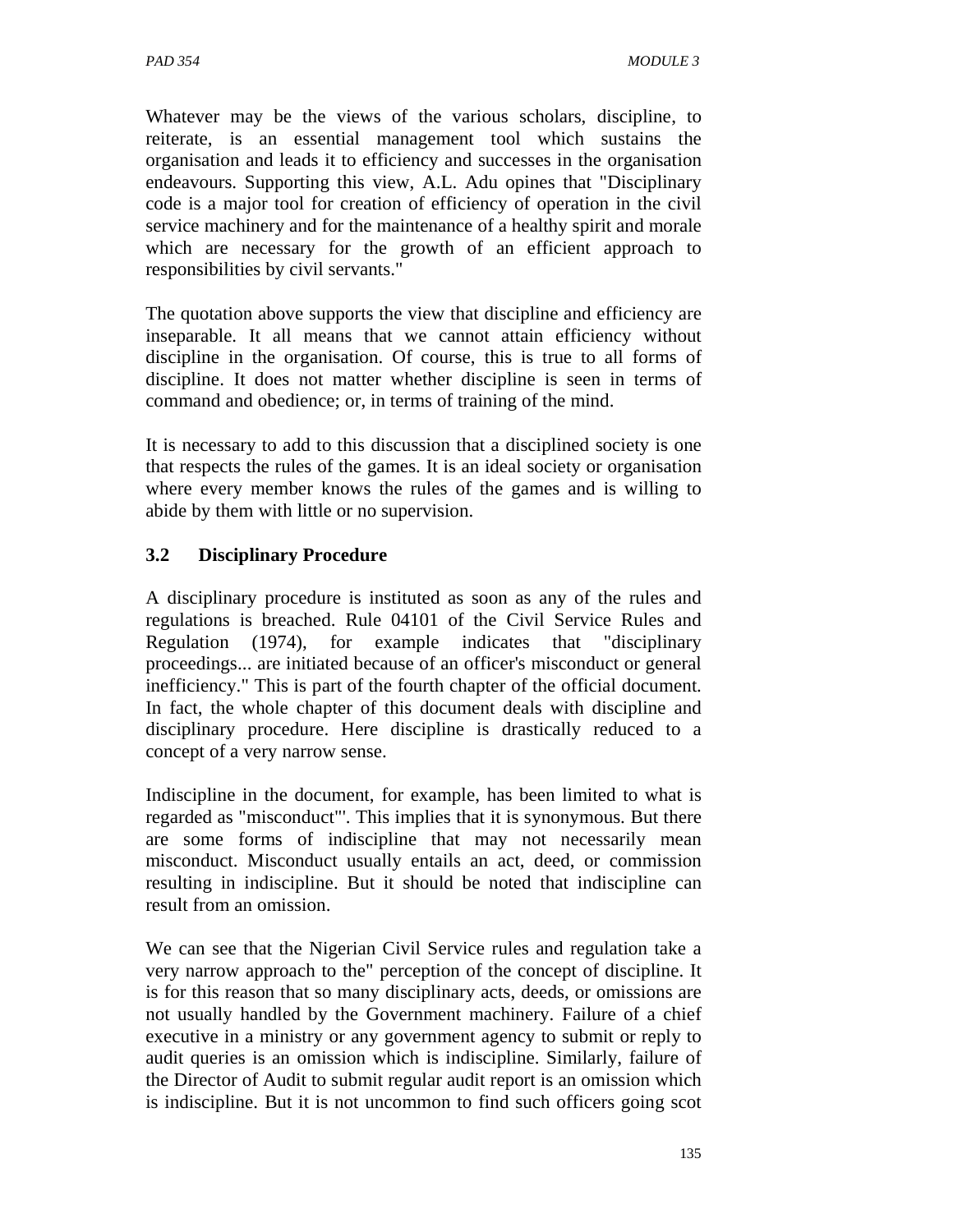Whatever may be the views of the various scholars, discipline, to reiterate, is an essential management tool which sustains the organisation and leads it to efficiency and successes in the organisation endeavours. Supporting this view, A.L. Adu opines that "Disciplinary code is a major tool for creation of efficiency of operation in the civil service machinery and for the maintenance of a healthy spirit and morale which are necessary for the growth of an efficient approach to responsibilities by civil servants."

The quotation above supports the view that discipline and efficiency are inseparable. It all means that we cannot attain efficiency without discipline in the organisation. Of course, this is true to all forms of discipline. It does not matter whether discipline is seen in terms of command and obedience; or, in terms of training of the mind.

It is necessary to add to this discussion that a disciplined society is one that respects the rules of the games. It is an ideal society or organisation where every member knows the rules of the games and is willing to abide by them with little or no supervision.

### 3.2 Disciplinary Procedure

A disciplinary procedure is instituted as soon as any of the rules and regulations is breached. Rule 04101 of the Civil Service Rules and Regulation (1974), for example indicates that "disciplinary proceedings... are initiated because of an officer's misconduct or general inefficiency." This is part of the fourth chapter of the official document. In fact, the whole chapter of this document deals with discipline and disciplinary procedure. Here discipline is drastically reduced to a concept of a very narrow sense.

Indiscipline in the document, for example, has been limited to what is regarded as "misconduct"'. This implies that it is synonymous. But there are some forms of indiscipline that may not necessarily mean misconduct. Misconduct usually entails an act, deed, or commission resulting in indiscipline. But it should be noted that indiscipline can result from an omission.

We can see that the Nigerian Civil Service rules and regulation take a very narrow approach to the" perception of the concept of discipline. It is for this reason that so many disciplinary acts, deeds, or omissions are not usually handled by the Government machinery. Failure of a chief executive in a ministry or any government agency to submit or reply to audit queries is an omission which is indiscipline. Similarly, failure of the Director of Audit to submit regular audit report is an omission which is indiscipline. But it is not uncommon to find such officers going scot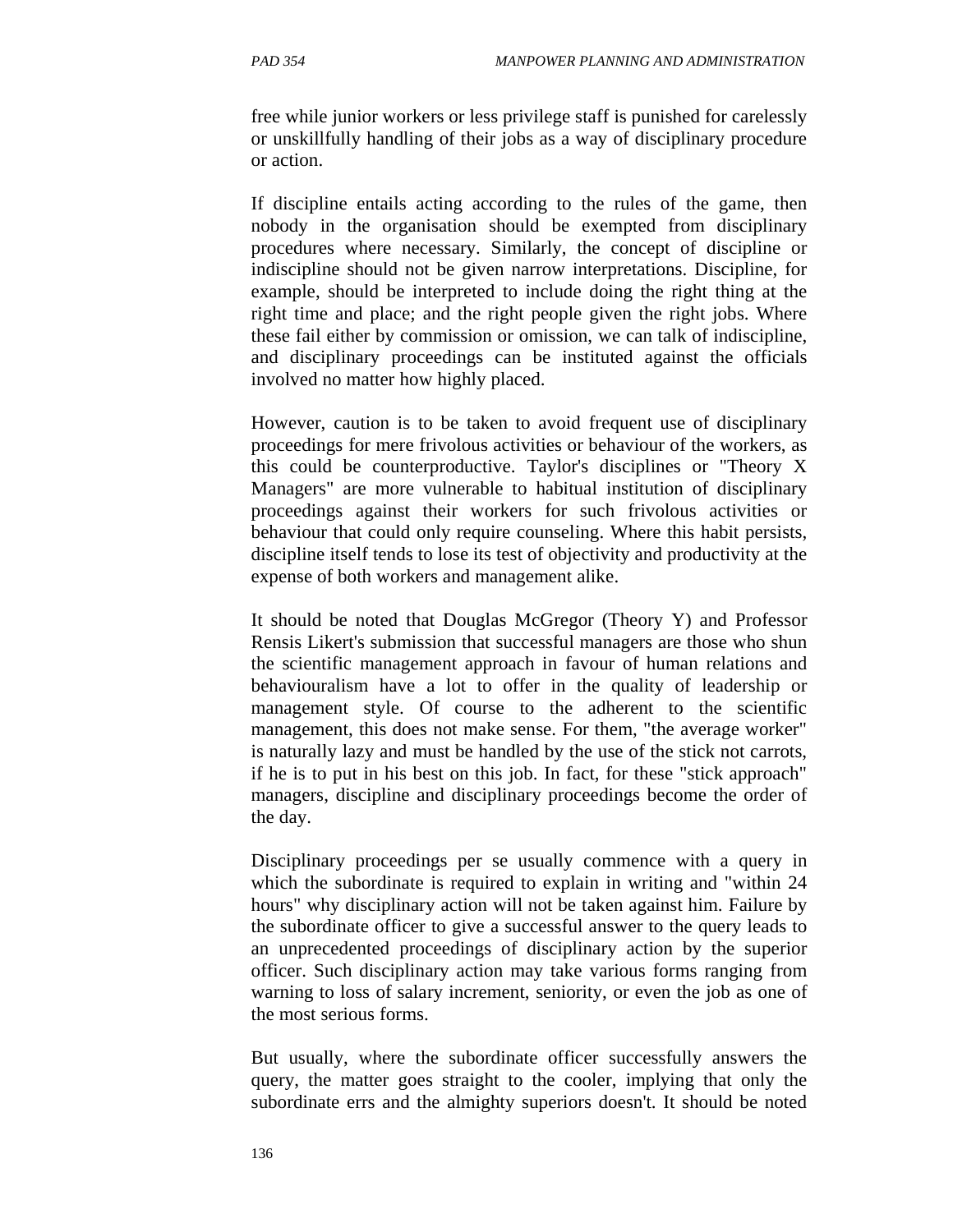free while junior workers or less privilege staff is punished for carelessly or unskillfully handling of their jobs as a way of disciplinary procedure or action.

If discipline entails acting according to the rules of the game, then nobody in the organisation should be exempted from disciplinary procedures where necessary. Similarly, the concept of discipline or indiscipline should not be given narrow interpretations. Discipline, for example, should be interpreted to include doing the right thing at the right time and place; and the right people given the right jobs. Where these fail either by commission or omission, we can talk of indiscipline, and disciplinary proceedings can be instituted against the officials involved no matter how highly placed.

However, caution is to be taken to avoid frequent use of disciplinary proceedings for mere frivolous activities or behaviour of the workers, as this could be counterproductive. Taylor's disciplines or "Theory X Managers" are more vulnerable to habitual institution of disciplinary proceedings against their workers for such frivolous activities or behaviour that could only require counseling. Where this habit persists, discipline itself tends to lose its test of objectivity and productivity at the expense of both workers and management alike.

It should be noted that Douglas McGregor (Theory Y) and Professor Rensis Likert's submission that successful managers are those who shun the scientific management approach in favour of human relations and behaviouralism have a lot to offer in the quality of leadership or management style. Of course to the adherent to the scientific management, this does not make sense. For them, "the average worker" is naturally lazy and must be handled by the use of the stick not carrots, if he is to put in his best on this job. In fact, for these "stick approach" managers, discipline and disciplinary proceedings become the order of the day.

Disciplinary proceedings per se usually commence with a query in which the subordinate is required to explain in writing and "within 24 hours" why disciplinary action will not be taken against him. Failure by the subordinate officer to give a successful answer to the query leads to an unprecedented proceedings of disciplinary action by the superior officer. Such disciplinary action may take various forms ranging from warning to loss of salary increment, seniority, or even the job as one of the most serious forms.

But usually, where the subordinate officer successfully answers the query, the matter goes straight to the cooler, implying that only the subordinate errs and the almighty superiors doesn't. It should be noted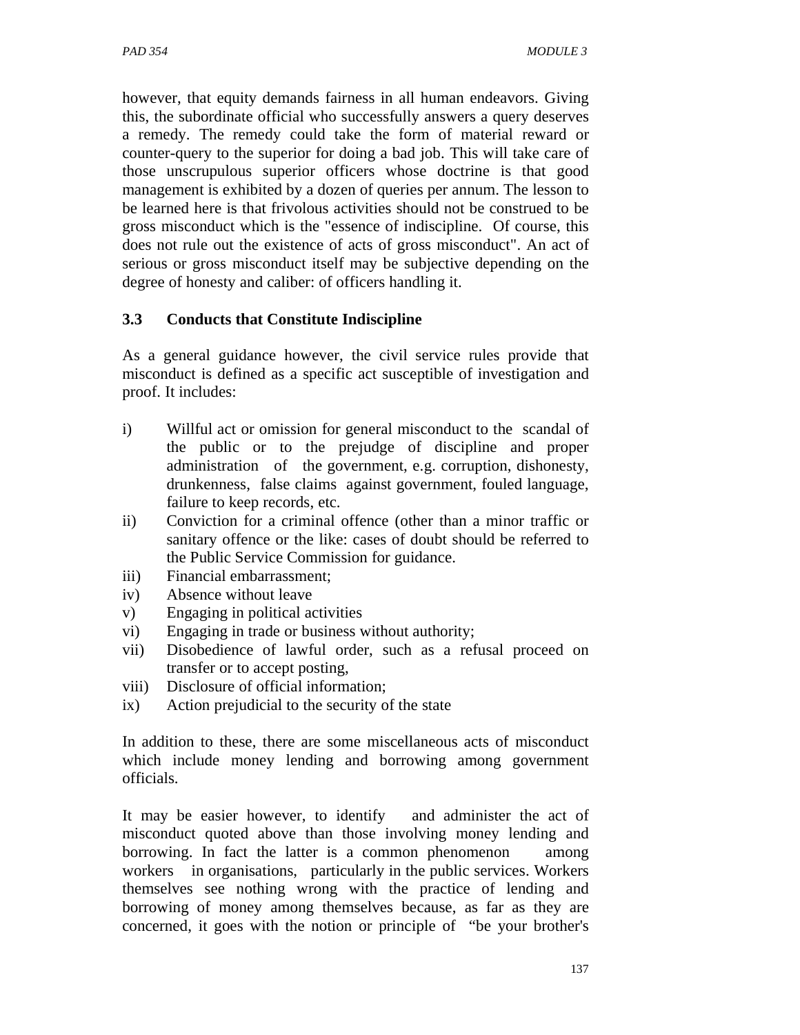however, that equity demands fairness in all human endeavors. Giving this, the subordinate official who successfully answers a query deserves a remedy. The remedy could take the form of material reward or counter-query to the superior for doing a bad job. This will take care of those unscrupulous superior officers whose doctrine is that good management is exhibited by a dozen of queries per annum. The lesson to be learned here is that frivolous activities should not be construed to be gross misconduct which is the "essence of indiscipline. Of course, this does not rule out the existence of acts of gross misconduct". An act of serious or gross misconduct itself may be subjective depending on the degree of honesty and caliber: of officers handling it.

### 3.3 Conducts that Constitute Indiscipline

As a general guidance however, the civil service rules provide that misconduct is defined as a specific act susceptible of investigation and proof. It includes:

i) Willful act or omission for general misconduct to the scandal of the public or to the prejudge of discipline and proper administration of the government, e.g. corruption, dishonesty, drunkenness, false claims against government, fouled language, failure to keep records, etc.
ii) Conviction for a criminal offence (other than a minor traffic or sanitary offence or the like: cases of doubt should be referred to the Public Service Commission for guidance.
iii) Financial embarrassment;
iv) Absence without leave
v) Engaging in political activities
vi) Engaging in trade or business without authority;
vii) Disobedience of lawful order, such as a refusal proceed on transfer or to accept posting,
viii) Disclosure of official information;
ix) Action prejudicial to the security of the state

In addition to these, there are some miscellaneous acts of misconduct which include money lending and borrowing among government officials.

It may be easier however, to identify and administer the act of misconduct quoted above than those involving money lending and borrowing. In fact the latter is a common phenomenon among workers in organisations, particularly in the public services. Workers themselves see nothing wrong with the practice of lending and borrowing of money among themselves because, as far as they are concerned, it goes with the notion or principle of "be your brother's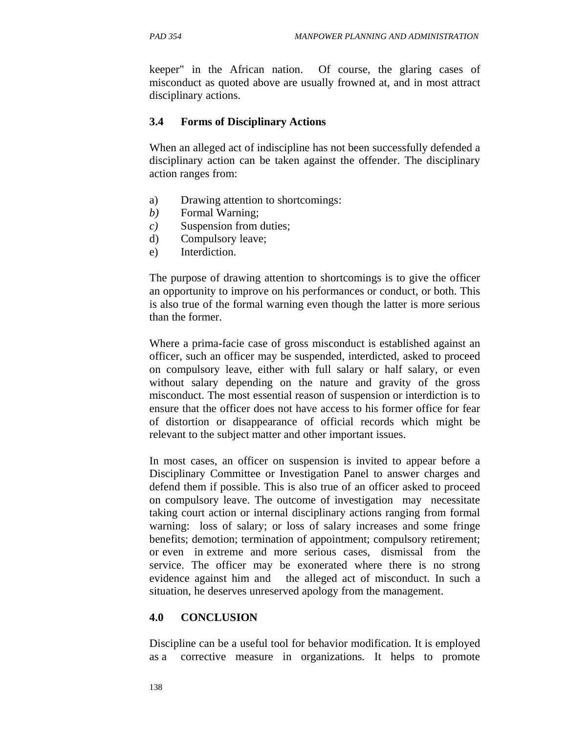keeper" in the African nation. Of course, the glaring cases of misconduct as quoted above are usually frowned at, and in most attract disciplinary actions.

### 3.4 Forms of Disciplinary Actions

When an alleged act of indiscipline has not been successfully defended a disciplinary action can be taken against the offender. The disciplinary action ranges from:

a) Drawing attention to shortcomings:
*b)* Formal Warning;
*c)* Suspension from duties;
d) Compulsory leave;
e) Interdiction.

The purpose of drawing attention to shortcomings is to give the officer an opportunity to improve on his performances or conduct, or both. This is also true of the formal warning even though the latter is more serious than the former.

Where a prima-facie case of gross misconduct is established against an officer, such an officer may be suspended, interdicted, asked to proceed on compulsory leave, either with full salary or half salary, or even without salary depending on the nature and gravity of the gross misconduct. The most essential reason of suspension or interdiction is to ensure that the officer does not have access to his former office for fear of distortion or disappearance of official records which might be relevant to the subject matter and other important issues.

In most cases, an officer on suspension is invited to appear before a Disciplinary Committee or Investigation Panel to answer charges and defend them if possible. This is also true of an officer asked to proceed on compulsory leave. The outcome of investigation may necessitate taking court action or internal disciplinary actions ranging from formal warning: loss of salary; or loss of salary increases and some fringe benefits; demotion; termination of appointment; compulsory retirement; or even in extreme and more serious cases, dismissal from the service. The officer may be exonerated where there is no strong evidence against him and the alleged act of misconduct. In such a situation, he deserves unreserved apology from the management.

## 4.0 CONCLUSION

Discipline can be a useful tool for behavior modification. It is employed as a corrective measure in organizations. It helps to promote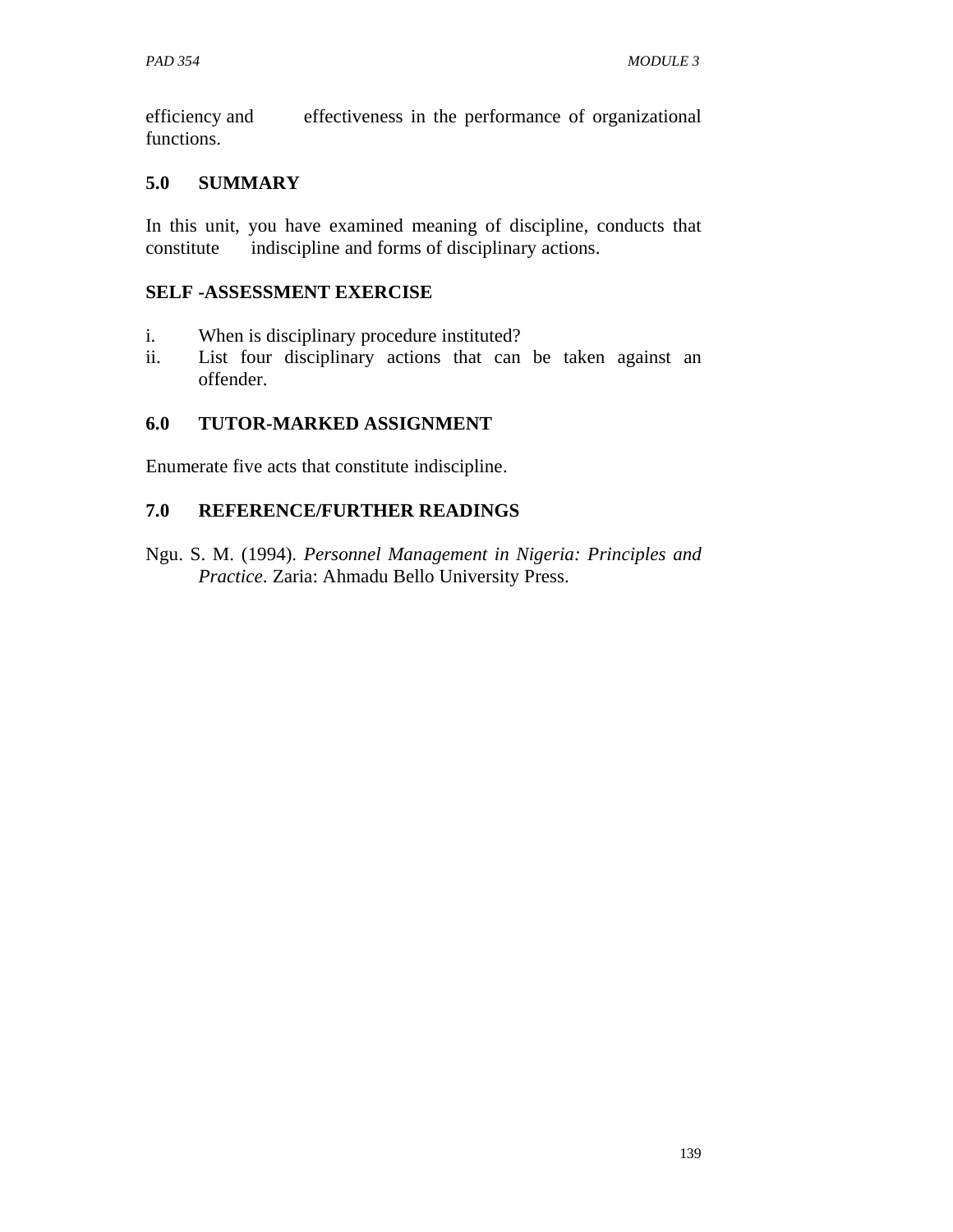efficiency and effectiveness in the performance of organizational functions.

## 5.0 SUMMARY

In this unit, you have examined meaning of discipline, conducts that constitute indiscipline and forms of disciplinary actions.

## SELF -ASSESSMENT EXERCISE

i. When is disciplinary procedure instituted?
ii. List four disciplinary actions that can be taken against an offender.

## 6.0 TUTOR-MARKED ASSIGNMENT

Enumerate five acts that constitute indiscipline.

## 7.0 REFERENCE/FURTHER READINGS

Ngu. S. M. (1994). *Personnel Management in Nigeria: Principles and Practice*. Zaria: Ahmadu Bello University Press.